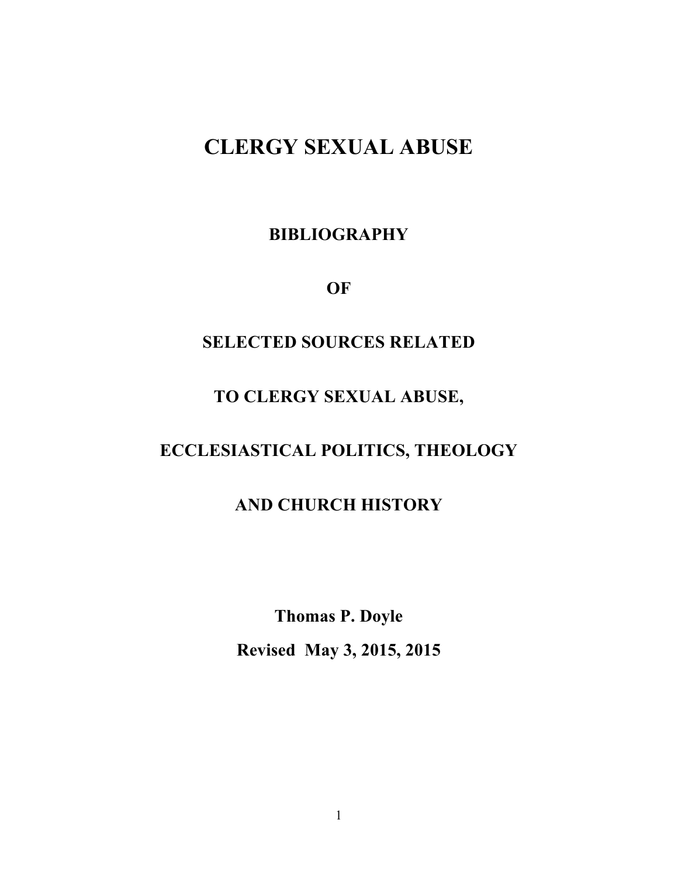# CLERGY SEXUAL ABUSE

## BIBLIOGRAPHY

## OF

## SELECTED SOURCES RELATED

## TO CLERGY SEXUAL ABUSE,

## ECCLESIASTICAL POLITICS, THEOLOGY

## AND CHURCH HISTORY

**Thomas P. Doyle**

**Revised May 3, 2015, 2015**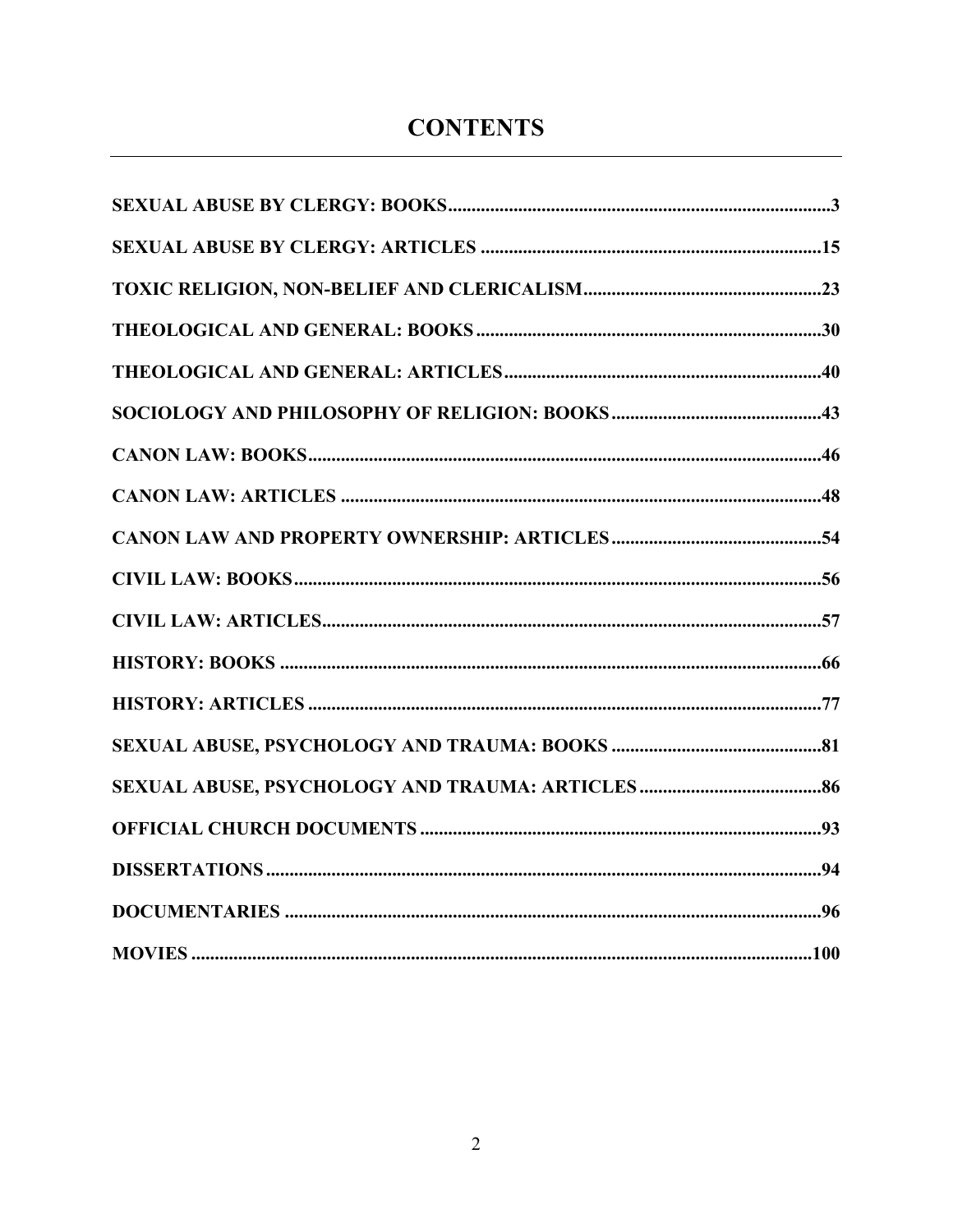# CONTENTS

**SEXUAL ABUSE BY CLERGY: BOOKS** .................................................................................3

**SEXUAL ABUSE BY CLERGY: ARTICLES** ........................................................................15

**TOXIC RELIGION, NON-BELIEF AND CLERICALISM**..................................................23

**THEOLOGICAL AND GENERAL: BOOKS**........................................................................30

**THEOLOGICAL AND GENERAL: ARTICLES**...................................................................40

**SOCIOLOGY AND PHILOSOPHY OF RELIGION: BOOKS**...........................................43

**CANON LAW: BOOKS**............................................................................................................46

**CANON LAW: ARTICLES** .....................................................................................................48

**CANON LAW AND PROPERTY OWNERSHIP: ARTICLES**............................................54

**CIVIL LAW: BOOKS**................................................................................................................56

**CIVIL LAW: ARTICLES**..........................................................................................................57

**HISTORY: BOOKS** ...................................................................................................................66

**HISTORY: ARTICLES** ............................................................................................................77

**SEXUAL ABUSE, PSYCHOLOGY AND TRAUMA: BOOKS** ............................................81

**SEXUAL ABUSE, PSYCHOLOGY AND TRAUMA: ARTICLES**.......................................86

**OFFICIAL CHURCH DOCUMENTS** ....................................................................................93

**DISSERTATIONS**.....................................................................................................................94

**DOCUMENTARIES** .................................................................................................................96

**MOVIES** ...................................................................................................................................100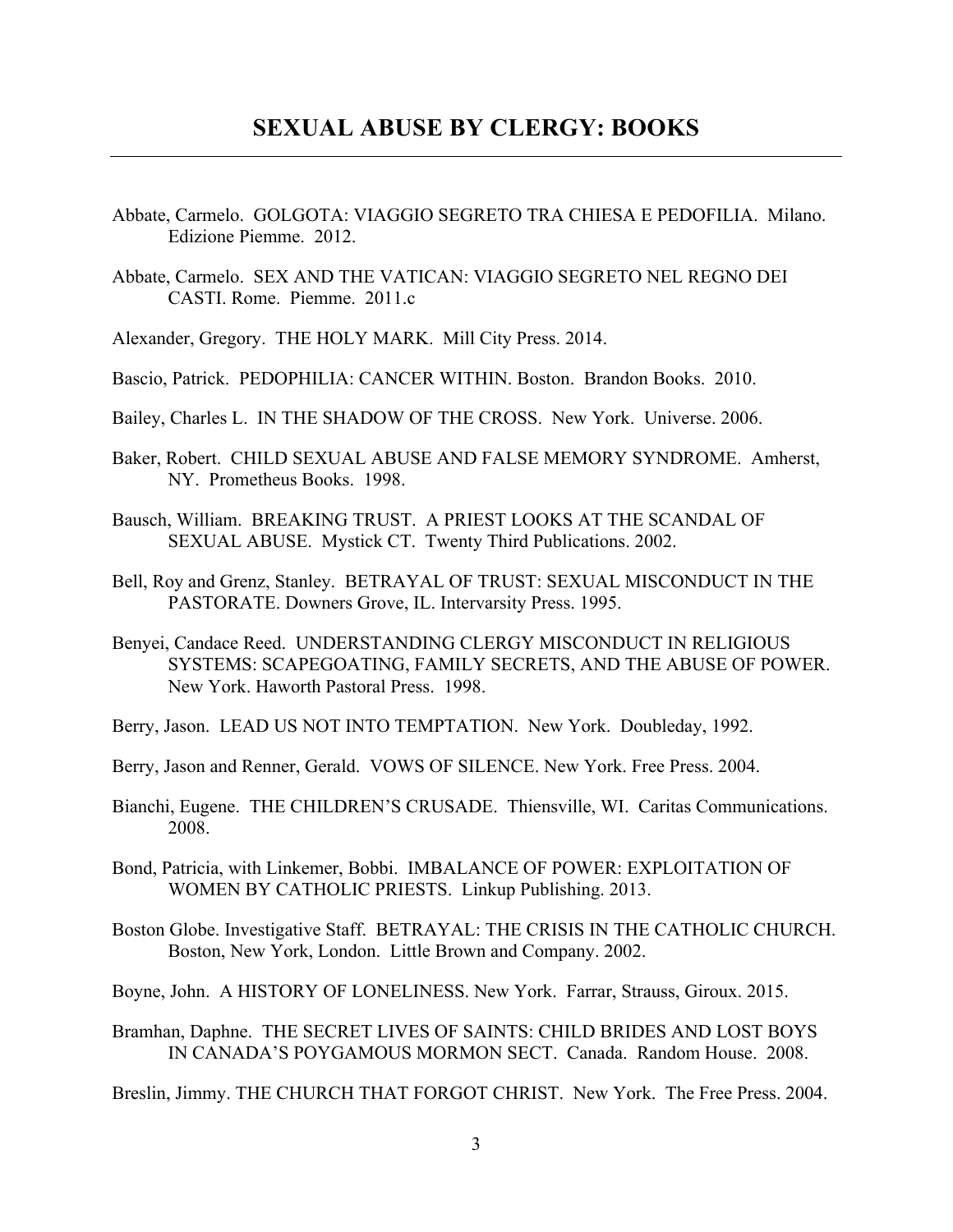## SEXUAL ABUSE BY CLERGY: BOOKS

Abbate, Carmelo. GOLGOTA: VIAGGIO SEGRETO TRA CHIESA E PEDOFILIA. Milano. Edizione Piemme. 2012.

Abbate, Carmelo. SEX AND THE VATICAN: VIAGGIO SEGRETO NEL REGNO DEI CASTI. Rome. Piemme. 2011.c

Alexander, Gregory. THE HOLY MARK. Mill City Press. 2014.

Bascio, Patrick. PEDOPHILIA: CANCER WITHIN. Boston. Brandon Books. 2010.

Bailey, Charles L. IN THE SHADOW OF THE CROSS. New York. Universe. 2006.

Baker, Robert. CHILD SEXUAL ABUSE AND FALSE MEMORY SYNDROME. Amherst, NY. Prometheus Books. 1998.

Bausch, William. BREAKING TRUST. A PRIEST LOOKS AT THE SCANDAL OF SEXUAL ABUSE. Mystick CT. Twenty Third Publications. 2002.

Bell, Roy and Grenz, Stanley. BETRAYAL OF TRUST: SEXUAL MISCONDUCT IN THE PASTORATE. Downers Grove, IL. Intervarsity Press. 1995.

Benyei, Candace Reed. UNDERSTANDING CLERGY MISCONDUCT IN RELIGIOUS SYSTEMS: SCAPEGOATING, FAMILY SECRETS, AND THE ABUSE OF POWER. New York. Haworth Pastoral Press. 1998.

Berry, Jason. LEAD US NOT INTO TEMPTATION. New York. Doubleday, 1992.

Berry, Jason and Renner, Gerald. VOWS OF SILENCE. New York. Free Press. 2004.

Bianchi, Eugene. THE CHILDREN'S CRUSADE. Thiensville, WI. Caritas Communications. 2008.

Bond, Patricia, with Linkemer, Bobbi. IMBALANCE OF POWER: EXPLOITATION OF WOMEN BY CATHOLIC PRIESTS. Linkup Publishing. 2013.

Boston Globe. Investigative Staff. BETRAYAL: THE CRISIS IN THE CATHOLIC CHURCH. Boston, New York, London. Little Brown and Company. 2002.

Boyne, John. A HISTORY OF LONELINESS. New York. Farrar, Strauss, Giroux. 2015.

Bramhan, Daphne. THE SECRET LIVES OF SAINTS: CHILD BRIDES AND LOST BOYS IN CANADA'S POYGAMOUS MORMON SECT. Canada. Random House. 2008.

Breslin, Jimmy. THE CHURCH THAT FORGOT CHRIST. New York. The Free Press. 2004.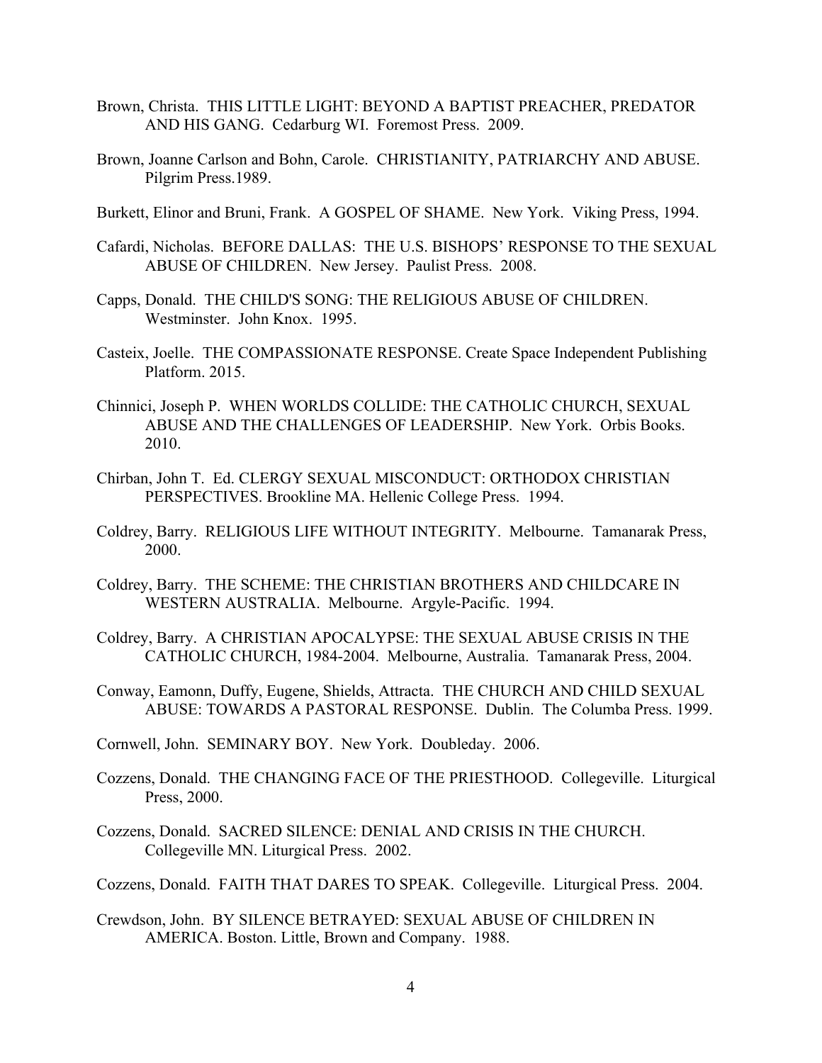Brown, Christa. THIS LITTLE LIGHT: BEYOND A BAPTIST PREACHER, PREDATOR AND HIS GANG. Cedarburg WI. Foremost Press. 2009.

Brown, Joanne Carlson and Bohn, Carole. CHRISTIANITY, PATRIARCHY AND ABUSE. Pilgrim Press.1989.

Burkett, Elinor and Bruni, Frank. A GOSPEL OF SHAME. New York. Viking Press, 1994.

Cafardi, Nicholas. BEFORE DALLAS: THE U.S. BISHOPS' RESPONSE TO THE SEXUAL ABUSE OF CHILDREN. New Jersey. Paulist Press. 2008.

Capps, Donald. THE CHILD'S SONG: THE RELIGIOUS ABUSE OF CHILDREN. Westminster. John Knox. 1995.

Casteix, Joelle. THE COMPASSIONATE RESPONSE. Create Space Independent Publishing Platform. 2015.

Chinnici, Joseph P. WHEN WORLDS COLLIDE: THE CATHOLIC CHURCH, SEXUAL ABUSE AND THE CHALLENGES OF LEADERSHIP. New York. Orbis Books. 2010.

Chirban, John T. Ed. CLERGY SEXUAL MISCONDUCT: ORTHODOX CHRISTIAN PERSPECTIVES. Brookline MA. Hellenic College Press. 1994.

Coldrey, Barry. RELIGIOUS LIFE WITHOUT INTEGRITY. Melbourne. Tamanarak Press, 2000.

Coldrey, Barry. THE SCHEME: THE CHRISTIAN BROTHERS AND CHILDCARE IN WESTERN AUSTRALIA. Melbourne. Argyle-Pacific. 1994.

Coldrey, Barry. A CHRISTIAN APOCALYPSE: THE SEXUAL ABUSE CRISIS IN THE CATHOLIC CHURCH, 1984-2004. Melbourne, Australia. Tamanarak Press, 2004.

Conway, Eamonn, Duffy, Eugene, Shields, Attracta. THE CHURCH AND CHILD SEXUAL ABUSE: TOWARDS A PASTORAL RESPONSE. Dublin. The Columba Press. 1999.

Cornwell, John. SEMINARY BOY. New York. Doubleday. 2006.

Cozzens, Donald. THE CHANGING FACE OF THE PRIESTHOOD. Collegeville. Liturgical Press, 2000.

Cozzens, Donald. SACRED SILENCE: DENIAL AND CRISIS IN THE CHURCH. Collegeville MN. Liturgical Press. 2002.

Cozzens, Donald. FAITH THAT DARES TO SPEAK. Collegeville. Liturgical Press. 2004.

Crewdson, John. BY SILENCE BETRAYED: SEXUAL ABUSE OF CHILDREN IN AMERICA. Boston. Little, Brown and Company. 1988.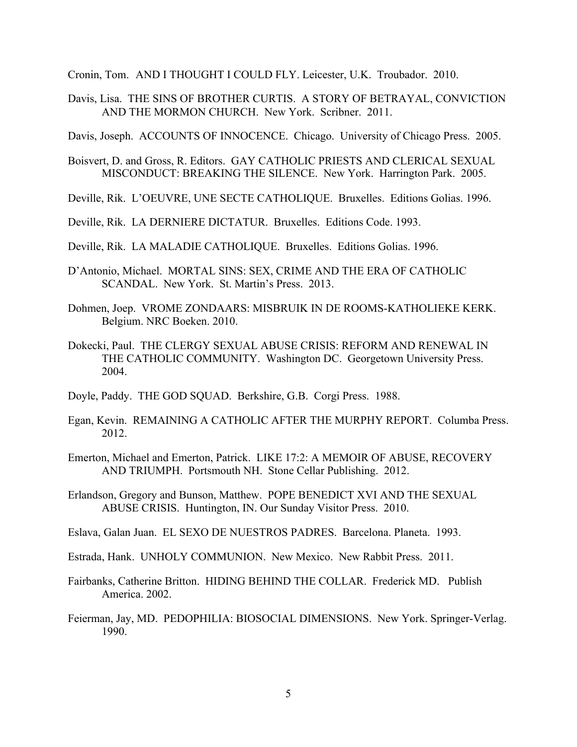Cronin, Tom. AND I THOUGHT I COULD FLY. Leicester, U.K. Troubador. 2010.

Davis, Lisa. THE SINS OF BROTHER CURTIS. A STORY OF BETRAYAL, CONVICTION AND THE MORMON CHURCH. New York. Scribner. 2011.

Davis, Joseph. ACCOUNTS OF INNOCENCE. Chicago. University of Chicago Press. 2005.

Boisvert, D. and Gross, R. Editors. GAY CATHOLIC PRIESTS AND CLERICAL SEXUAL MISCONDUCT: BREAKING THE SILENCE. New York. Harrington Park. 2005.

Deville, Rik. L'OEUVRE, UNE SECTE CATHOLIQUE. Bruxelles. Editions Golias. 1996.

Deville, Rik. LA DERNIERE DICTATUR. Bruxelles. Editions Code. 1993.

Deville, Rik. LA MALADIE CATHOLIQUE. Bruxelles. Editions Golias. 1996.

D'Antonio, Michael. MORTAL SINS: SEX, CRIME AND THE ERA OF CATHOLIC SCANDAL. New York. St. Martin's Press. 2013.

Dohmen, Joep. VROME ZONDAARS: MISBRUIK IN DE ROOMS-KATHOLIEKE KERK. Belgium. NRC Boeken. 2010.

Dokecki, Paul. THE CLERGY SEXUAL ABUSE CRISIS: REFORM AND RENEWAL IN THE CATHOLIC COMMUNITY. Washington DC. Georgetown University Press. 2004.

Doyle, Paddy. THE GOD SQUAD. Berkshire, G.B. Corgi Press. 1988.

Egan, Kevin. REMAINING A CATHOLIC AFTER THE MURPHY REPORT. Columba Press. 2012.

Emerton, Michael and Emerton, Patrick. LIKE 17:2: A MEMOIR OF ABUSE, RECOVERY AND TRIUMPH. Portsmouth NH. Stone Cellar Publishing. 2012.

Erlandson, Gregory and Bunson, Matthew. POPE BENEDICT XVI AND THE SEXUAL ABUSE CRISIS. Huntington, IN. Our Sunday Visitor Press. 2010.

Eslava, Galan Juan. EL SEXO DE NUESTROS PADRES. Barcelona. Planeta. 1993.

Estrada, Hank. UNHOLY COMMUNION. New Mexico. New Rabbit Press. 2011.

Fairbanks, Catherine Britton. HIDING BEHIND THE COLLAR. Frederick MD. Publish America. 2002.

Feierman, Jay, MD. PEDOPHILIA: BIOSOCIAL DIMENSIONS. New York. Springer-Verlag. 1990.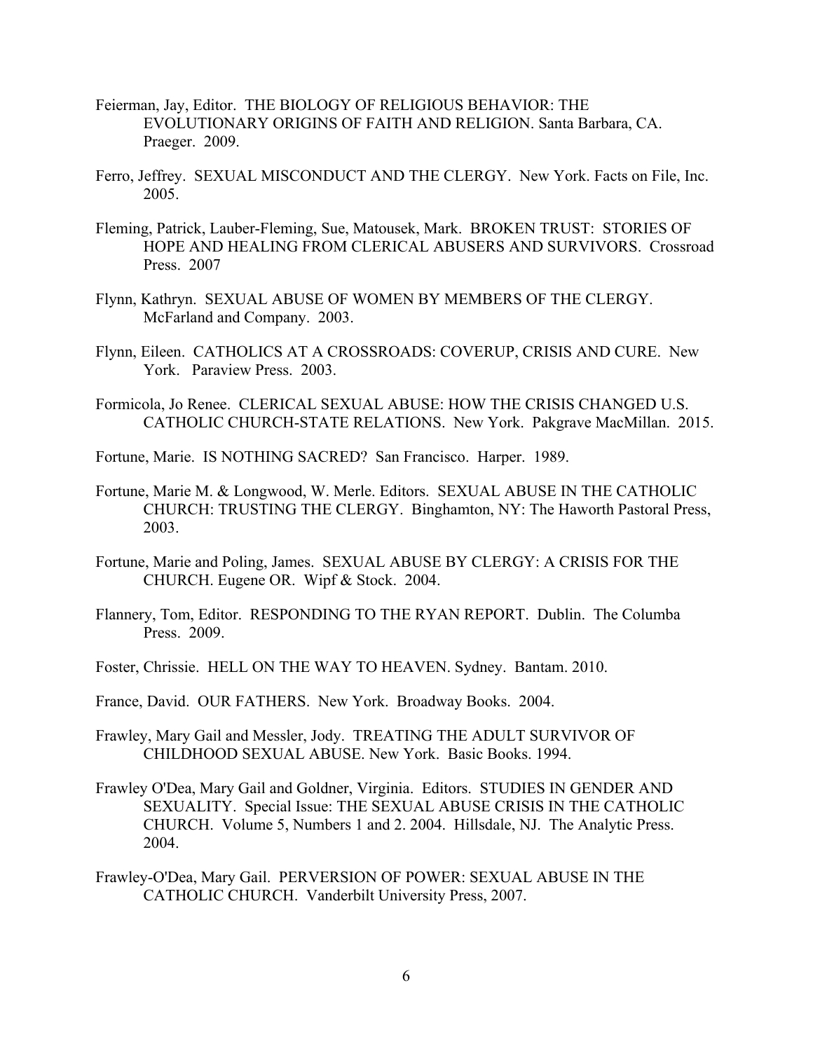Feierman, Jay, Editor. THE BIOLOGY OF RELIGIOUS BEHAVIOR: THE EVOLUTIONARY ORIGINS OF FAITH AND RELIGION. Santa Barbara, CA. Praeger. 2009.

Ferro, Jeffrey. SEXUAL MISCONDUCT AND THE CLERGY. New York. Facts on File, Inc. 2005.

Fleming, Patrick, Lauber-Fleming, Sue, Matousek, Mark. BROKEN TRUST: STORIES OF HOPE AND HEALING FROM CLERICAL ABUSERS AND SURVIVORS. Crossroad Press. 2007

Flynn, Kathryn. SEXUAL ABUSE OF WOMEN BY MEMBERS OF THE CLERGY. McFarland and Company. 2003.

Flynn, Eileen. CATHOLICS AT A CROSSROADS: COVERUP, CRISIS AND CURE. New York. Paraview Press. 2003.

Formicola, Jo Renee. CLERICAL SEXUAL ABUSE: HOW THE CRISIS CHANGED U.S. CATHOLIC CHURCH-STATE RELATIONS. New York. Pakgrave MacMillan. 2015.

Fortune, Marie. IS NOTHING SACRED? San Francisco. Harper. 1989.

Fortune, Marie M. & Longwood, W. Merle. Editors. SEXUAL ABUSE IN THE CATHOLIC CHURCH: TRUSTING THE CLERGY. Binghamton, NY: The Haworth Pastoral Press, 2003.

Fortune, Marie and Poling, James. SEXUAL ABUSE BY CLERGY: A CRISIS FOR THE CHURCH. Eugene OR. Wipf & Stock. 2004.

Flannery, Tom, Editor. RESPONDING TO THE RYAN REPORT. Dublin. The Columba Press. 2009.

Foster, Chrissie. HELL ON THE WAY TO HEAVEN. Sydney. Bantam. 2010.

France, David. OUR FATHERS. New York. Broadway Books. 2004.

Frawley, Mary Gail and Messler, Jody. TREATING THE ADULT SURVIVOR OF CHILDHOOD SEXUAL ABUSE. New York. Basic Books. 1994.

Frawley O'Dea, Mary Gail and Goldner, Virginia. Editors. STUDIES IN GENDER AND SEXUALITY. Special Issue: THE SEXUAL ABUSE CRISIS IN THE CATHOLIC CHURCH. Volume 5, Numbers 1 and 2. 2004. Hillsdale, NJ. The Analytic Press. 2004.

Frawley-O'Dea, Mary Gail. PERVERSION OF POWER: SEXUAL ABUSE IN THE CATHOLIC CHURCH. Vanderbilt University Press, 2007.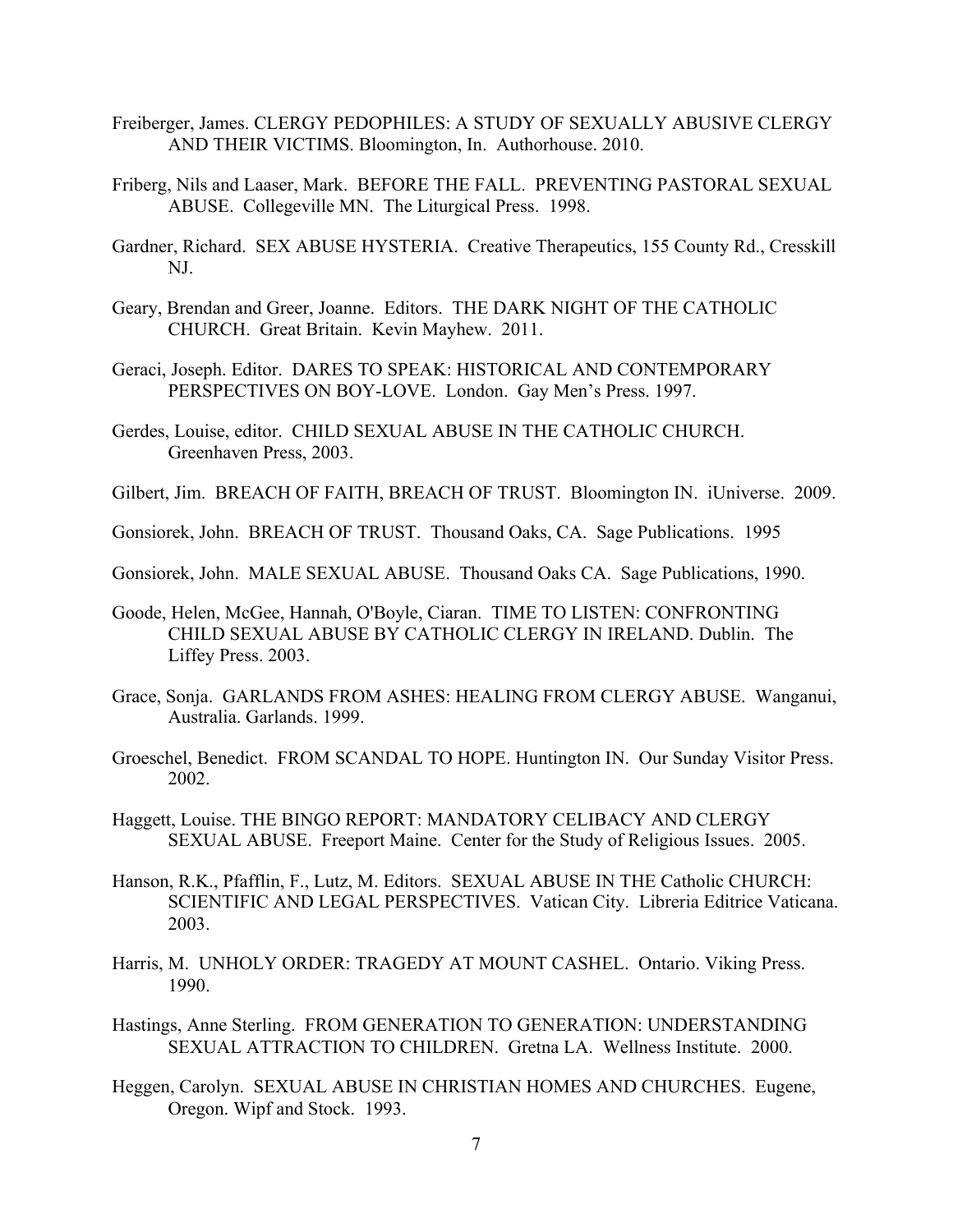Freiberger, James. CLERGY PEDOPHILES: A STUDY OF SEXUALLY ABUSIVE CLERGY AND THEIR VICTIMS. Bloomington, In. Authorhouse. 2010.

Friberg, Nils and Laaser, Mark. BEFORE THE FALL. PREVENTING PASTORAL SEXUAL ABUSE. Collegeville MN. The Liturgical Press. 1998.

Gardner, Richard. SEX ABUSE HYSTERIA. Creative Therapeutics, 155 County Rd., Cresskill NJ.

Geary, Brendan and Greer, Joanne. Editors. THE DARK NIGHT OF THE CATHOLIC CHURCH. Great Britain. Kevin Mayhew. 2011.

Geraci, Joseph. Editor. DARES TO SPEAK: HISTORICAL AND CONTEMPORARY PERSPECTIVES ON BOY-LOVE. London. Gay Men's Press. 1997.

Gerdes, Louise, editor. CHILD SEXUAL ABUSE IN THE CATHOLIC CHURCH. Greenhaven Press, 2003.

Gilbert, Jim. BREACH OF FAITH, BREACH OF TRUST. Bloomington IN. iUniverse. 2009.

Gonsiorek, John. BREACH OF TRUST. Thousand Oaks, CA. Sage Publications. 1995

Gonsiorek, John. MALE SEXUAL ABUSE. Thousand Oaks CA. Sage Publications, 1990.

Goode, Helen, McGee, Hannah, O'Boyle, Ciaran. TIME TO LISTEN: CONFRONTING CHILD SEXUAL ABUSE BY CATHOLIC CLERGY IN IRELAND. Dublin. The Liffey Press. 2003.

Grace, Sonja. GARLANDS FROM ASHES: HEALING FROM CLERGY ABUSE. Wanganui, Australia. Garlands. 1999.

Groeschel, Benedict. FROM SCANDAL TO HOPE. Huntington IN. Our Sunday Visitor Press. 2002.

Haggett, Louise. THE BINGO REPORT: MANDATORY CELIBACY AND CLERGY SEXUAL ABUSE. Freeport Maine. Center for the Study of Religious Issues. 2005.

Hanson, R.K., Pfafflin, F., Lutz, M. Editors. SEXUAL ABUSE IN THE Catholic CHURCH: SCIENTIFIC AND LEGAL PERSPECTIVES. Vatican City. Libreria Editrice Vaticana. 2003.

Harris, M. UNHOLY ORDER: TRAGEDY AT MOUNT CASHEL. Ontario. Viking Press. 1990.

Hastings, Anne Sterling. FROM GENERATION TO GENERATION: UNDERSTANDING SEXUAL ATTRACTION TO CHILDREN. Gretna LA. Wellness Institute. 2000.

Heggen, Carolyn. SEXUAL ABUSE IN CHRISTIAN HOMES AND CHURCHES. Eugene, Oregon. Wipf and Stock. 1993.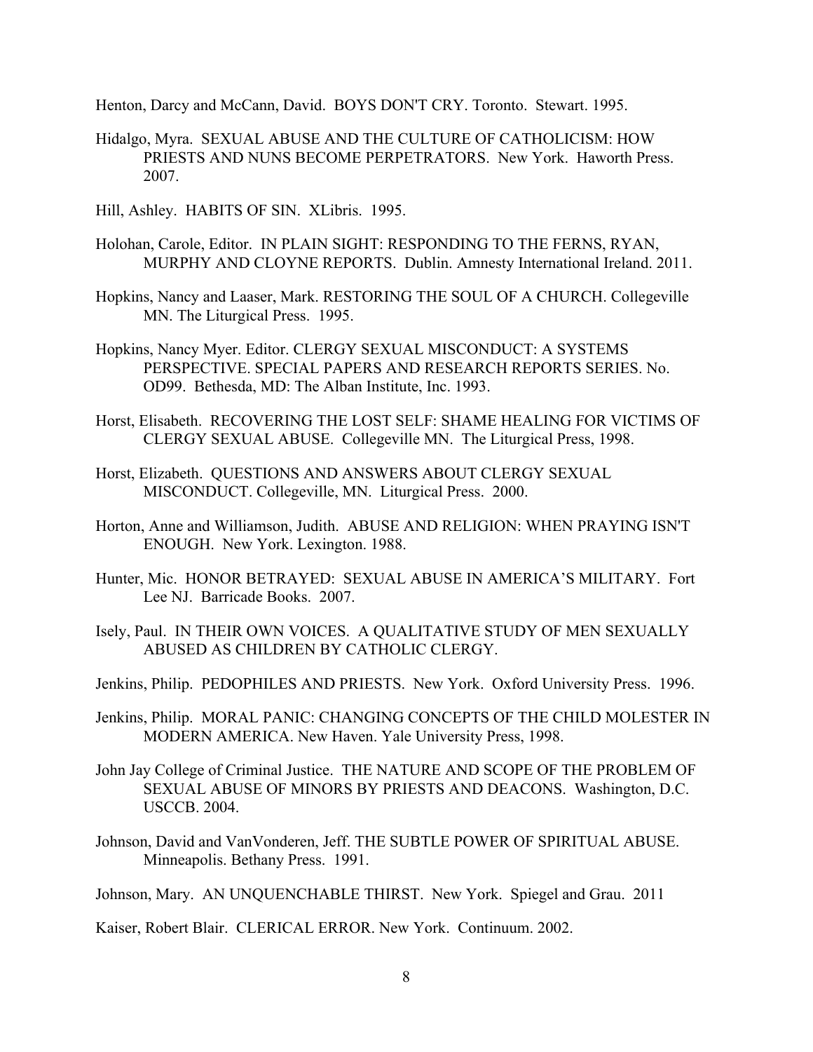Henton, Darcy and McCann, David. BOYS DON'T CRY. Toronto. Stewart. 1995.

Hidalgo, Myra. SEXUAL ABUSE AND THE CULTURE OF CATHOLICISM: HOW PRIESTS AND NUNS BECOME PERPETRATORS. New York. Haworth Press. 2007.

Hill, Ashley. HABITS OF SIN. XLibris. 1995.

Holohan, Carole, Editor. IN PLAIN SIGHT: RESPONDING TO THE FERNS, RYAN, MURPHY AND CLOYNE REPORTS. Dublin. Amnesty International Ireland. 2011.

Hopkins, Nancy and Laaser, Mark. RESTORING THE SOUL OF A CHURCH. Collegeville MN. The Liturgical Press. 1995.

Hopkins, Nancy Myer. Editor. CLERGY SEXUAL MISCONDUCT: A SYSTEMS PERSPECTIVE. SPECIAL PAPERS AND RESEARCH REPORTS SERIES. No. OD99. Bethesda, MD: The Alban Institute, Inc. 1993.

Horst, Elisabeth. RECOVERING THE LOST SELF: SHAME HEALING FOR VICTIMS OF CLERGY SEXUAL ABUSE. Collegeville MN. The Liturgical Press, 1998.

Horst, Elizabeth. QUESTIONS AND ANSWERS ABOUT CLERGY SEXUAL MISCONDUCT. Collegeville, MN. Liturgical Press. 2000.

Horton, Anne and Williamson, Judith. ABUSE AND RELIGION: WHEN PRAYING ISN'T ENOUGH. New York. Lexington. 1988.

Hunter, Mic. HONOR BETRAYED: SEXUAL ABUSE IN AMERICA'S MILITARY. Fort Lee NJ. Barricade Books. 2007.

Isely, Paul. IN THEIR OWN VOICES. A QUALITATIVE STUDY OF MEN SEXUALLY ABUSED AS CHILDREN BY CATHOLIC CLERGY.

Jenkins, Philip. PEDOPHILES AND PRIESTS. New York. Oxford University Press. 1996.

Jenkins, Philip. MORAL PANIC: CHANGING CONCEPTS OF THE CHILD MOLESTER IN MODERN AMERICA. New Haven. Yale University Press, 1998.

John Jay College of Criminal Justice. THE NATURE AND SCOPE OF THE PROBLEM OF SEXUAL ABUSE OF MINORS BY PRIESTS AND DEACONS. Washington, D.C. USCCB. 2004.

Johnson, David and VanVonderen, Jeff. THE SUBTLE POWER OF SPIRITUAL ABUSE. Minneapolis. Bethany Press. 1991.

Johnson, Mary. AN UNQUENCHABLE THIRST. New York. Spiegel and Grau. 2011

Kaiser, Robert Blair. CLERICAL ERROR. New York. Continuum. 2002.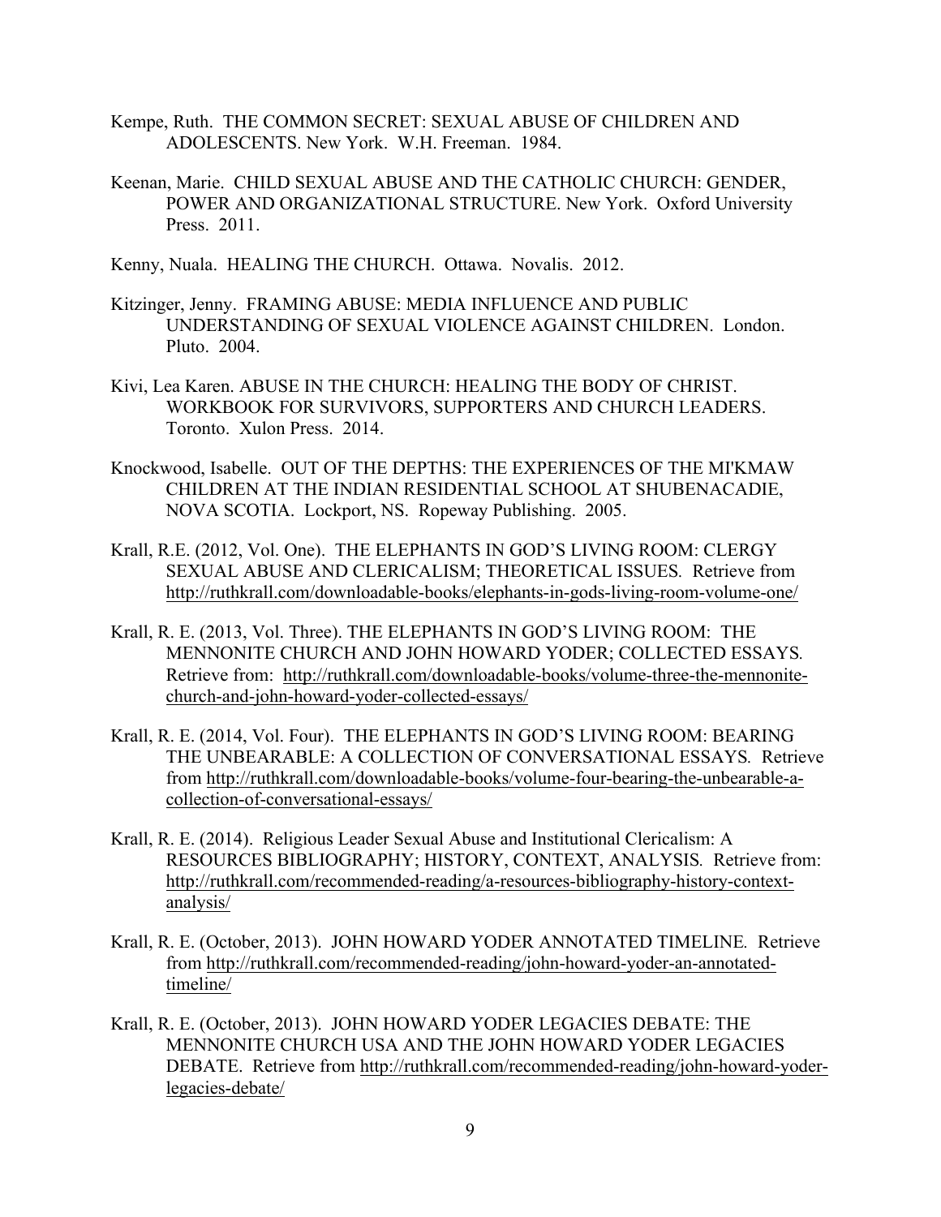Kempe, Ruth. THE COMMON SECRET: SEXUAL ABUSE OF CHILDREN AND ADOLESCENTS. New York. W.H. Freeman. 1984.

Keenan, Marie. CHILD SEXUAL ABUSE AND THE CATHOLIC CHURCH: GENDER, POWER AND ORGANIZATIONAL STRUCTURE. New York. Oxford University Press. 2011.

Kenny, Nuala. HEALING THE CHURCH. Ottawa. Novalis. 2012.

Kitzinger, Jenny. FRAMING ABUSE: MEDIA INFLUENCE AND PUBLIC UNDERSTANDING OF SEXUAL VIOLENCE AGAINST CHILDREN. London. Pluto. 2004.

Kivi, Lea Karen. ABUSE IN THE CHURCH: HEALING THE BODY OF CHRIST. WORKBOOK FOR SURVIVORS, SUPPORTERS AND CHURCH LEADERS. Toronto. Xulon Press. 2014.

Knockwood, Isabelle. OUT OF THE DEPTHS: THE EXPERIENCES OF THE MI'KMAW CHILDREN AT THE INDIAN RESIDENTIAL SCHOOL AT SHUBENACADIE, NOVA SCOTIA. Lockport, NS. Ropeway Publishing. 2005.

Krall, R.E. (2012, Vol. One). THE ELEPHANTS IN GOD'S LIVING ROOM: CLERGY SEXUAL ABUSE AND CLERICALISM; THEORETICAL ISSUES. Retrieve from http://ruthkrall.com/downloadable-books/elephants-in-gods-living-room-volume-one/

Krall, R. E. (2013, Vol. Three). THE ELEPHANTS IN GOD'S LIVING ROOM: THE MENNONITE CHURCH AND JOHN HOWARD YODER; COLLECTED ESSAYS. Retrieve from: http://ruthkrall.com/downloadable-books/volume-three-the-mennonite-church-and-john-howard-yoder-collected-essays/

Krall, R. E. (2014, Vol. Four). THE ELEPHANTS IN GOD'S LIVING ROOM: BEARING THE UNBEARABLE: A COLLECTION OF CONVERSATIONAL ESSAYS. Retrieve from http://ruthkrall.com/downloadable-books/volume-four-bearing-the-unbearable-a-collection-of-conversational-essays/

Krall, R. E. (2014). Religious Leader Sexual Abuse and Institutional Clericalism: A RESOURCES BIBLIOGRAPHY; HISTORY, CONTEXT, ANALYSIS. Retrieve from: http://ruthkrall.com/recommended-reading/a-resources-bibliography-history-context-analysis/

Krall, R. E. (October, 2013). JOHN HOWARD YODER ANNOTATED TIMELINE. Retrieve from http://ruthkrall.com/recommended-reading/john-howard-yoder-an-annotated-timeline/

Krall, R. E. (October, 2013). JOHN HOWARD YODER LEGACIES DEBATE: THE MENNONITE CHURCH USA AND THE JOHN HOWARD YODER LEGACIES DEBATE. Retrieve from http://ruthkrall.com/recommended-reading/john-howard-yoder-legacies-debate/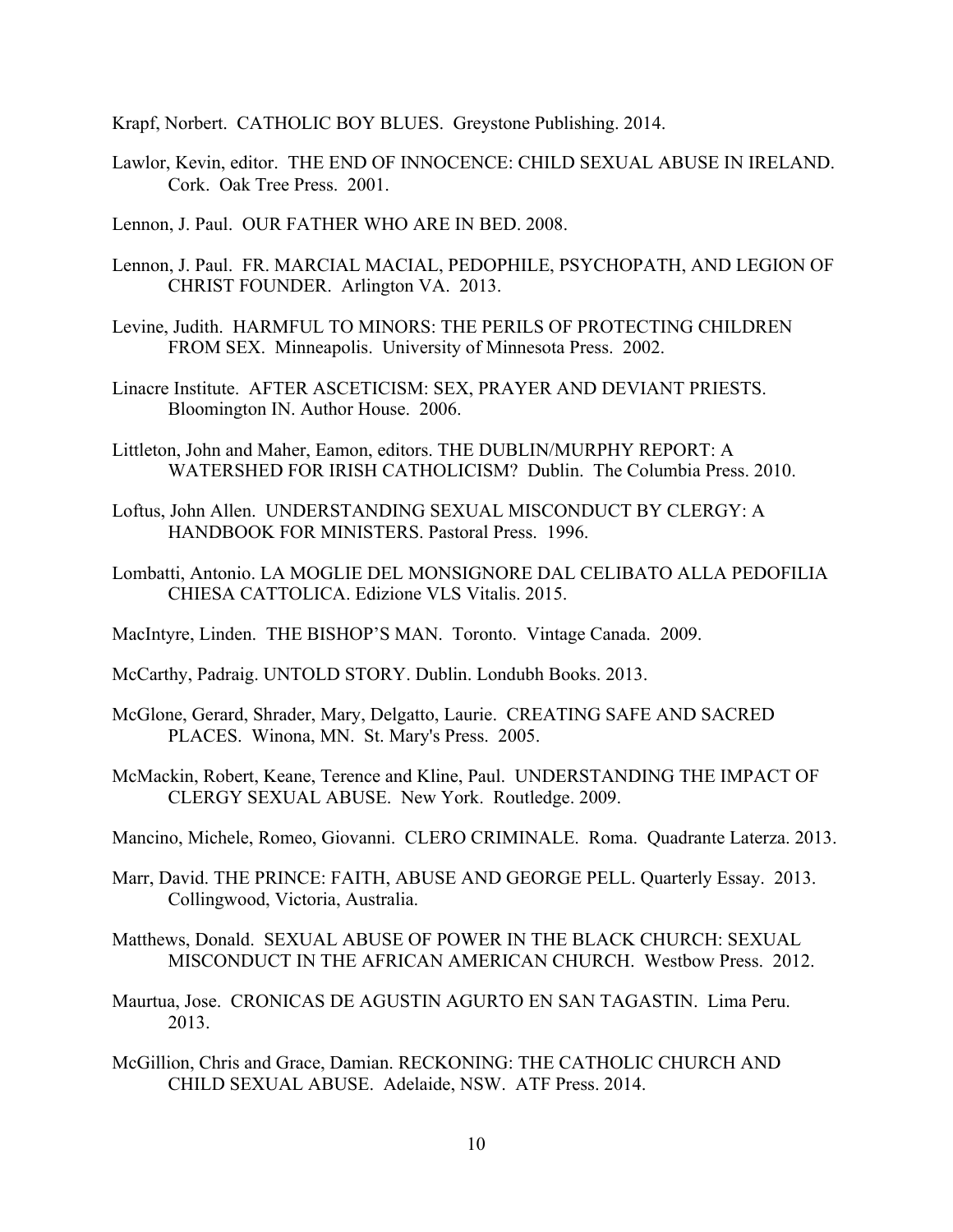Krapf, Norbert. CATHOLIC BOY BLUES. Greystone Publishing. 2014.

Lawlor, Kevin, editor. THE END OF INNOCENCE: CHILD SEXUAL ABUSE IN IRELAND. Cork. Oak Tree Press. 2001.

Lennon, J. Paul. OUR FATHER WHO ARE IN BED. 2008.

Lennon, J. Paul. FR. MARCIAL MACIAL, PEDOPHILE, PSYCHOPATH, AND LEGION OF CHRIST FOUNDER. Arlington VA. 2013.

Levine, Judith. HARMFUL TO MINORS: THE PERILS OF PROTECTING CHILDREN FROM SEX. Minneapolis. University of Minnesota Press. 2002.

Linacre Institute. AFTER ASCETICISM: SEX, PRAYER AND DEVIANT PRIESTS. Bloomington IN. Author House. 2006.

Littleton, John and Maher, Eamon, editors. THE DUBLIN/MURPHY REPORT: A WATERSHED FOR IRISH CATHOLICISM? Dublin. The Columbia Press. 2010.

Loftus, John Allen. UNDERSTANDING SEXUAL MISCONDUCT BY CLERGY: A HANDBOOK FOR MINISTERS. Pastoral Press. 1996.

Lombatti, Antonio. LA MOGLIE DEL MONSIGNORE DAL CELIBATO ALLA PEDOFILIA CHIESA CATTOLICA. Edizione VLS Vitalis. 2015.

MacIntyre, Linden. THE BISHOP'S MAN. Toronto. Vintage Canada. 2009.

McCarthy, Padraig. UNTOLD STORY. Dublin. Londubh Books. 2013.

McGlone, Gerard, Shrader, Mary, Delgatto, Laurie. CREATING SAFE AND SACRED PLACES. Winona, MN. St. Mary's Press. 2005.

McMackin, Robert, Keane, Terence and Kline, Paul. UNDERSTANDING THE IMPACT OF CLERGY SEXUAL ABUSE. New York. Routledge. 2009.

Mancino, Michele, Romeo, Giovanni. CLERO CRIMINALE. Roma. Quadrante Laterza. 2013.

Marr, David. THE PRINCE: FAITH, ABUSE AND GEORGE PELL. Quarterly Essay. 2013. Collingwood, Victoria, Australia.

Matthews, Donald. SEXUAL ABUSE OF POWER IN THE BLACK CHURCH: SEXUAL MISCONDUCT IN THE AFRICAN AMERICAN CHURCH. Westbow Press. 2012.

Maurtua, Jose. CRONICAS DE AGUSTIN AGURTO EN SAN TAGASTIN. Lima Peru. 2013.

McGillion, Chris and Grace, Damian. RECKONING: THE CATHOLIC CHURCH AND CHILD SEXUAL ABUSE. Adelaide, NSW. ATF Press. 2014.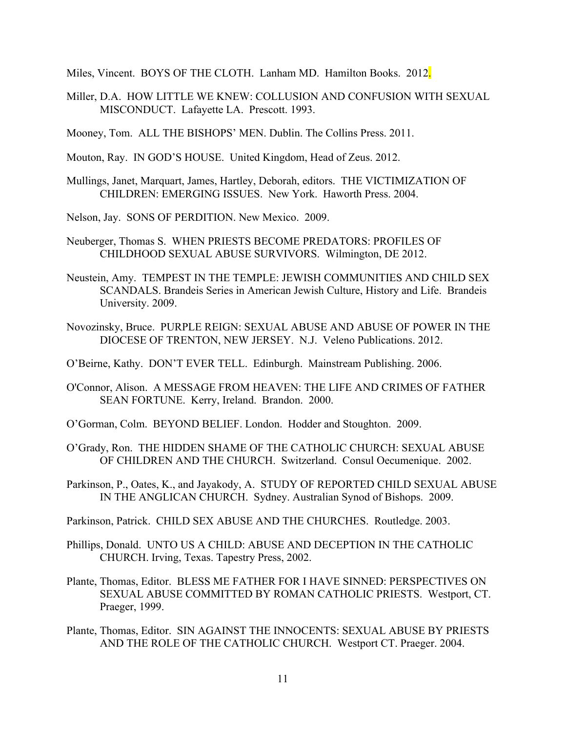Miles, Vincent. BOYS OF THE CLOTH. Lanham MD. Hamilton Books. 2012.

Miller, D.A. HOW LITTLE WE KNEW: COLLUSION AND CONFUSION WITH SEXUAL MISCONDUCT. Lafayette LA. Prescott. 1993.

Mooney, Tom. ALL THE BISHOPS' MEN. Dublin. The Collins Press. 2011.

Mouton, Ray. IN GOD'S HOUSE. United Kingdom, Head of Zeus. 2012.

Mullings, Janet, Marquart, James, Hartley, Deborah, editors. THE VICTIMIZATION OF CHILDREN: EMERGING ISSUES. New York. Haworth Press. 2004.

Nelson, Jay. SONS OF PERDITION. New Mexico. 2009.

Neuberger, Thomas S. WHEN PRIESTS BECOME PREDATORS: PROFILES OF CHILDHOOD SEXUAL ABUSE SURVIVORS. Wilmington, DE 2012.

Neustein, Amy. TEMPEST IN THE TEMPLE: JEWISH COMMUNITIES AND CHILD SEX SCANDALS. Brandeis Series in American Jewish Culture, History and Life. Brandeis University. 2009.

Novozinsky, Bruce. PURPLE REIGN: SEXUAL ABUSE AND ABUSE OF POWER IN THE DIOCESE OF TRENTON, NEW JERSEY. N.J. Veleno Publications. 2012.

O'Beirne, Kathy. DON'T EVER TELL. Edinburgh. Mainstream Publishing. 2006.

O'Connor, Alison. A MESSAGE FROM HEAVEN: THE LIFE AND CRIMES OF FATHER SEAN FORTUNE. Kerry, Ireland. Brandon. 2000.

O'Gorman, Colm. BEYOND BELIEF. London. Hodder and Stoughton. 2009.

O'Grady, Ron. THE HIDDEN SHAME OF THE CATHOLIC CHURCH: SEXUAL ABUSE OF CHILDREN AND THE CHURCH. Switzerland. Consul Oecumenique. 2002.

Parkinson, P., Oates, K., and Jayakody, A. STUDY OF REPORTED CHILD SEXUAL ABUSE IN THE ANGLICAN CHURCH. Sydney. Australian Synod of Bishops. 2009.

Parkinson, Patrick. CHILD SEX ABUSE AND THE CHURCHES. Routledge. 2003.

Phillips, Donald. UNTO US A CHILD: ABUSE AND DECEPTION IN THE CATHOLIC CHURCH. Irving, Texas. Tapestry Press, 2002.

Plante, Thomas, Editor. BLESS ME FATHER FOR I HAVE SINNED: PERSPECTIVES ON SEXUAL ABUSE COMMITTED BY ROMAN CATHOLIC PRIESTS. Westport, CT. Praeger, 1999.

Plante, Thomas, Editor. SIN AGAINST THE INNOCENTS: SEXUAL ABUSE BY PRIESTS AND THE ROLE OF THE CATHOLIC CHURCH. Westport CT. Praeger. 2004.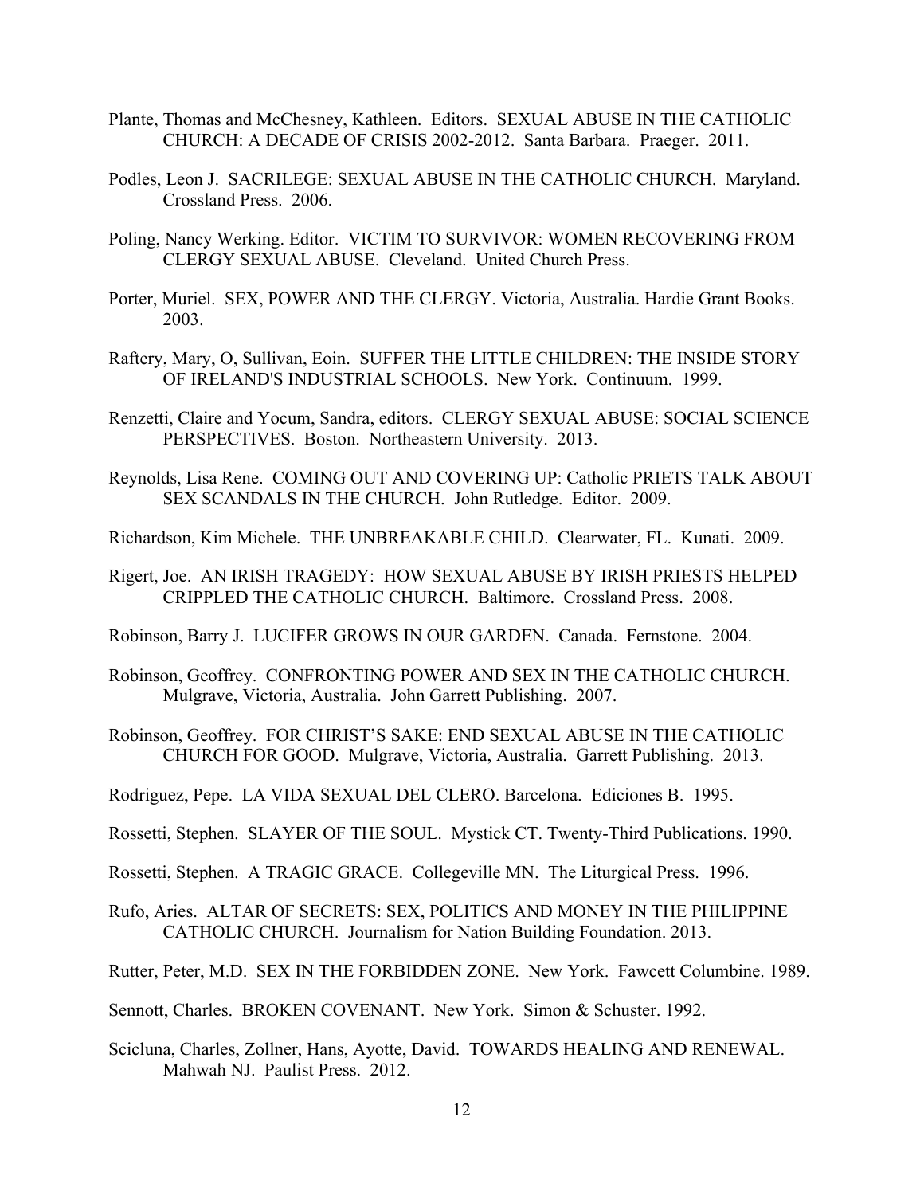Plante, Thomas and McChesney, Kathleen. Editors. SEXUAL ABUSE IN THE CATHOLIC CHURCH: A DECADE OF CRISIS 2002-2012. Santa Barbara. Praeger. 2011.

Podles, Leon J. SACRILEGE: SEXUAL ABUSE IN THE CATHOLIC CHURCH. Maryland. Crossland Press. 2006.

Poling, Nancy Werking. Editor. VICTIM TO SURVIVOR: WOMEN RECOVERING FROM CLERGY SEXUAL ABUSE. Cleveland. United Church Press.

Porter, Muriel. SEX, POWER AND THE CLERGY. Victoria, Australia. Hardie Grant Books. 2003.

Raftery, Mary, O, Sullivan, Eoin. SUFFER THE LITTLE CHILDREN: THE INSIDE STORY OF IRELAND'S INDUSTRIAL SCHOOLS. New York. Continuum. 1999.

Renzetti, Claire and Yocum, Sandra, editors. CLERGY SEXUAL ABUSE: SOCIAL SCIENCE PERSPECTIVES. Boston. Northeastern University. 2013.

Reynolds, Lisa Rene. COMING OUT AND COVERING UP: Catholic PRIETS TALK ABOUT SEX SCANDALS IN THE CHURCH. John Rutledge. Editor. 2009.

Richardson, Kim Michele. THE UNBREAKABLE CHILD. Clearwater, FL. Kunati. 2009.

Rigert, Joe. AN IRISH TRAGEDY: HOW SEXUAL ABUSE BY IRISH PRIESTS HELPED CRIPPLED THE CATHOLIC CHURCH. Baltimore. Crossland Press. 2008.

Robinson, Barry J. LUCIFER GROWS IN OUR GARDEN. Canada. Fernstone. 2004.

Robinson, Geoffrey. CONFRONTING POWER AND SEX IN THE CATHOLIC CHURCH. Mulgrave, Victoria, Australia. John Garrett Publishing. 2007.

Robinson, Geoffrey. FOR CHRIST'S SAKE: END SEXUAL ABUSE IN THE CATHOLIC CHURCH FOR GOOD. Mulgrave, Victoria, Australia. Garrett Publishing. 2013.

Rodriguez, Pepe. LA VIDA SEXUAL DEL CLERO. Barcelona. Ediciones B. 1995.

Rossetti, Stephen. SLAYER OF THE SOUL. Mystick CT. Twenty-Third Publications. 1990.

Rossetti, Stephen. A TRAGIC GRACE. Collegeville MN. The Liturgical Press. 1996.

Rufo, Aries. ALTAR OF SECRETS: SEX, POLITICS AND MONEY IN THE PHILIPPINE CATHOLIC CHURCH. Journalism for Nation Building Foundation. 2013.

Rutter, Peter, M.D. SEX IN THE FORBIDDEN ZONE. New York. Fawcett Columbine. 1989.

Sennott, Charles. BROKEN COVENANT. New York. Simon & Schuster. 1992.

Scicluna, Charles, Zollner, Hans, Ayotte, David. TOWARDS HEALING AND RENEWAL. Mahwah NJ. Paulist Press. 2012.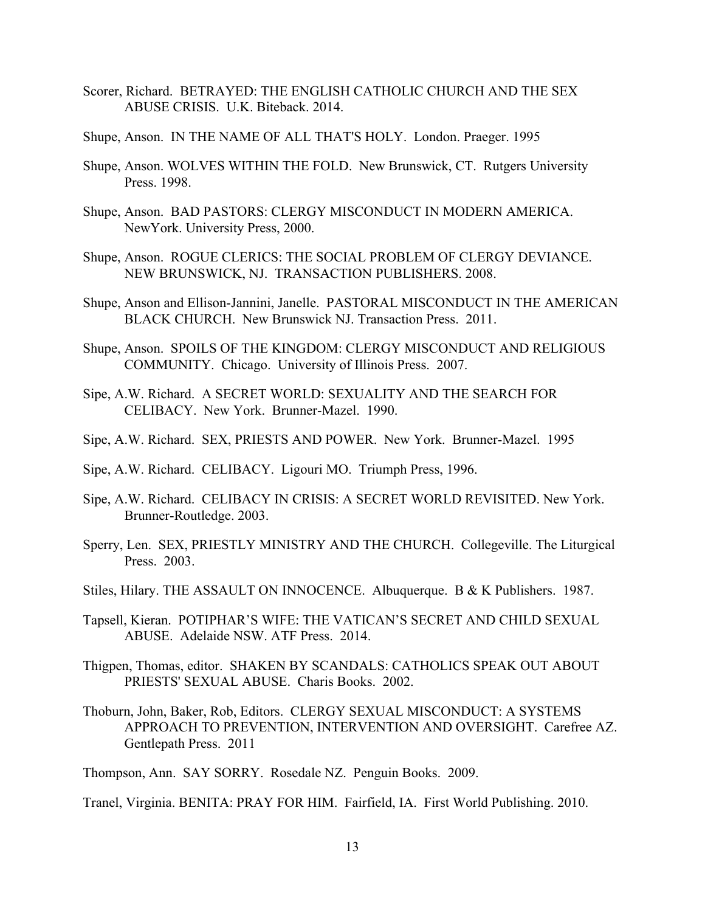Scorer, Richard. BETRAYED: THE ENGLISH CATHOLIC CHURCH AND THE SEX ABUSE CRISIS. U.K. Biteback. 2014.

Shupe, Anson. IN THE NAME OF ALL THAT'S HOLY. London. Praeger. 1995

Shupe, Anson. WOLVES WITHIN THE FOLD. New Brunswick, CT. Rutgers University Press. 1998.

Shupe, Anson. BAD PASTORS: CLERGY MISCONDUCT IN MODERN AMERICA. NewYork. University Press, 2000.

Shupe, Anson. ROGUE CLERICS: THE SOCIAL PROBLEM OF CLERGY DEVIANCE. NEW BRUNSWICK, NJ. TRANSACTION PUBLISHERS. 2008.

Shupe, Anson and Ellison-Jannini, Janelle. PASTORAL MISCONDUCT IN THE AMERICAN BLACK CHURCH. New Brunswick NJ. Transaction Press. 2011.

Shupe, Anson. SPOILS OF THE KINGDOM: CLERGY MISCONDUCT AND RELIGIOUS COMMUNITY. Chicago. University of Illinois Press. 2007.

Sipe, A.W. Richard. A SECRET WORLD: SEXUALITY AND THE SEARCH FOR CELIBACY. New York. Brunner-Mazel. 1990.

Sipe, A.W. Richard. SEX, PRIESTS AND POWER. New York. Brunner-Mazel. 1995

Sipe, A.W. Richard. CELIBACY. Ligouri MO. Triumph Press, 1996.

Sipe, A.W. Richard. CELIBACY IN CRISIS: A SECRET WORLD REVISITED. New York. Brunner-Routledge. 2003.

Sperry, Len. SEX, PRIESTLY MINISTRY AND THE CHURCH. Collegeville. The Liturgical Press. 2003.

Stiles, Hilary. THE ASSAULT ON INNOCENCE. Albuquerque. B & K Publishers. 1987.

Tapsell, Kieran. POTIPHAR'S WIFE: THE VATICAN'S SECRET AND CHILD SEXUAL ABUSE. Adelaide NSW. ATF Press. 2014.

Thigpen, Thomas, editor. SHAKEN BY SCANDALS: CATHOLICS SPEAK OUT ABOUT PRIESTS' SEXUAL ABUSE. Charis Books. 2002.

Thoburn, John, Baker, Rob, Editors. CLERGY SEXUAL MISCONDUCT: A SYSTEMS APPROACH TO PREVENTION, INTERVENTION AND OVERSIGHT. Carefree AZ. Gentlepath Press. 2011

Thompson, Ann. SAY SORRY. Rosedale NZ. Penguin Books. 2009.

Tranel, Virginia. BENITA: PRAY FOR HIM. Fairfield, IA. First World Publishing. 2010.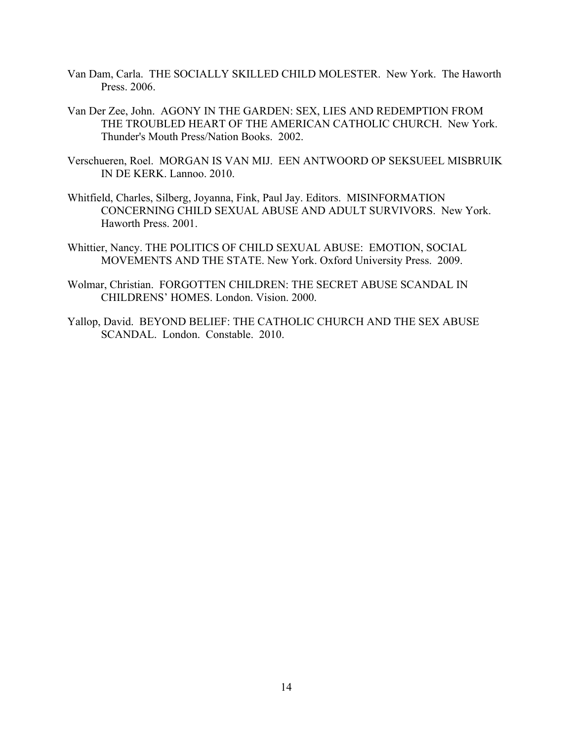Van Dam, Carla. THE SOCIALLY SKILLED CHILD MOLESTER. New York. The Haworth Press. 2006.

Van Der Zee, John. AGONY IN THE GARDEN: SEX, LIES AND REDEMPTION FROM THE TROUBLED HEART OF THE AMERICAN CATHOLIC CHURCH. New York. Thunder's Mouth Press/Nation Books. 2002.

Verschueren, Roel. MORGAN IS VAN MIJ. EEN ANTWOORD OP SEKSUEEL MISBRUIK IN DE KERK. Lannoo. 2010.

Whitfield, Charles, Silberg, Joyanna, Fink, Paul Jay. Editors. MISINFORMATION CONCERNING CHILD SEXUAL ABUSE AND ADULT SURVIVORS. New York. Haworth Press. 2001.

Whittier, Nancy. THE POLITICS OF CHILD SEXUAL ABUSE: EMOTION, SOCIAL MOVEMENTS AND THE STATE. New York. Oxford University Press. 2009.

Wolmar, Christian. FORGOTTEN CHILDREN: THE SECRET ABUSE SCANDAL IN CHILDRENS' HOMES. London. Vision. 2000.

Yallop, David. BEYOND BELIEF: THE CATHOLIC CHURCH AND THE SEX ABUSE SCANDAL. London. Constable. 2010.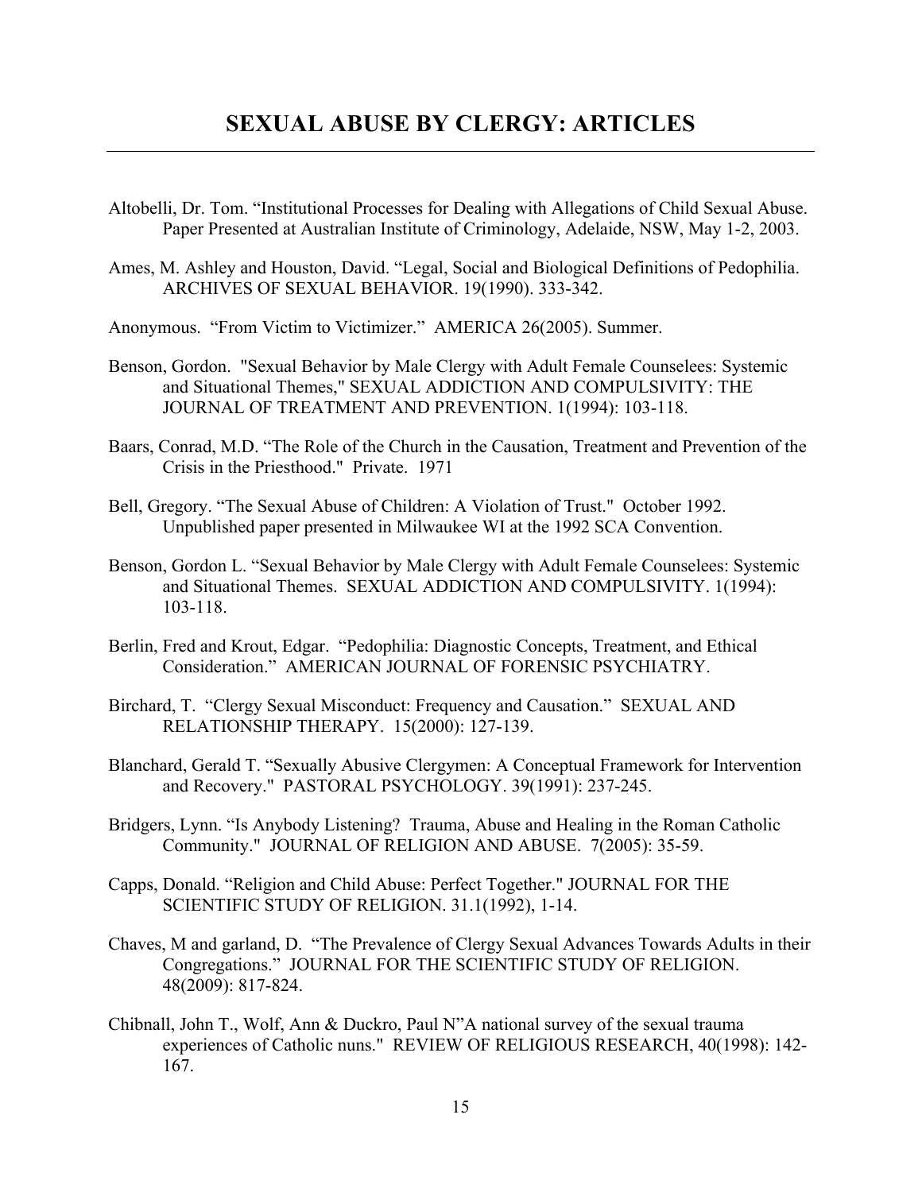# SEXUAL ABUSE BY CLERGY: ARTICLES

Altobelli, Dr. Tom. "Institutional Processes for Dealing with Allegations of Child Sexual Abuse. Paper Presented at Australian Institute of Criminology, Adelaide, NSW, May 1-2, 2003.

Ames, M. Ashley and Houston, David. "Legal, Social and Biological Definitions of Pedophilia. ARCHIVES OF SEXUAL BEHAVIOR. 19(1990). 333-342.

Anonymous. "From Victim to Victimizer." AMERICA 26(2005). Summer.

Benson, Gordon. "Sexual Behavior by Male Clergy with Adult Female Counselees: Systemic and Situational Themes," SEXUAL ADDICTION AND COMPULSIVITY: THE JOURNAL OF TREATMENT AND PREVENTION. 1(1994): 103-118.

Baars, Conrad, M.D. "The Role of the Church in the Causation, Treatment and Prevention of the Crisis in the Priesthood." Private. 1971

Bell, Gregory. "The Sexual Abuse of Children: A Violation of Trust." October 1992. Unpublished paper presented in Milwaukee WI at the 1992 SCA Convention.

Benson, Gordon L. "Sexual Behavior by Male Clergy with Adult Female Counselees: Systemic and Situational Themes. SEXUAL ADDICTION AND COMPULSIVITY. 1(1994): 103-118.

Berlin, Fred and Krout, Edgar. "Pedophilia: Diagnostic Concepts, Treatment, and Ethical Consideration." AMERICAN JOURNAL OF FORENSIC PSYCHIATRY.

Birchard, T. "Clergy Sexual Misconduct: Frequency and Causation." SEXUAL AND RELATIONSHIP THERAPY. 15(2000): 127-139.

Blanchard, Gerald T. "Sexually Abusive Clergymen: A Conceptual Framework for Intervention and Recovery." PASTORAL PSYCHOLOGY. 39(1991): 237-245.

Bridgers, Lynn. "Is Anybody Listening? Trauma, Abuse and Healing in the Roman Catholic Community." JOURNAL OF RELIGION AND ABUSE. 7(2005): 35-59.

Capps, Donald. "Religion and Child Abuse: Perfect Together." JOURNAL FOR THE SCIENTIFIC STUDY OF RELIGION. 31.1(1992), 1-14.

Chaves, M and garland, D. "The Prevalence of Clergy Sexual Advances Towards Adults in their Congregations." JOURNAL FOR THE SCIENTIFIC STUDY OF RELIGION. 48(2009): 817-824.

Chibnall, John T., Wolf, Ann & Duckro, Paul N"A national survey of the sexual trauma experiences of Catholic nuns." REVIEW OF RELIGIOUS RESEARCH, 40(1998): 142-167.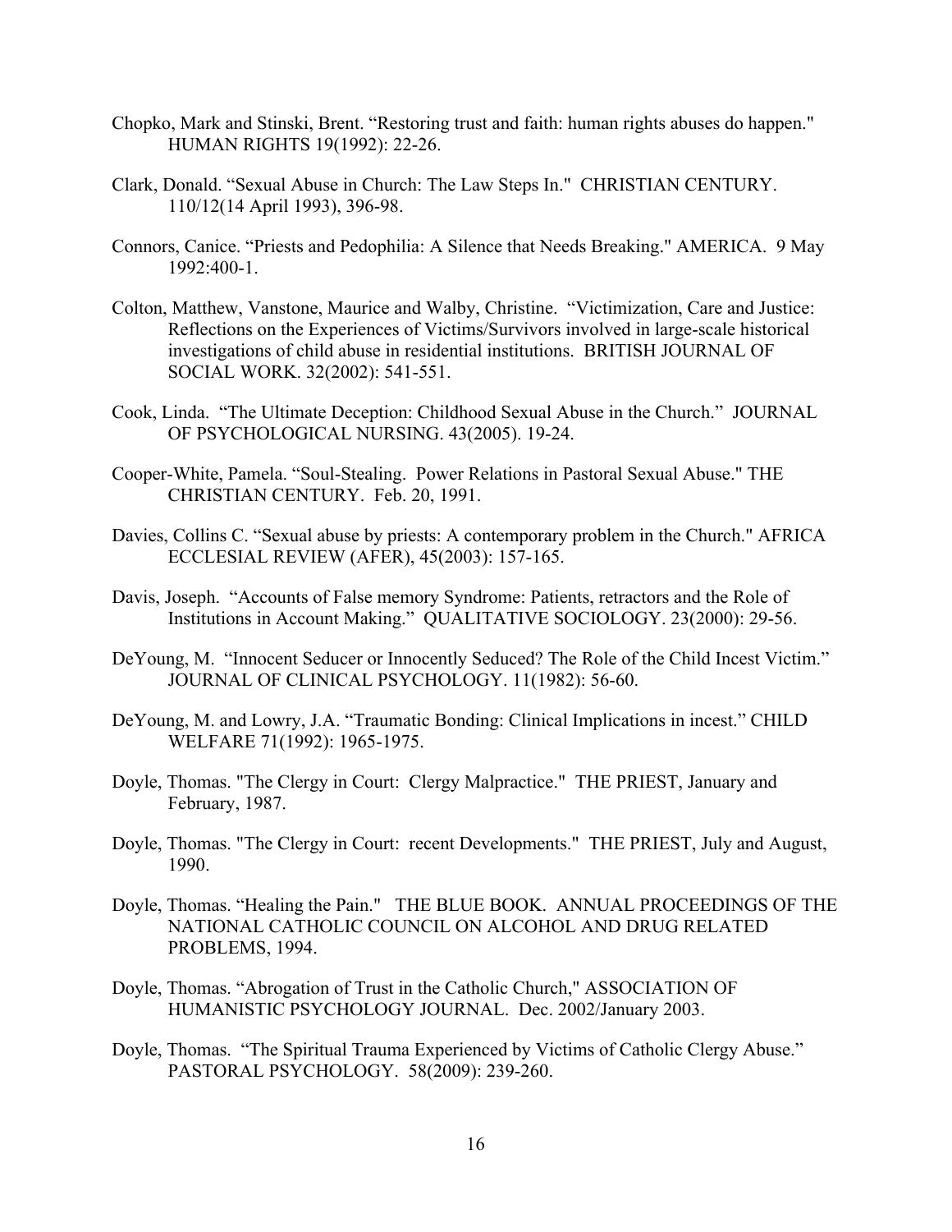Chopko, Mark and Stinski, Brent. “Restoring trust and faith: human rights abuses do happen." HUMAN RIGHTS 19(1992): 22-26.

Clark, Donald. “Sexual Abuse in Church: The Law Steps In." CHRISTIAN CENTURY. 110/12(14 April 1993), 396-98.

Connors, Canice. “Priests and Pedophilia: A Silence that Needs Breaking." AMERICA. 9 May 1992:400-1.

Colton, Matthew, Vanstone, Maurice and Walby, Christine. “Victimization, Care and Justice: Reflections on the Experiences of Victims/Survivors involved in large-scale historical investigations of child abuse in residential institutions. BRITISH JOURNAL OF SOCIAL WORK. 32(2002): 541-551.

Cook, Linda. “The Ultimate Deception: Childhood Sexual Abuse in the Church.” JOURNAL OF PSYCHOLOGICAL NURSING. 43(2005). 19-24.

Cooper-White, Pamela. “Soul-Stealing. Power Relations in Pastoral Sexual Abuse." THE CHRISTIAN CENTURY. Feb. 20, 1991.

Davies, Collins C. “Sexual abuse by priests: A contemporary problem in the Church." AFRICA ECCLESIAL REVIEW (AFER), 45(2003): 157-165.

Davis, Joseph. “Accounts of False memory Syndrome: Patients, retractors and the Role of Institutions in Account Making.” QUALITATIVE SOCIOLOGY. 23(2000): 29-56.

DeYoung, M. “Innocent Seducer or Innocently Seduced? The Role of the Child Incest Victim.” JOURNAL OF CLINICAL PSYCHOLOGY. 11(1982): 56-60.

DeYoung, M. and Lowry, J.A. “Traumatic Bonding: Clinical Implications in incest.” CHILD WELFARE 71(1992): 1965-1975.

Doyle, Thomas. "The Clergy in Court: Clergy Malpractice." THE PRIEST, January and February, 1987.

Doyle, Thomas. "The Clergy in Court: recent Developments." THE PRIEST, July and August, 1990.

Doyle, Thomas. “Healing the Pain." THE BLUE BOOK. ANNUAL PROCEEDINGS OF THE NATIONAL CATHOLIC COUNCIL ON ALCOHOL AND DRUG RELATED PROBLEMS, 1994.

Doyle, Thomas. “Abrogation of Trust in the Catholic Church," ASSOCIATION OF HUMANISTIC PSYCHOLOGY JOURNAL. Dec. 2002/January 2003.

Doyle, Thomas. “The Spiritual Trauma Experienced by Victims of Catholic Clergy Abuse.” PASTORAL PSYCHOLOGY. 58(2009): 239-260.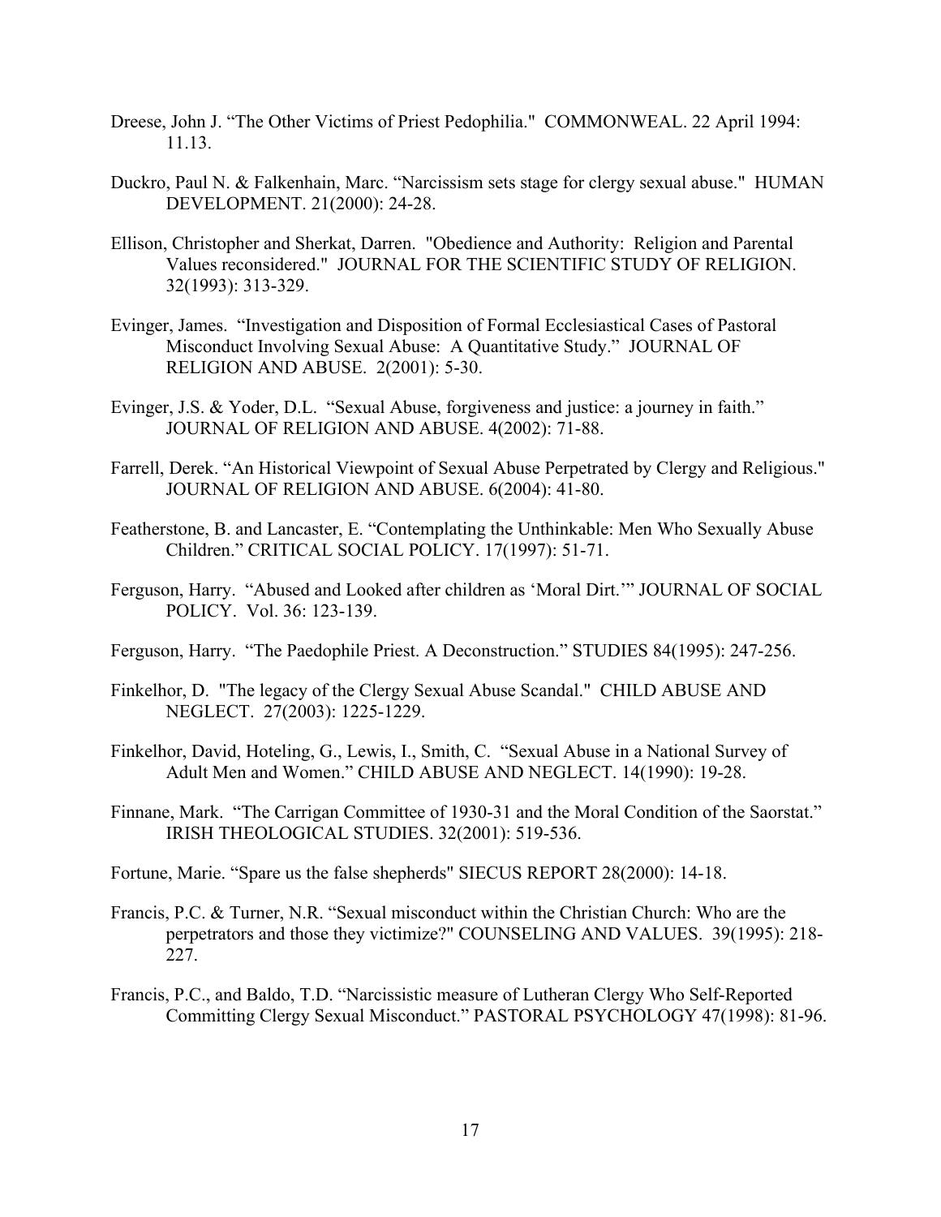Dreese, John J. “The Other Victims of Priest Pedophilia." COMMONWEAL. 22 April 1994: 11.13.

Duckro, Paul N. & Falkenhain, Marc. “Narcissism sets stage for clergy sexual abuse." HUMAN DEVELOPMENT. 21(2000): 24-28.

Ellison, Christopher and Sherkat, Darren. "Obedience and Authority: Religion and Parental Values reconsidered." JOURNAL FOR THE SCIENTIFIC STUDY OF RELIGION. 32(1993): 313-329.

Evinger, James. “Investigation and Disposition of Formal Ecclesiastical Cases of Pastoral Misconduct Involving Sexual Abuse: A Quantitative Study.” JOURNAL OF RELIGION AND ABUSE. 2(2001): 5-30.

Evinger, J.S. & Yoder, D.L. “Sexual Abuse, forgiveness and justice: a journey in faith.” JOURNAL OF RELIGION AND ABUSE. 4(2002): 71-88.

Farrell, Derek. “An Historical Viewpoint of Sexual Abuse Perpetrated by Clergy and Religious." JOURNAL OF RELIGION AND ABUSE. 6(2004): 41-80.

Featherstone, B. and Lancaster, E. “Contemplating the Unthinkable: Men Who Sexually Abuse Children.” CRITICAL SOCIAL POLICY. 17(1997): 51-71.

Ferguson, Harry. “Abused and Looked after children as ‘Moral Dirt.’” JOURNAL OF SOCIAL POLICY. Vol. 36: 123-139.

Ferguson, Harry. “The Paedophile Priest. A Deconstruction.” STUDIES 84(1995): 247-256.

Finkelhor, D. "The legacy of the Clergy Sexual Abuse Scandal." CHILD ABUSE AND NEGLECT. 27(2003): 1225-1229.

Finkelhor, David, Hoteling, G., Lewis, I., Smith, C. “Sexual Abuse in a National Survey of Adult Men and Women.” CHILD ABUSE AND NEGLECT. 14(1990): 19-28.

Finnane, Mark. “The Carrigan Committee of 1930-31 and the Moral Condition of the Saorstat.” IRISH THEOLOGICAL STUDIES. 32(2001): 519-536.

Fortune, Marie. “Spare us the false shepherds" SIECUS REPORT 28(2000): 14-18.

Francis, P.C. & Turner, N.R. “Sexual misconduct within the Christian Church: Who are the perpetrators and those they victimize?" COUNSELING AND VALUES. 39(1995): 218-227.

Francis, P.C., and Baldo, T.D. “Narcissistic measure of Lutheran Clergy Who Self-Reported Committing Clergy Sexual Misconduct.” PASTORAL PSYCHOLOGY 47(1998): 81-96.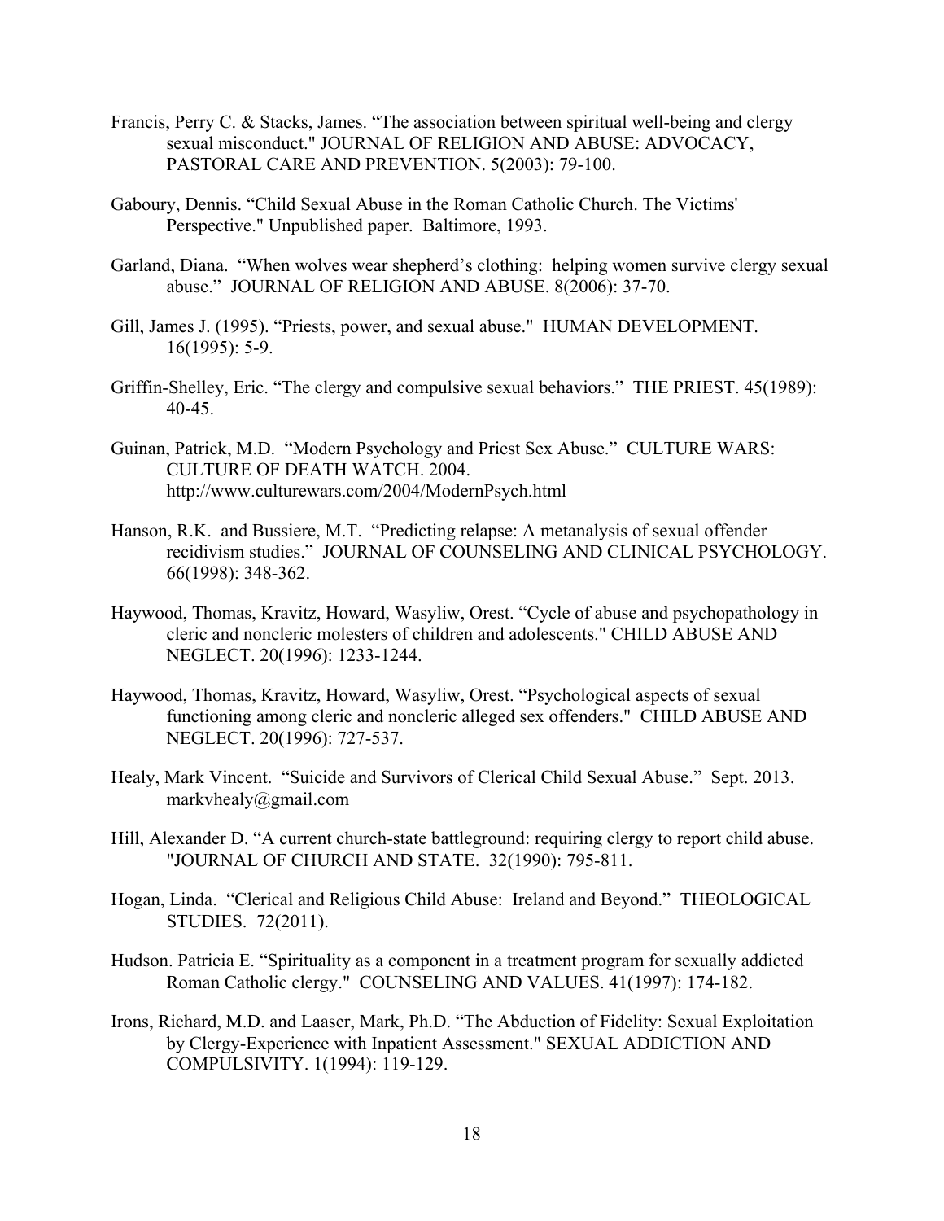Francis, Perry C. & Stacks, James. “The association between spiritual well-being and clergy sexual misconduct." JOURNAL OF RELIGION AND ABUSE: ADVOCACY, PASTORAL CARE AND PREVENTION. 5(2003): 79-100.

Gaboury, Dennis. “Child Sexual Abuse in the Roman Catholic Church. The Victims' Perspective." Unpublished paper. Baltimore, 1993.

Garland, Diana. “When wolves wear shepherd’s clothing: helping women survive clergy sexual abuse.” JOURNAL OF RELIGION AND ABUSE. 8(2006): 37-70.

Gill, James J. (1995). “Priests, power, and sexual abuse." HUMAN DEVELOPMENT. 16(1995): 5-9.

Griffin-Shelley, Eric. “The clergy and compulsive sexual behaviors.” THE PRIEST. 45(1989): 40-45.

Guinan, Patrick, M.D. “Modern Psychology and Priest Sex Abuse.” CULTURE WARS: CULTURE OF DEATH WATCH. 2004. http://www.culturewars.com/2004/ModernPsych.html

Hanson, R.K. and Bussiere, M.T. “Predicting relapse: A metanalysis of sexual offender recidivism studies.” JOURNAL OF COUNSELING AND CLINICAL PSYCHOLOGY. 66(1998): 348-362.

Haywood, Thomas, Kravitz, Howard, Wasyliw, Orest. “Cycle of abuse and psychopathology in cleric and noncleric molesters of children and adolescents." CHILD ABUSE AND NEGLECT. 20(1996): 1233-1244.

Haywood, Thomas, Kravitz, Howard, Wasyliw, Orest. “Psychological aspects of sexual functioning among cleric and noncleric alleged sex offenders." CHILD ABUSE AND NEGLECT. 20(1996): 727-537.

Healy, Mark Vincent. “Suicide and Survivors of Clerical Child Sexual Abuse.” Sept. 2013. markvhealy@gmail.com

Hill, Alexander D. “A current church-state battleground: requiring clergy to report child abuse. "JOURNAL OF CHURCH AND STATE. 32(1990): 795-811.

Hogan, Linda. “Clerical and Religious Child Abuse: Ireland and Beyond.” THEOLOGICAL STUDIES. 72(2011).

Hudson. Patricia E. “Spirituality as a component in a treatment program for sexually addicted Roman Catholic clergy." COUNSELING AND VALUES. 41(1997): 174-182.

Irons, Richard, M.D. and Laaser, Mark, Ph.D. “The Abduction of Fidelity: Sexual Exploitation by Clergy-Experience with Inpatient Assessment." SEXUAL ADDICTION AND COMPULSIVITY. 1(1994): 119-129.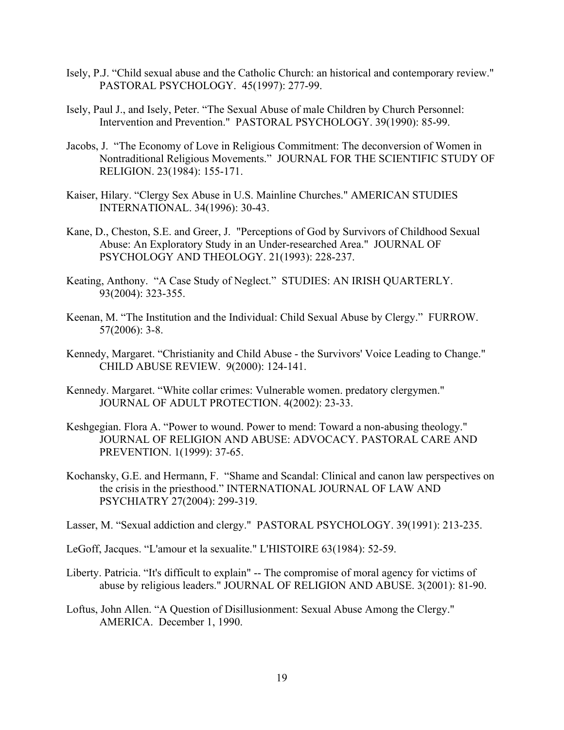Isely, P.J. "Child sexual abuse and the Catholic Church: an historical and contemporary review." PASTORAL PSYCHOLOGY. 45(1997): 277-99.

Isely, Paul J., and Isely, Peter. "The Sexual Abuse of male Children by Church Personnel: Intervention and Prevention." PASTORAL PSYCHOLOGY. 39(1990): 85-99.

Jacobs, J. "The Economy of Love in Religious Commitment: The deconversion of Women in Nontraditional Religious Movements." JOURNAL FOR THE SCIENTIFIC STUDY OF RELIGION. 23(1984): 155-171.

Kaiser, Hilary. "Clergy Sex Abuse in U.S. Mainline Churches." AMERICAN STUDIES INTERNATIONAL. 34(1996): 30-43.

Kane, D., Cheston, S.E. and Greer, J. "Perceptions of God by Survivors of Childhood Sexual Abuse: An Exploratory Study in an Under-researched Area." JOURNAL OF PSYCHOLOGY AND THEOLOGY. 21(1993): 228-237.

Keating, Anthony. "A Case Study of Neglect." STUDIES: AN IRISH QUARTERLY. 93(2004): 323-355.

Keenan, M. "The Institution and the Individual: Child Sexual Abuse by Clergy." FURROW. 57(2006): 3-8.

Kennedy, Margaret. "Christianity and Child Abuse - the Survivors' Voice Leading to Change." CHILD ABUSE REVIEW. 9(2000): 124-141.

Kennedy. Margaret. "White collar crimes: Vulnerable women. predatory clergymen." JOURNAL OF ADULT PROTECTION. 4(2002): 23-33.

Keshgegian. Flora A. "Power to wound. Power to mend: Toward a non-abusing theology." JOURNAL OF RELIGION AND ABUSE: ADVOCACY. PASTORAL CARE AND PREVENTION. 1(1999): 37-65.

Kochansky, G.E. and Hermann, F. "Shame and Scandal: Clinical and canon law perspectives on the crisis in the priesthood." INTERNATIONAL JOURNAL OF LAW AND PSYCHIATRY 27(2004): 299-319.

Lasser, M. "Sexual addiction and clergy." PASTORAL PSYCHOLOGY. 39(1991): 213-235.

LeGoff, Jacques. "L'amour et la sexualite." L'HISTOIRE 63(1984): 52-59.

Liberty. Patricia. "It's difficult to explain" -- The compromise of moral agency for victims of abuse by religious leaders." JOURNAL OF RELIGION AND ABUSE. 3(2001): 81-90.

Loftus, John Allen. "A Question of Disillusionment: Sexual Abuse Among the Clergy." AMERICA. December 1, 1990.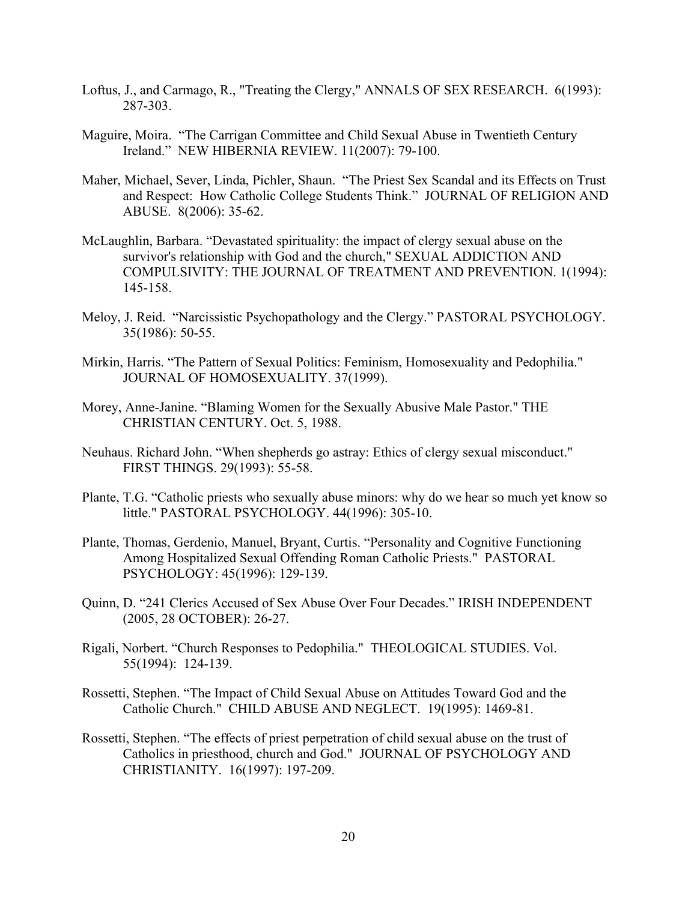Loftus, J., and Carmago, R., "Treating the Clergy," ANNALS OF SEX RESEARCH. 6(1993): 287-303.

Maguire, Moira. "The Carrigan Committee and Child Sexual Abuse in Twentieth Century Ireland." NEW HIBERNIA REVIEW. 11(2007): 79-100.

Maher, Michael, Sever, Linda, Pichler, Shaun. "The Priest Sex Scandal and its Effects on Trust and Respect: How Catholic College Students Think." JOURNAL OF RELIGION AND ABUSE. 8(2006): 35-62.

McLaughlin, Barbara. "Devastated spirituality: the impact of clergy sexual abuse on the survivor's relationship with God and the church," SEXUAL ADDICTION AND COMPULSIVITY: THE JOURNAL OF TREATMENT AND PREVENTION. 1(1994): 145-158.

Meloy, J. Reid. "Narcissistic Psychopathology and the Clergy." PASTORAL PSYCHOLOGY. 35(1986): 50-55.

Mirkin, Harris. "The Pattern of Sexual Politics: Feminism, Homosexuality and Pedophilia." JOURNAL OF HOMOSEXUALITY. 37(1999).

Morey, Anne-Janine. "Blaming Women for the Sexually Abusive Male Pastor." THE CHRISTIAN CENTURY. Oct. 5, 1988.

Neuhaus. Richard John. "When shepherds go astray: Ethics of clergy sexual misconduct." FIRST THINGS. 29(1993): 55-58.

Plante, T.G. "Catholic priests who sexually abuse minors: why do we hear so much yet know so little." PASTORAL PSYCHOLOGY. 44(1996): 305-10.

Plante, Thomas, Gerdenio, Manuel, Bryant, Curtis. "Personality and Cognitive Functioning Among Hospitalized Sexual Offending Roman Catholic Priests." PASTORAL PSYCHOLOGY: 45(1996): 129-139.

Quinn, D. "241 Clerics Accused of Sex Abuse Over Four Decades." IRISH INDEPENDENT (2005, 28 OCTOBER): 26-27.

Rigali, Norbert. "Church Responses to Pedophilia." THEOLOGICAL STUDIES. Vol. 55(1994): 124-139.

Rossetti, Stephen. "The Impact of Child Sexual Abuse on Attitudes Toward God and the Catholic Church." CHILD ABUSE AND NEGLECT. 19(1995): 1469-81.

Rossetti, Stephen. "The effects of priest perpetration of child sexual abuse on the trust of Catholics in priesthood, church and God." JOURNAL OF PSYCHOLOGY AND CHRISTIANITY. 16(1997): 197-209.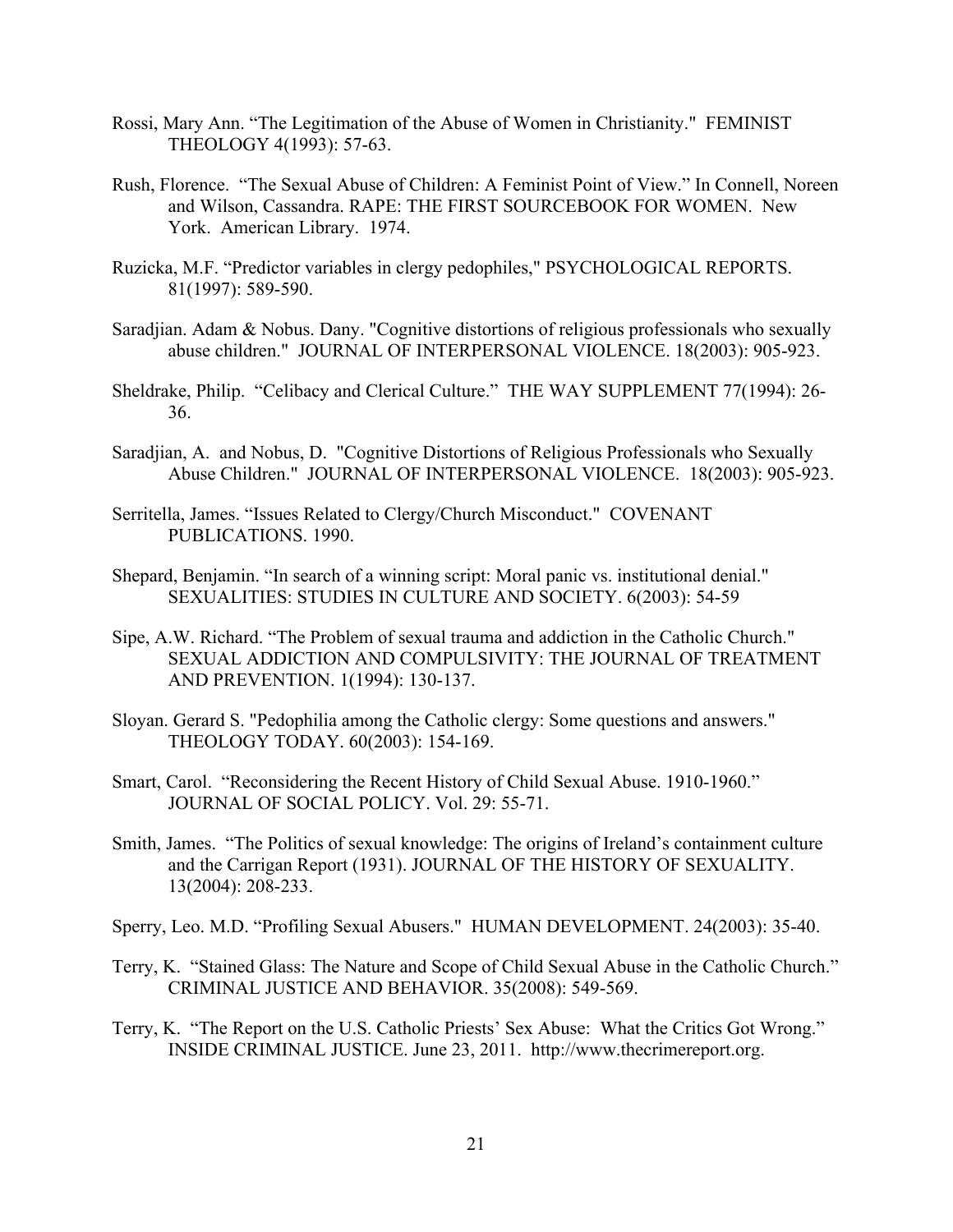Rossi, Mary Ann. “The Legitimation of the Abuse of Women in Christianity." FEMINIST THEOLOGY 4(1993): 57-63.

Rush, Florence. “The Sexual Abuse of Children: A Feminist Point of View.” In Connell, Noreen and Wilson, Cassandra. RAPE: THE FIRST SOURCEBOOK FOR WOMEN. New York. American Library. 1974.

Ruzicka, M.F. “Predictor variables in clergy pedophiles," PSYCHOLOGICAL REPORTS. 81(1997): 589-590.

Saradjian. Adam & Nobus. Dany. "Cognitive distortions of religious professionals who sexually abuse children." JOURNAL OF INTERPERSONAL VIOLENCE. 18(2003): 905-923.

Sheldrake, Philip. “Celibacy and Clerical Culture.” THE WAY SUPPLEMENT 77(1994): 26-36.

Saradjian, A. and Nobus, D. "Cognitive Distortions of Religious Professionals who Sexually Abuse Children." JOURNAL OF INTERPERSONAL VIOLENCE. 18(2003): 905-923.

Serritella, James. “Issues Related to Clergy/Church Misconduct." COVENANT PUBLICATIONS. 1990.

Shepard, Benjamin. “In search of a winning script: Moral panic vs. institutional denial." SEXUALITIES: STUDIES IN CULTURE AND SOCIETY. 6(2003): 54-59

Sipe, A.W. Richard. “The Problem of sexual trauma and addiction in the Catholic Church." SEXUAL ADDICTION AND COMPULSIVITY: THE JOURNAL OF TREATMENT AND PREVENTION. 1(1994): 130-137.

Sloyan. Gerard S. "Pedophilia among the Catholic clergy: Some questions and answers." THEOLOGY TODAY. 60(2003): 154-169.

Smart, Carol. “Reconsidering the Recent History of Child Sexual Abuse. 1910-1960.” JOURNAL OF SOCIAL POLICY. Vol. 29: 55-71.

Smith, James. “The Politics of sexual knowledge: The origins of Ireland’s containment culture and the Carrigan Report (1931). JOURNAL OF THE HISTORY OF SEXUALITY. 13(2004): 208-233.

Sperry, Leo. M.D. “Profiling Sexual Abusers." HUMAN DEVELOPMENT. 24(2003): 35-40.

Terry, K. “Stained Glass: The Nature and Scope of Child Sexual Abuse in the Catholic Church.” CRIMINAL JUSTICE AND BEHAVIOR. 35(2008): 549-569.

Terry, K. “The Report on the U.S. Catholic Priests’ Sex Abuse: What the Critics Got Wrong.” INSIDE CRIMINAL JUSTICE. June 23, 2011. http://www.thecrimereport.org.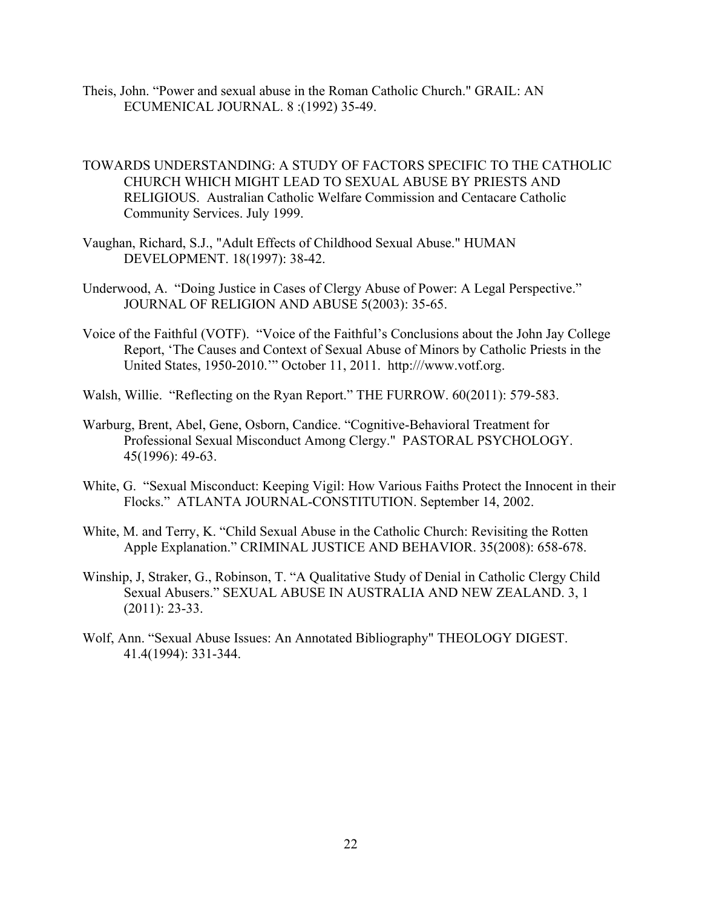Theis, John. “Power and sexual abuse in the Roman Catholic Church." GRAIL: AN ECUMENICAL JOURNAL. 8 :(1992) 35-49.

TOWARDS UNDERSTANDING: A STUDY OF FACTORS SPECIFIC TO THE CATHOLIC CHURCH WHICH MIGHT LEAD TO SEXUAL ABUSE BY PRIESTS AND RELIGIOUS. Australian Catholic Welfare Commission and Centacare Catholic Community Services. July 1999.

Vaughan, Richard, S.J., "Adult Effects of Childhood Sexual Abuse." HUMAN DEVELOPMENT. 18(1997): 38-42.

Underwood, A. “Doing Justice in Cases of Clergy Abuse of Power: A Legal Perspective.” JOURNAL OF RELIGION AND ABUSE 5(2003): 35-65.

Voice of the Faithful (VOTF). “Voice of the Faithful’s Conclusions about the John Jay College Report, ‘The Causes and Context of Sexual Abuse of Minors by Catholic Priests in the United States, 1950-2010.’” October 11, 2011. http:///www.votf.org.

Walsh, Willie. “Reflecting on the Ryan Report.” THE FURROW. 60(2011): 579-583.

Warburg, Brent, Abel, Gene, Osborn, Candice. “Cognitive-Behavioral Treatment for Professional Sexual Misconduct Among Clergy." PASTORAL PSYCHOLOGY. 45(1996): 49-63.

White, G. “Sexual Misconduct: Keeping Vigil: How Various Faiths Protect the Innocent in their Flocks.” ATLANTA JOURNAL-CONSTITUTION. September 14, 2002.

White, M. and Terry, K. “Child Sexual Abuse in the Catholic Church: Revisiting the Rotten Apple Explanation.” CRIMINAL JUSTICE AND BEHAVIOR. 35(2008): 658-678.

Winship, J, Straker, G., Robinson, T. “A Qualitative Study of Denial in Catholic Clergy Child Sexual Abusers.” SEXUAL ABUSE IN AUSTRALIA AND NEW ZEALAND. 3, 1 (2011): 23-33.

Wolf, Ann. “Sexual Abuse Issues: An Annotated Bibliography" THEOLOGY DIGEST. 41.4(1994): 331-344.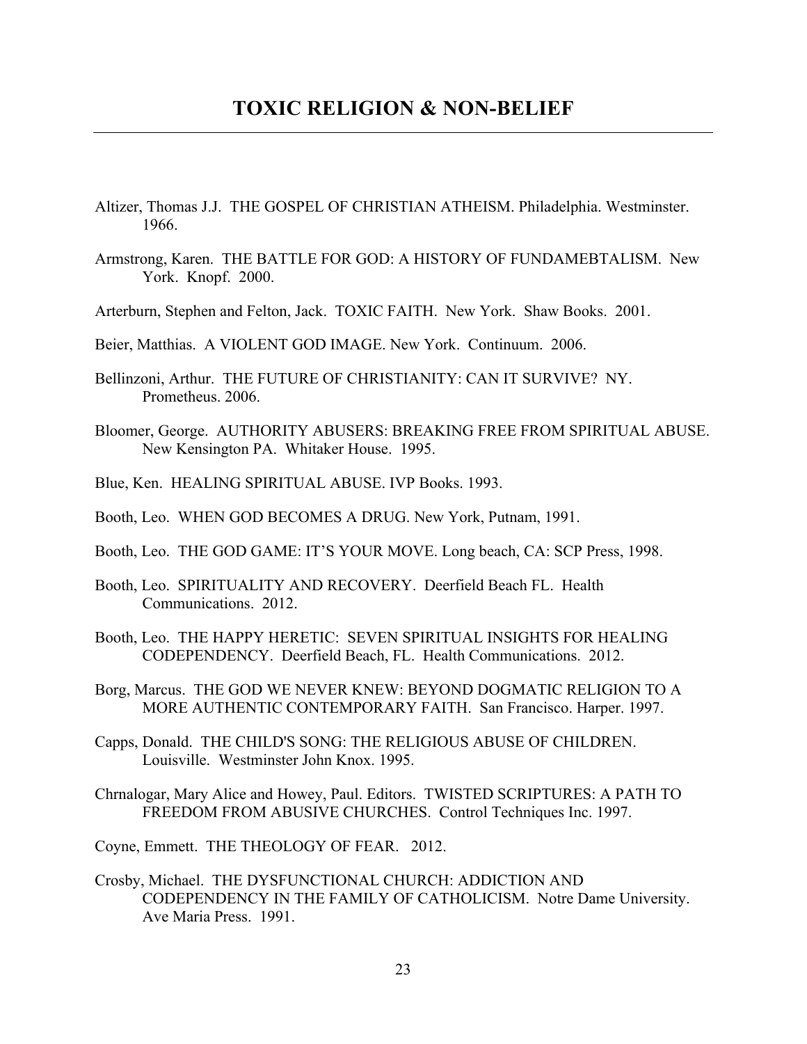# TOXIC RELIGION & NON-BELIEF

Altizer, Thomas J.J. THE GOSPEL OF CHRISTIAN ATHEISM. Philadelphia. Westminster. 1966.

Armstrong, Karen. THE BATTLE FOR GOD: A HISTORY OF FUNDAMEBTALISM. New York. Knopf. 2000.

Arterburn, Stephen and Felton, Jack. TOXIC FAITH. New York. Shaw Books. 2001.

Beier, Matthias. A VIOLENT GOD IMAGE. New York. Continuum. 2006.

Bellinzoni, Arthur. THE FUTURE OF CHRISTIANITY: CAN IT SURVIVE? NY. Prometheus. 2006.

Bloomer, George. AUTHORITY ABUSERS: BREAKING FREE FROM SPIRITUAL ABUSE. New Kensington PA. Whitaker House. 1995.

Blue, Ken. HEALING SPIRITUAL ABUSE. IVP Books. 1993.

Booth, Leo. WHEN GOD BECOMES A DRUG. New York, Putnam, 1991.

Booth, Leo. THE GOD GAME: IT'S YOUR MOVE. Long beach, CA: SCP Press, 1998.

Booth, Leo. SPIRITUALITY AND RECOVERY. Deerfield Beach FL. Health Communications. 2012.

Booth, Leo. THE HAPPY HERETIC: SEVEN SPIRITUAL INSIGHTS FOR HEALING CODEPENDENCY. Deerfield Beach, FL. Health Communications. 2012.

Borg, Marcus. THE GOD WE NEVER KNEW: BEYOND DOGMATIC RELIGION TO A MORE AUTHENTIC CONTEMPORARY FAITH. San Francisco. Harper. 1997.

Capps, Donald. THE CHILD'S SONG: THE RELIGIOUS ABUSE OF CHILDREN. Louisville. Westminster John Knox. 1995.

Chrnalogar, Mary Alice and Howey, Paul. Editors. TWISTED SCRIPTURES: A PATH TO FREEDOM FROM ABUSIVE CHURCHES. Control Techniques Inc. 1997.

Coyne, Emmett. THE THEOLOGY OF FEAR. 2012.

Crosby, Michael. THE DYSFUNCTIONAL CHURCH: ADDICTION AND CODEPENDENCY IN THE FAMILY OF CATHOLICISM. Notre Dame University. Ave Maria Press. 1991.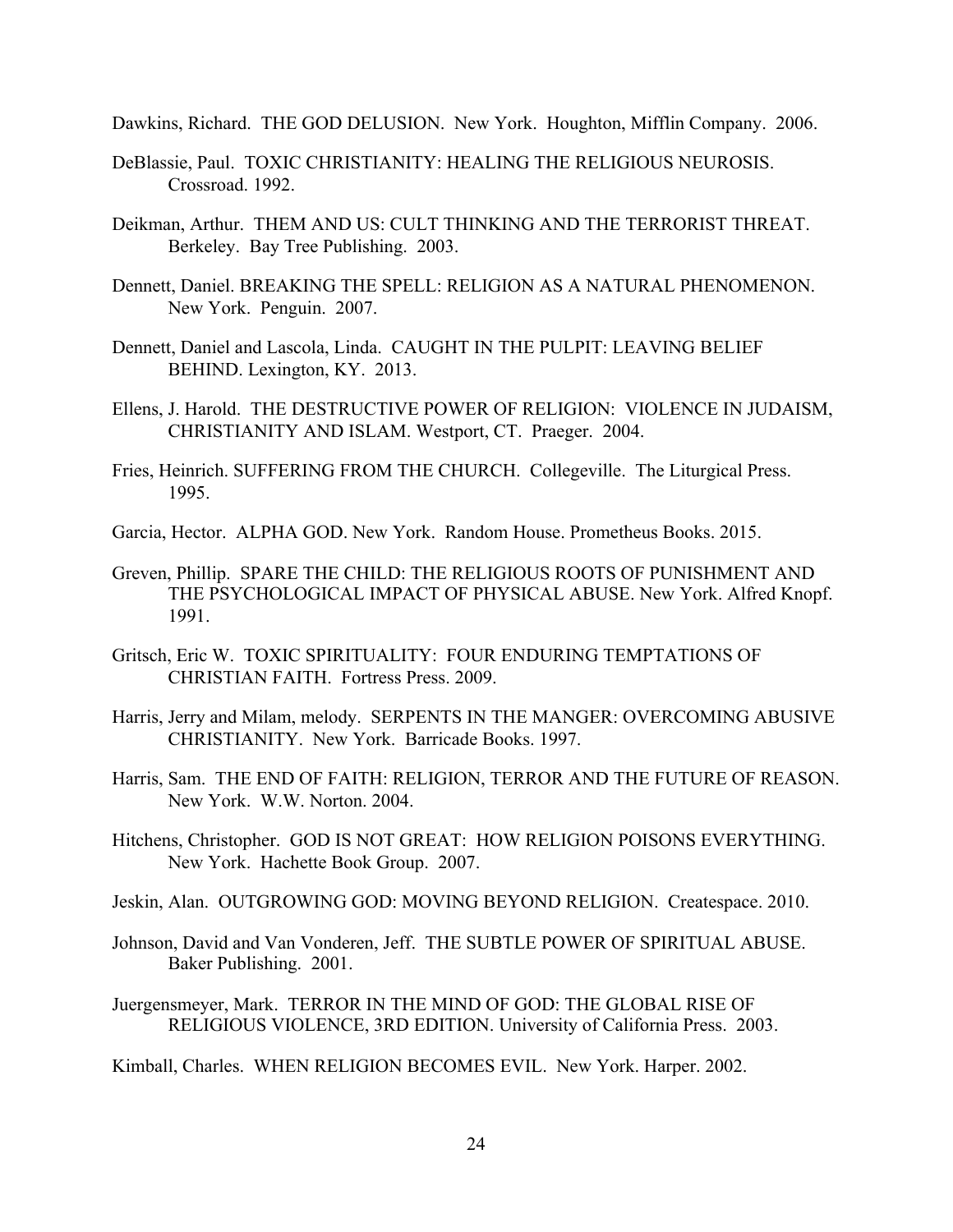Dawkins, Richard. THE GOD DELUSION. New York. Houghton, Mifflin Company. 2006.

DeBlassie, Paul. TOXIC CHRISTIANITY: HEALING THE RELIGIOUS NEUROSIS. Crossroad. 1992.

Deikman, Arthur. THEM AND US: CULT THINKING AND THE TERRORIST THREAT. Berkeley. Bay Tree Publishing. 2003.

Dennett, Daniel. BREAKING THE SPELL: RELIGION AS A NATURAL PHENOMENON. New York. Penguin. 2007.

Dennett, Daniel and Lascola, Linda. CAUGHT IN THE PULPIT: LEAVING BELIEF BEHIND. Lexington, KY. 2013.

Ellens, J. Harold. THE DESTRUCTIVE POWER OF RELIGION: VIOLENCE IN JUDAISM, CHRISTIANITY AND ISLAM. Westport, CT. Praeger. 2004.

Fries, Heinrich. SUFFERING FROM THE CHURCH. Collegeville. The Liturgical Press. 1995.

Garcia, Hector. ALPHA GOD. New York. Random House. Prometheus Books. 2015.

Greven, Phillip. SPARE THE CHILD: THE RELIGIOUS ROOTS OF PUNISHMENT AND THE PSYCHOLOGICAL IMPACT OF PHYSICAL ABUSE. New York. Alfred Knopf. 1991.

Gritsch, Eric W. TOXIC SPIRITUALITY: FOUR ENDURING TEMPTATIONS OF CHRISTIAN FAITH. Fortress Press. 2009.

Harris, Jerry and Milam, melody. SERPENTS IN THE MANGER: OVERCOMING ABUSIVE CHRISTIANITY. New York. Barricade Books. 1997.

Harris, Sam. THE END OF FAITH: RELIGION, TERROR AND THE FUTURE OF REASON. New York. W.W. Norton. 2004.

Hitchens, Christopher. GOD IS NOT GREAT: HOW RELIGION POISONS EVERYTHING. New York. Hachette Book Group. 2007.

Jeskin, Alan. OUTGROWING GOD: MOVING BEYOND RELIGION. Createspace. 2010.

Johnson, David and Van Vonderen, Jeff. THE SUBTLE POWER OF SPIRITUAL ABUSE. Baker Publishing. 2001.

Juergensmeyer, Mark. TERROR IN THE MIND OF GOD: THE GLOBAL RISE OF RELIGIOUS VIOLENCE, 3RD EDITION. University of California Press. 2003.

Kimball, Charles. WHEN RELIGION BECOMES EVIL. New York. Harper. 2002.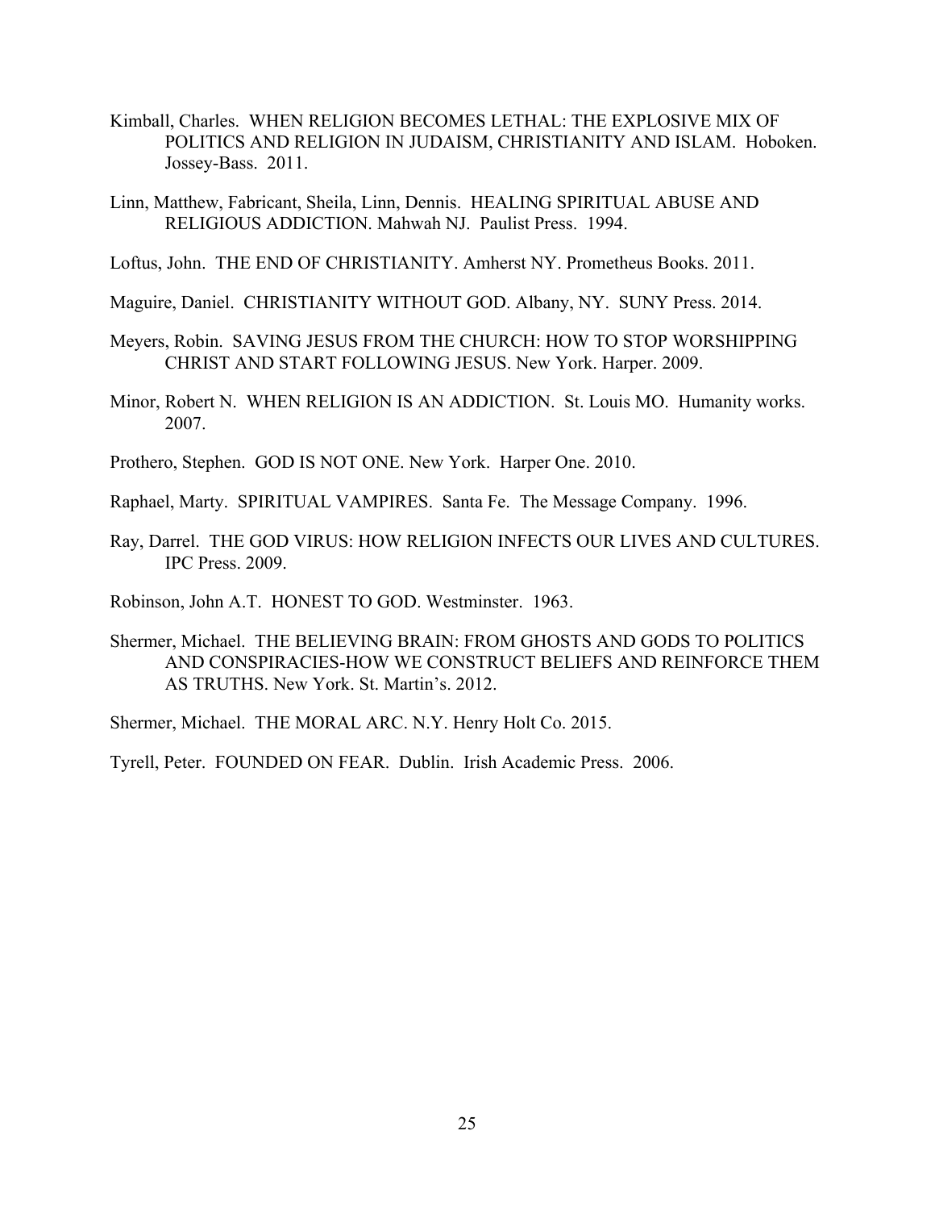Kimball, Charles. WHEN RELIGION BECOMES LETHAL: THE EXPLOSIVE MIX OF POLITICS AND RELIGION IN JUDAISM, CHRISTIANITY AND ISLAM. Hoboken. Jossey-Bass. 2011.

Linn, Matthew, Fabricant, Sheila, Linn, Dennis. HEALING SPIRITUAL ABUSE AND RELIGIOUS ADDICTION. Mahwah NJ. Paulist Press. 1994.

Loftus, John. THE END OF CHRISTIANITY. Amherst NY. Prometheus Books. 2011.

Maguire, Daniel. CHRISTIANITY WITHOUT GOD. Albany, NY. SUNY Press. 2014.

Meyers, Robin. SAVING JESUS FROM THE CHURCH: HOW TO STOP WORSHIPPING CHRIST AND START FOLLOWING JESUS. New York. Harper. 2009.

Minor, Robert N. WHEN RELIGION IS AN ADDICTION. St. Louis MO. Humanity works. 2007.

Prothero, Stephen. GOD IS NOT ONE. New York. Harper One. 2010.

Raphael, Marty. SPIRITUAL VAMPIRES. Santa Fe. The Message Company. 1996.

Ray, Darrel. THE GOD VIRUS: HOW RELIGION INFECTS OUR LIVES AND CULTURES. IPC Press. 2009.

Robinson, John A.T. HONEST TO GOD. Westminster. 1963.

Shermer, Michael. THE BELIEVING BRAIN: FROM GHOSTS AND GODS TO POLITICS AND CONSPIRACIES-HOW WE CONSTRUCT BELIEFS AND REINFORCE THEM AS TRUTHS. New York. St. Martin's. 2012.

Shermer, Michael. THE MORAL ARC. N.Y. Henry Holt Co. 2015.

Tyrell, Peter. FOUNDED ON FEAR. Dublin. Irish Academic Press. 2006.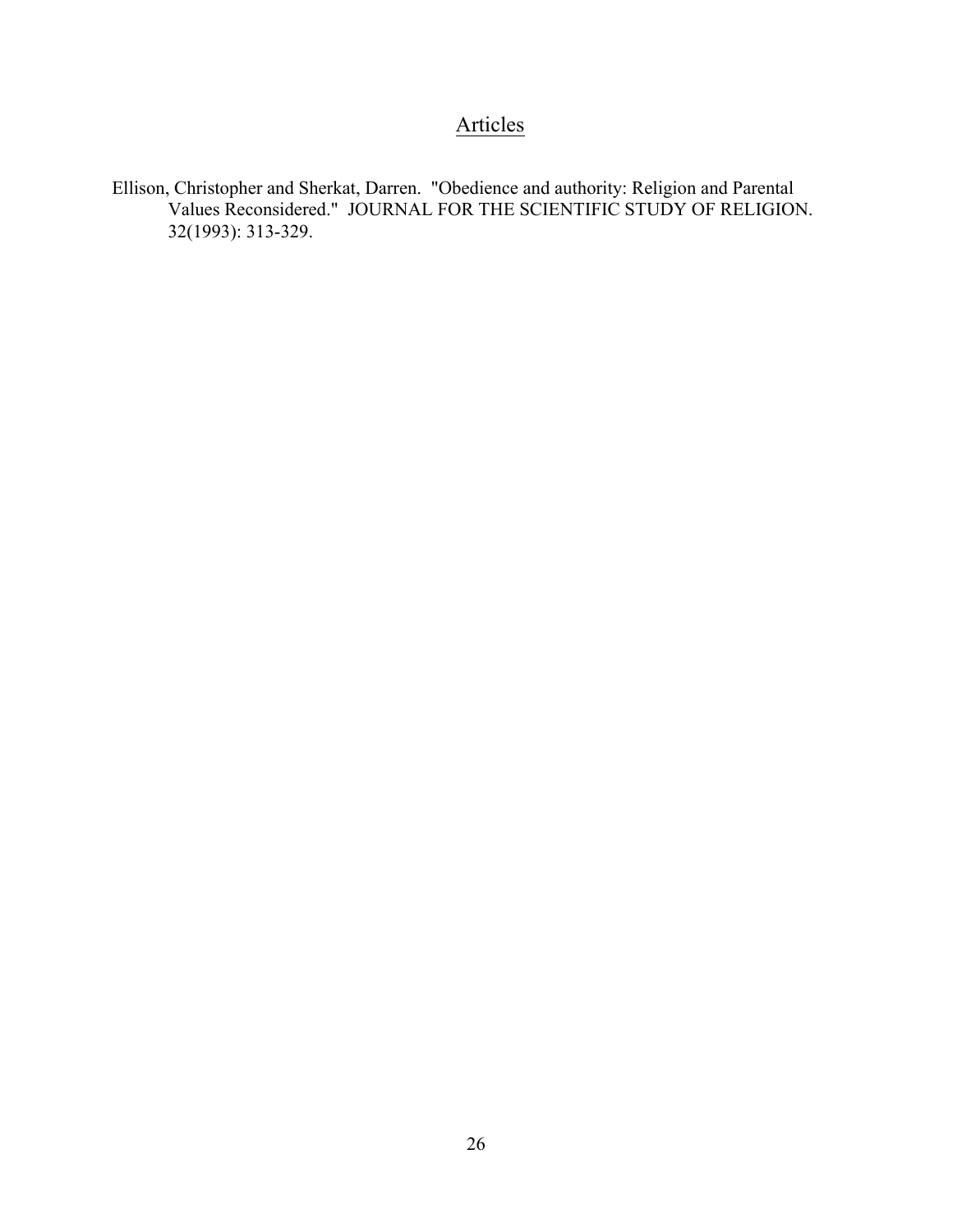## Articles

Ellison, Christopher and Sherkat, Darren. "Obedience and authority: Religion and Parental Values Reconsidered." JOURNAL FOR THE SCIENTIFIC STUDY OF RELIGION. 32(1993): 313-329.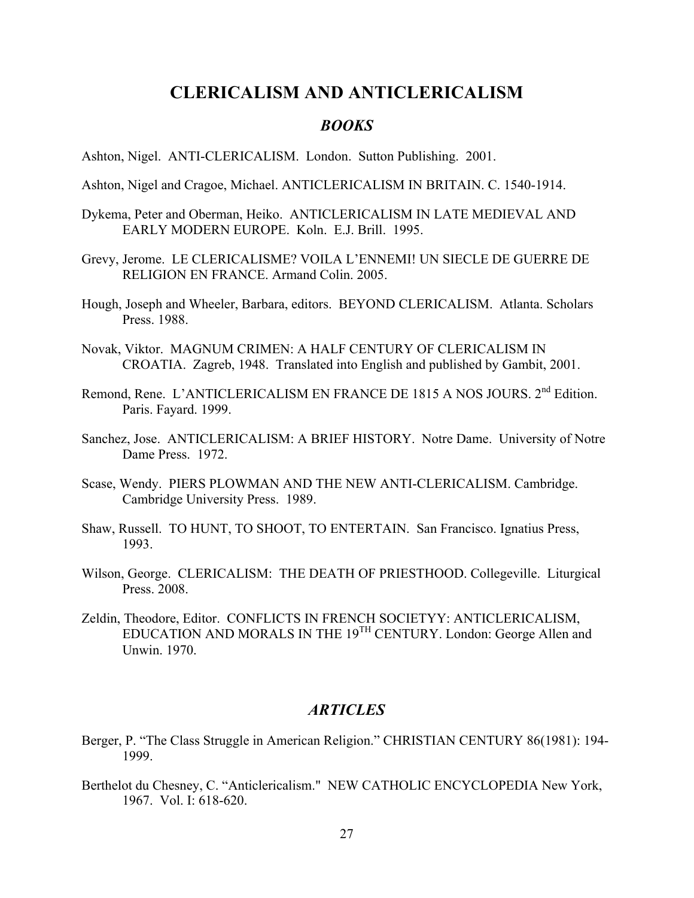# CLERICALISM AND ANTICLERICALISM

## *BOOKS*

Ashton, Nigel. ANTI-CLERICALISM. London. Sutton Publishing. 2001.

Ashton, Nigel and Cragoe, Michael. ANTICLERICALISM IN BRITAIN. C. 1540-1914.

Dykema, Peter and Oberman, Heiko. ANTICLERICALISM IN LATE MEDIEVAL AND EARLY MODERN EUROPE. Koln. E.J. Brill. 1995.

Grevy, Jerome. LE CLERICALISME? VOILA L'ENNEMI! UN SIECLE DE GUERRE DE RELIGION EN FRANCE. Armand Colin. 2005.

Hough, Joseph and Wheeler, Barbara, editors. BEYOND CLERICALISM. Atlanta. Scholars Press. 1988.

Novak, Viktor. MAGNUM CRIMEN: A HALF CENTURY OF CLERICALISM IN CROATIA. Zagreb, 1948. Translated into English and published by Gambit, 2001.

Remond, Rene. L'ANTICLERICALISM EN FRANCE DE 1815 A NOS JOURS. 2nd Edition. Paris. Fayard. 1999.

Sanchez, Jose. ANTICLERICALISM: A BRIEF HISTORY. Notre Dame. University of Notre Dame Press. 1972.

Scase, Wendy. PIERS PLOWMAN AND THE NEW ANTI-CLERICALISM. Cambridge. Cambridge University Press. 1989.

Shaw, Russell. TO HUNT, TO SHOOT, TO ENTERTAIN. San Francisco. Ignatius Press, 1993.

Wilson, George. CLERICALISM: THE DEATH OF PRIESTHOOD. Collegeville. Liturgical Press. 2008.

Zeldin, Theodore, Editor. CONFLICTS IN FRENCH SOCIETYY: ANTICLERICALISM, EDUCATION AND MORALS IN THE 19TH CENTURY. London: George Allen and Unwin. 1970.

## *ARTICLES*

Berger, P. "The Class Struggle in American Religion." CHRISTIAN CENTURY 86(1981): 194-1999.

Berthelot du Chesney, C. "Anticlericalism." NEW CATHOLIC ENCYCLOPEDIA New York, 1967. Vol. I: 618-620.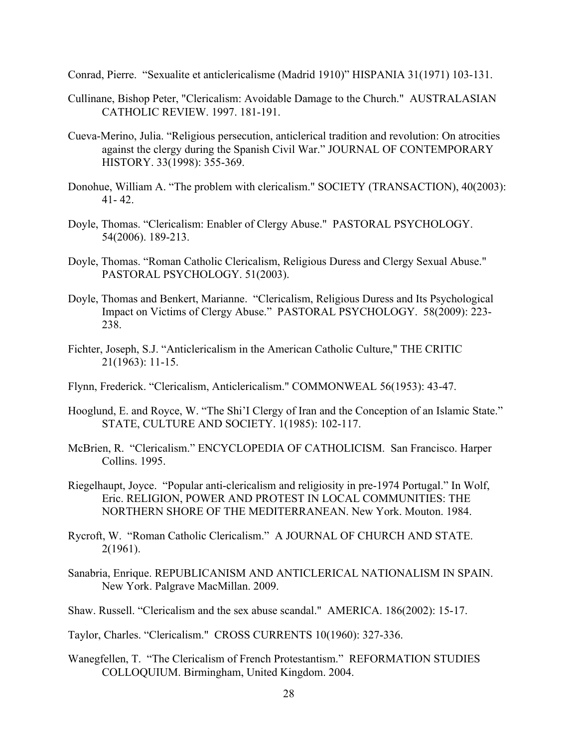Conrad, Pierre. “Sexualite et anticlericalisme (Madrid 1910)” HISPANIA 31(1971) 103-131.

Cullinane, Bishop Peter, "Clericalism: Avoidable Damage to the Church." AUSTRALASIAN CATHOLIC REVIEW. 1997. 181-191.

Cueva-Merino, Julia. “Religious persecution, anticlerical tradition and revolution: On atrocities against the clergy during the Spanish Civil War.” JOURNAL OF CONTEMPORARY HISTORY. 33(1998): 355-369.

Donohue, William A. “The problem with clericalism." SOCIETY (TRANSACTION), 40(2003): 41- 42.

Doyle, Thomas. “Clericalism: Enabler of Clergy Abuse." PASTORAL PSYCHOLOGY. 54(2006). 189-213.

Doyle, Thomas. “Roman Catholic Clericalism, Religious Duress and Clergy Sexual Abuse." PASTORAL PSYCHOLOGY. 51(2003).

Doyle, Thomas and Benkert, Marianne. “Clericalism, Religious Duress and Its Psychological Impact on Victims of Clergy Abuse.” PASTORAL PSYCHOLOGY. 58(2009): 223-238.

Fichter, Joseph, S.J. “Anticlericalism in the American Catholic Culture," THE CRITIC 21(1963): 11-15.

Flynn, Frederick. “Clericalism, Anticlericalism." COMMONWEAL 56(1953): 43-47.

Hooglund, E. and Royce, W. “The Shi’I Clergy of Iran and the Conception of an Islamic State.” STATE, CULTURE AND SOCIETY. 1(1985): 102-117.

McBrien, R. “Clericalism.” ENCYCLOPEDIA OF CATHOLICISM. San Francisco. Harper Collins. 1995.

Riegelhaupt, Joyce. “Popular anti-clericalism and religiosity in pre-1974 Portugal.” In Wolf, Eric. RELIGION, POWER AND PROTEST IN LOCAL COMMUNITIES: THE NORTHERN SHORE OF THE MEDITERRANEAN. New York. Mouton. 1984.

Rycroft, W. “Roman Catholic Clericalism.” A JOURNAL OF CHURCH AND STATE. 2(1961).

Sanabria, Enrique. REPUBLICANISM AND ANTICLERICAL NATIONALISM IN SPAIN. New York. Palgrave MacMillan. 2009.

Shaw. Russell. “Clericalism and the sex abuse scandal." AMERICA. 186(2002): 15-17.

Taylor, Charles. “Clericalism." CROSS CURRENTS 10(1960): 327-336.

Wanegffelen, T. “The Clericalism of French Protestantism.” REFORMATION STUDIES COLLOQUIUM. Birmingham, United Kingdom. 2004.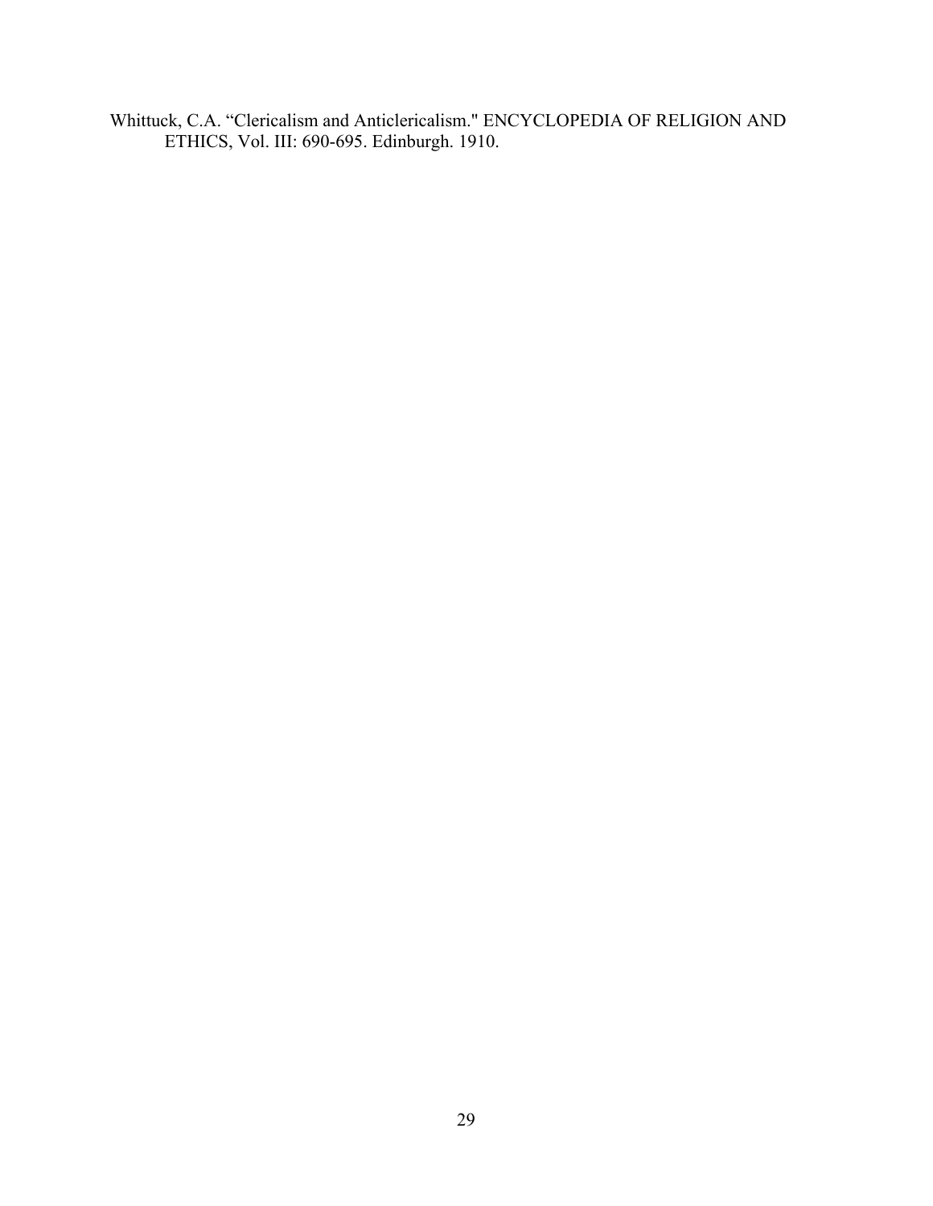Whittuck, C.A. “Clericalism and Anticlericalism." ENCYCLOPEDIA OF RELIGION AND ETHICS, Vol. III: 690-695. Edinburgh. 1910.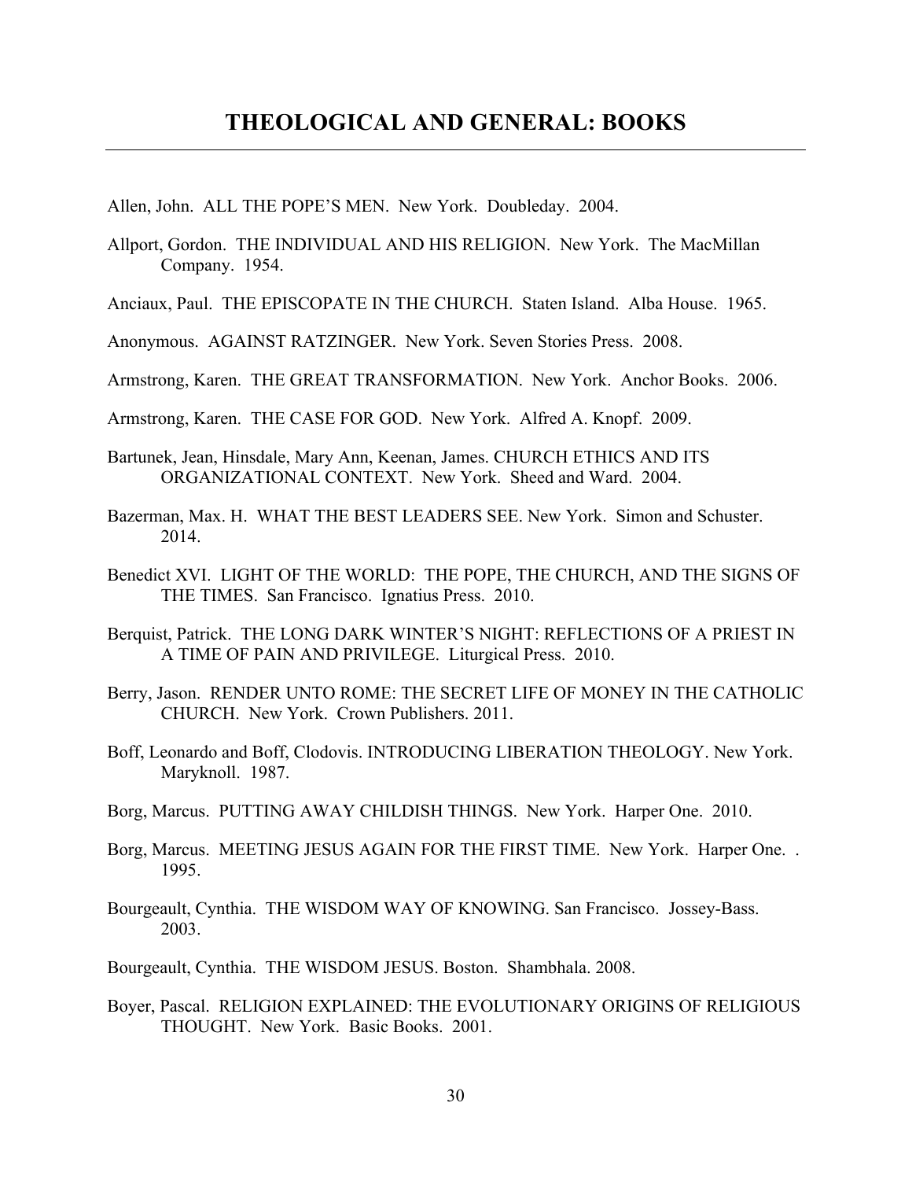## THEOLOGICAL AND GENERAL: BOOKS

---

Allen, John. ALL THE POPE'S MEN. New York. Doubleday. 2004.

Allport, Gordon. THE INDIVIDUAL AND HIS RELIGION. New York. The MacMillan Company. 1954.

Anciaux, Paul. THE EPISCOPATE IN THE CHURCH. Staten Island. Alba House. 1965.

Anonymous. AGAINST RATZINGER. New York. Seven Stories Press. 2008.

Armstrong, Karen. THE GREAT TRANSFORMATION. New York. Anchor Books. 2006.

Armstrong, Karen. THE CASE FOR GOD. New York. Alfred A. Knopf. 2009.

Bartunek, Jean, Hinsdale, Mary Ann, Keenan, James. CHURCH ETHICS AND ITS ORGANIZATIONAL CONTEXT. New York. Sheed and Ward. 2004.

Bazerman, Max. H. WHAT THE BEST LEADERS SEE. New York. Simon and Schuster. 2014.

Benedict XVI. LIGHT OF THE WORLD: THE POPE, THE CHURCH, AND THE SIGNS OF THE TIMES. San Francisco. Ignatius Press. 2010.

Berquist, Patrick. THE LONG DARK WINTER'S NIGHT: REFLECTIONS OF A PRIEST IN A TIME OF PAIN AND PRIVILEGE. Liturgical Press. 2010.

Berry, Jason. RENDER UNTO ROME: THE SECRET LIFE OF MONEY IN THE CATHOLIC CHURCH. New York. Crown Publishers. 2011.

Boff, Leonardo and Boff, Clodovis. INTRODUCING LIBERATION THEOLOGY. New York. Maryknoll. 1987.

Borg, Marcus. PUTTING AWAY CHILDISH THINGS. New York. Harper One. 2010.

Borg, Marcus. MEETING JESUS AGAIN FOR THE FIRST TIME. New York. Harper One. . 1995.

Bourgeault, Cynthia. THE WISDOM WAY OF KNOWING. San Francisco. Jossey-Bass. 2003.

Bourgeault, Cynthia. THE WISDOM JESUS. Boston. Shambhala. 2008.

Boyer, Pascal. RELIGION EXPLAINED: THE EVOLUTIONARY ORIGINS OF RELIGIOUS THOUGHT. New York. Basic Books. 2001.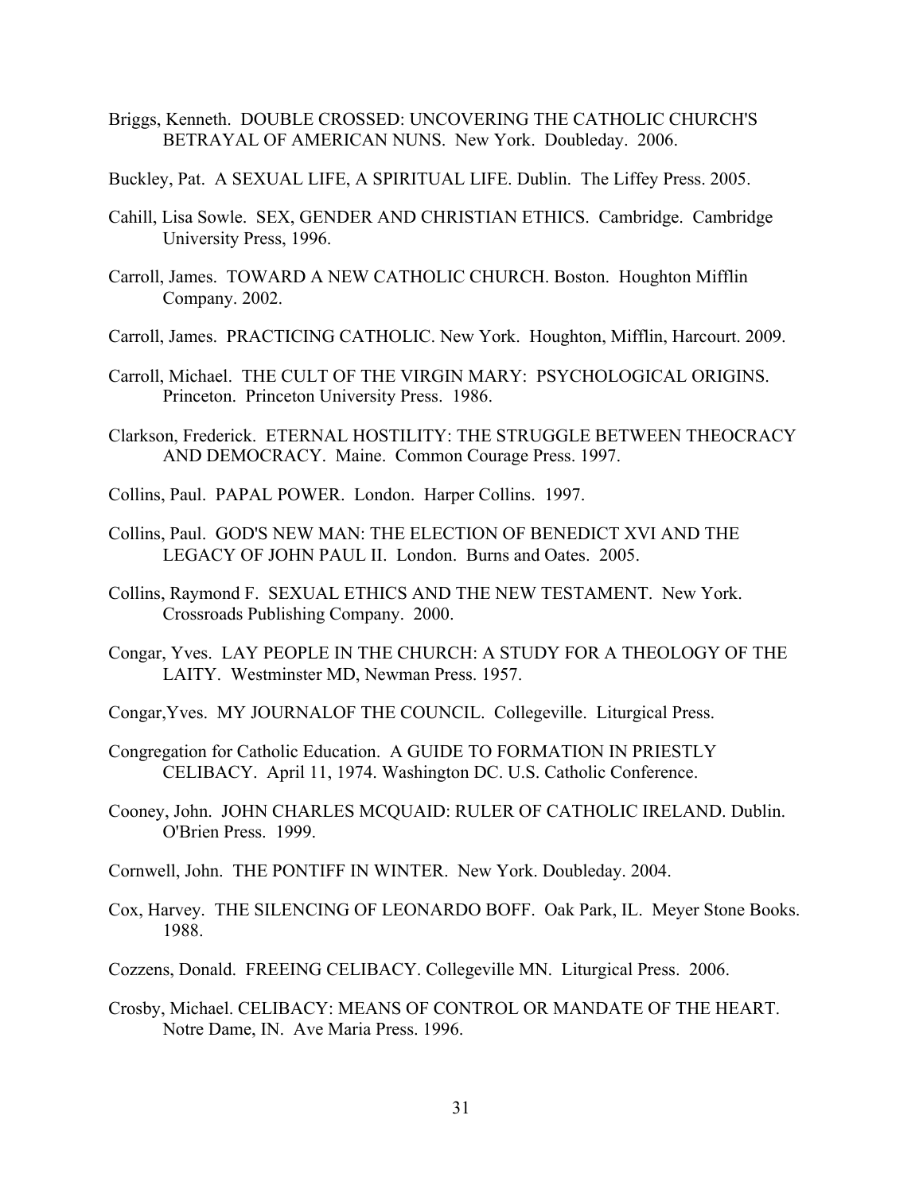Briggs, Kenneth. DOUBLE CROSSED: UNCOVERING THE CATHOLIC CHURCH'S BETRAYAL OF AMERICAN NUNS. New York. Doubleday. 2006.

Buckley, Pat. A SEXUAL LIFE, A SPIRITUAL LIFE. Dublin. The Liffey Press. 2005.

Cahill, Lisa Sowle. SEX, GENDER AND CHRISTIAN ETHICS. Cambridge. Cambridge University Press, 1996.

Carroll, James. TOWARD A NEW CATHOLIC CHURCH. Boston. Houghton Mifflin Company. 2002.

Carroll, James. PRACTICING CATHOLIC. New York. Houghton, Mifflin, Harcourt. 2009.

Carroll, Michael. THE CULT OF THE VIRGIN MARY: PSYCHOLOGICAL ORIGINS. Princeton. Princeton University Press. 1986.

Clarkson, Frederick. ETERNAL HOSTILITY: THE STRUGGLE BETWEEN THEOCRACY AND DEMOCRACY. Maine. Common Courage Press. 1997.

Collins, Paul. PAPAL POWER. London. Harper Collins. 1997.

Collins, Paul. GOD'S NEW MAN: THE ELECTION OF BENEDICT XVI AND THE LEGACY OF JOHN PAUL II. London. Burns and Oates. 2005.

Collins, Raymond F. SEXUAL ETHICS AND THE NEW TESTAMENT. New York. Crossroads Publishing Company. 2000.

Congar, Yves. LAY PEOPLE IN THE CHURCH: A STUDY FOR A THEOLOGY OF THE LAITY. Westminster MD, Newman Press. 1957.

Congar,Yves. MY JOURNALOF THE COUNCIL. Collegeville. Liturgical Press.

Congregation for Catholic Education. A GUIDE TO FORMATION IN PRIESTLY CELIBACY. April 11, 1974. Washington DC. U.S. Catholic Conference.

Cooney, John. JOHN CHARLES MCQUAID: RULER OF CATHOLIC IRELAND. Dublin. O'Brien Press. 1999.

Cornwell, John. THE PONTIFF IN WINTER. New York. Doubleday. 2004.

Cox, Harvey. THE SILENCING OF LEONARDO BOFF. Oak Park, IL. Meyer Stone Books. 1988.

Cozzens, Donald. FREEING CELIBACY. Collegeville MN. Liturgical Press. 2006.

Crosby, Michael. CELIBACY: MEANS OF CONTROL OR MANDATE OF THE HEART. Notre Dame, IN. Ave Maria Press. 1996.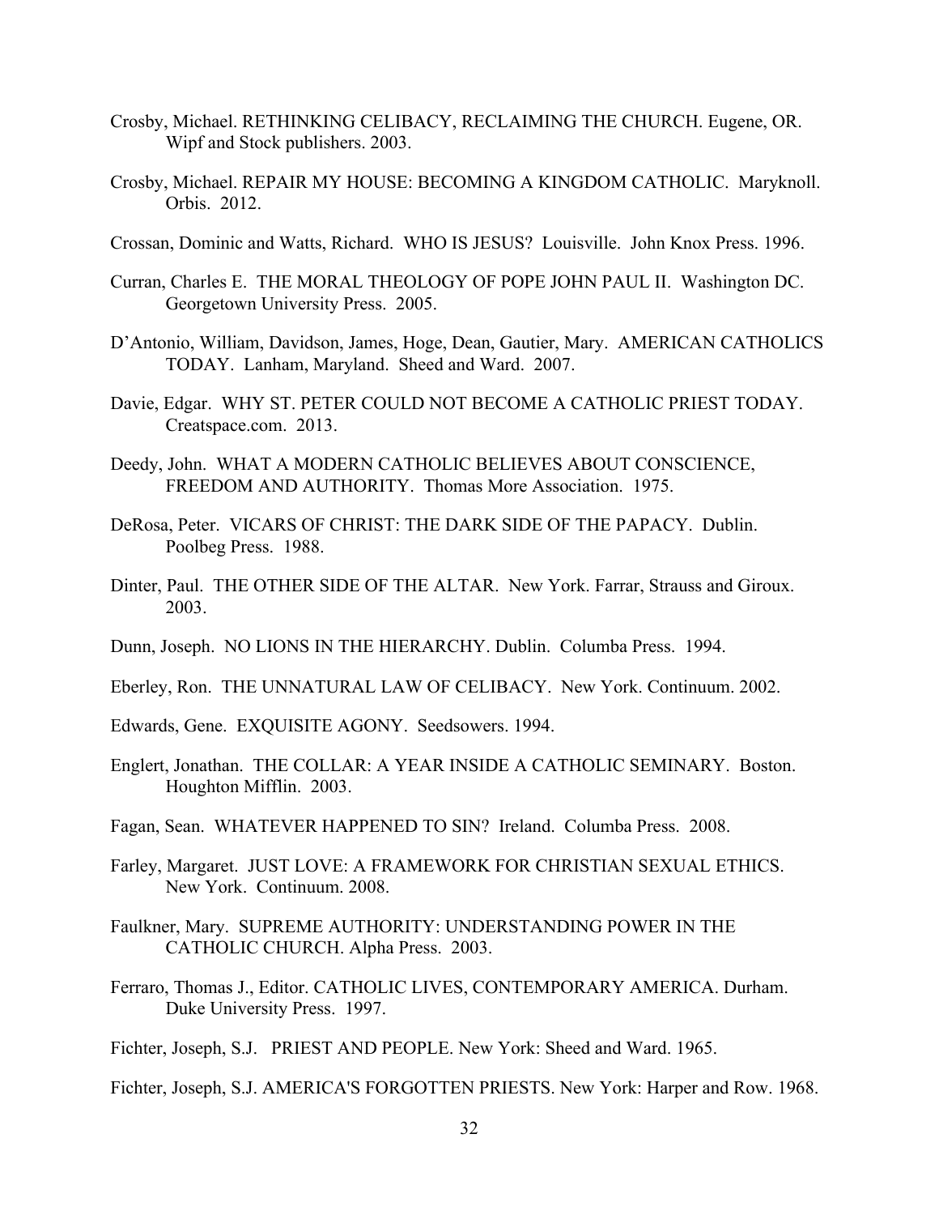Crosby, Michael. RETHINKING CELIBACY, RECLAIMING THE CHURCH. Eugene, OR. Wipf and Stock publishers. 2003.

Crosby, Michael. REPAIR MY HOUSE: BECOMING A KINGDOM CATHOLIC. Maryknoll. Orbis. 2012.

Crossan, Dominic and Watts, Richard. WHO IS JESUS? Louisville. John Knox Press. 1996.

Curran, Charles E. THE MORAL THEOLOGY OF POPE JOHN PAUL II. Washington DC. Georgetown University Press. 2005.

D'Antonio, William, Davidson, James, Hoge, Dean, Gautier, Mary. AMERICAN CATHOLICS TODAY. Lanham, Maryland. Sheed and Ward. 2007.

Davie, Edgar. WHY ST. PETER COULD NOT BECOME A CATHOLIC PRIEST TODAY. Creatspace.com. 2013.

Deedy, John. WHAT A MODERN CATHOLIC BELIEVES ABOUT CONSCIENCE, FREEDOM AND AUTHORITY. Thomas More Association. 1975.

DeRosa, Peter. VICARS OF CHRIST: THE DARK SIDE OF THE PAPACY. Dublin. Poolbeg Press. 1988.

Dinter, Paul. THE OTHER SIDE OF THE ALTAR. New York. Farrar, Strauss and Giroux. 2003.

Dunn, Joseph. NO LIONS IN THE HIERARCHY. Dublin. Columba Press. 1994.

Eberley, Ron. THE UNNATURAL LAW OF CELIBACY. New York. Continuum. 2002.

Edwards, Gene. EXQUISITE AGONY. Seedsowers. 1994.

Englert, Jonathan. THE COLLAR: A YEAR INSIDE A CATHOLIC SEMINARY. Boston. Houghton Mifflin. 2003.

Fagan, Sean. WHATEVER HAPPENED TO SIN? Ireland. Columba Press. 2008.

Farley, Margaret. JUST LOVE: A FRAMEWORK FOR CHRISTIAN SEXUAL ETHICS. New York. Continuum. 2008.

Faulkner, Mary. SUPREME AUTHORITY: UNDERSTANDING POWER IN THE CATHOLIC CHURCH. Alpha Press. 2003.

Ferraro, Thomas J., Editor. CATHOLIC LIVES, CONTEMPORARY AMERICA. Durham. Duke University Press. 1997.

Fichter, Joseph, S.J. PRIEST AND PEOPLE. New York: Sheed and Ward. 1965.

Fichter, Joseph, S.J. AMERICA'S FORGOTTEN PRIESTS. New York: Harper and Row. 1968.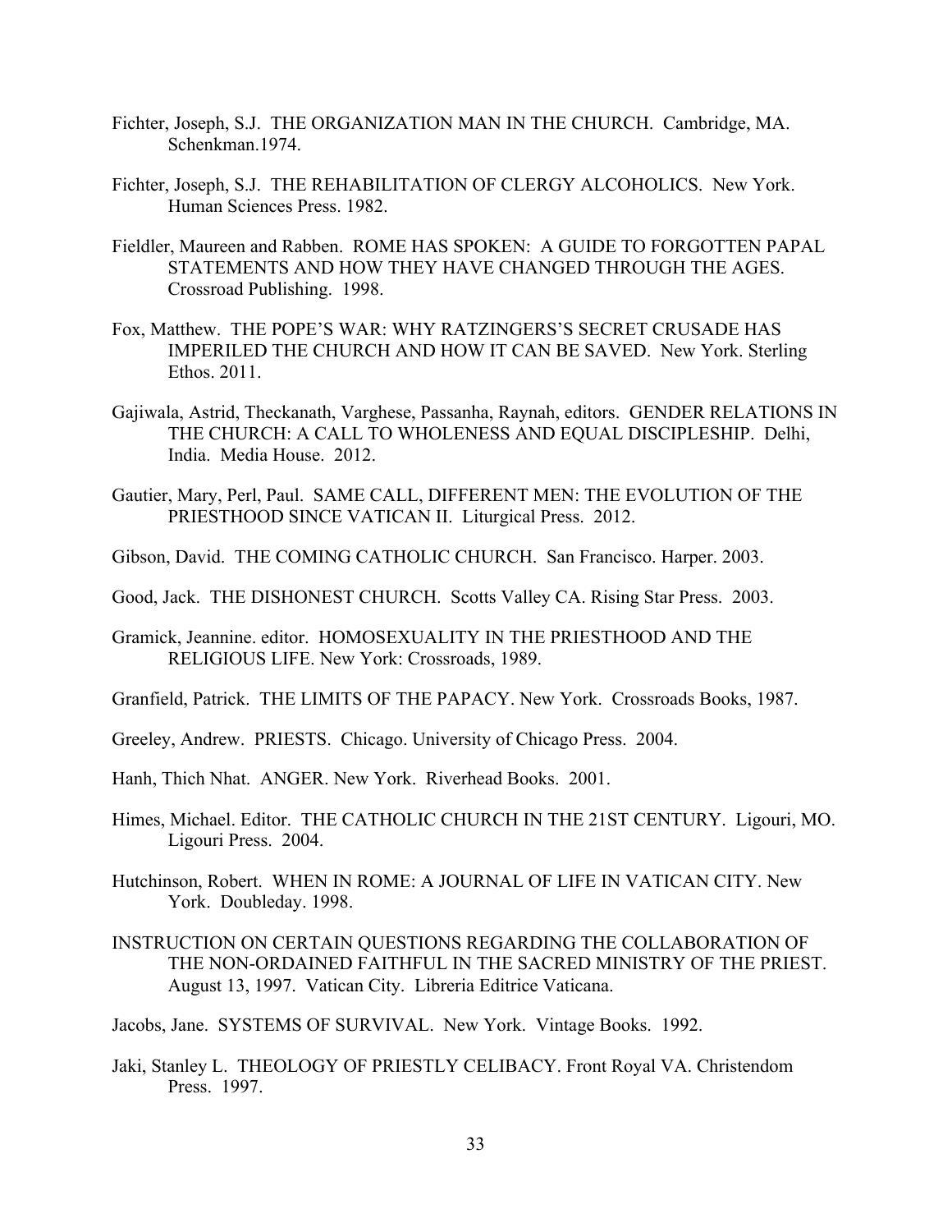Fichter, Joseph, S.J. THE ORGANIZATION MAN IN THE CHURCH. Cambridge, MA. Schenkman.1974.

Fichter, Joseph, S.J. THE REHABILITATION OF CLERGY ALCOHOLICS. New York. Human Sciences Press. 1982.

Fieldler, Maureen and Rabben. ROME HAS SPOKEN: A GUIDE TO FORGOTTEN PAPAL STATEMENTS AND HOW THEY HAVE CHANGED THROUGH THE AGES. Crossroad Publishing. 1998.

Fox, Matthew. THE POPE'S WAR: WHY RATZINGERS'S SECRET CRUSADE HAS IMPERILED THE CHURCH AND HOW IT CAN BE SAVED. New York. Sterling Ethos. 2011.

Gajiwala, Astrid, Theckanath, Varghese, Passanha, Raynah, editors. GENDER RELATIONS IN THE CHURCH: A CALL TO WHOLENESS AND EQUAL DISCIPLESHIP. Delhi, India. Media House. 2012.

Gautier, Mary, Perl, Paul. SAME CALL, DIFFERENT MEN: THE EVOLUTION OF THE PRIESTHOOD SINCE VATICAN II. Liturgical Press. 2012.

Gibson, David. THE COMING CATHOLIC CHURCH. San Francisco. Harper. 2003.

Good, Jack. THE DISHONEST CHURCH. Scotts Valley CA. Rising Star Press. 2003.

Gramick, Jeannine. editor. HOMOSEXUALITY IN THE PRIESTHOOD AND THE RELIGIOUS LIFE. New York: Crossroads, 1989.

Granfield, Patrick. THE LIMITS OF THE PAPACY. New York. Crossroads Books, 1987.

Greeley, Andrew. PRIESTS. Chicago. University of Chicago Press. 2004.

Hanh, Thich Nhat. ANGER. New York. Riverhead Books. 2001.

Himes, Michael. Editor. THE CATHOLIC CHURCH IN THE 21ST CENTURY. Ligouri, MO. Ligouri Press. 2004.

Hutchinson, Robert. WHEN IN ROME: A JOURNAL OF LIFE IN VATICAN CITY. New York. Doubleday. 1998.

INSTRUCTION ON CERTAIN QUESTIONS REGARDING THE COLLABORATION OF THE NON-ORDAINED FAITHFUL IN THE SACRED MINISTRY OF THE PRIEST. August 13, 1997. Vatican City. Libreria Editrice Vaticana.

Jacobs, Jane. SYSTEMS OF SURVIVAL. New York. Vintage Books. 1992.

Jaki, Stanley L. THEOLOGY OF PRIESTLY CELIBACY. Front Royal VA. Christendom Press. 1997.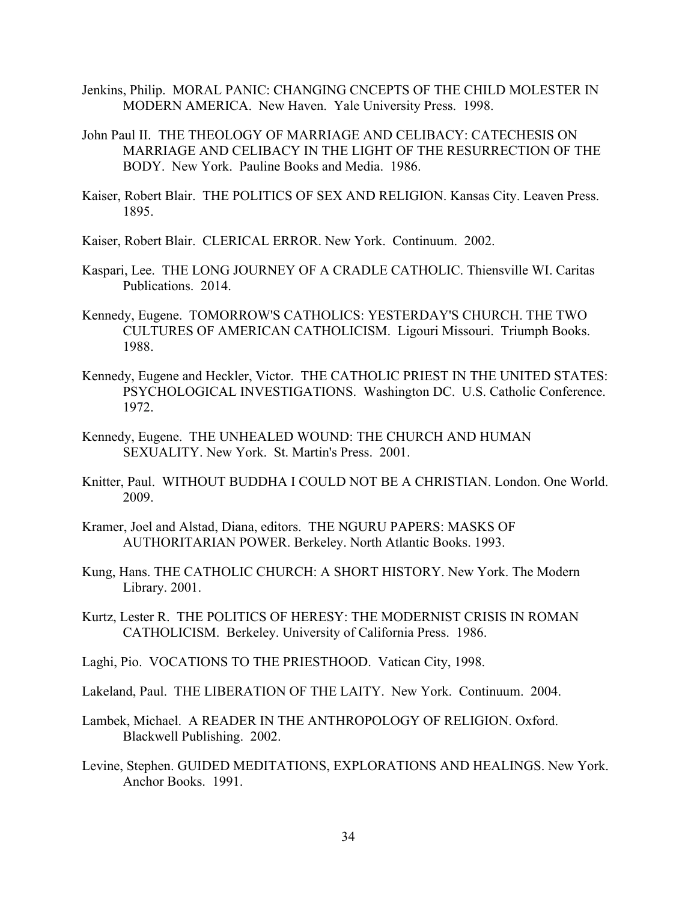Jenkins, Philip. MORAL PANIC: CHANGING CNCEPTS OF THE CHILD MOLESTER IN MODERN AMERICA. New Haven. Yale University Press. 1998.

John Paul II. THE THEOLOGY OF MARRIAGE AND CELIBACY: CATECHESIS ON MARRIAGE AND CELIBACY IN THE LIGHT OF THE RESURRECTION OF THE BODY. New York. Pauline Books and Media. 1986.

Kaiser, Robert Blair. THE POLITICS OF SEX AND RELIGION. Kansas City. Leaven Press. 1895.

Kaiser, Robert Blair. CLERICAL ERROR. New York. Continuum. 2002.

Kaspari, Lee. THE LONG JOURNEY OF A CRADLE CATHOLIC. Thiensville WI. Caritas Publications. 2014.

Kennedy, Eugene. TOMORROW'S CATHOLICS: YESTERDAY'S CHURCH. THE TWO CULTURES OF AMERICAN CATHOLICISM. Ligouri Missouri. Triumph Books. 1988.

Kennedy, Eugene and Heckler, Victor. THE CATHOLIC PRIEST IN THE UNITED STATES: PSYCHOLOGICAL INVESTIGATIONS. Washington DC. U.S. Catholic Conference. 1972.

Kennedy, Eugene. THE UNHEALED WOUND: THE CHURCH AND HUMAN SEXUALITY. New York. St. Martin's Press. 2001.

Knitter, Paul. WITHOUT BUDDHA I COULD NOT BE A CHRISTIAN. London. One World. 2009.

Kramer, Joel and Alstad, Diana, editors. THE NGURU PAPERS: MASKS OF AUTHORITARIAN POWER. Berkeley. North Atlantic Books. 1993.

Kung, Hans. THE CATHOLIC CHURCH: A SHORT HISTORY. New York. The Modern Library. 2001.

Kurtz, Lester R. THE POLITICS OF HERESY: THE MODERNIST CRISIS IN ROMAN CATHOLICISM. Berkeley. University of California Press. 1986.

Laghi, Pio. VOCATIONS TO THE PRIESTHOOD. Vatican City, 1998.

Lakeland, Paul. THE LIBERATION OF THE LAITY. New York. Continuum. 2004.

Lambek, Michael. A READER IN THE ANTHROPOLOGY OF RELIGION. Oxford. Blackwell Publishing. 2002.

Levine, Stephen. GUIDED MEDITATIONS, EXPLORATIONS AND HEALINGS. New York. Anchor Books. 1991.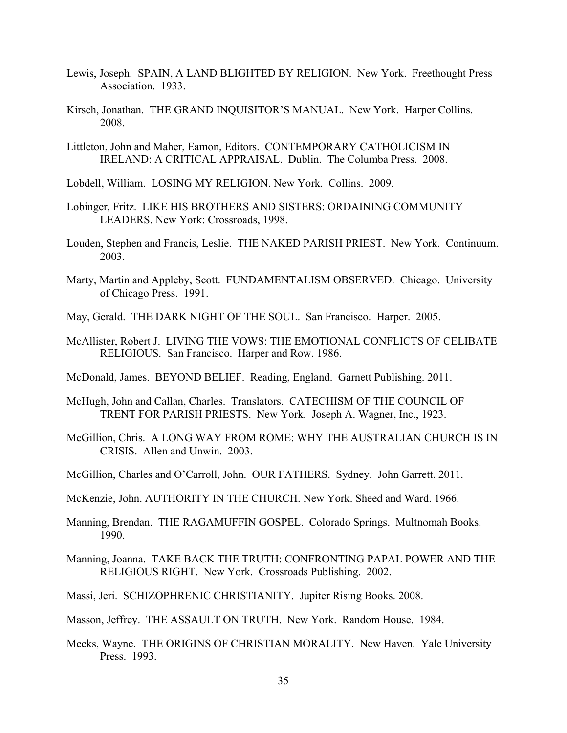Lewis, Joseph. SPAIN, A LAND BLIGHTED BY RELIGION. New York. Freethought Press Association. 1933.

Kirsch, Jonathan. THE GRAND INQUISITOR'S MANUAL. New York. Harper Collins. 2008.

Littleton, John and Maher, Eamon, Editors. CONTEMPORARY CATHOLICISM IN IRELAND: A CRITICAL APPRAISAL. Dublin. The Columba Press. 2008.

Lobdell, William. LOSING MY RELIGION. New York. Collins. 2009.

Lobinger, Fritz. LIKE HIS BROTHERS AND SISTERS: ORDAINING COMMUNITY LEADERS. New York: Crossroads, 1998.

Louden, Stephen and Francis, Leslie. THE NAKED PARISH PRIEST. New York. Continuum. 2003.

Marty, Martin and Appleby, Scott. FUNDAMENTALISM OBSERVED. Chicago. University of Chicago Press. 1991.

May, Gerald. THE DARK NIGHT OF THE SOUL. San Francisco. Harper. 2005.

McAllister, Robert J. LIVING THE VOWS: THE EMOTIONAL CONFLICTS OF CELIBATE RELIGIOUS. San Francisco. Harper and Row. 1986.

McDonald, James. BEYOND BELIEF. Reading, England. Garnett Publishing. 2011.

McHugh, John and Callan, Charles. Translators. CATECHISM OF THE COUNCIL OF TRENT FOR PARISH PRIESTS. New York. Joseph A. Wagner, Inc., 1923.

McGillion, Chris. A LONG WAY FROM ROME: WHY THE AUSTRALIAN CHURCH IS IN CRISIS. Allen and Unwin. 2003.

McGillion, Charles and O'Carroll, John. OUR FATHERS. Sydney. John Garrett. 2011.

McKenzie, John. AUTHORITY IN THE CHURCH. New York. Sheed and Ward. 1966.

Manning, Brendan. THE RAGAMUFFIN GOSPEL. Colorado Springs. Multnomah Books. 1990.

Manning, Joanna. TAKE BACK THE TRUTH: CONFRONTING PAPAL POWER AND THE RELIGIOUS RIGHT. New York. Crossroads Publishing. 2002.

Massi, Jeri. SCHIZOPHRENIC CHRISTIANITY. Jupiter Rising Books. 2008.

Masson, Jeffrey. THE ASSAULT ON TRUTH. New York. Random House. 1984.

Meeks, Wayne. THE ORIGINS OF CHRISTIAN MORALITY. New Haven. Yale University Press. 1993.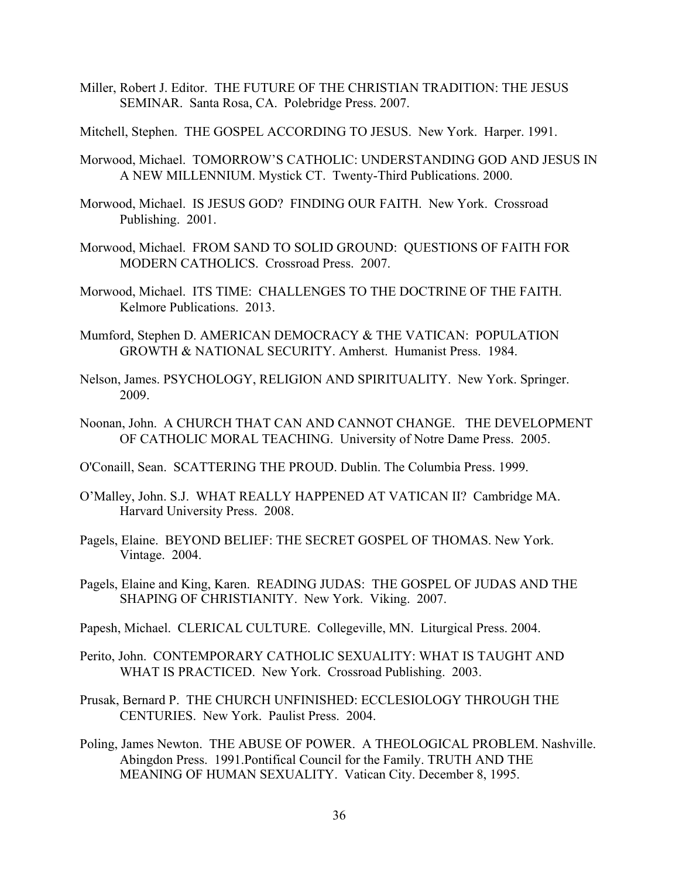Miller, Robert J. Editor. THE FUTURE OF THE CHRISTIAN TRADITION: THE JESUS SEMINAR. Santa Rosa, CA. Polebridge Press. 2007.

Mitchell, Stephen. THE GOSPEL ACCORDING TO JESUS. New York. Harper. 1991.

Morwood, Michael. TOMORROW'S CATHOLIC: UNDERSTANDING GOD AND JESUS IN A NEW MILLENNIUM. Mystick CT. Twenty-Third Publications. 2000.

Morwood, Michael. IS JESUS GOD? FINDING OUR FAITH. New York. Crossroad Publishing. 2001.

Morwood, Michael. FROM SAND TO SOLID GROUND: QUESTIONS OF FAITH FOR MODERN CATHOLICS. Crossroad Press. 2007.

Morwood, Michael. ITS TIME: CHALLENGES TO THE DOCTRINE OF THE FAITH. Kelmore Publications. 2013.

Mumford, Stephen D. AMERICAN DEMOCRACY & THE VATICAN: POPULATION GROWTH & NATIONAL SECURITY. Amherst. Humanist Press. 1984.

Nelson, James. PSYCHOLOGY, RELIGION AND SPIRITUALITY. New York. Springer. 2009.

Noonan, John. A CHURCH THAT CAN AND CANNOT CHANGE. THE DEVELOPMENT OF CATHOLIC MORAL TEACHING. University of Notre Dame Press. 2005.

O'Conaill, Sean. SCATTERING THE PROUD. Dublin. The Columbia Press. 1999.

O'Malley, John. S.J. WHAT REALLY HAPPENED AT VATICAN II? Cambridge MA. Harvard University Press. 2008.

Pagels, Elaine. BEYOND BELIEF: THE SECRET GOSPEL OF THOMAS. New York. Vintage. 2004.

Pagels, Elaine and King, Karen. READING JUDAS: THE GOSPEL OF JUDAS AND THE SHAPING OF CHRISTIANITY. New York. Viking. 2007.

Papesh, Michael. CLERICAL CULTURE. Collegeville, MN. Liturgical Press. 2004.

Perito, John. CONTEMPORARY CATHOLIC SEXUALITY: WHAT IS TAUGHT AND WHAT IS PRACTICED. New York. Crossroad Publishing. 2003.

Prusak, Bernard P. THE CHURCH UNFINISHED: ECCLESIOLOGY THROUGH THE CENTURIES. New York. Paulist Press. 2004.

Poling, James Newton. THE ABUSE OF POWER. A THEOLOGICAL PROBLEM. Nashville. Abingdon Press. 1991.Pontifical Council for the Family. TRUTH AND THE MEANING OF HUMAN SEXUALITY. Vatican City. December 8, 1995.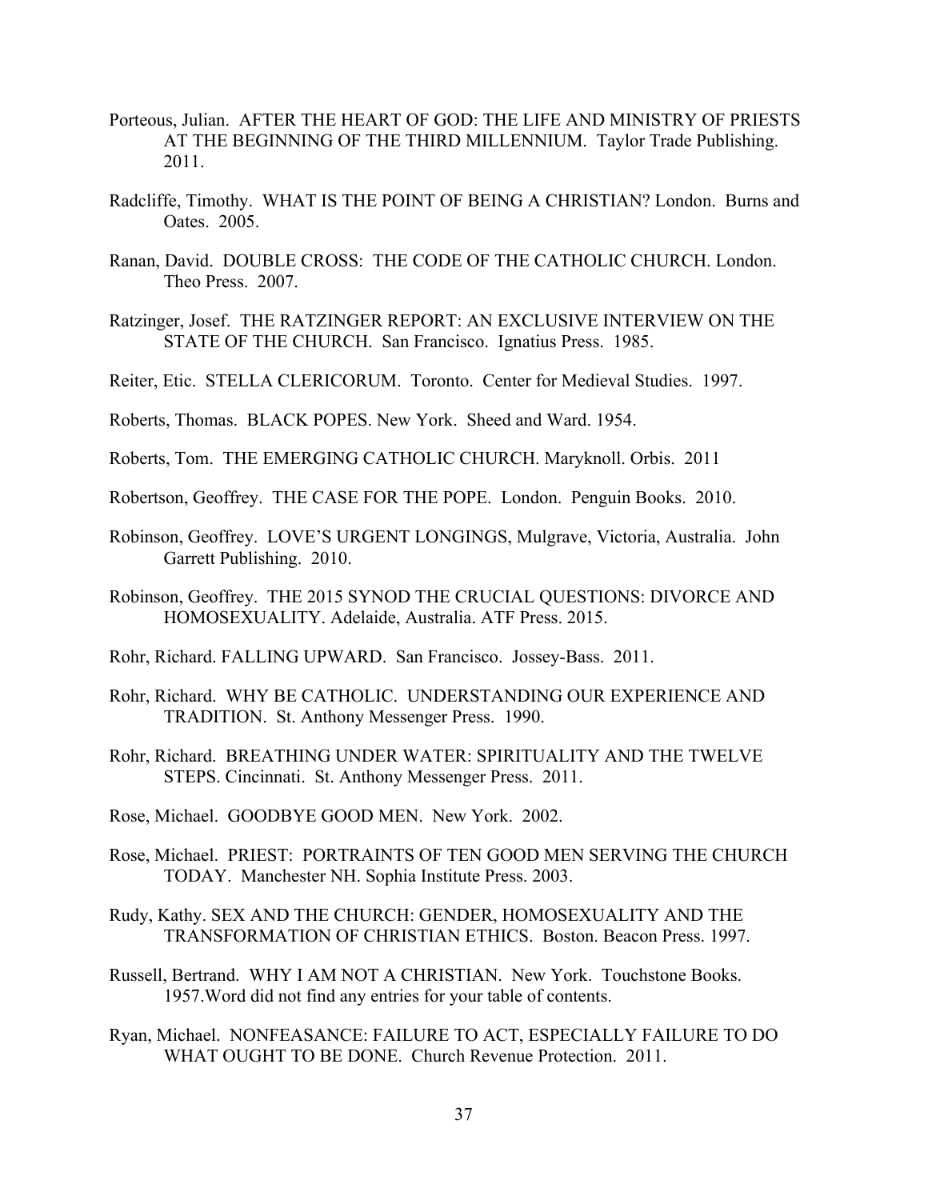Porteous, Julian. AFTER THE HEART OF GOD: THE LIFE AND MINISTRY OF PRIESTS AT THE BEGINNING OF THE THIRD MILLENNIUM. Taylor Trade Publishing. 2011.

Radcliffe, Timothy. WHAT IS THE POINT OF BEING A CHRISTIAN? London. Burns and Oates. 2005.

Ranan, David. DOUBLE CROSS: THE CODE OF THE CATHOLIC CHURCH. London. Theo Press. 2007.

Ratzinger, Josef. THE RATZINGER REPORT: AN EXCLUSIVE INTERVIEW ON THE STATE OF THE CHURCH. San Francisco. Ignatius Press. 1985.

Reiter, Etic. STELLA CLERICORUM. Toronto. Center for Medieval Studies. 1997.

Roberts, Thomas. BLACK POPES. New York. Sheed and Ward. 1954.

Roberts, Tom. THE EMERGING CATHOLIC CHURCH. Maryknoll. Orbis. 2011

Robertson, Geoffrey. THE CASE FOR THE POPE. London. Penguin Books. 2010.

Robinson, Geoffrey. LOVE'S URGENT LONGINGS, Mulgrave, Victoria, Australia. John Garrett Publishing. 2010.

Robinson, Geoffrey. THE 2015 SYNOD THE CRUCIAL QUESTIONS: DIVORCE AND HOMOSEXUALITY. Adelaide, Australia. ATF Press. 2015.

Rohr, Richard. FALLING UPWARD. San Francisco. Jossey-Bass. 2011.

Rohr, Richard. WHY BE CATHOLIC. UNDERSTANDING OUR EXPERIENCE AND TRADITION. St. Anthony Messenger Press. 1990.

Rohr, Richard. BREATHING UNDER WATER: SPIRITUALITY AND THE TWELVE STEPS. Cincinnati. St. Anthony Messenger Press. 2011.

Rose, Michael. GOODBYE GOOD MEN. New York. 2002.

Rose, Michael. PRIEST: PORTRAINTS OF TEN GOOD MEN SERVING THE CHURCH TODAY. Manchester NH. Sophia Institute Press. 2003.

Rudy, Kathy. SEX AND THE CHURCH: GENDER, HOMOSEXUALITY AND THE TRANSFORMATION OF CHRISTIAN ETHICS. Boston. Beacon Press. 1997.

Russell, Bertrand. WHY I AM NOT A CHRISTIAN. New York. Touchstone Books. 1957.Word did not find any entries for your table of contents.

Ryan, Michael. NONFEASANCE: FAILURE TO ACT, ESPECIALLY FAILURE TO DO WHAT OUGHT TO BE DONE. Church Revenue Protection. 2011.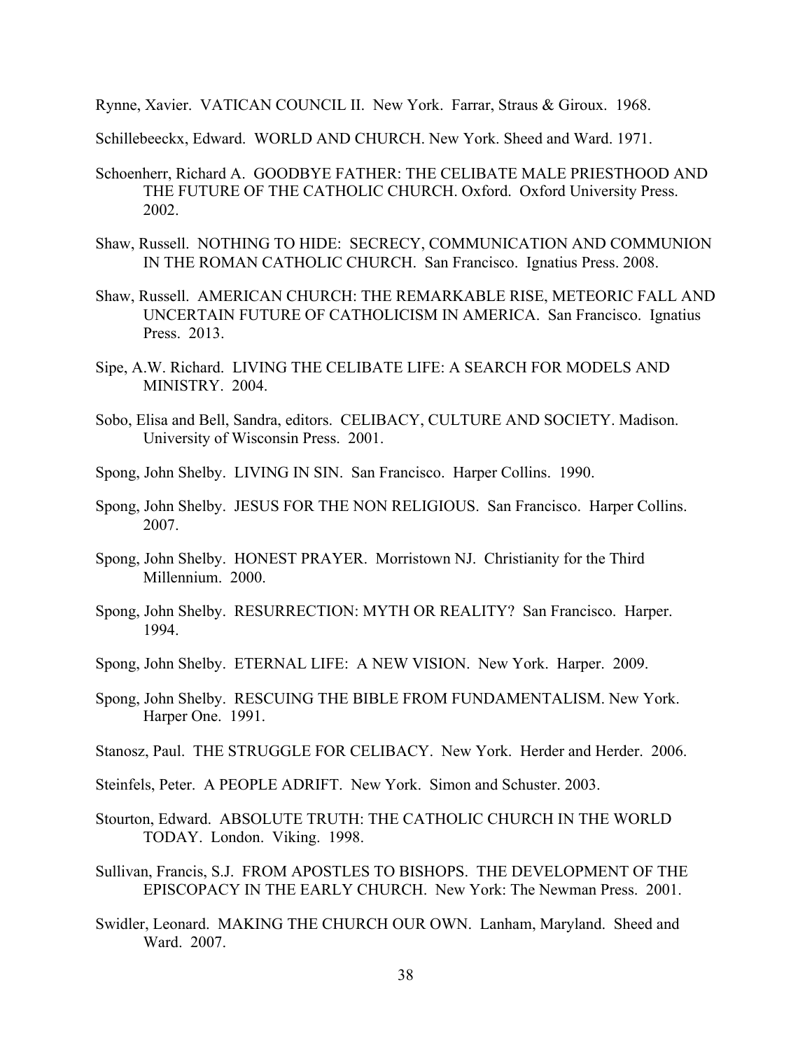Rynne, Xavier. VATICAN COUNCIL II. New York. Farrar, Straus & Giroux. 1968.

Schillebeeckx, Edward. WORLD AND CHURCH. New York. Sheed and Ward. 1971.

Schoenherr, Richard A. GOODBYE FATHER: THE CELIBATE MALE PRIESTHOOD AND THE FUTURE OF THE CATHOLIC CHURCH. Oxford. Oxford University Press. 2002.

Shaw, Russell. NOTHING TO HIDE: SECRECY, COMMUNICATION AND COMMUNION IN THE ROMAN CATHOLIC CHURCH. San Francisco. Ignatius Press. 2008.

Shaw, Russell. AMERICAN CHURCH: THE REMARKABLE RISE, METEORIC FALL AND UNCERTAIN FUTURE OF CATHOLICISM IN AMERICA. San Francisco. Ignatius Press. 2013.

Sipe, A.W. Richard. LIVING THE CELIBATE LIFE: A SEARCH FOR MODELS AND MINISTRY. 2004.

Sobo, Elisa and Bell, Sandra, editors. CELIBACY, CULTURE AND SOCIETY. Madison. University of Wisconsin Press. 2001.

Spong, John Shelby. LIVING IN SIN. San Francisco. Harper Collins. 1990.

Spong, John Shelby. JESUS FOR THE NON RELIGIOUS. San Francisco. Harper Collins. 2007.

Spong, John Shelby. HONEST PRAYER. Morristown NJ. Christianity for the Third Millennium. 2000.

Spong, John Shelby. RESURRECTION: MYTH OR REALITY? San Francisco. Harper. 1994.

Spong, John Shelby. ETERNAL LIFE: A NEW VISION. New York. Harper. 2009.

Spong, John Shelby. RESCUING THE BIBLE FROM FUNDAMENTALISM. New York. Harper One. 1991.

Stanosz, Paul. THE STRUGGLE FOR CELIBACY. New York. Herder and Herder. 2006.

Steinfels, Peter. A PEOPLE ADRIFT. New York. Simon and Schuster. 2003.

Stourton, Edward. ABSOLUTE TRUTH: THE CATHOLIC CHURCH IN THE WORLD TODAY. London. Viking. 1998.

Sullivan, Francis, S.J. FROM APOSTLES TO BISHOPS. THE DEVELOPMENT OF THE EPISCOPACY IN THE EARLY CHURCH. New York: The Newman Press. 2001.

Swidler, Leonard. MAKING THE CHURCH OUR OWN. Lanham, Maryland. Sheed and Ward. 2007.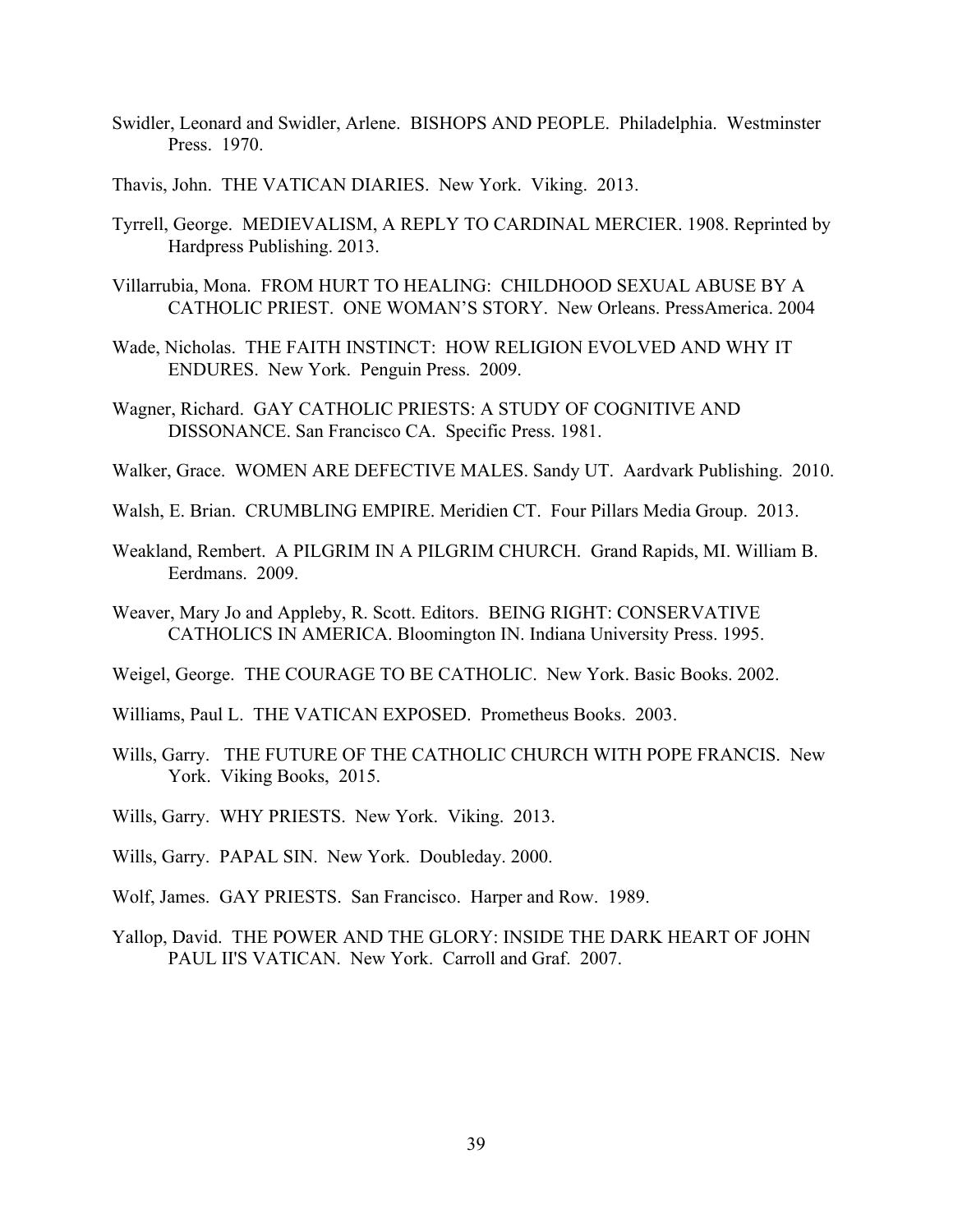Swidler, Leonard and Swidler, Arlene. BISHOPS AND PEOPLE. Philadelphia. Westminster Press. 1970.

Thavis, John. THE VATICAN DIARIES. New York. Viking. 2013.

Tyrrell, George. MEDIEVALISM, A REPLY TO CARDINAL MERCIER. 1908. Reprinted by Hardpress Publishing. 2013.

Villarrubia, Mona. FROM HURT TO HEALING: CHILDHOOD SEXUAL ABUSE BY A CATHOLIC PRIEST. ONE WOMAN'S STORY. New Orleans. PressAmerica. 2004

Wade, Nicholas. THE FAITH INSTINCT: HOW RELIGION EVOLVED AND WHY IT ENDURES. New York. Penguin Press. 2009.

Wagner, Richard. GAY CATHOLIC PRIESTS: A STUDY OF COGNITIVE AND DISSONANCE. San Francisco CA. Specific Press. 1981.

Walker, Grace. WOMEN ARE DEFECTIVE MALES. Sandy UT. Aardvark Publishing. 2010.

Walsh, E. Brian. CRUMBLING EMPIRE. Meridien CT. Four Pillars Media Group. 2013.

Weakland, Rembert. A PILGRIM IN A PILGRIM CHURCH. Grand Rapids, MI. William B. Eerdmans. 2009.

Weaver, Mary Jo and Appleby, R. Scott. Editors. BEING RIGHT: CONSERVATIVE CATHOLICS IN AMERICA. Bloomington IN. Indiana University Press. 1995.

Weigel, George. THE COURAGE TO BE CATHOLIC. New York. Basic Books. 2002.

Williams, Paul L. THE VATICAN EXPOSED. Prometheus Books. 2003.

Wills, Garry. THE FUTURE OF THE CATHOLIC CHURCH WITH POPE FRANCIS. New York. Viking Books, 2015.

Wills, Garry. WHY PRIESTS. New York. Viking. 2013.

Wills, Garry. PAPAL SIN. New York. Doubleday. 2000.

Wolf, James. GAY PRIESTS. San Francisco. Harper and Row. 1989.

Yallop, David. THE POWER AND THE GLORY: INSIDE THE DARK HEART OF JOHN PAUL II'S VATICAN. New York. Carroll and Graf. 2007.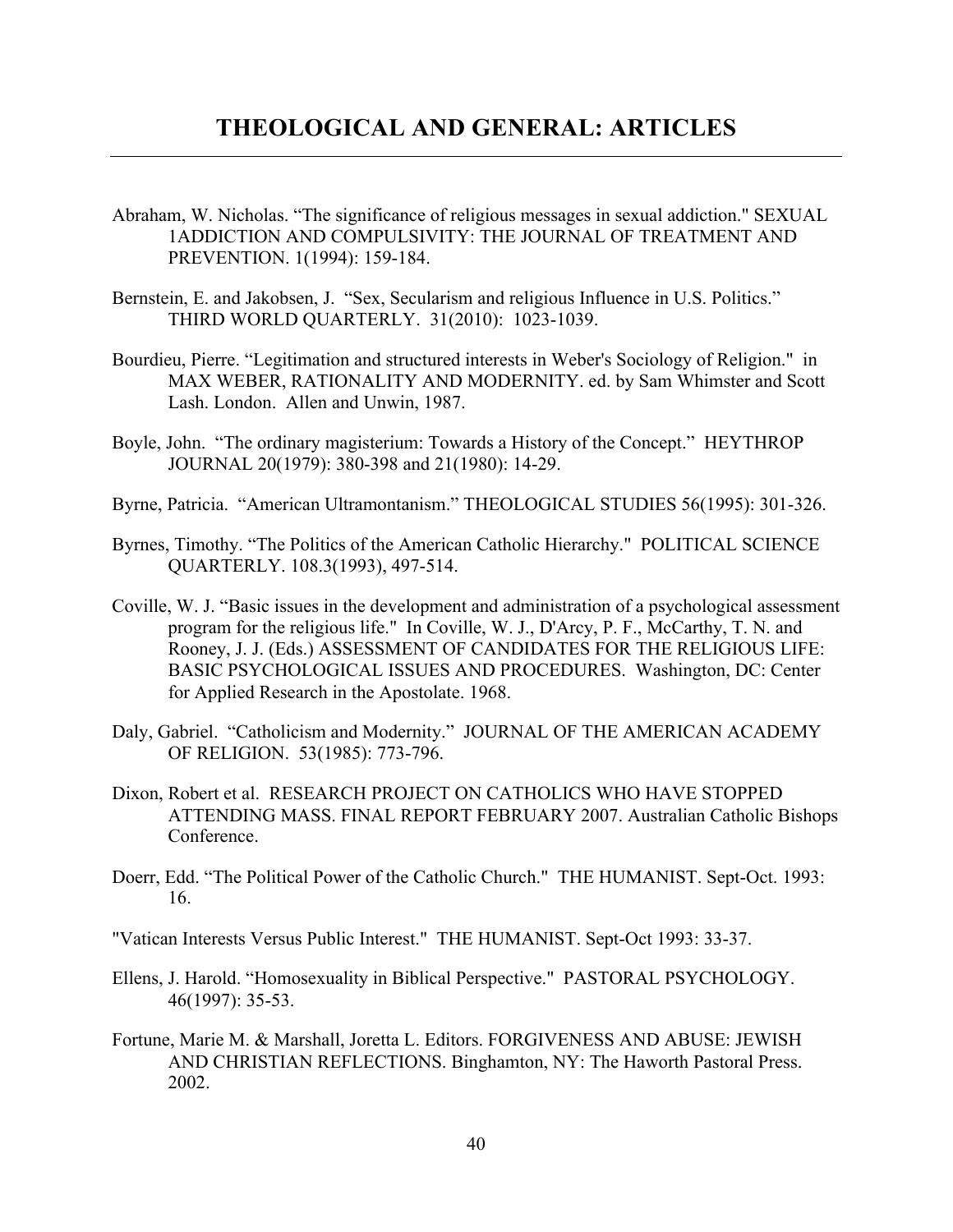# THEOLOGICAL AND GENERAL: ARTICLES

Abraham, W. Nicholas. "The significance of religious messages in sexual addiction." SEXUAL 1ADDICTION AND COMPULSIVITY: THE JOURNAL OF TREATMENT AND PREVENTION. 1(1994): 159-184.

Bernstein, E. and Jakobsen, J. "Sex, Secularism and religious Influence in U.S. Politics." THIRD WORLD QUARTERLY. 31(2010): 1023-1039.

Bourdieu, Pierre. "Legitimation and structured interests in Weber's Sociology of Religion." in MAX WEBER, RATIONALITY AND MODERNITY. ed. by Sam Whimster and Scott Lash. London. Allen and Unwin, 1987.

Boyle, John. "The ordinary magisterium: Towards a History of the Concept." HEYTHROP JOURNAL 20(1979): 380-398 and 21(1980): 14-29.

Byrne, Patricia. "American Ultramontanism." THEOLOGICAL STUDIES 56(1995): 301-326.

Byrnes, Timothy. "The Politics of the American Catholic Hierarchy." POLITICAL SCIENCE QUARTERLY. 108.3(1993), 497-514.

Coville, W. J. "Basic issues in the development and administration of a psychological assessment program for the religious life." In Coville, W. J., D'Arcy, P. F., McCarthy, T. N. and Rooney, J. J. (Eds.) ASSESSMENT OF CANDIDATES FOR THE RELIGIOUS LIFE: BASIC PSYCHOLOGICAL ISSUES AND PROCEDURES. Washington, DC: Center for Applied Research in the Apostolate. 1968.

Daly, Gabriel. "Catholicism and Modernity." JOURNAL OF THE AMERICAN ACADEMY OF RELIGION. 53(1985): 773-796.

Dixon, Robert et al. RESEARCH PROJECT ON CATHOLICS WHO HAVE STOPPED ATTENDING MASS. FINAL REPORT FEBRUARY 2007. Australian Catholic Bishops Conference.

Doerr, Edd. "The Political Power of the Catholic Church." THE HUMANIST. Sept-Oct. 1993: 16.

"Vatican Interests Versus Public Interest." THE HUMANIST. Sept-Oct 1993: 33-37.

Ellens, J. Harold. "Homosexuality in Biblical Perspective." PASTORAL PSYCHOLOGY. 46(1997): 35-53.

Fortune, Marie M. & Marshall, Joretta L. Editors. FORGIVENESS AND ABUSE: JEWISH AND CHRISTIAN REFLECTIONS. Binghamton, NY: The Haworth Pastoral Press. 2002.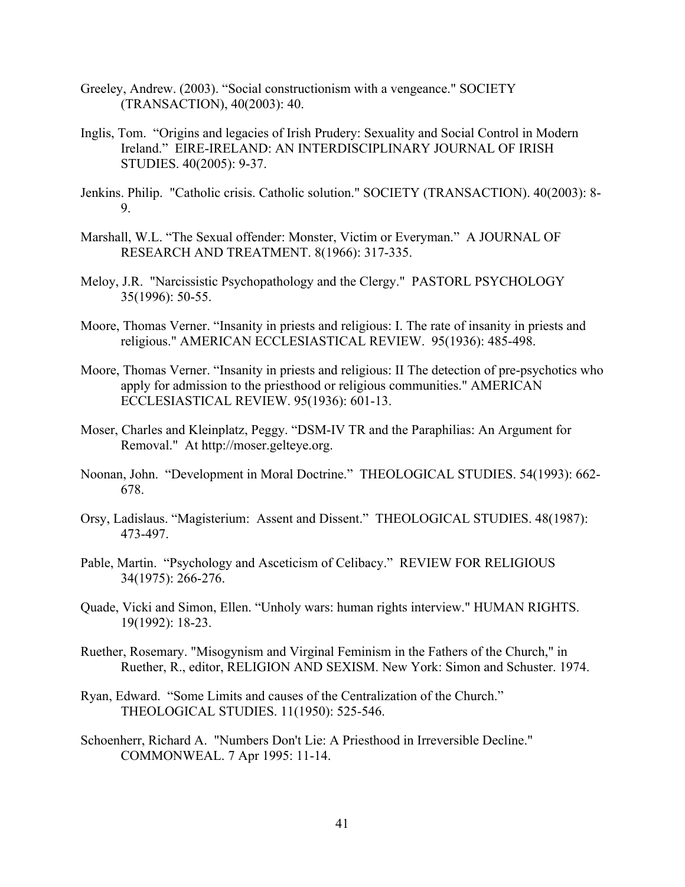Greeley, Andrew. (2003). “Social constructionism with a vengeance." SOCIETY (TRANSACTION), 40(2003): 40.

Inglis, Tom. “Origins and legacies of Irish Prudery: Sexuality and Social Control in Modern Ireland.” EIRE-IRELAND: AN INTERDISCIPLINARY JOURNAL OF IRISH STUDIES. 40(2005): 9-37.

Jenkins. Philip. "Catholic crisis. Catholic solution." SOCIETY (TRANSACTION). 40(2003): 8-9.

Marshall, W.L. “The Sexual offender: Monster, Victim or Everyman.” A JOURNAL OF RESEARCH AND TREATMENT. 8(1966): 317-335.

Meloy, J.R. "Narcissistic Psychopathology and the Clergy." PASTORL PSYCHOLOGY 35(1996): 50-55.

Moore, Thomas Verner. “Insanity in priests and religious: I. The rate of insanity in priests and religious." AMERICAN ECCLESIASTICAL REVIEW. 95(1936): 485-498.

Moore, Thomas Verner. “Insanity in priests and religious: II The detection of pre-psychotics who apply for admission to the priesthood or religious communities." AMERICAN ECCLESIASTICAL REVIEW. 95(1936): 601-13.

Moser, Charles and Kleinplatz, Peggy. “DSM-IV TR and the Paraphilias: An Argument for Removal." At http://moser.gelteye.org.

Noonan, John. “Development in Moral Doctrine.” THEOLOGICAL STUDIES. 54(1993): 662-678.

Orsy, Ladislaus. “Magisterium: Assent and Dissent.” THEOLOGICAL STUDIES. 48(1987): 473-497.

Pable, Martin. “Psychology and Asceticism of Celibacy.” REVIEW FOR RELIGIOUS 34(1975): 266-276.

Quade, Vicki and Simon, Ellen. “Unholy wars: human rights interview." HUMAN RIGHTS. 19(1992): 18-23.

Ruether, Rosemary. "Misogynism and Virginal Feminism in the Fathers of the Church," in Ruether, R., editor, RELIGION AND SEXISM. New York: Simon and Schuster. 1974.

Ryan, Edward. “Some Limits and causes of the Centralization of the Church.” THEOLOGICAL STUDIES. 11(1950): 525-546.

Schoenherr, Richard A. "Numbers Don't Lie: A Priesthood in Irreversible Decline." COMMONWEAL. 7 Apr 1995: 11-14.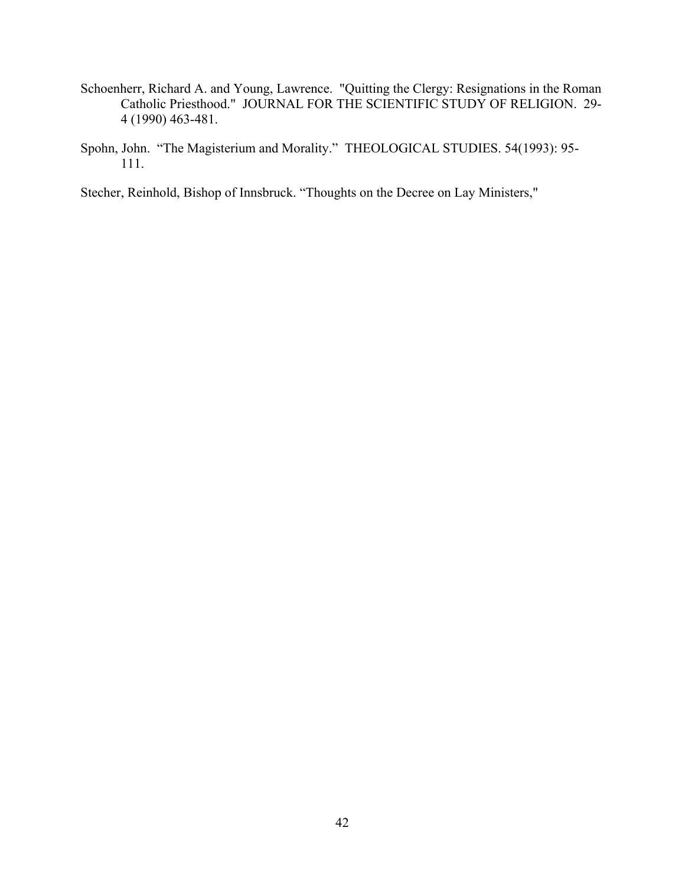Schoenherr, Richard A. and Young, Lawrence. "Quitting the Clergy: Resignations in the Roman Catholic Priesthood." JOURNAL FOR THE SCIENTIFIC STUDY OF RELIGION. 29-4 (1990) 463-481.

Spohn, John. "The Magisterium and Morality." THEOLOGICAL STUDIES. 54(1993): 95-111.

Stecher, Reinhold, Bishop of Innsbruck. "Thoughts on the Decree on Lay Ministers,"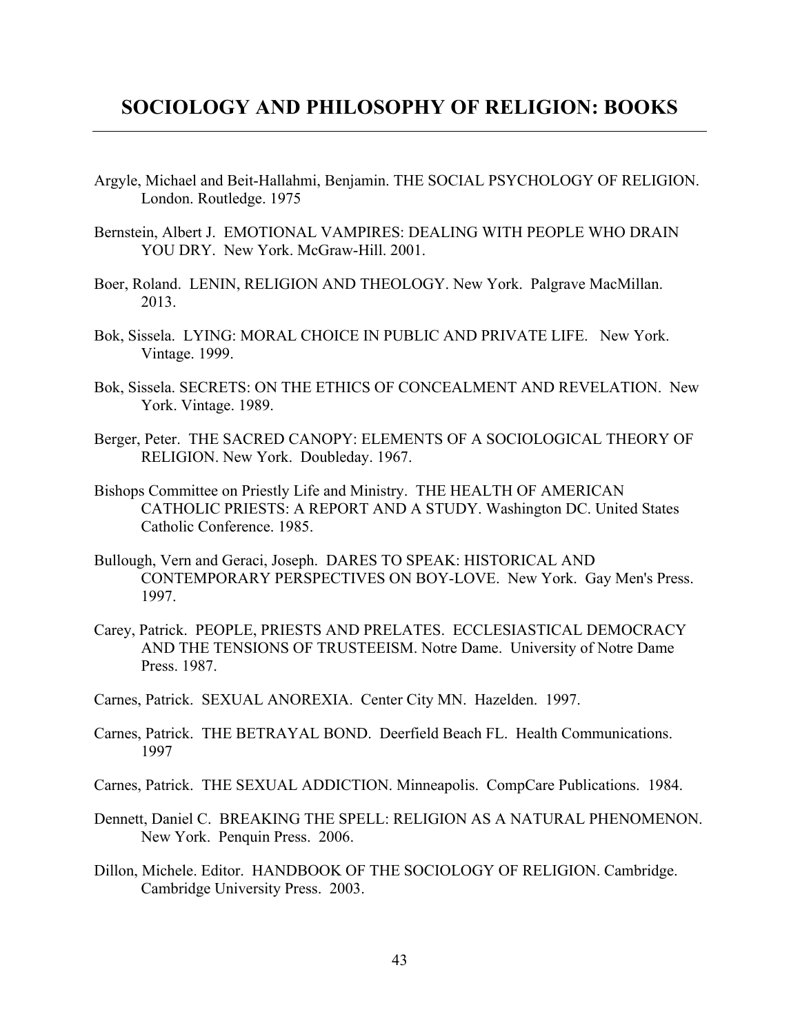## SOCIOLOGY AND PHILOSOPHY OF RELIGION: BOOKS

---

Argyle, Michael and Beit-Hallahmi, Benjamin. THE SOCIAL PSYCHOLOGY OF RELIGION. London. Routledge. 1975

Bernstein, Albert J. EMOTIONAL VAMPIRES: DEALING WITH PEOPLE WHO DRAIN YOU DRY. New York. McGraw-Hill. 2001.

Boer, Roland. LENIN, RELIGION AND THEOLOGY. New York. Palgrave MacMillan. 2013.

Bok, Sissela. LYING: MORAL CHOICE IN PUBLIC AND PRIVATE LIFE. New York. Vintage. 1999.

Bok, Sissela. SECRETS: ON THE ETHICS OF CONCEALMENT AND REVELATION. New York. Vintage. 1989.

Berger, Peter. THE SACRED CANOPY: ELEMENTS OF A SOCIOLOGICAL THEORY OF RELIGION. New York. Doubleday. 1967.

Bishops Committee on Priestly Life and Ministry. THE HEALTH OF AMERICAN CATHOLIC PRIESTS: A REPORT AND A STUDY. Washington DC. United States Catholic Conference. 1985.

Bullough, Vern and Geraci, Joseph. DARES TO SPEAK: HISTORICAL AND CONTEMPORARY PERSPECTIVES ON BOY-LOVE. New York. Gay Men's Press. 1997.

Carey, Patrick. PEOPLE, PRIESTS AND PRELATES. ECCLESIASTICAL DEMOCRACY AND THE TENSIONS OF TRUSTEEISM. Notre Dame. University of Notre Dame Press. 1987.

Carnes, Patrick. SEXUAL ANOREXIA. Center City MN. Hazelden. 1997.

Carnes, Patrick. THE BETRAYAL BOND. Deerfield Beach FL. Health Communications. 1997

Carnes, Patrick. THE SEXUAL ADDICTION. Minneapolis. CompCare Publications. 1984.

Dennett, Daniel C. BREAKING THE SPELL: RELIGION AS A NATURAL PHENOMENON. New York. Penquin Press. 2006.

Dillon, Michele. Editor. HANDBOOK OF THE SOCIOLOGY OF RELIGION. Cambridge. Cambridge University Press. 2003.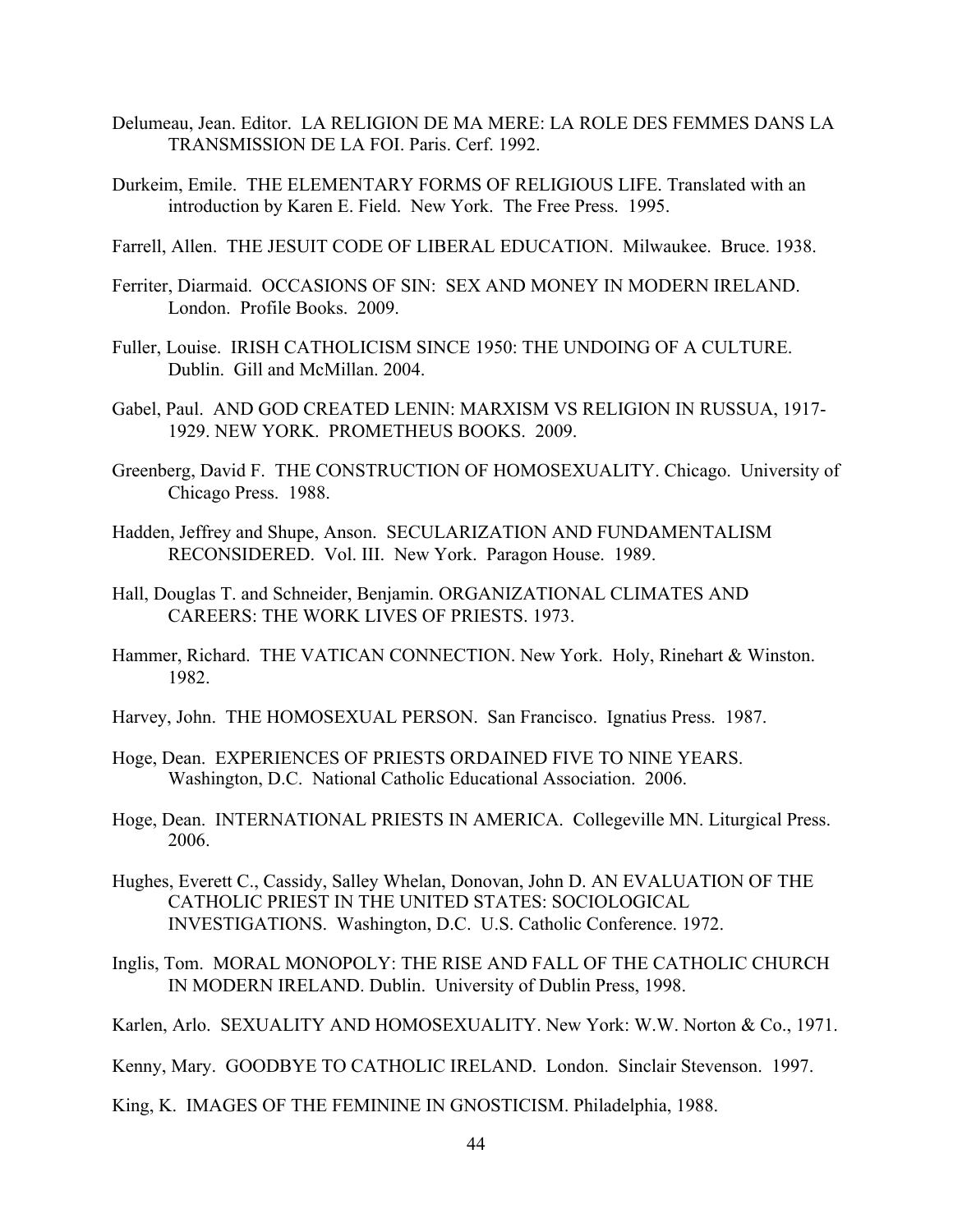Delumeau, Jean. Editor. LA RELIGION DE MA MERE: LA ROLE DES FEMMES DANS LA TRANSMISSION DE LA FOI. Paris. Cerf. 1992.

Durkeim, Emile. THE ELEMENTARY FORMS OF RELIGIOUS LIFE. Translated with an introduction by Karen E. Field. New York. The Free Press. 1995.

Farrell, Allen. THE JESUIT CODE OF LIBERAL EDUCATION. Milwaukee. Bruce. 1938.

Ferriter, Diarmaid. OCCASIONS OF SIN: SEX AND MONEY IN MODERN IRELAND. London. Profile Books. 2009.

Fuller, Louise. IRISH CATHOLICISM SINCE 1950: THE UNDOING OF A CULTURE. Dublin. Gill and McMillan. 2004.

Gabel, Paul. AND GOD CREATED LENIN: MARXISM VS RELIGION IN RUSSUA, 1917-1929. NEW YORK. PROMETHEUS BOOKS. 2009.

Greenberg, David F. THE CONSTRUCTION OF HOMOSEXUALITY. Chicago. University of Chicago Press. 1988.

Hadden, Jeffrey and Shupe, Anson. SECULARIZATION AND FUNDAMENTALISM RECONSIDERED. Vol. III. New York. Paragon House. 1989.

Hall, Douglas T. and Schneider, Benjamin. ORGANIZATIONAL CLIMATES AND CAREERS: THE WORK LIVES OF PRIESTS. 1973.

Hammer, Richard. THE VATICAN CONNECTION. New York. Holy, Rinehart & Winston. 1982.

Harvey, John. THE HOMOSEXUAL PERSON. San Francisco. Ignatius Press. 1987.

Hoge, Dean. EXPERIENCES OF PRIESTS ORDAINED FIVE TO NINE YEARS. Washington, D.C. National Catholic Educational Association. 2006.

Hoge, Dean. INTERNATIONAL PRIESTS IN AMERICA. Collegeville MN. Liturgical Press. 2006.

Hughes, Everett C., Cassidy, Salley Whelan, Donovan, John D. AN EVALUATION OF THE CATHOLIC PRIEST IN THE UNITED STATES: SOCIOLOGICAL INVESTIGATIONS. Washington, D.C. U.S. Catholic Conference. 1972.

Inglis, Tom. MORAL MONOPOLY: THE RISE AND FALL OF THE CATHOLIC CHURCH IN MODERN IRELAND. Dublin. University of Dublin Press, 1998.

Karlen, Arlo. SEXUALITY AND HOMOSEXUALITY. New York: W.W. Norton & Co., 1971.

Kenny, Mary. GOODBYE TO CATHOLIC IRELAND. London. Sinclair Stevenson. 1997.

King, K. IMAGES OF THE FEMININE IN GNOSTICISM. Philadelphia, 1988.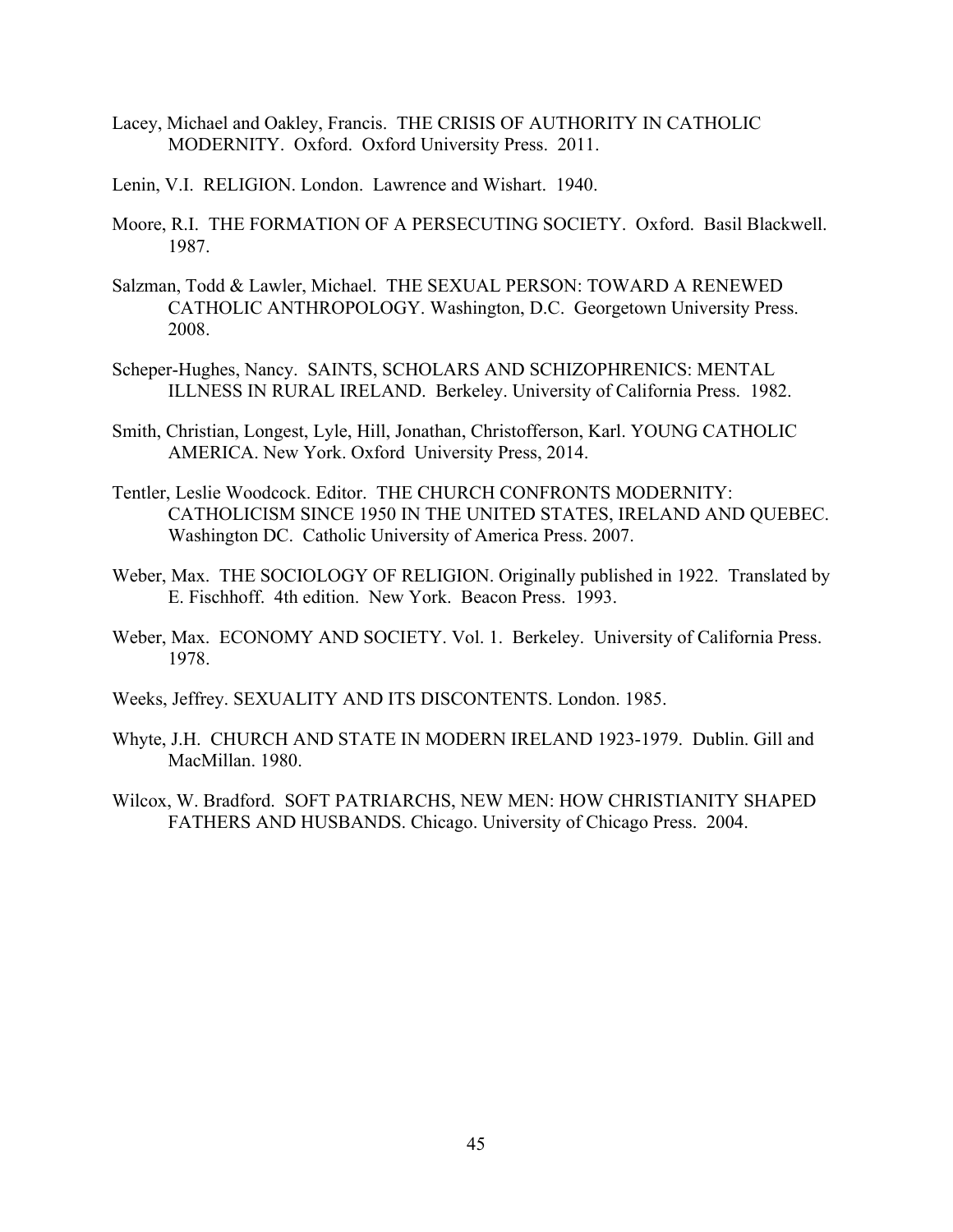Lacey, Michael and Oakley, Francis. THE CRISIS OF AUTHORITY IN CATHOLIC MODERNITY. Oxford. Oxford University Press. 2011.

Lenin, V.I. RELIGION. London. Lawrence and Wishart. 1940.

Moore, R.I. THE FORMATION OF A PERSECUTING SOCIETY. Oxford. Basil Blackwell. 1987.

Salzman, Todd & Lawler, Michael. THE SEXUAL PERSON: TOWARD A RENEWED CATHOLIC ANTHROPOLOGY. Washington, D.C. Georgetown University Press. 2008.

Scheper-Hughes, Nancy. SAINTS, SCHOLARS AND SCHIZOPHRENICS: MENTAL ILLNESS IN RURAL IRELAND. Berkeley. University of California Press. 1982.

Smith, Christian, Longest, Lyle, Hill, Jonathan, Christofferson, Karl. YOUNG CATHOLIC AMERICA. New York. Oxford University Press, 2014.

Tentler, Leslie Woodcock. Editor. THE CHURCH CONFRONTS MODERNITY: CATHOLICISM SINCE 1950 IN THE UNITED STATES, IRELAND AND QUEBEC. Washington DC. Catholic University of America Press. 2007.

Weber, Max. THE SOCIOLOGY OF RELIGION. Originally published in 1922. Translated by E. Fischhoff. 4th edition. New York. Beacon Press. 1993.

Weber, Max. ECONOMY AND SOCIETY. Vol. 1. Berkeley. University of California Press. 1978.

Weeks, Jeffrey. SEXUALITY AND ITS DISCONTENTS. London. 1985.

Whyte, J.H. CHURCH AND STATE IN MODERN IRELAND 1923-1979. Dublin. Gill and MacMillan. 1980.

Wilcox, W. Bradford. SOFT PATRIARCHS, NEW MEN: HOW CHRISTIANITY SHAPED FATHERS AND HUSBANDS. Chicago. University of Chicago Press. 2004.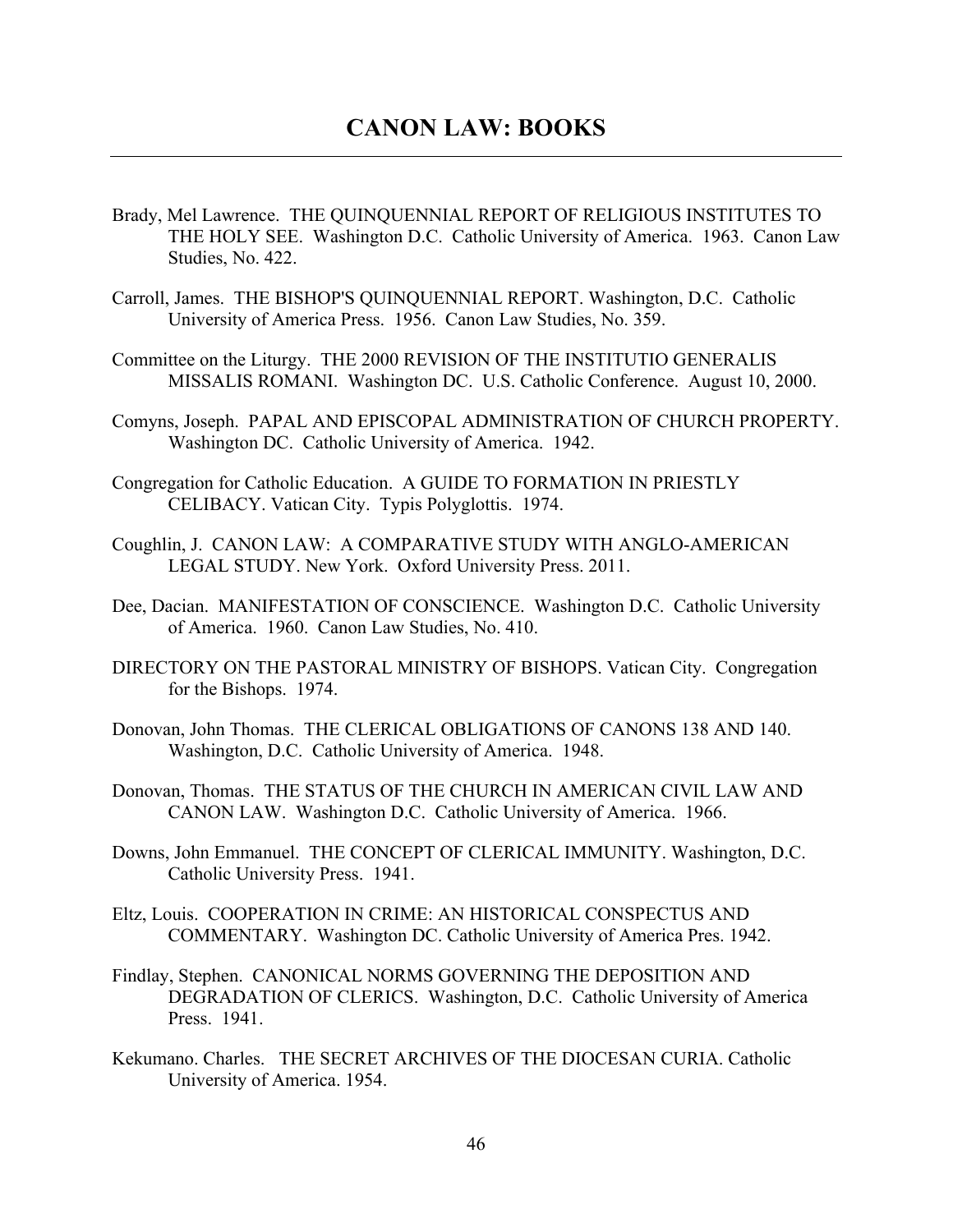# CANON LAW: BOOKS

Brady, Mel Lawrence. THE QUINQUENNIAL REPORT OF RELIGIOUS INSTITUTES TO THE HOLY SEE. Washington D.C. Catholic University of America. 1963. Canon Law Studies, No. 422.

Carroll, James. THE BISHOP'S QUINQUENNIAL REPORT. Washington, D.C. Catholic University of America Press. 1956. Canon Law Studies, No. 359.

Committee on the Liturgy. THE 2000 REVISION OF THE INSTITUTIO GENERALIS MISSALIS ROMANI. Washington DC. U.S. Catholic Conference. August 10, 2000.

Comyns, Joseph. PAPAL AND EPISCOPAL ADMINISTRATION OF CHURCH PROPERTY. Washington DC. Catholic University of America. 1942.

Congregation for Catholic Education. A GUIDE TO FORMATION IN PRIESTLY CELIBACY. Vatican City. Typis Polyglottis. 1974.

Coughlin, J. CANON LAW: A COMPARATIVE STUDY WITH ANGLO-AMERICAN LEGAL STUDY. New York. Oxford University Press. 2011.

Dee, Dacian. MANIFESTATION OF CONSCIENCE. Washington D.C. Catholic University of America. 1960. Canon Law Studies, No. 410.

DIRECTORY ON THE PASTORAL MINISTRY OF BISHOPS. Vatican City. Congregation for the Bishops. 1974.

Donovan, John Thomas. THE CLERICAL OBLIGATIONS OF CANONS 138 AND 140. Washington, D.C. Catholic University of America. 1948.

Donovan, Thomas. THE STATUS OF THE CHURCH IN AMERICAN CIVIL LAW AND CANON LAW. Washington D.C. Catholic University of America. 1966.

Downs, John Emmanuel. THE CONCEPT OF CLERICAL IMMUNITY. Washington, D.C. Catholic University Press. 1941.

Eltz, Louis. COOPERATION IN CRIME: AN HISTORICAL CONSPECTUS AND COMMENTARY. Washington DC. Catholic University of America Pres. 1942.

Findlay, Stephen. CANONICAL NORMS GOVERNING THE DEPOSITION AND DEGRADATION OF CLERICS. Washington, D.C. Catholic University of America Press. 1941.

Kekumano. Charles. THE SECRET ARCHIVES OF THE DIOCESAN CURIA. Catholic University of America. 1954.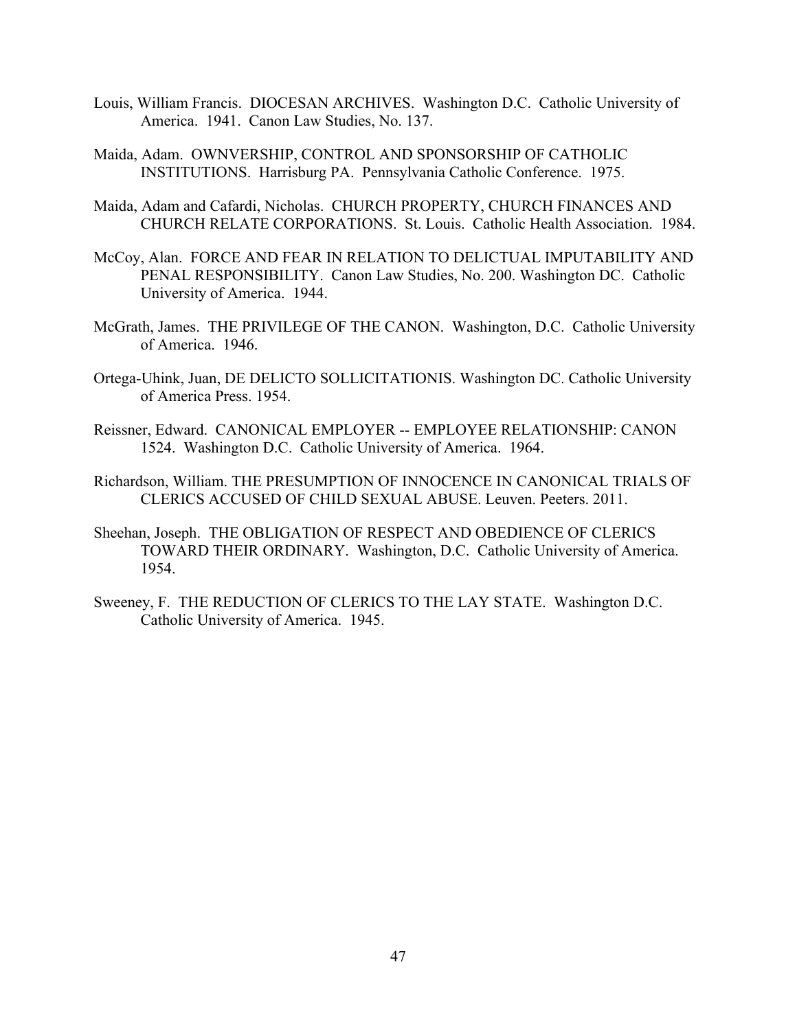Louis, William Francis. DIOCESAN ARCHIVES. Washington D.C. Catholic University of America. 1941. Canon Law Studies, No. 137.

Maida, Adam. OWNVERSHIP, CONTROL AND SPONSORSHIP OF CATHOLIC INSTITUTIONS. Harrisburg PA. Pennsylvania Catholic Conference. 1975.

Maida, Adam and Cafardi, Nicholas. CHURCH PROPERTY, CHURCH FINANCES AND CHURCH RELATE CORPORATIONS. St. Louis. Catholic Health Association. 1984.

McCoy, Alan. FORCE AND FEAR IN RELATION TO DELICTUAL IMPUTABILITY AND PENAL RESPONSIBILITY. Canon Law Studies, No. 200. Washington DC. Catholic University of America. 1944.

McGrath, James. THE PRIVILEGE OF THE CANON. Washington, D.C. Catholic University of America. 1946.

Ortega-Uhink, Juan, DE DELICTO SOLLICITATIONIS. Washington DC. Catholic University of America Press. 1954.

Reissner, Edward. CANONICAL EMPLOYER -- EMPLOYEE RELATIONSHIP: CANON 1524. Washington D.C. Catholic University of America. 1964.

Richardson, William. THE PRESUMPTION OF INNOCENCE IN CANONICAL TRIALS OF CLERICS ACCUSED OF CHILD SEXUAL ABUSE. Leuven. Peeters. 2011.

Sheehan, Joseph. THE OBLIGATION OF RESPECT AND OBEDIENCE OF CLERICS TOWARD THEIR ORDINARY. Washington, D.C. Catholic University of America. 1954.

Sweeney, F. THE REDUCTION OF CLERICS TO THE LAY STATE. Washington D.C. Catholic University of America. 1945.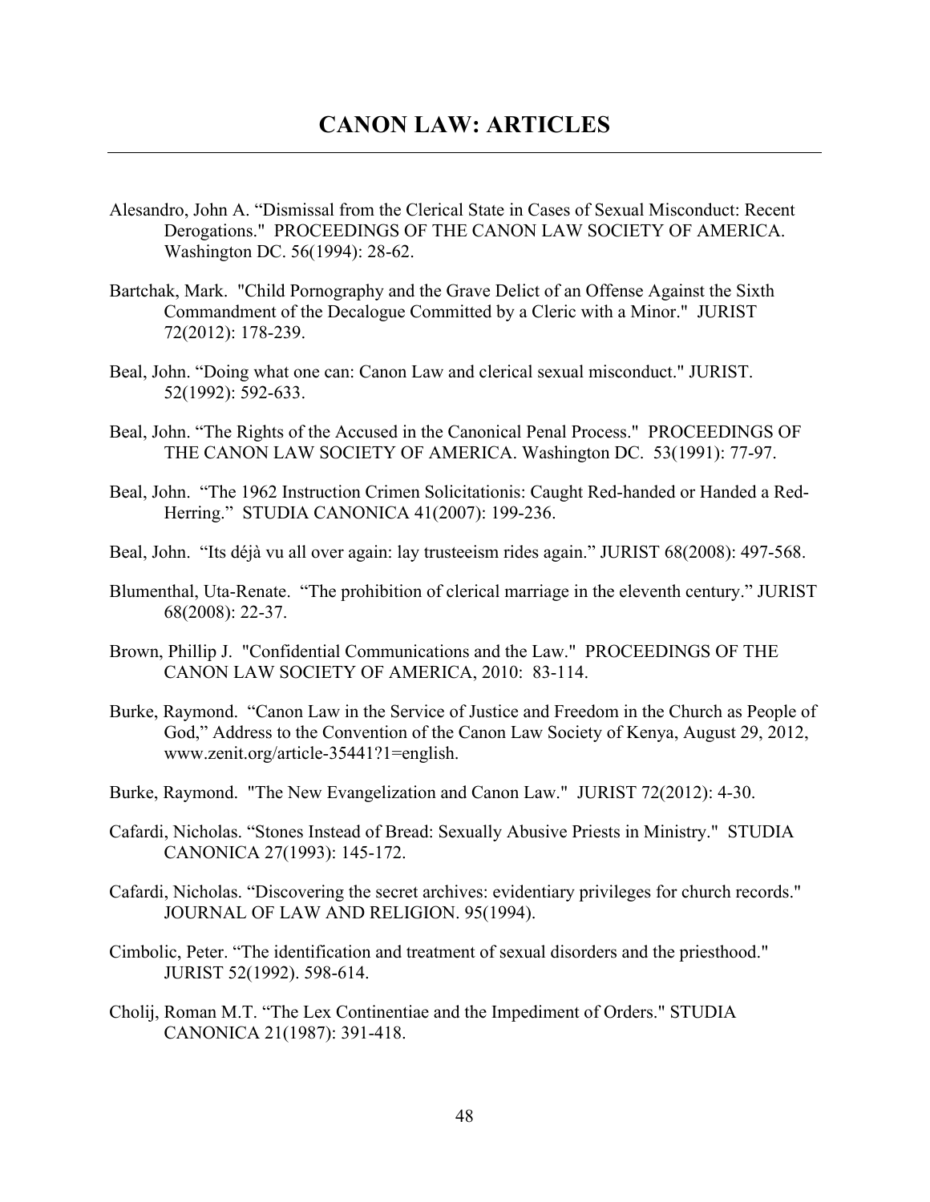# CANON LAW: ARTICLES

Alesandro, John A. "Dismissal from the Clerical State in Cases of Sexual Misconduct: Recent Derogations." PROCEEDINGS OF THE CANON LAW SOCIETY OF AMERICA. Washington DC. 56(1994): 28-62.

Bartchak, Mark. "Child Pornography and the Grave Delict of an Offense Against the Sixth Commandment of the Decalogue Committed by a Cleric with a Minor." JURIST 72(2012): 178-239.

Beal, John. "Doing what one can: Canon Law and clerical sexual misconduct." JURIST. 52(1992): 592-633.

Beal, John. "The Rights of the Accused in the Canonical Penal Process." PROCEEDINGS OF THE CANON LAW SOCIETY OF AMERICA. Washington DC. 53(1991): 77-97.

Beal, John. "The 1962 Instruction Crimen Solicitationis: Caught Red-handed or Handed a Red-Herring." STUDIA CANONICA 41(2007): 199-236.

Beal, John. "Its déjà vu all over again: lay trusteeism rides again." JURIST 68(2008): 497-568.

Blumenthal, Uta-Renate. "The prohibition of clerical marriage in the eleventh century." JURIST 68(2008): 22-37.

Brown, Phillip J. "Confidential Communications and the Law." PROCEEDINGS OF THE CANON LAW SOCIETY OF AMERICA, 2010: 83-114.

Burke, Raymond. "Canon Law in the Service of Justice and Freedom in the Church as People of God," Address to the Convention of the Canon Law Society of Kenya, August 29, 2012, www.zenit.org/article-35441?1=english.

Burke, Raymond. "The New Evangelization and Canon Law." JURIST 72(2012): 4-30.

Cafardi, Nicholas. "Stones Instead of Bread: Sexually Abusive Priests in Ministry." STUDIA CANONICA 27(1993): 145-172.

Cafardi, Nicholas. "Discovering the secret archives: evidentiary privileges for church records." JOURNAL OF LAW AND RELIGION. 95(1994).

Cimbolic, Peter. "The identification and treatment of sexual disorders and the priesthood." JURIST 52(1992). 598-614.

Cholij, Roman M.T. "The Lex Continentiae and the Impediment of Orders." STUDIA CANONICA 21(1987): 391-418.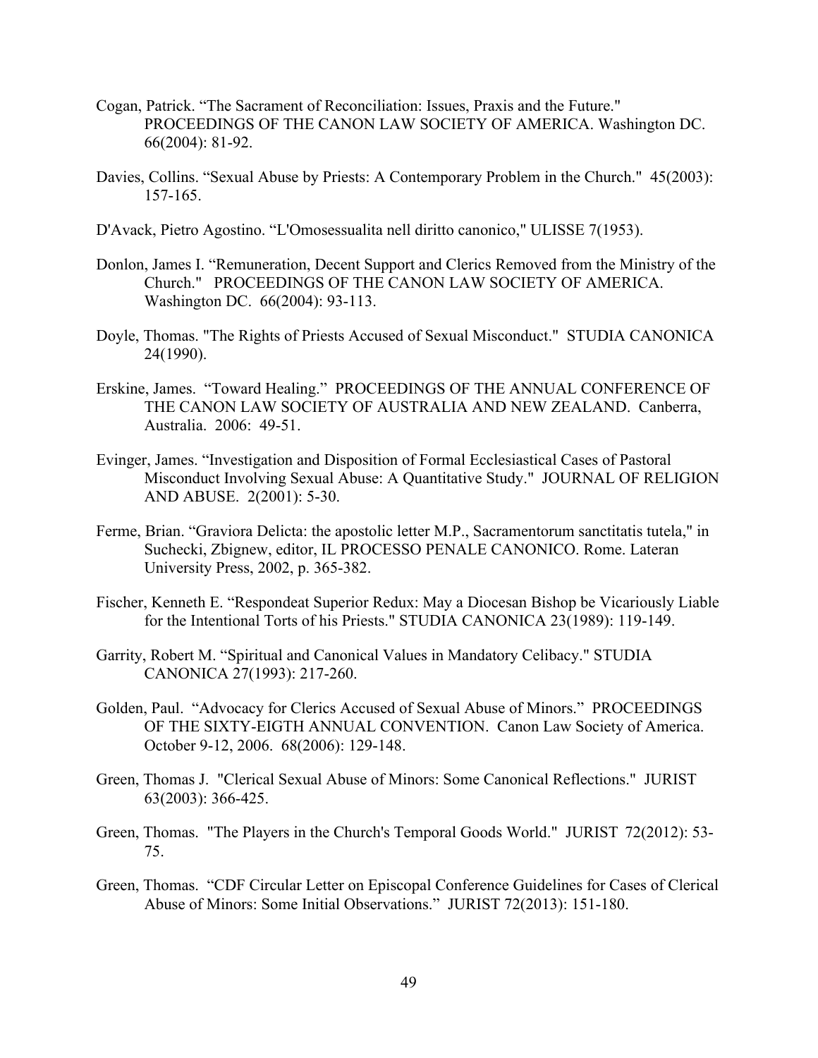Cogan, Patrick. “The Sacrament of Reconciliation: Issues, Praxis and the Future." PROCEEDINGS OF THE CANON LAW SOCIETY OF AMERICA. Washington DC. 66(2004): 81-92.

Davies, Collins. “Sexual Abuse by Priests: A Contemporary Problem in the Church." 45(2003): 157-165.

D'Avack, Pietro Agostino. “L'Omosessualita nell diritto canonico," ULISSE 7(1953).

Donlon, James I. “Remuneration, Decent Support and Clerics Removed from the Ministry of the Church." PROCEEDINGS OF THE CANON LAW SOCIETY OF AMERICA. Washington DC. 66(2004): 93-113.

Doyle, Thomas. "The Rights of Priests Accused of Sexual Misconduct." STUDIA CANONICA 24(1990).

Erskine, James. “Toward Healing.” PROCEEDINGS OF THE ANNUAL CONFERENCE OF THE CANON LAW SOCIETY OF AUSTRALIA AND NEW ZEALAND. Canberra, Australia. 2006: 49-51.

Evinger, James. “Investigation and Disposition of Formal Ecclesiastical Cases of Pastoral Misconduct Involving Sexual Abuse: A Quantitative Study." JOURNAL OF RELIGION AND ABUSE. 2(2001): 5-30.

Ferme, Brian. “Graviora Delicta: the apostolic letter M.P., Sacramentorum sanctitatis tutela," in Suchecki, Zbignew, editor, IL PROCESSO PENALE CANONICO. Rome. Lateran University Press, 2002, p. 365-382.

Fischer, Kenneth E. “Respondeat Superior Redux: May a Diocesan Bishop be Vicariously Liable for the Intentional Torts of his Priests." STUDIA CANONICA 23(1989): 119-149.

Garrity, Robert M. “Spiritual and Canonical Values in Mandatory Celibacy." STUDIA CANONICA 27(1993): 217-260.

Golden, Paul. “Advocacy for Clerics Accused of Sexual Abuse of Minors.” PROCEEDINGS OF THE SIXTY-EIGTH ANNUAL CONVENTION. Canon Law Society of America. October 9-12, 2006. 68(2006): 129-148.

Green, Thomas J. "Clerical Sexual Abuse of Minors: Some Canonical Reflections." JURIST 63(2003): 366-425.

Green, Thomas. "The Players in the Church's Temporal Goods World." JURIST 72(2012): 53-75.

Green, Thomas. “CDF Circular Letter on Episcopal Conference Guidelines for Cases of Clerical Abuse of Minors: Some Initial Observations.” JURIST 72(2013): 151-180.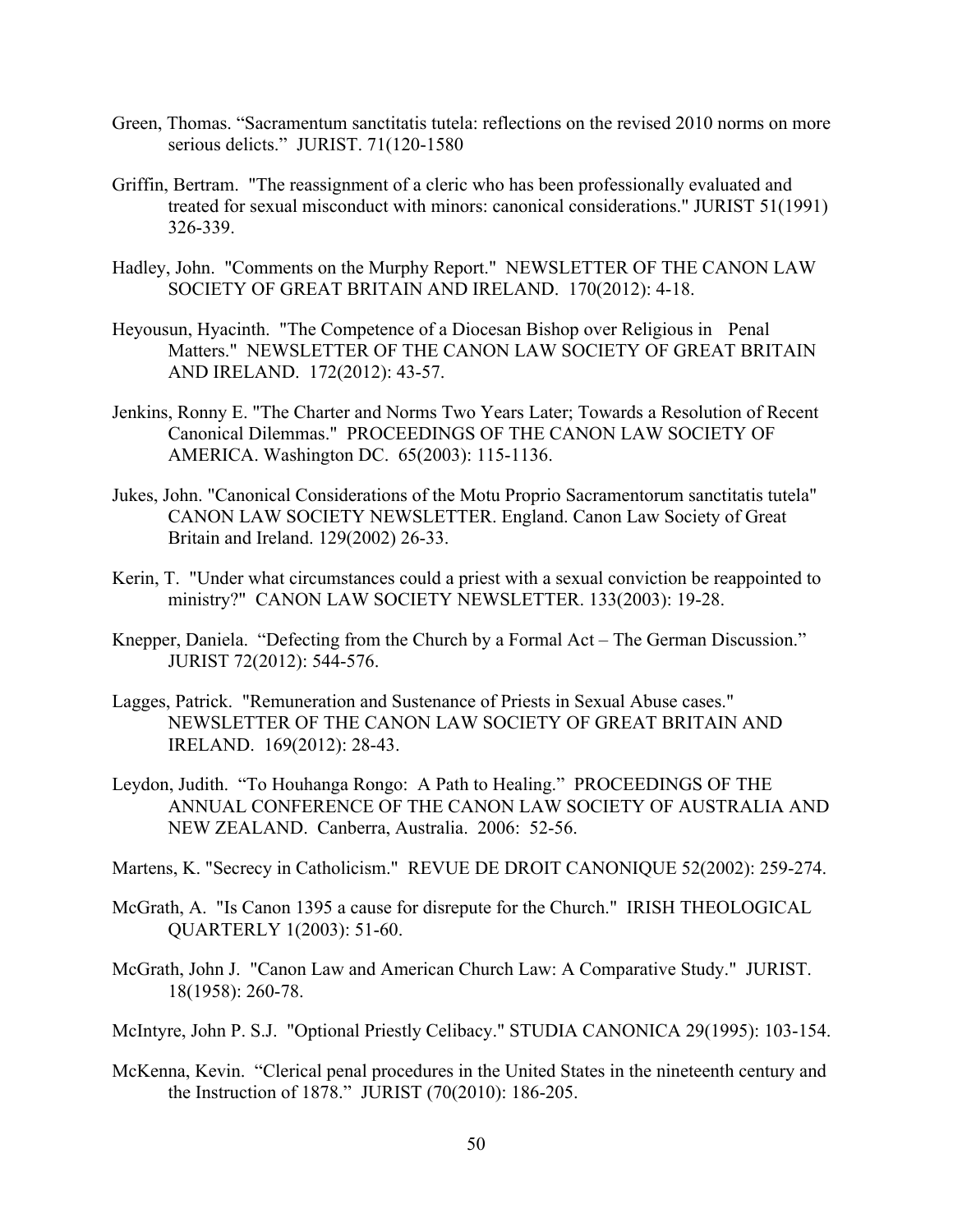Green, Thomas. “Sacramentum sanctitatis tutela: reflections on the revised 2010 norms on more serious delicts.” JURIST. 71(120-1580

Griffin, Bertram. "The reassignment of a cleric who has been professionally evaluated and treated for sexual misconduct with minors: canonical considerations." JURIST 51(1991) 326-339.

Hadley, John. "Comments on the Murphy Report." NEWSLETTER OF THE CANON LAW SOCIETY OF GREAT BRITAIN AND IRELAND. 170(2012): 4-18.

Heyousun, Hyacinth. "The Competence of a Diocesan Bishop over Religious in Penal Matters." NEWSLETTER OF THE CANON LAW SOCIETY OF GREAT BRITAIN AND IRELAND. 172(2012): 43-57.

Jenkins, Ronny E. "The Charter and Norms Two Years Later; Towards a Resolution of Recent Canonical Dilemmas." PROCEEDINGS OF THE CANON LAW SOCIETY OF AMERICA. Washington DC. 65(2003): 115-1136.

Jukes, John. "Canonical Considerations of the Motu Proprio Sacramentorum sanctitatis tutela" CANON LAW SOCIETY NEWSLETTER. England. Canon Law Society of Great Britain and Ireland. 129(2002) 26-33.

Kerin, T. "Under what circumstances could a priest with a sexual conviction be reappointed to ministry?" CANON LAW SOCIETY NEWSLETTER. 133(2003): 19-28.

Knepper, Daniela. “Defecting from the Church by a Formal Act – The German Discussion.” JURIST 72(2012): 544-576.

Lagges, Patrick. "Remuneration and Sustenance of Priests in Sexual Abuse cases." NEWSLETTER OF THE CANON LAW SOCIETY OF GREAT BRITAIN AND IRELAND. 169(2012): 28-43.

Leydon, Judith. “To Houhanga Rongo: A Path to Healing.” PROCEEDINGS OF THE ANNUAL CONFERENCE OF THE CANON LAW SOCIETY OF AUSTRALIA AND NEW ZEALAND. Canberra, Australia. 2006: 52-56.

Martens, K. "Secrecy in Catholicism." REVUE DE DROIT CANONIQUE 52(2002): 259-274.

McGrath, A. "Is Canon 1395 a cause for disrepute for the Church." IRISH THEOLOGICAL QUARTERLY 1(2003): 51-60.

McGrath, John J. "Canon Law and American Church Law: A Comparative Study." JURIST. 18(1958): 260-78.

McIntyre, John P. S.J. "Optional Priestly Celibacy." STUDIA CANONICA 29(1995): 103-154.

McKenna, Kevin. “Clerical penal procedures in the United States in the nineteenth century and the Instruction of 1878.” JURIST (70(2010): 186-205.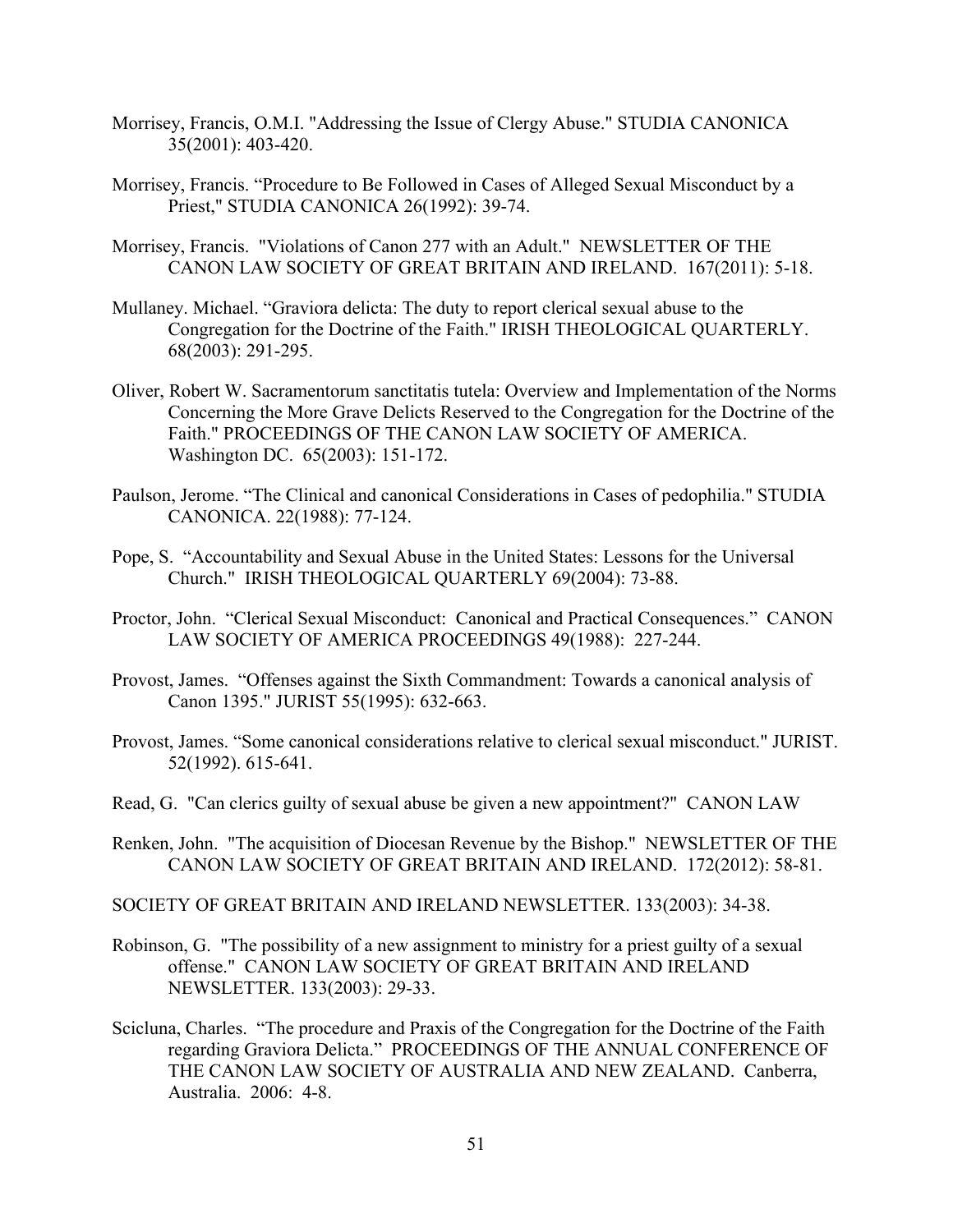Morrisey, Francis, O.M.I. "Addressing the Issue of Clergy Abuse." STUDIA CANONICA 35(2001): 403-420.

Morrisey, Francis. "Procedure to Be Followed in Cases of Alleged Sexual Misconduct by a Priest," STUDIA CANONICA 26(1992): 39-74.

Morrisey, Francis. "Violations of Canon 277 with an Adult." NEWSLETTER OF THE CANON LAW SOCIETY OF GREAT BRITAIN AND IRELAND. 167(2011): 5-18.

Mullaney. Michael. "Graviora delicta: The duty to report clerical sexual abuse to the Congregation for the Doctrine of the Faith." IRISH THEOLOGICAL QUARTERLY. 68(2003): 291-295.

Oliver, Robert W. Sacramentorum sanctitatis tutela: Overview and Implementation of the Norms Concerning the More Grave Delicts Reserved to the Congregation for the Doctrine of the Faith." PROCEEDINGS OF THE CANON LAW SOCIETY OF AMERICA. Washington DC. 65(2003): 151-172.

Paulson, Jerome. "The Clinical and canonical Considerations in Cases of pedophilia." STUDIA CANONICA. 22(1988): 77-124.

Pope, S. "Accountability and Sexual Abuse in the United States: Lessons for the Universal Church." IRISH THEOLOGICAL QUARTERLY 69(2004): 73-88.

Proctor, John. "Clerical Sexual Misconduct: Canonical and Practical Consequences." CANON LAW SOCIETY OF AMERICA PROCEEDINGS 49(1988): 227-244.

Provost, James. "Offenses against the Sixth Commandment: Towards a canonical analysis of Canon 1395." JURIST 55(1995): 632-663.

Provost, James. "Some canonical considerations relative to clerical sexual misconduct." JURIST. 52(1992). 615-641.

Read, G. "Can clerics guilty of sexual abuse be given a new appointment?" CANON LAW

Renken, John. "The acquisition of Diocesan Revenue by the Bishop." NEWSLETTER OF THE CANON LAW SOCIETY OF GREAT BRITAIN AND IRELAND. 172(2012): 58-81.

SOCIETY OF GREAT BRITAIN AND IRELAND NEWSLETTER. 133(2003): 34-38.

Robinson, G. "The possibility of a new assignment to ministry for a priest guilty of a sexual offense." CANON LAW SOCIETY OF GREAT BRITAIN AND IRELAND NEWSLETTER. 133(2003): 29-33.

Scicluna, Charles. "The procedure and Praxis of the Congregation for the Doctrine of the Faith regarding Graviora Delicta." PROCEEDINGS OF THE ANNUAL CONFERENCE OF THE CANON LAW SOCIETY OF AUSTRALIA AND NEW ZEALAND. Canberra, Australia. 2006: 4-8.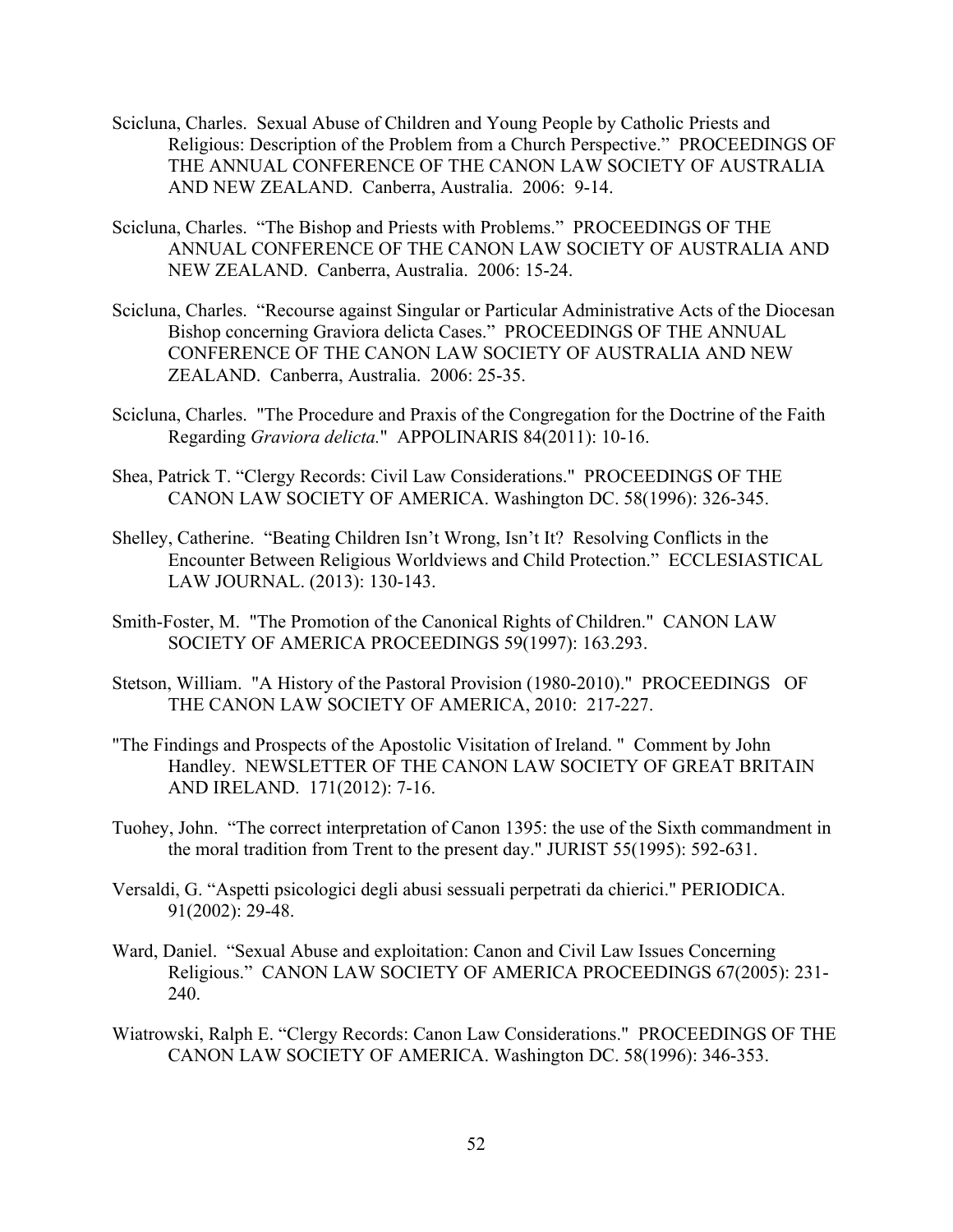Scicluna, Charles. Sexual Abuse of Children and Young People by Catholic Priests and Religious: Description of the Problem from a Church Perspective." PROCEEDINGS OF THE ANNUAL CONFERENCE OF THE CANON LAW SOCIETY OF AUSTRALIA AND NEW ZEALAND. Canberra, Australia. 2006: 9-14.

Scicluna, Charles. "The Bishop and Priests with Problems." PROCEEDINGS OF THE ANNUAL CONFERENCE OF THE CANON LAW SOCIETY OF AUSTRALIA AND NEW ZEALAND. Canberra, Australia. 2006: 15-24.

Scicluna, Charles. "Recourse against Singular or Particular Administrative Acts of the Diocesan Bishop concerning Graviora delicta Cases." PROCEEDINGS OF THE ANNUAL CONFERENCE OF THE CANON LAW SOCIETY OF AUSTRALIA AND NEW ZEALAND. Canberra, Australia. 2006: 25-35.

Scicluna, Charles. "The Procedure and Praxis of the Congregation for the Doctrine of the Faith Regarding *Graviora delicta.*" APPOLINARIS 84(2011): 10-16.

Shea, Patrick T. "Clergy Records: Civil Law Considerations." PROCEEDINGS OF THE CANON LAW SOCIETY OF AMERICA. Washington DC. 58(1996): 326-345.

Shelley, Catherine. "Beating Children Isn't Wrong, Isn't It? Resolving Conflicts in the Encounter Between Religious Worldviews and Child Protection." ECCLESIASTICAL LAW JOURNAL. (2013): 130-143.

Smith-Foster, M. "The Promotion of the Canonical Rights of Children." CANON LAW SOCIETY OF AMERICA PROCEEDINGS 59(1997): 163.293.

Stetson, William. "A History of the Pastoral Provision (1980-2010)." PROCEEDINGS OF THE CANON LAW SOCIETY OF AMERICA, 2010: 217-227.

"The Findings and Prospects of the Apostolic Visitation of Ireland. " Comment by John Handley. NEWSLETTER OF THE CANON LAW SOCIETY OF GREAT BRITAIN AND IRELAND. 171(2012): 7-16.

Tuohey, John. "The correct interpretation of Canon 1395: the use of the Sixth commandment in the moral tradition from Trent to the present day." JURIST 55(1995): 592-631.

Versaldi, G. "Aspetti psicologici degli abusi sessuali perpetrati da chierici." PERIODICA. 91(2002): 29-48.

Ward, Daniel. "Sexual Abuse and exploitation: Canon and Civil Law Issues Concerning Religious." CANON LAW SOCIETY OF AMERICA PROCEEDINGS 67(2005): 231-240.

Wiatrowski, Ralph E. "Clergy Records: Canon Law Considerations." PROCEEDINGS OF THE CANON LAW SOCIETY OF AMERICA. Washington DC. 58(1996): 346-353.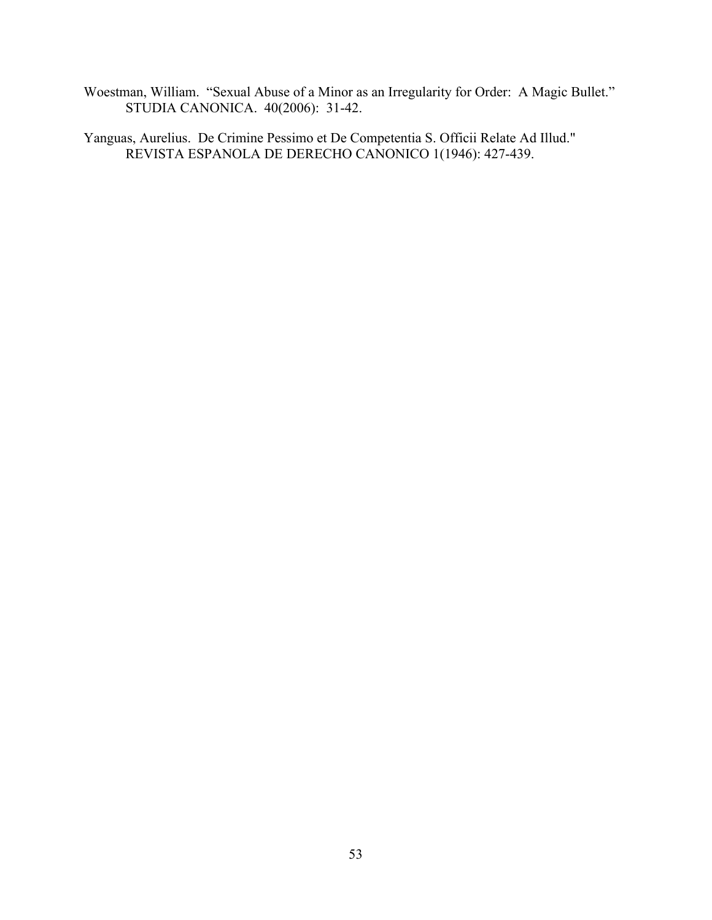Woestman, William. "Sexual Abuse of a Minor as an Irregularity for Order: A Magic Bullet." STUDIA CANONICA. 40(2006): 31-42.

Yanguas, Aurelius. De Crimine Pessimo et De Competentia S. Officii Relate Ad Illud." REVISTA ESPANOLA DE DERECHO CANONICO 1(1946): 427-439.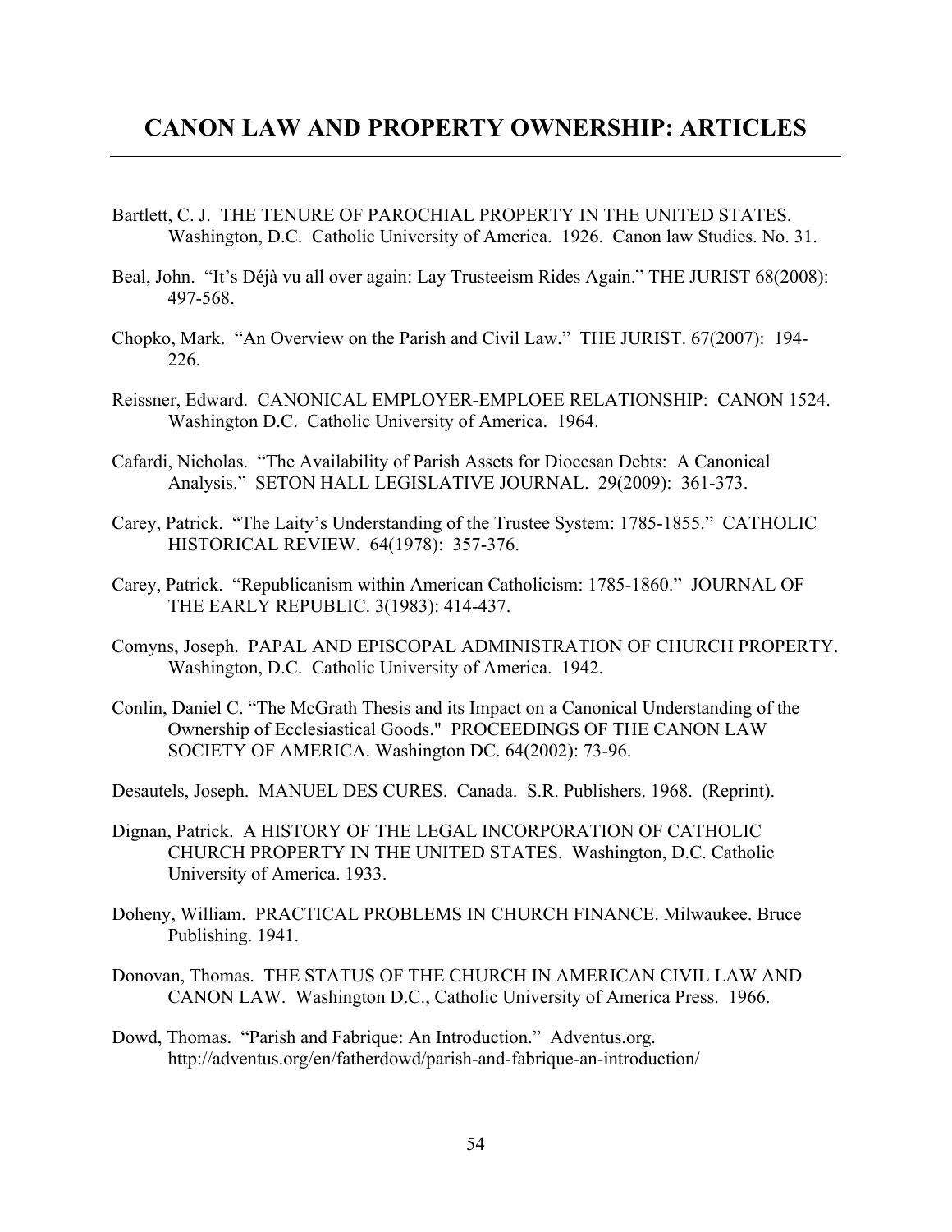## CANON LAW AND PROPERTY OWNERSHIP: ARTICLES

Bartlett, C. J. THE TENURE OF PAROCHIAL PROPERTY IN THE UNITED STATES. Washington, D.C. Catholic University of America. 1926. Canon law Studies. No. 31.

Beal, John. "It's Déjà vu all over again: Lay Trusteeism Rides Again." THE JURIST 68(2008): 497-568.

Chopko, Mark. "An Overview on the Parish and Civil Law." THE JURIST. 67(2007): 194-226.

Reissner, Edward. CANONICAL EMPLOYER-EMPLOEE RELATIONSHIP: CANON 1524. Washington D.C. Catholic University of America. 1964.

Cafardi, Nicholas. "The Availability of Parish Assets for Diocesan Debts: A Canonical Analysis." SETON HALL LEGISLATIVE JOURNAL. 29(2009): 361-373.

Carey, Patrick. "The Laity's Understanding of the Trustee System: 1785-1855." CATHOLIC HISTORICAL REVIEW. 64(1978): 357-376.

Carey, Patrick. "Republicanism within American Catholicism: 1785-1860." JOURNAL OF THE EARLY REPUBLIC. 3(1983): 414-437.

Comyns, Joseph. PAPAL AND EPISCOPAL ADMINISTRATION OF CHURCH PROPERTY. Washington, D.C. Catholic University of America. 1942.

Conlin, Daniel C. "The McGrath Thesis and its Impact on a Canonical Understanding of the Ownership of Ecclesiastical Goods." PROCEEDINGS OF THE CANON LAW SOCIETY OF AMERICA. Washington DC. 64(2002): 73-96.

Desautels, Joseph. MANUEL DES CURES. Canada. S.R. Publishers. 1968. (Reprint).

Dignan, Patrick. A HISTORY OF THE LEGAL INCORPORATION OF CATHOLIC CHURCH PROPERTY IN THE UNITED STATES. Washington, D.C. Catholic University of America. 1933.

Doheny, William. PRACTICAL PROBLEMS IN CHURCH FINANCE. Milwaukee. Bruce Publishing. 1941.

Donovan, Thomas. THE STATUS OF THE CHURCH IN AMERICAN CIVIL LAW AND CANON LAW. Washington D.C., Catholic University of America Press. 1966.

Dowd, Thomas. "Parish and Fabrique: An Introduction." Adventus.org. http://adventus.org/en/fatherdowd/parish-and-fabrique-an-introduction/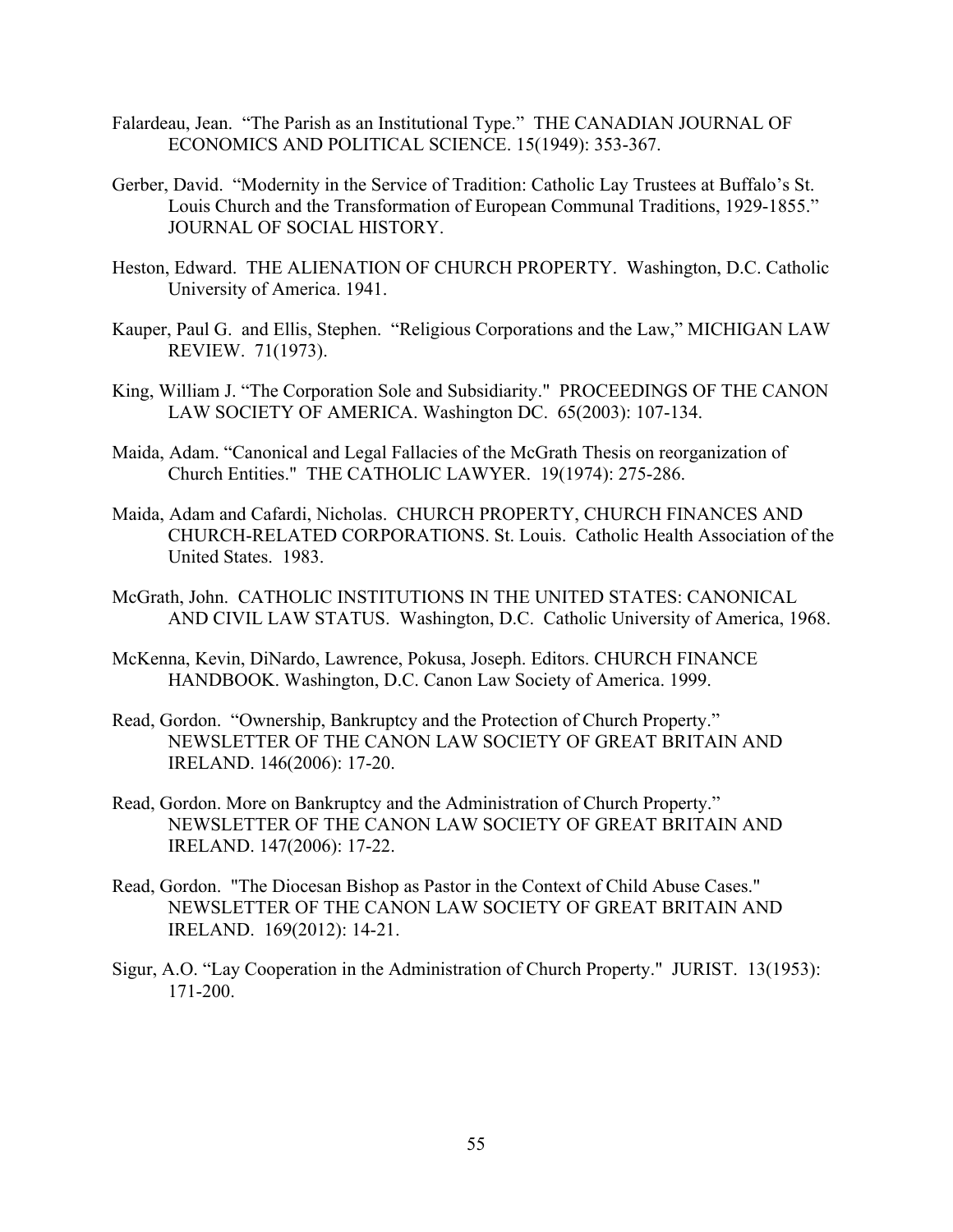Falardeau, Jean. "The Parish as an Institutional Type." THE CANADIAN JOURNAL OF ECONOMICS AND POLITICAL SCIENCE. 15(1949): 353-367.

Gerber, David. "Modernity in the Service of Tradition: Catholic Lay Trustees at Buffalo's St. Louis Church and the Transformation of European Communal Traditions, 1929-1855." JOURNAL OF SOCIAL HISTORY.

Heston, Edward. THE ALIENATION OF CHURCH PROPERTY. Washington, D.C. Catholic University of America. 1941.

Kauper, Paul G. and Ellis, Stephen. "Religious Corporations and the Law," MICHIGAN LAW REVIEW. 71(1973).

King, William J. "The Corporation Sole and Subsidiarity." PROCEEDINGS OF THE CANON LAW SOCIETY OF AMERICA. Washington DC. 65(2003): 107-134.

Maida, Adam. "Canonical and Legal Fallacies of the McGrath Thesis on reorganization of Church Entities." THE CATHOLIC LAWYER. 19(1974): 275-286.

Maida, Adam and Cafardi, Nicholas. CHURCH PROPERTY, CHURCH FINANCES AND CHURCH-RELATED CORPORATIONS. St. Louis. Catholic Health Association of the United States. 1983.

McGrath, John. CATHOLIC INSTITUTIONS IN THE UNITED STATES: CANONICAL AND CIVIL LAW STATUS. Washington, D.C. Catholic University of America, 1968.

McKenna, Kevin, DiNardo, Lawrence, Pokusa, Joseph. Editors. CHURCH FINANCE HANDBOOK. Washington, D.C. Canon Law Society of America. 1999.

Read, Gordon. "Ownership, Bankruptcy and the Protection of Church Property." NEWSLETTER OF THE CANON LAW SOCIETY OF GREAT BRITAIN AND IRELAND. 146(2006): 17-20.

Read, Gordon. More on Bankruptcy and the Administration of Church Property." NEWSLETTER OF THE CANON LAW SOCIETY OF GREAT BRITAIN AND IRELAND. 147(2006): 17-22.

Read, Gordon. "The Diocesan Bishop as Pastor in the Context of Child Abuse Cases." NEWSLETTER OF THE CANON LAW SOCIETY OF GREAT BRITAIN AND IRELAND. 169(2012): 14-21.

Sigur, A.O. "Lay Cooperation in the Administration of Church Property." JURIST. 13(1953): 171-200.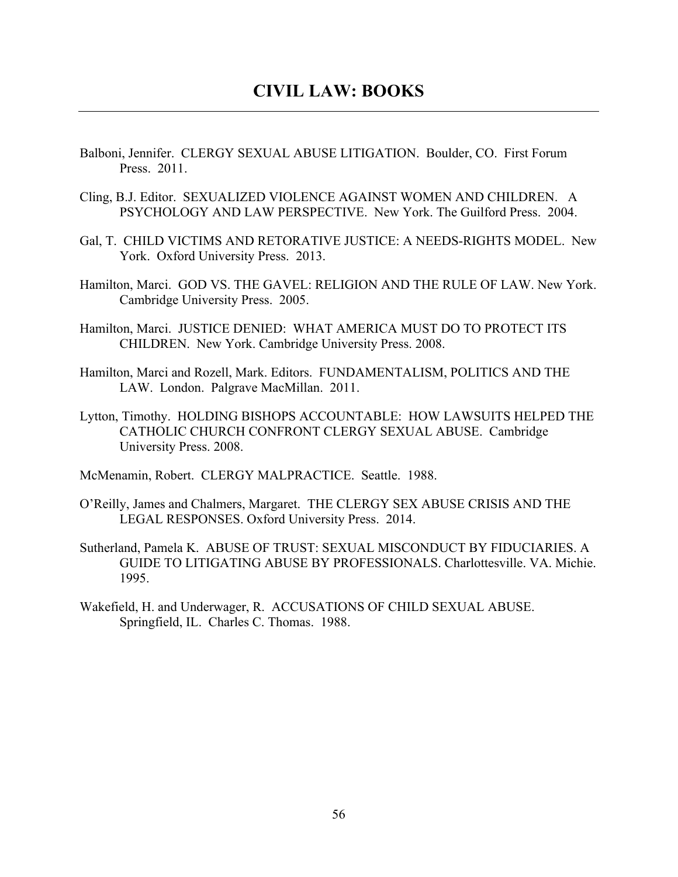# CIVIL LAW: BOOKS

Balboni, Jennifer. CLERGY SEXUAL ABUSE LITIGATION. Boulder, CO. First Forum Press. 2011.

Cling, B.J. Editor. SEXUALIZED VIOLENCE AGAINST WOMEN AND CHILDREN. A PSYCHOLOGY AND LAW PERSPECTIVE. New York. The Guilford Press. 2004.

Gal, T. CHILD VICTIMS AND RETORATIVE JUSTICE: A NEEDS-RIGHTS MODEL. New York. Oxford University Press. 2013.

Hamilton, Marci. GOD VS. THE GAVEL: RELIGION AND THE RULE OF LAW. New York. Cambridge University Press. 2005.

Hamilton, Marci. JUSTICE DENIED: WHAT AMERICA MUST DO TO PROTECT ITS CHILDREN. New York. Cambridge University Press. 2008.

Hamilton, Marci and Rozell, Mark. Editors. FUNDAMENTALISM, POLITICS AND THE LAW. London. Palgrave MacMillan. 2011.

Lytton, Timothy. HOLDING BISHOPS ACCOUNTABLE: HOW LAWSUITS HELPED THE CATHOLIC CHURCH CONFRONT CLERGY SEXUAL ABUSE. Cambridge University Press. 2008.

McMenamin, Robert. CLERGY MALPRACTICE. Seattle. 1988.

O'Reilly, James and Chalmers, Margaret. THE CLERGY SEX ABUSE CRISIS AND THE LEGAL RESPONSES. Oxford University Press. 2014.

Sutherland, Pamela K. ABUSE OF TRUST: SEXUAL MISCONDUCT BY FIDUCIARIES. A GUIDE TO LITIGATING ABUSE BY PROFESSIONALS. Charlottesville. VA. Michie. 1995.

Wakefield, H. and Underwager, R. ACCUSATIONS OF CHILD SEXUAL ABUSE. Springfield, IL. Charles C. Thomas. 1988.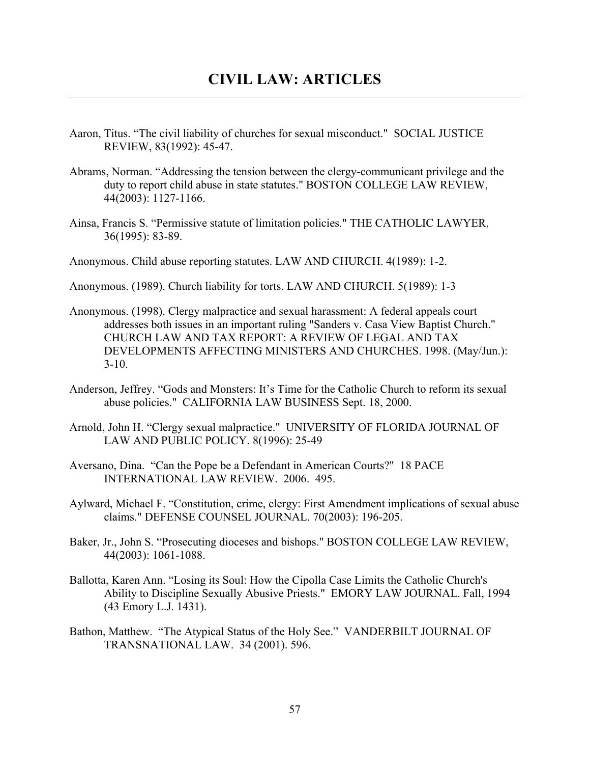# CIVIL LAW: ARTICLES

Aaron, Titus. "The civil liability of churches for sexual misconduct." SOCIAL JUSTICE REVIEW, 83(1992): 45-47.

Abrams, Norman. "Addressing the tension between the clergy-communicant privilege and the duty to report child abuse in state statutes." BOSTON COLLEGE LAW REVIEW, 44(2003): 1127-1166.

Ainsa, Francis S. "Permissive statute of limitation policies." THE CATHOLIC LAWYER, 36(1995): 83-89.

Anonymous. Child abuse reporting statutes. LAW AND CHURCH. 4(1989): 1-2.

Anonymous. (1989). Church liability for torts. LAW AND CHURCH. 5(1989): 1-3

Anonymous. (1998). Clergy malpractice and sexual harassment: A federal appeals court addresses both issues in an important ruling "Sanders v. Casa View Baptist Church." CHURCH LAW AND TAX REPORT: A REVIEW OF LEGAL AND TAX DEVELOPMENTS AFFECTING MINISTERS AND CHURCHES. 1998. (May/Jun.): 3-10.

Anderson, Jeffrey. "Gods and Monsters: It's Time for the Catholic Church to reform its sexual abuse policies." CALIFORNIA LAW BUSINESS Sept. 18, 2000.

Arnold, John H. "Clergy sexual malpractice." UNIVERSITY OF FLORIDA JOURNAL OF LAW AND PUBLIC POLICY. 8(1996): 25-49

Aversano, Dina. "Can the Pope be a Defendant in American Courts?" 18 PACE INTERNATIONAL LAW REVIEW. 2006. 495.

Aylward, Michael F. "Constitution, crime, clergy: First Amendment implications of sexual abuse claims." DEFENSE COUNSEL JOURNAL. 70(2003): 196-205.

Baker, Jr., John S. "Prosecuting dioceses and bishops." BOSTON COLLEGE LAW REVIEW, 44(2003): 1061-1088.

Ballotta, Karen Ann. "Losing its Soul: How the Cipolla Case Limits the Catholic Church's Ability to Discipline Sexually Abusive Priests." EMORY LAW JOURNAL. Fall, 1994 (43 Emory L.J. 1431).

Bathon, Matthew. "The Atypical Status of the Holy See." VANDERBILT JOURNAL OF TRANSNATIONAL LAW. 34 (2001). 596.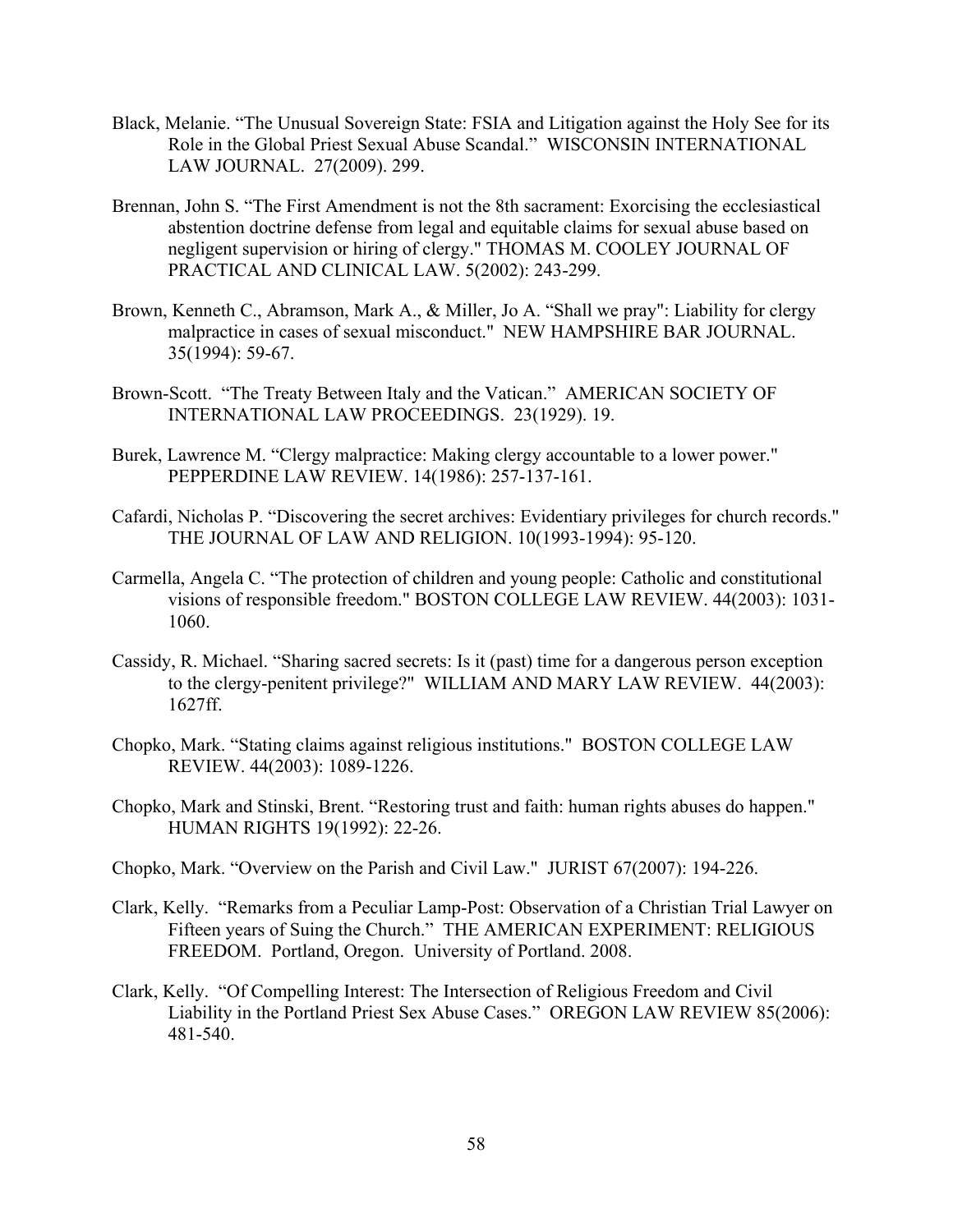Black, Melanie. “The Unusual Sovereign State: FSIA and Litigation against the Holy See for its Role in the Global Priest Sexual Abuse Scandal.” WISCONSIN INTERNATIONAL LAW JOURNAL. 27(2009). 299.

Brennan, John S. “The First Amendment is not the 8th sacrament: Exorcising the ecclesiastical abstention doctrine defense from legal and equitable claims for sexual abuse based on negligent supervision or hiring of clergy." THOMAS M. COOLEY JOURNAL OF PRACTICAL AND CLINICAL LAW. 5(2002): 243-299.

Brown, Kenneth C., Abramson, Mark A., & Miller, Jo A. “Shall we pray": Liability for clergy malpractice in cases of sexual misconduct." NEW HAMPSHIRE BAR JOURNAL. 35(1994): 59-67.

Brown-Scott. “The Treaty Between Italy and the Vatican.” AMERICAN SOCIETY OF INTERNATIONAL LAW PROCEEDINGS. 23(1929). 19.

Burek, Lawrence M. “Clergy malpractice: Making clergy accountable to a lower power." PEPPERDINE LAW REVIEW. 14(1986): 257-137-161.

Cafardi, Nicholas P. “Discovering the secret archives: Evidentiary privileges for church records." THE JOURNAL OF LAW AND RELIGION. 10(1993-1994): 95-120.

Carmella, Angela C. “The protection of children and young people: Catholic and constitutional visions of responsible freedom." BOSTON COLLEGE LAW REVIEW. 44(2003): 1031-1060.

Cassidy, R. Michael. “Sharing sacred secrets: Is it (past) time for a dangerous person exception to the clergy-penitent privilege?" WILLIAM AND MARY LAW REVIEW. 44(2003): 1627ff.

Chopko, Mark. “Stating claims against religious institutions." BOSTON COLLEGE LAW REVIEW. 44(2003): 1089-1226.

Chopko, Mark and Stinski, Brent. “Restoring trust and faith: human rights abuses do happen." HUMAN RIGHTS 19(1992): 22-26.

Chopko, Mark. “Overview on the Parish and Civil Law." JURIST 67(2007): 194-226.

Clark, Kelly. “Remarks from a Peculiar Lamp-Post: Observation of a Christian Trial Lawyer on Fifteen years of Suing the Church.” THE AMERICAN EXPERIMENT: RELIGIOUS FREEDOM. Portland, Oregon. University of Portland. 2008.

Clark, Kelly. “Of Compelling Interest: The Intersection of Religious Freedom and Civil Liability in the Portland Priest Sex Abuse Cases.” OREGON LAW REVIEW 85(2006): 481-540.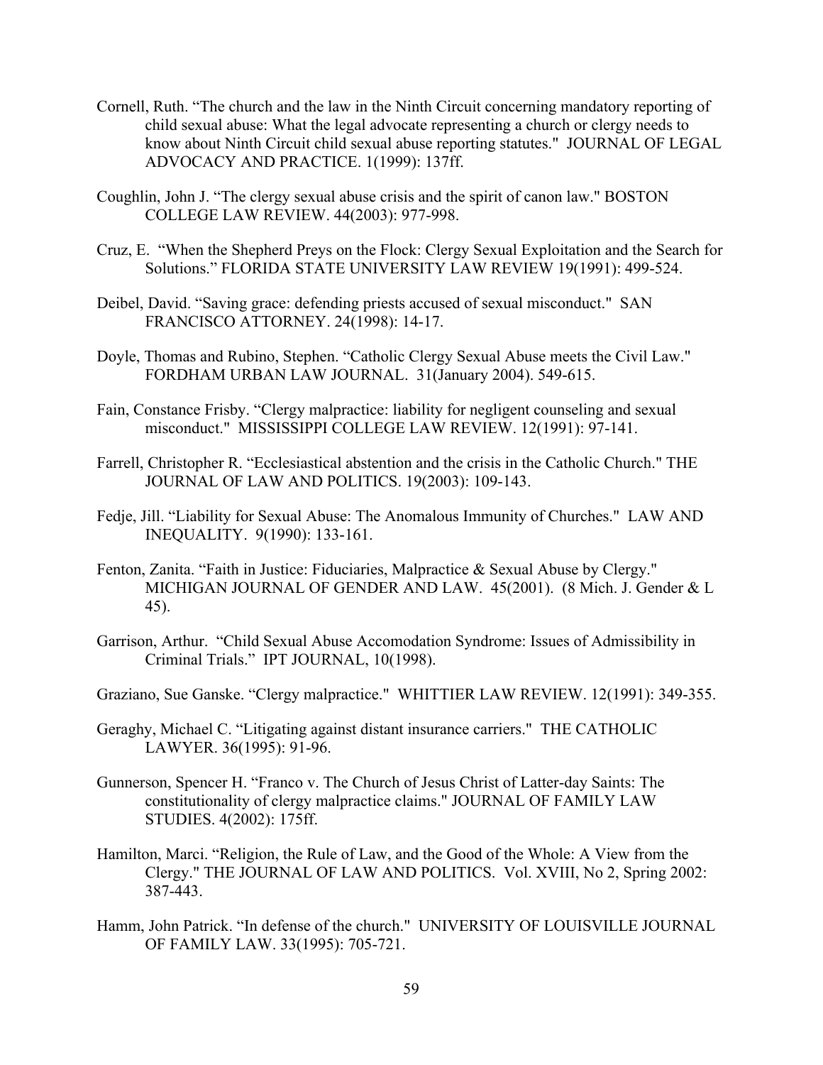Cornell, Ruth. "The church and the law in the Ninth Circuit concerning mandatory reporting of child sexual abuse: What the legal advocate representing a church or clergy needs to know about Ninth Circuit child sexual abuse reporting statutes." JOURNAL OF LEGAL ADVOCACY AND PRACTICE. 1(1999): 137ff.

Coughlin, John J. "The clergy sexual abuse crisis and the spirit of canon law." BOSTON COLLEGE LAW REVIEW. 44(2003): 977-998.

Cruz, E. "When the Shepherd Preys on the Flock: Clergy Sexual Exploitation and the Search for Solutions." FLORIDA STATE UNIVERSITY LAW REVIEW 19(1991): 499-524.

Deibel, David. "Saving grace: defending priests accused of sexual misconduct." SAN FRANCISCO ATTORNEY. 24(1998): 14-17.

Doyle, Thomas and Rubino, Stephen. "Catholic Clergy Sexual Abuse meets the Civil Law." FORDHAM URBAN LAW JOURNAL. 31(January 2004). 549-615.

Fain, Constance Frisby. "Clergy malpractice: liability for negligent counseling and sexual misconduct." MISSISSIPPI COLLEGE LAW REVIEW. 12(1991): 97-141.

Farrell, Christopher R. "Ecclesiastical abstention and the crisis in the Catholic Church." THE JOURNAL OF LAW AND POLITICS. 19(2003): 109-143.

Fedje, Jill. "Liability for Sexual Abuse: The Anomalous Immunity of Churches." LAW AND INEQUALITY. 9(1990): 133-161.

Fenton, Zanita. "Faith in Justice: Fiduciaries, Malpractice & Sexual Abuse by Clergy." MICHIGAN JOURNAL OF GENDER AND LAW. 45(2001). (8 Mich. J. Gender & L 45).

Garrison, Arthur. "Child Sexual Abuse Accomodation Syndrome: Issues of Admissibility in Criminal Trials." IPT JOURNAL, 10(1998).

Graziano, Sue Ganske. "Clergy malpractice." WHITTIER LAW REVIEW. 12(1991): 349-355.

Geraghy, Michael C. "Litigating against distant insurance carriers." THE CATHOLIC LAWYER. 36(1995): 91-96.

Gunnerson, Spencer H. "Franco v. The Church of Jesus Christ of Latter-day Saints: The constitutionality of clergy malpractice claims." JOURNAL OF FAMILY LAW STUDIES. 4(2002): 175ff.

Hamilton, Marci. "Religion, the Rule of Law, and the Good of the Whole: A View from the Clergy." THE JOURNAL OF LAW AND POLITICS. Vol. XVIII, No 2, Spring 2002: 387-443.

Hamm, John Patrick. "In defense of the church." UNIVERSITY OF LOUISVILLE JOURNAL OF FAMILY LAW. 33(1995): 705-721.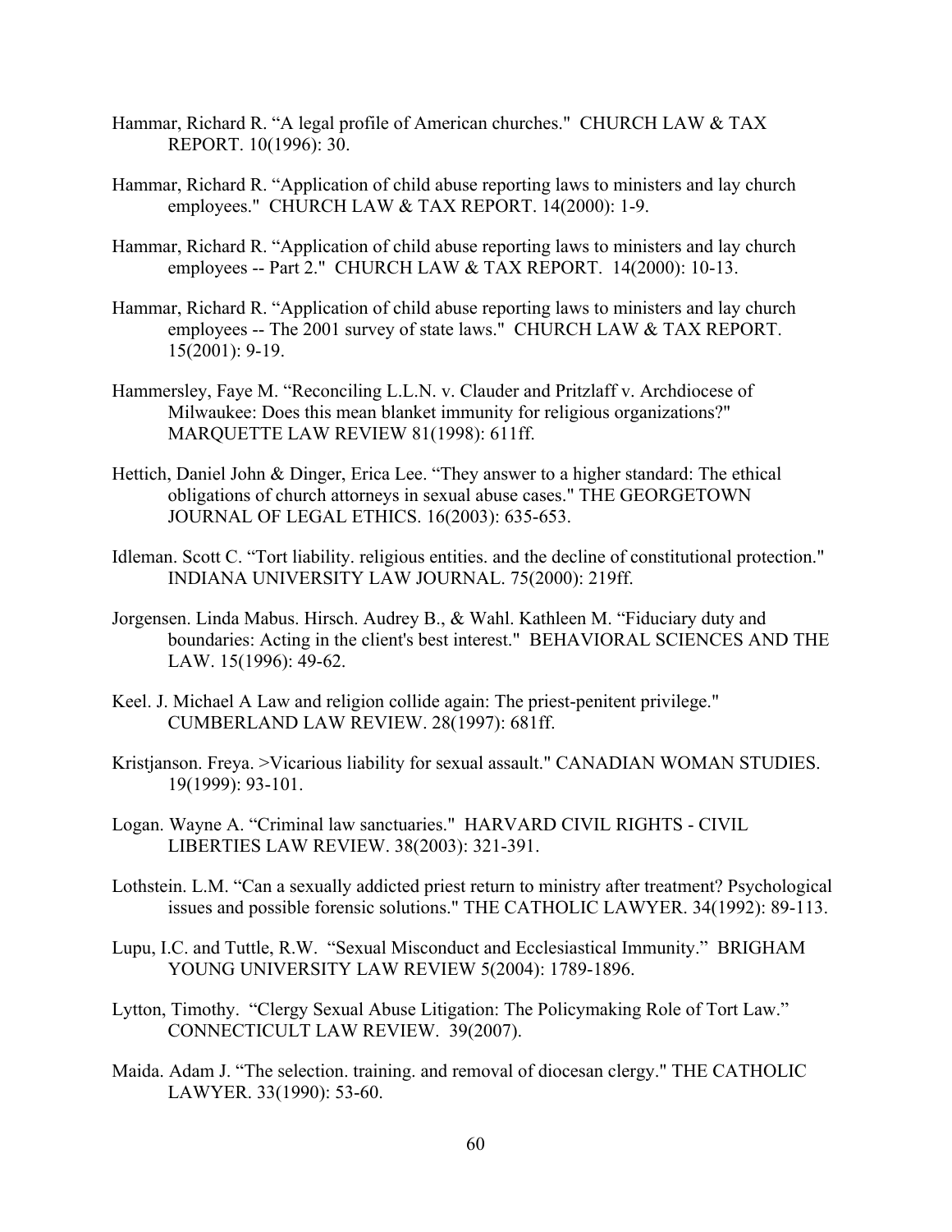Hammar, Richard R. "A legal profile of American churches." CHURCH LAW & TAX REPORT. 10(1996): 30.

Hammar, Richard R. "Application of child abuse reporting laws to ministers and lay church employees." CHURCH LAW & TAX REPORT. 14(2000): 1-9.

Hammar, Richard R. "Application of child abuse reporting laws to ministers and lay church employees -- Part 2." CHURCH LAW & TAX REPORT. 14(2000): 10-13.

Hammar, Richard R. "Application of child abuse reporting laws to ministers and lay church employees -- The 2001 survey of state laws." CHURCH LAW & TAX REPORT. 15(2001): 9-19.

Hammersley, Faye M. "Reconciling L.L.N. v. Clauder and Pritzlaff v. Archdiocese of Milwaukee: Does this mean blanket immunity for religious organizations?" MARQUETTE LAW REVIEW 81(1998): 611ff.

Hettich, Daniel John & Dinger, Erica Lee. "They answer to a higher standard: The ethical obligations of church attorneys in sexual abuse cases." THE GEORGETOWN JOURNAL OF LEGAL ETHICS. 16(2003): 635-653.

Idleman. Scott C. "Tort liability. religious entities. and the decline of constitutional protection." INDIANA UNIVERSITY LAW JOURNAL. 75(2000): 219ff.

Jorgensen. Linda Mabus. Hirsch. Audrey B., & Wahl. Kathleen M. "Fiduciary duty and boundaries: Acting in the client's best interest." BEHAVIORAL SCIENCES AND THE LAW. 15(1996): 49-62.

Keel. J. Michael A Law and religion collide again: The priest-penitent privilege." CUMBERLAND LAW REVIEW. 28(1997): 681ff.

Kristjanson. Freya. >Vicarious liability for sexual assault." CANADIAN WOMAN STUDIES. 19(1999): 93-101.

Logan. Wayne A. "Criminal law sanctuaries." HARVARD CIVIL RIGHTS - CIVIL LIBERTIES LAW REVIEW. 38(2003): 321-391.

Lothstein. L.M. "Can a sexually addicted priest return to ministry after treatment? Psychological issues and possible forensic solutions." THE CATHOLIC LAWYER. 34(1992): 89-113.

Lupu, I.C. and Tuttle, R.W. "Sexual Misconduct and Ecclesiastical Immunity." BRIGHAM YOUNG UNIVERSITY LAW REVIEW 5(2004): 1789-1896.

Lytton, Timothy. "Clergy Sexual Abuse Litigation: The Policymaking Role of Tort Law." CONNECTICULT LAW REVIEW. 39(2007).

Maida. Adam J. "The selection. training. and removal of diocesan clergy." THE CATHOLIC LAWYER. 33(1990): 53-60.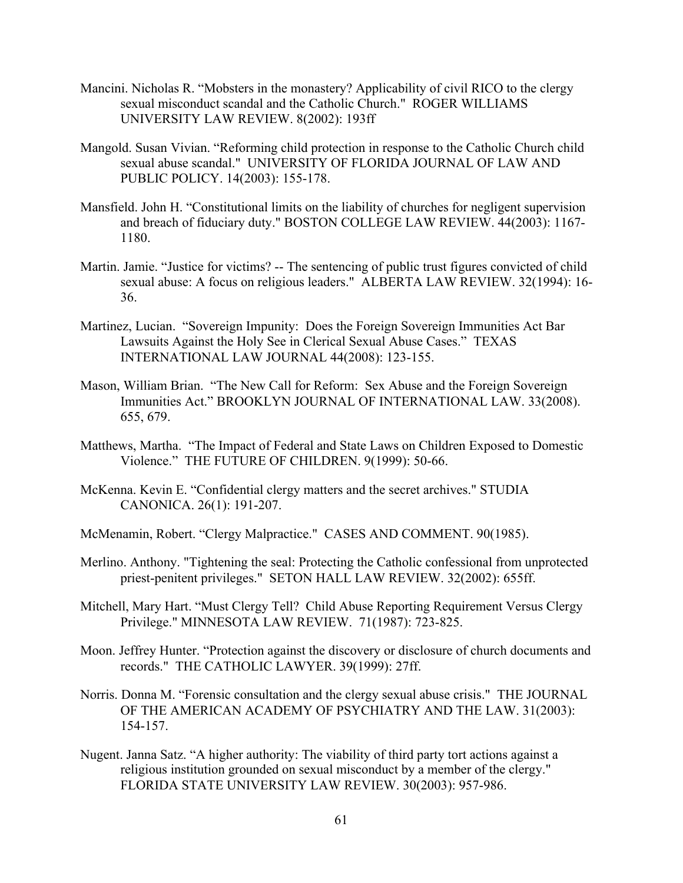Mancini. Nicholas R. "Mobsters in the monastery? Applicability of civil RICO to the clergy sexual misconduct scandal and the Catholic Church." ROGER WILLIAMS UNIVERSITY LAW REVIEW. 8(2002): 193ff

Mangold. Susan Vivian. "Reforming child protection in response to the Catholic Church child sexual abuse scandal." UNIVERSITY OF FLORIDA JOURNAL OF LAW AND PUBLIC POLICY. 14(2003): 155-178.

Mansfield. John H. "Constitutional limits on the liability of churches for negligent supervision and breach of fiduciary duty." BOSTON COLLEGE LAW REVIEW. 44(2003): 1167-1180.

Martin. Jamie. "Justice for victims? -- The sentencing of public trust figures convicted of child sexual abuse: A focus on religious leaders." ALBERTA LAW REVIEW. 32(1994): 16-36.

Martinez, Lucian. "Sovereign Impunity: Does the Foreign Sovereign Immunities Act Bar Lawsuits Against the Holy See in Clerical Sexual Abuse Cases." TEXAS INTERNATIONAL LAW JOURNAL 44(2008): 123-155.

Mason, William Brian. "The New Call for Reform: Sex Abuse and the Foreign Sovereign Immunities Act." BROOKLYN JOURNAL OF INTERNATIONAL LAW. 33(2008). 655, 679.

Matthews, Martha. "The Impact of Federal and State Laws on Children Exposed to Domestic Violence." THE FUTURE OF CHILDREN. 9(1999): 50-66.

McKenna. Kevin E. "Confidential clergy matters and the secret archives." STUDIA CANONICA. 26(1): 191-207.

McMenamin, Robert. "Clergy Malpractice." CASES AND COMMENT. 90(1985).

Merlino. Anthony. "Tightening the seal: Protecting the Catholic confessional from unprotected priest-penitent privileges." SETON HALL LAW REVIEW. 32(2002): 655ff.

Mitchell, Mary Hart. "Must Clergy Tell? Child Abuse Reporting Requirement Versus Clergy Privilege." MINNESOTA LAW REVIEW. 71(1987): 723-825.

Moon. Jeffrey Hunter. "Protection against the discovery or disclosure of church documents and records." THE CATHOLIC LAWYER. 39(1999): 27ff.

Norris. Donna M. "Forensic consultation and the clergy sexual abuse crisis." THE JOURNAL OF THE AMERICAN ACADEMY OF PSYCHIATRY AND THE LAW. 31(2003): 154-157.

Nugent. Janna Satz. "A higher authority: The viability of third party tort actions against a religious institution grounded on sexual misconduct by a member of the clergy." FLORIDA STATE UNIVERSITY LAW REVIEW. 30(2003): 957-986.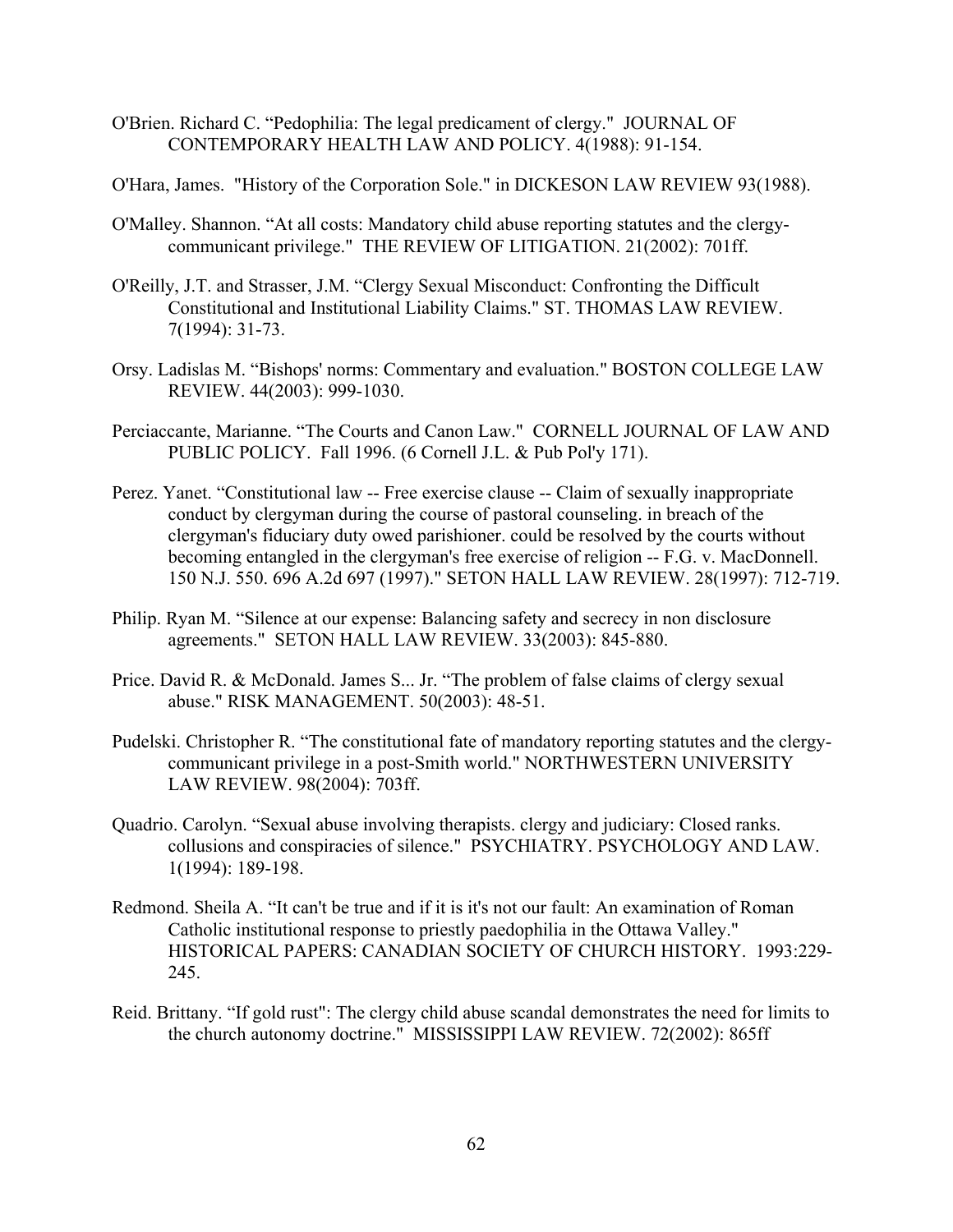O'Brien. Richard C. “Pedophilia: The legal predicament of clergy." JOURNAL OF CONTEMPORARY HEALTH LAW AND POLICY. 4(1988): 91-154.

O'Hara, James. "History of the Corporation Sole." in DICKESON LAW REVIEW 93(1988).

O'Malley. Shannon. “At all costs: Mandatory child abuse reporting statutes and the clergy-communicant privilege." THE REVIEW OF LITIGATION. 21(2002): 701ff.

O'Reilly, J.T. and Strasser, J.M. “Clergy Sexual Misconduct: Confronting the Difficult Constitutional and Institutional Liability Claims." ST. THOMAS LAW REVIEW. 7(1994): 31-73.

Orsy. Ladislas M. “Bishops' norms: Commentary and evaluation." BOSTON COLLEGE LAW REVIEW. 44(2003): 999-1030.

Perciaccante, Marianne. “The Courts and Canon Law." CORNELL JOURNAL OF LAW AND PUBLIC POLICY. Fall 1996. (6 Cornell J.L. & Pub Pol'y 171).

Perez. Yanet. “Constitutional law -- Free exercise clause -- Claim of sexually inappropriate conduct by clergyman during the course of pastoral counseling. in breach of the clergyman's fiduciary duty owed parishioner. could be resolved by the courts without becoming entangled in the clergyman's free exercise of religion -- F.G. v. MacDonnell. 150 N.J. 550. 696 A.2d 697 (1997)." SETON HALL LAW REVIEW. 28(1997): 712-719.

Philip. Ryan M. “Silence at our expense: Balancing safety and secrecy in non disclosure agreements." SETON HALL LAW REVIEW. 33(2003): 845-880.

Price. David R. & McDonald. James S... Jr. “The problem of false claims of clergy sexual abuse." RISK MANAGEMENT. 50(2003): 48-51.

Pudelski. Christopher R. “The constitutional fate of mandatory reporting statutes and the clergy-communicant privilege in a post-Smith world." NORTHWESTERN UNIVERSITY LAW REVIEW. 98(2004): 703ff.

Quadrio. Carolyn. “Sexual abuse involving therapists. clergy and judiciary: Closed ranks. collusions and conspiracies of silence." PSYCHIATRY. PSYCHOLOGY AND LAW. 1(1994): 189-198.

Redmond. Sheila A. “It can't be true and if it is it's not our fault: An examination of Roman Catholic institutional response to priestly paedophilia in the Ottawa Valley." HISTORICAL PAPERS: CANADIAN SOCIETY OF CHURCH HISTORY. 1993:229-245.

Reid. Brittany. “If gold rust": The clergy child abuse scandal demonstrates the need for limits to the church autonomy doctrine." MISSISSIPPI LAW REVIEW. 72(2002): 865ff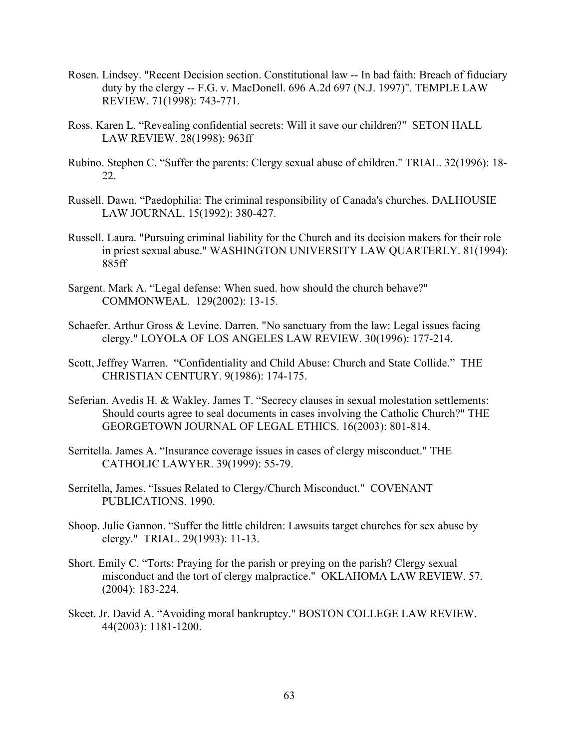Rosen. Lindsey. "Recent Decision section. Constitutional law -- In bad faith: Breach of fiduciary duty by the clergy -- F.G. v. MacDonell. 696 A.2d 697 (N.J. 1997)". TEMPLE LAW REVIEW. 71(1998): 743-771.

Ross. Karen L. “Revealing confidential secrets: Will it save our children?" SETON HALL LAW REVIEW. 28(1998): 963ff

Rubino. Stephen C. “Suffer the parents: Clergy sexual abuse of children." TRIAL. 32(1996): 18-22.

Russell. Dawn. “Paedophilia: The criminal responsibility of Canada's churches. DALHOUSIE LAW JOURNAL. 15(1992): 380-427.

Russell. Laura. "Pursuing criminal liability for the Church and its decision makers for their role in priest sexual abuse." WASHINGTON UNIVERSITY LAW QUARTERLY. 81(1994): 885ff

Sargent. Mark A. “Legal defense: When sued. how should the church behave?" COMMONWEAL. 129(2002): 13-15.

Schaefer. Arthur Gross & Levine. Darren. "No sanctuary from the law: Legal issues facing clergy." LOYOLA OF LOS ANGELES LAW REVIEW. 30(1996): 177-214.

Scott, Jeffrey Warren. “Confidentiality and Child Abuse: Church and State Collide.” THE CHRISTIAN CENTURY. 9(1986): 174-175.

Seferian. Avedis H. & Wakley. James T. “Secrecy clauses in sexual molestation settlements: Should courts agree to seal documents in cases involving the Catholic Church?" THE GEORGETOWN JOURNAL OF LEGAL ETHICS. 16(2003): 801-814.

Serritella. James A. “Insurance coverage issues in cases of clergy misconduct." THE CATHOLIC LAWYER. 39(1999): 55-79.

Serritella, James. “Issues Related to Clergy/Church Misconduct." COVENANT PUBLICATIONS. 1990.

Shoop. Julie Gannon. “Suffer the little children: Lawsuits target churches for sex abuse by clergy." TRIAL. 29(1993): 11-13.

Short. Emily C. “Torts: Praying for the parish or preying on the parish? Clergy sexual misconduct and the tort of clergy malpractice." OKLAHOMA LAW REVIEW. 57. (2004): 183-224.

Skeet. Jr. David A. “Avoiding moral bankruptcy." BOSTON COLLEGE LAW REVIEW. 44(2003): 1181-1200.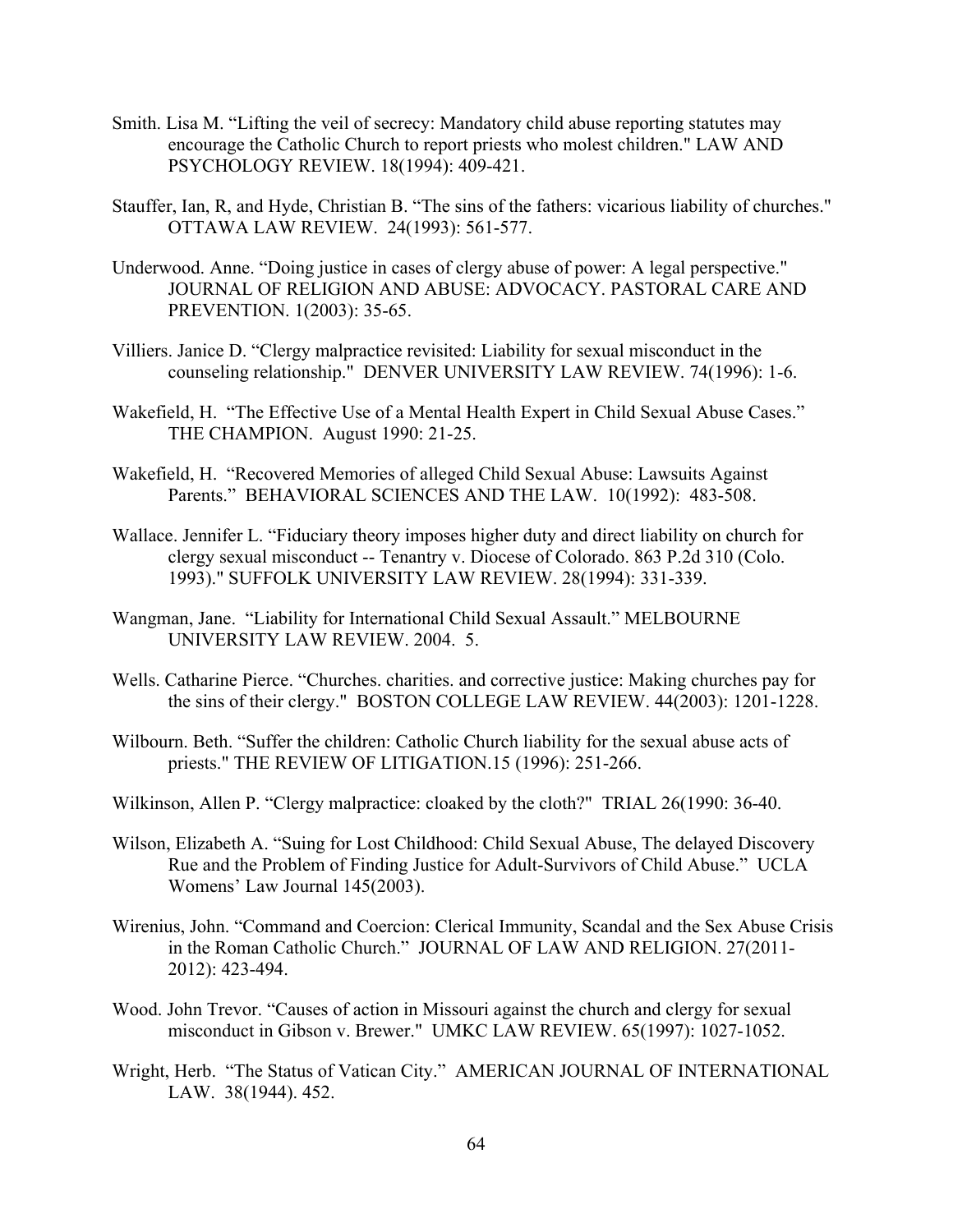Smith. Lisa M. “Lifting the veil of secrecy: Mandatory child abuse reporting statutes may encourage the Catholic Church to report priests who molest children." LAW AND PSYCHOLOGY REVIEW. 18(1994): 409-421.

Stauffer, Ian, R, and Hyde, Christian B. “The sins of the fathers: vicarious liability of churches." OTTAWA LAW REVIEW. 24(1993): 561-577.

Underwood. Anne. “Doing justice in cases of clergy abuse of power: A legal perspective." JOURNAL OF RELIGION AND ABUSE: ADVOCACY. PASTORAL CARE AND PREVENTION. 1(2003): 35-65.

Villiers. Janice D. “Clergy malpractice revisited: Liability for sexual misconduct in the counseling relationship." DENVER UNIVERSITY LAW REVIEW. 74(1996): 1-6.

Wakefield, H. “The Effective Use of a Mental Health Expert in Child Sexual Abuse Cases.” THE CHAMPION. August 1990: 21-25.

Wakefield, H. “Recovered Memories of alleged Child Sexual Abuse: Lawsuits Against Parents.” BEHAVIORAL SCIENCES AND THE LAW. 10(1992): 483-508.

Wallace. Jennifer L. “Fiduciary theory imposes higher duty and direct liability on church for clergy sexual misconduct -- Tenantry v. Diocese of Colorado. 863 P.2d 310 (Colo. 1993)." SUFFOLK UNIVERSITY LAW REVIEW. 28(1994): 331-339.

Wangman, Jane. “Liability for International Child Sexual Assault.” MELBOURNE UNIVERSITY LAW REVIEW. 2004. 5.

Wells. Catharine Pierce. “Churches. charities. and corrective justice: Making churches pay for the sins of their clergy." BOSTON COLLEGE LAW REVIEW. 44(2003): 1201-1228.

Wilbourn. Beth. “Suffer the children: Catholic Church liability for the sexual abuse acts of priests." THE REVIEW OF LITIGATION.15 (1996): 251-266.

Wilkinson, Allen P. “Clergy malpractice: cloaked by the cloth?" TRIAL 26(1990: 36-40.

Wilson, Elizabeth A. “Suing for Lost Childhood: Child Sexual Abuse, The delayed Discovery Rue and the Problem of Finding Justice for Adult-Survivors of Child Abuse.” UCLA Womens’ Law Journal 145(2003).

Wirenius, John. “Command and Coercion: Clerical Immunity, Scandal and the Sex Abuse Crisis in the Roman Catholic Church.” JOURNAL OF LAW AND RELIGION. 27(2011-2012): 423-494.

Wood. John Trevor. “Causes of action in Missouri against the church and clergy for sexual misconduct in Gibson v. Brewer." UMKC LAW REVIEW. 65(1997): 1027-1052.

Wright, Herb. “The Status of Vatican City.” AMERICAN JOURNAL OF INTERNATIONAL LAW. 38(1944). 452.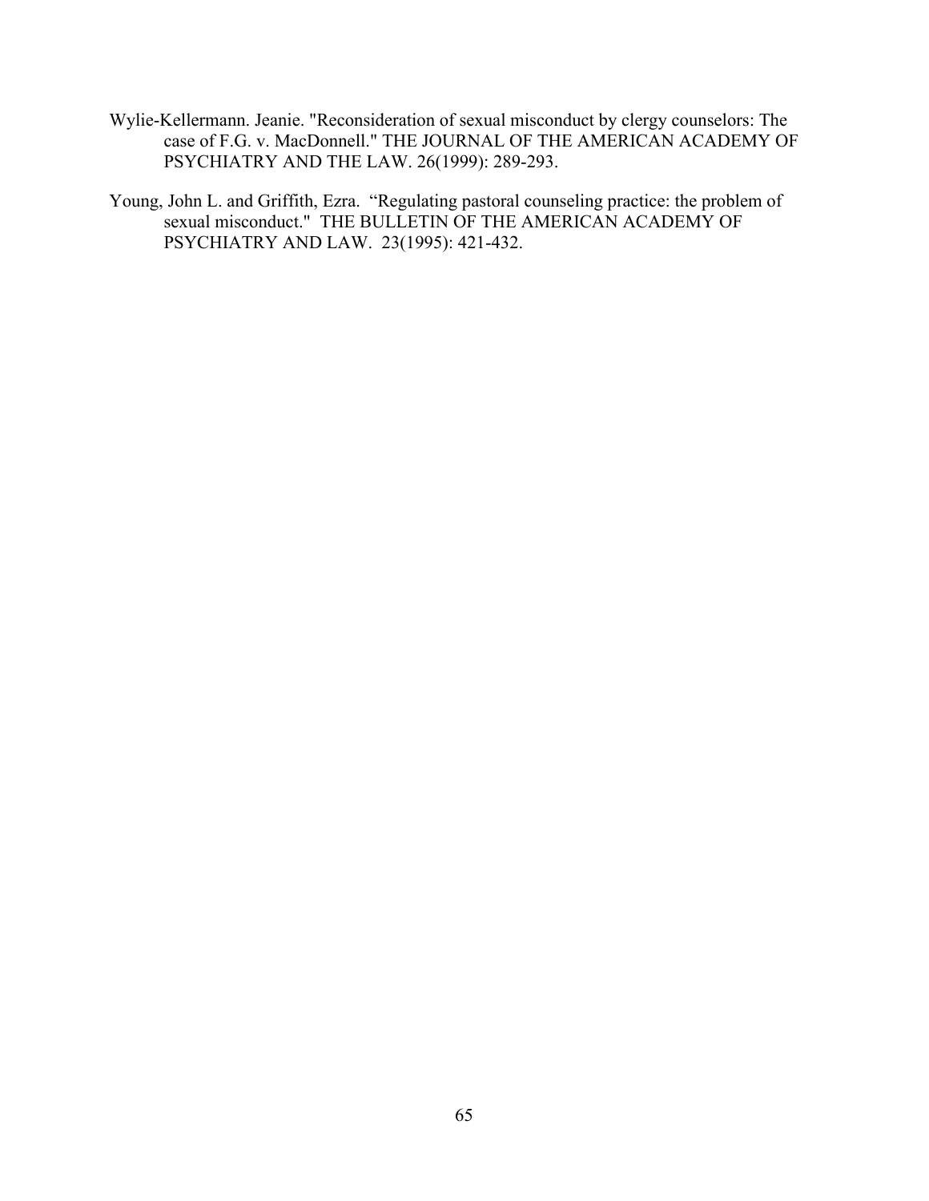Wylie-Kellermann. Jeanie. "Reconsideration of sexual misconduct by clergy counselors: The case of F.G. v. MacDonnell." THE JOURNAL OF THE AMERICAN ACADEMY OF PSYCHIATRY AND THE LAW. 26(1999): 289-293.

Young, John L. and Griffith, Ezra. "Regulating pastoral counseling practice: the problem of sexual misconduct." THE BULLETIN OF THE AMERICAN ACADEMY OF PSYCHIATRY AND LAW. 23(1995): 421-432.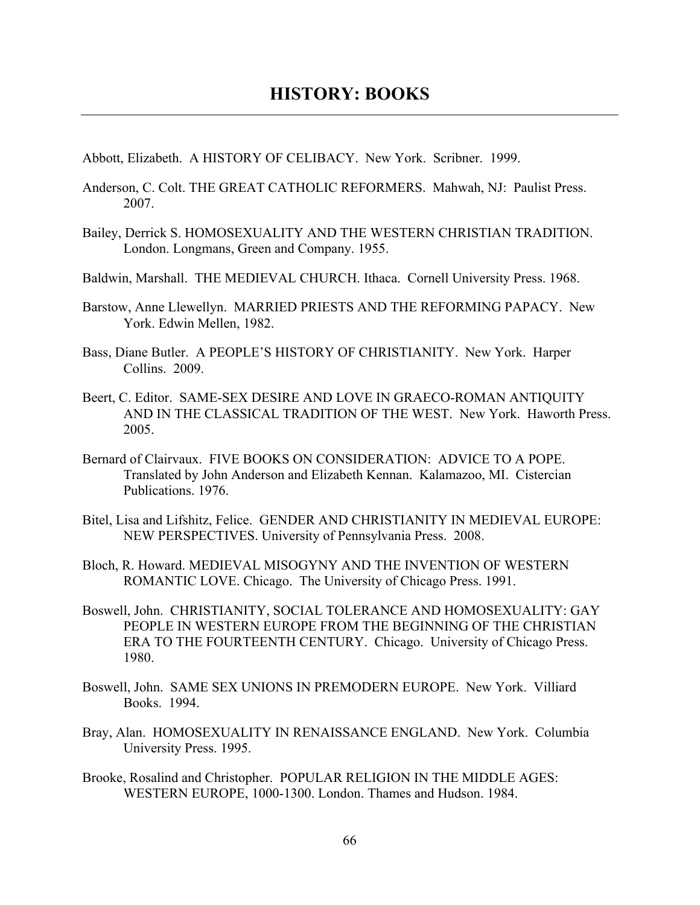# HISTORY: BOOKS

Abbott, Elizabeth. A HISTORY OF CELIBACY. New York. Scribner. 1999.

Anderson, C. Colt. THE GREAT CATHOLIC REFORMERS. Mahwah, NJ: Paulist Press. 2007.

Bailey, Derrick S. HOMOSEXUALITY AND THE WESTERN CHRISTIAN TRADITION. London. Longmans, Green and Company. 1955.

Baldwin, Marshall. THE MEDIEVAL CHURCH. Ithaca. Cornell University Press. 1968.

Barstow, Anne Llewellyn. MARRIED PRIESTS AND THE REFORMING PAPACY. New York. Edwin Mellen, 1982.

Bass, Diane Butler. A PEOPLE'S HISTORY OF CHRISTIANITY. New York. Harper Collins. 2009.

Beert, C. Editor. SAME-SEX DESIRE AND LOVE IN GRAECO-ROMAN ANTIQUITY AND IN THE CLASSICAL TRADITION OF THE WEST. New York. Haworth Press. 2005.

Bernard of Clairvaux. FIVE BOOKS ON CONSIDERATION: ADVICE TO A POPE. Translated by John Anderson and Elizabeth Kennan. Kalamazoo, MI. Cistercian Publications. 1976.

Bitel, Lisa and Lifshitz, Felice. GENDER AND CHRISTIANITY IN MEDIEVAL EUROPE: NEW PERSPECTIVES. University of Pennsylvania Press. 2008.

Bloch, R. Howard. MEDIEVAL MISOGYNY AND THE INVENTION OF WESTERN ROMANTIC LOVE. Chicago. The University of Chicago Press. 1991.

Boswell, John. CHRISTIANITY, SOCIAL TOLERANCE AND HOMOSEXUALITY: GAY PEOPLE IN WESTERN EUROPE FROM THE BEGINNING OF THE CHRISTIAN ERA TO THE FOURTEENTH CENTURY. Chicago. University of Chicago Press. 1980.

Boswell, John. SAME SEX UNIONS IN PREMODERN EUROPE. New York. Villiard Books. 1994.

Bray, Alan. HOMOSEXUALITY IN RENAISSANCE ENGLAND. New York. Columbia University Press. 1995.

Brooke, Rosalind and Christopher. POPULAR RELIGION IN THE MIDDLE AGES: WESTERN EUROPE, 1000-1300. London. Thames and Hudson. 1984.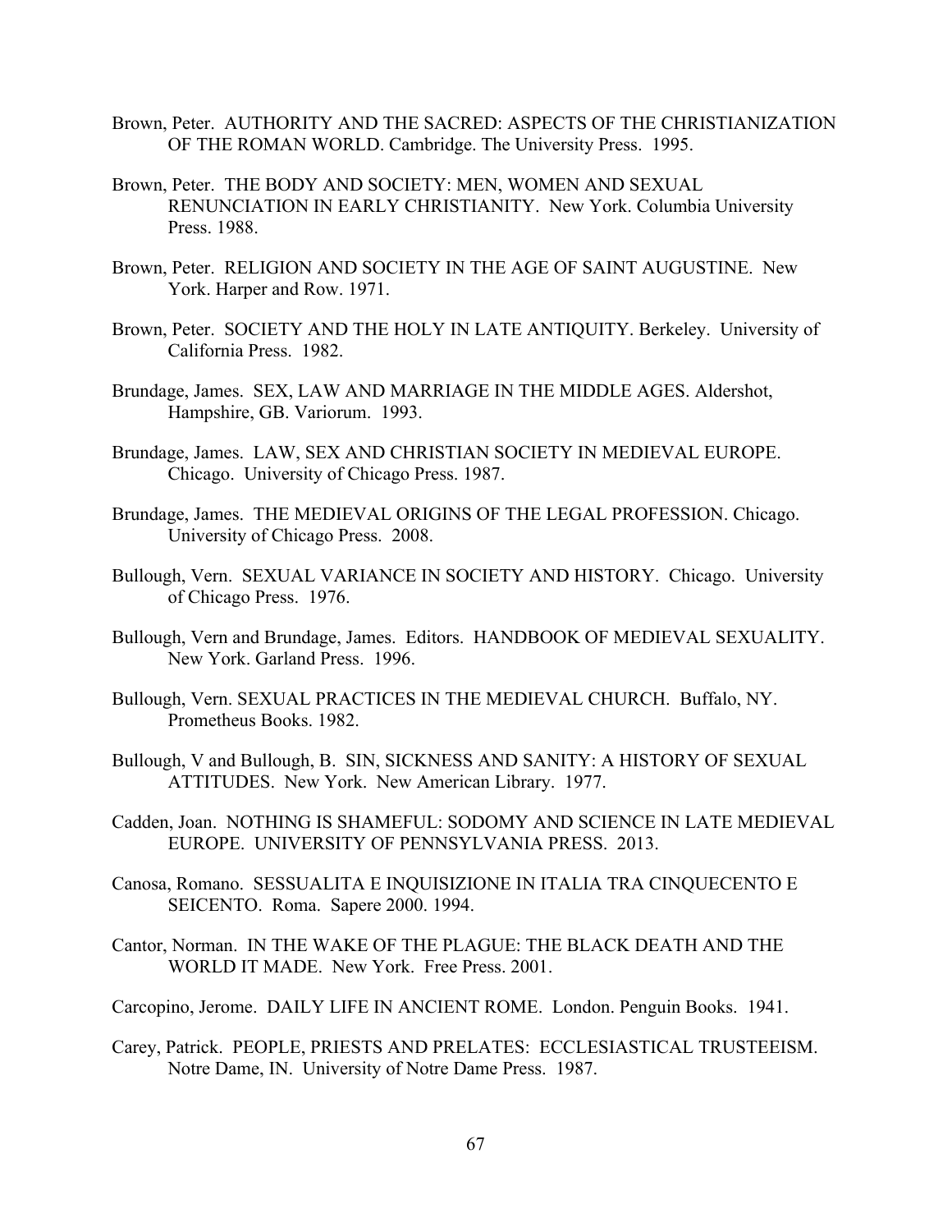Brown, Peter. AUTHORITY AND THE SACRED: ASPECTS OF THE CHRISTIANIZATION OF THE ROMAN WORLD. Cambridge. The University Press. 1995.

Brown, Peter. THE BODY AND SOCIETY: MEN, WOMEN AND SEXUAL RENUNCIATION IN EARLY CHRISTIANITY. New York. Columbia University Press. 1988.

Brown, Peter. RELIGION AND SOCIETY IN THE AGE OF SAINT AUGUSTINE. New York. Harper and Row. 1971.

Brown, Peter. SOCIETY AND THE HOLY IN LATE ANTIQUITY. Berkeley. University of California Press. 1982.

Brundage, James. SEX, LAW AND MARRIAGE IN THE MIDDLE AGES. Aldershot, Hampshire, GB. Variorum. 1993.

Brundage, James. LAW, SEX AND CHRISTIAN SOCIETY IN MEDIEVAL EUROPE. Chicago. University of Chicago Press. 1987.

Brundage, James. THE MEDIEVAL ORIGINS OF THE LEGAL PROFESSION. Chicago. University of Chicago Press. 2008.

Bullough, Vern. SEXUAL VARIANCE IN SOCIETY AND HISTORY. Chicago. University of Chicago Press. 1976.

Bullough, Vern and Brundage, James. Editors. HANDBOOK OF MEDIEVAL SEXUALITY. New York. Garland Press. 1996.

Bullough, Vern. SEXUAL PRACTICES IN THE MEDIEVAL CHURCH. Buffalo, NY. Prometheus Books. 1982.

Bullough, V and Bullough, B. SIN, SICKNESS AND SANITY: A HISTORY OF SEXUAL ATTITUDES. New York. New American Library. 1977.

Cadden, Joan. NOTHING IS SHAMEFUL: SODOMY AND SCIENCE IN LATE MEDIEVAL EUROPE. UNIVERSITY OF PENNSYLVANIA PRESS. 2013.

Canosa, Romano. SESSUALITA E INQUISIZIONE IN ITALIA TRA CINQUECENTO E SEICENTO. Roma. Sapere 2000. 1994.

Cantor, Norman. IN THE WAKE OF THE PLAGUE: THE BLACK DEATH AND THE WORLD IT MADE. New York. Free Press. 2001.

Carcopino, Jerome. DAILY LIFE IN ANCIENT ROME. London. Penguin Books. 1941.

Carey, Patrick. PEOPLE, PRIESTS AND PRELATES: ECCLESIASTICAL TRUSTEEISM. Notre Dame, IN. University of Notre Dame Press. 1987.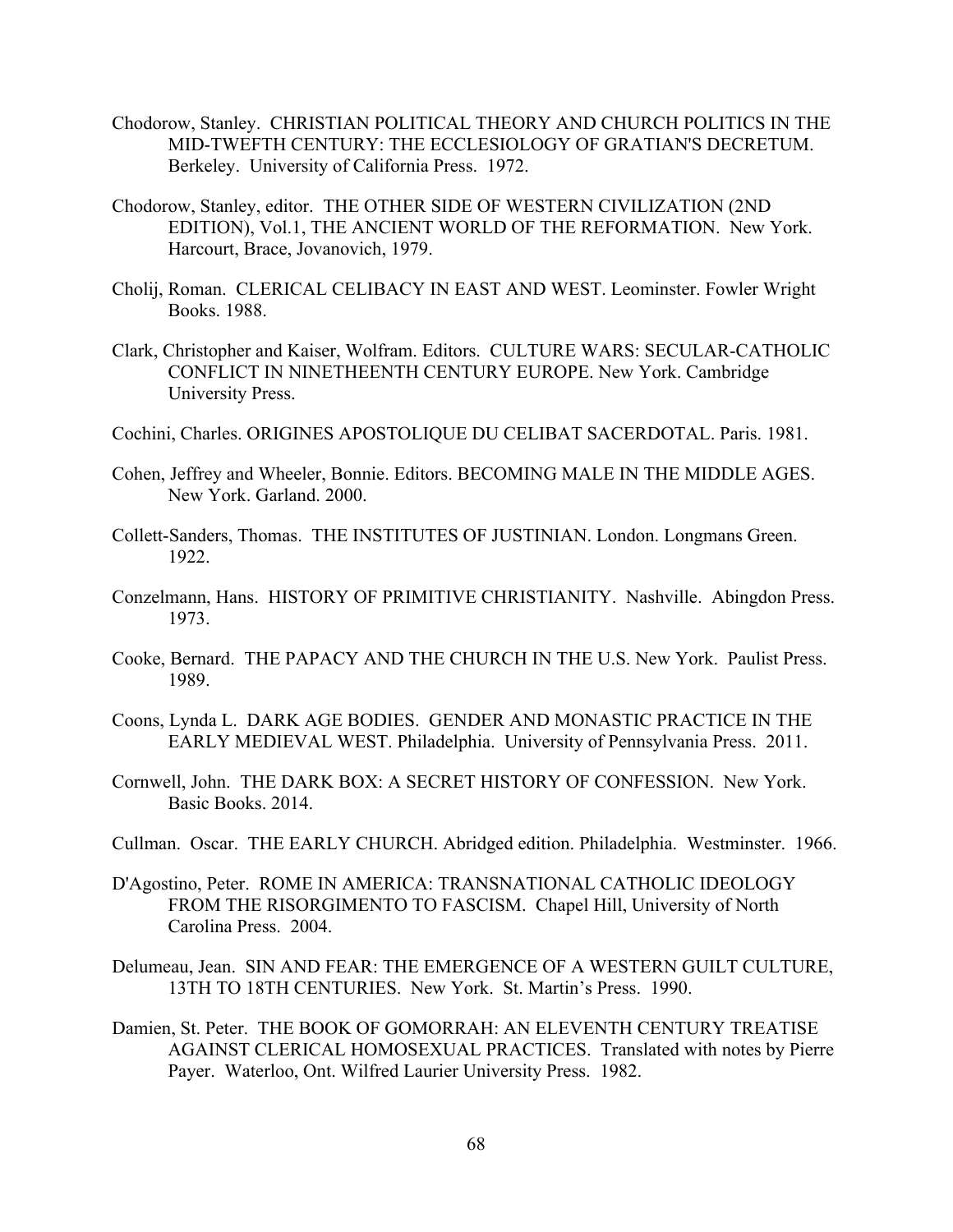Chodorow, Stanley. CHRISTIAN POLITICAL THEORY AND CHURCH POLITICS IN THE MID-TWEFTH CENTURY: THE ECCLESIOLOGY OF GRATIAN'S DECRETUM. Berkeley. University of California Press. 1972.

Chodorow, Stanley, editor. THE OTHER SIDE OF WESTERN CIVILIZATION (2ND EDITION), Vol.1, THE ANCIENT WORLD OF THE REFORMATION. New York. Harcourt, Brace, Jovanovich, 1979.

Cholij, Roman. CLERICAL CELIBACY IN EAST AND WEST. Leominster. Fowler Wright Books. 1988.

Clark, Christopher and Kaiser, Wolfram. Editors. CULTURE WARS: SECULAR-CATHOLIC CONFLICT IN NINETHEENTH CENTURY EUROPE. New York. Cambridge University Press.

Cochini, Charles. ORIGINES APOSTOLIQUE DU CELIBAT SACERDOTAL. Paris. 1981.

Cohen, Jeffrey and Wheeler, Bonnie. Editors. BECOMING MALE IN THE MIDDLE AGES. New York. Garland. 2000.

Collett-Sanders, Thomas. THE INSTITUTES OF JUSTINIAN. London. Longmans Green. 1922.

Conzelmann, Hans. HISTORY OF PRIMITIVE CHRISTIANITY. Nashville. Abingdon Press. 1973.

Cooke, Bernard. THE PAPACY AND THE CHURCH IN THE U.S. New York. Paulist Press. 1989.

Coons, Lynda L. DARK AGE BODIES. GENDER AND MONASTIC PRACTICE IN THE EARLY MEDIEVAL WEST. Philadelphia. University of Pennsylvania Press. 2011.

Cornwell, John. THE DARK BOX: A SECRET HISTORY OF CONFESSION. New York. Basic Books. 2014.

Cullman. Oscar. THE EARLY CHURCH. Abridged edition. Philadelphia. Westminster. 1966.

D'Agostino, Peter. ROME IN AMERICA: TRANSNATIONAL CATHOLIC IDEOLOGY FROM THE RISORGIMENTO TO FASCISM. Chapel Hill, University of North Carolina Press. 2004.

Delumeau, Jean. SIN AND FEAR: THE EMERGENCE OF A WESTERN GUILT CULTURE, 13TH TO 18TH CENTURIES. New York. St. Martin's Press. 1990.

Damien, St. Peter. THE BOOK OF GOMORRAH: AN ELEVENTH CENTURY TREATISE AGAINST CLERICAL HOMOSEXUAL PRACTICES. Translated with notes by Pierre Payer. Waterloo, Ont. Wilfred Laurier University Press. 1982.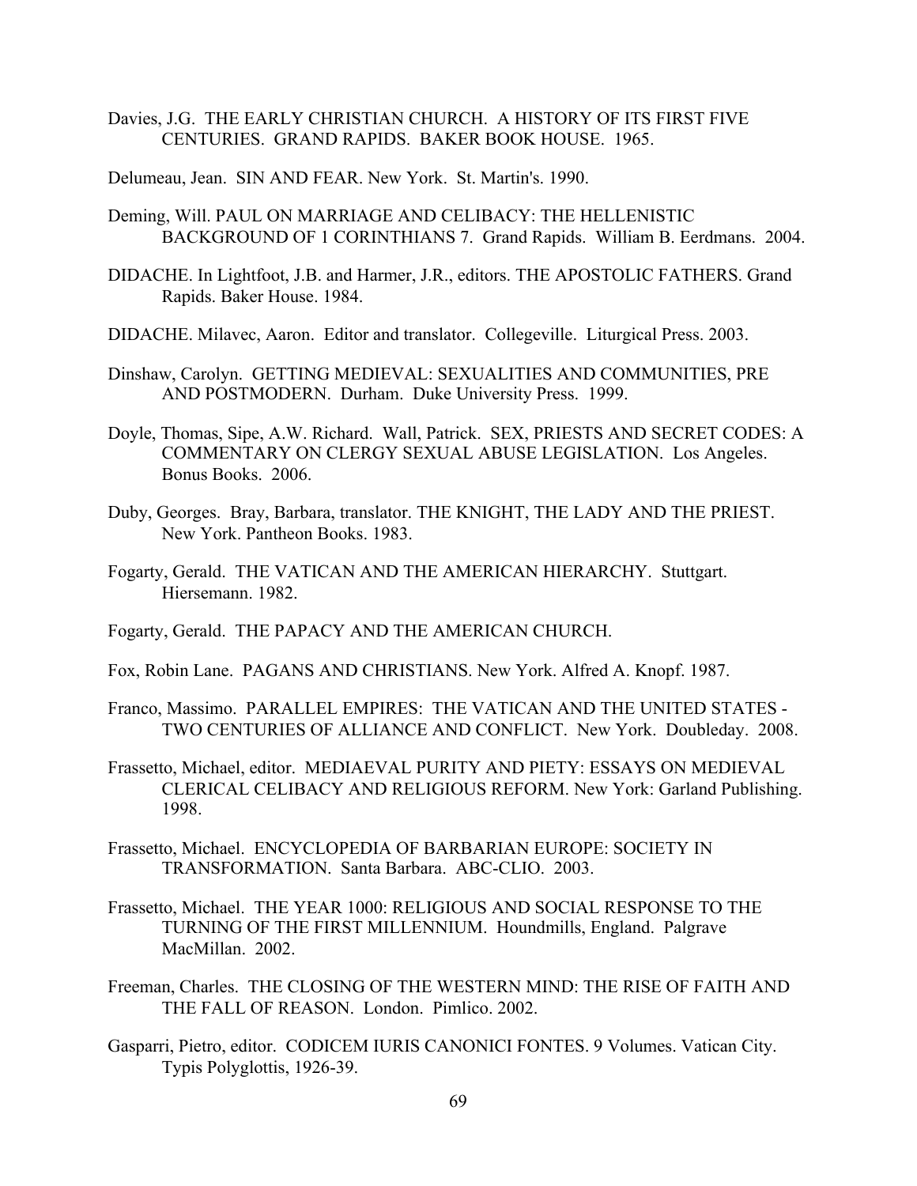Davies, J.G. THE EARLY CHRISTIAN CHURCH. A HISTORY OF ITS FIRST FIVE CENTURIES. GRAND RAPIDS. BAKER BOOK HOUSE. 1965.

Delumeau, Jean. SIN AND FEAR. New York. St. Martin's. 1990.

Deming, Will. PAUL ON MARRIAGE AND CELIBACY: THE HELLENISTIC BACKGROUND OF 1 CORINTHIANS 7. Grand Rapids. William B. Eerdmans. 2004.

DIDACHE. In Lightfoot, J.B. and Harmer, J.R., editors. THE APOSTOLIC FATHERS. Grand Rapids. Baker House. 1984.

DIDACHE. Milavec, Aaron. Editor and translator. Collegeville. Liturgical Press. 2003.

Dinshaw, Carolyn. GETTING MEDIEVAL: SEXUALITIES AND COMMUNITIES, PRE AND POSTMODERN. Durham. Duke University Press. 1999.

Doyle, Thomas, Sipe, A.W. Richard. Wall, Patrick. SEX, PRIESTS AND SECRET CODES: A COMMENTARY ON CLERGY SEXUAL ABUSE LEGISLATION. Los Angeles. Bonus Books. 2006.

Duby, Georges. Bray, Barbara, translator. THE KNIGHT, THE LADY AND THE PRIEST. New York. Pantheon Books. 1983.

Fogarty, Gerald. THE VATICAN AND THE AMERICAN HIERARCHY. Stuttgart. Hiersemann. 1982.

Fogarty, Gerald. THE PAPACY AND THE AMERICAN CHURCH.

Fox, Robin Lane. PAGANS AND CHRISTIANS. New York. Alfred A. Knopf. 1987.

Franco, Massimo. PARALLEL EMPIRES: THE VATICAN AND THE UNITED STATES - TWO CENTURIES OF ALLIANCE AND CONFLICT. New York. Doubleday. 2008.

Frassetto, Michael, editor. MEDIAEVAL PURITY AND PIETY: ESSAYS ON MEDIEVAL CLERICAL CELIBACY AND RELIGIOUS REFORM. New York: Garland Publishing. 1998.

Frassetto, Michael. ENCYCLOPEDIA OF BARBARIAN EUROPE: SOCIETY IN TRANSFORMATION. Santa Barbara. ABC-CLIO. 2003.

Frassetto, Michael. THE YEAR 1000: RELIGIOUS AND SOCIAL RESPONSE TO THE TURNING OF THE FIRST MILLENNIUM. Houndmills, England. Palgrave MacMillan. 2002.

Freeman, Charles. THE CLOSING OF THE WESTERN MIND: THE RISE OF FAITH AND THE FALL OF REASON. London. Pimlico. 2002.

Gasparri, Pietro, editor. CODICEM IURIS CANONICI FONTES. 9 Volumes. Vatican City. Typis Polyglottis, 1926-39.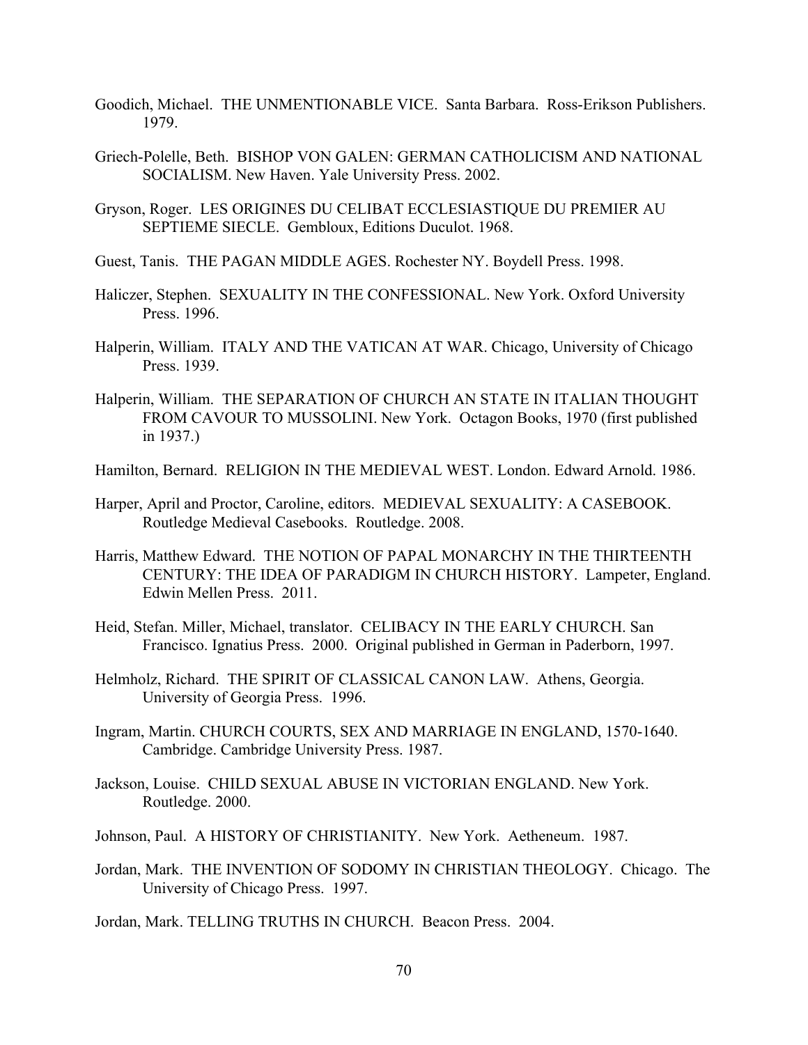Goodich, Michael. THE UNMENTIONABLE VICE. Santa Barbara. Ross-Erikson Publishers. 1979.

Griech-Polelle, Beth. BISHOP VON GALEN: GERMAN CATHOLICISM AND NATIONAL SOCIALISM. New Haven. Yale University Press. 2002.

Gryson, Roger. LES ORIGINES DU CELIBAT ECCLESIASTIQUE DU PREMIER AU SEPTIEME SIECLE. Gembloux, Editions Duculot. 1968.

Guest, Tanis. THE PAGAN MIDDLE AGES. Rochester NY. Boydell Press. 1998.

Haliczer, Stephen. SEXUALITY IN THE CONFESSIONAL. New York. Oxford University Press. 1996.

Halperin, William. ITALY AND THE VATICAN AT WAR. Chicago, University of Chicago Press. 1939.

Halperin, William. THE SEPARATION OF CHURCH AN STATE IN ITALIAN THOUGHT FROM CAVOUR TO MUSSOLINI. New York. Octagon Books, 1970 (first published in 1937.)

Hamilton, Bernard. RELIGION IN THE MEDIEVAL WEST. London. Edward Arnold. 1986.

Harper, April and Proctor, Caroline, editors. MEDIEVAL SEXUALITY: A CASEBOOK. Routledge Medieval Casebooks. Routledge. 2008.

Harris, Matthew Edward. THE NOTION OF PAPAL MONARCHY IN THE THIRTEENTH CENTURY: THE IDEA OF PARADIGM IN CHURCH HISTORY. Lampeter, England. Edwin Mellen Press. 2011.

Heid, Stefan. Miller, Michael, translator. CELIBACY IN THE EARLY CHURCH. San Francisco. Ignatius Press. 2000. Original published in German in Paderborn, 1997.

Helmholz, Richard. THE SPIRIT OF CLASSICAL CANON LAW. Athens, Georgia. University of Georgia Press. 1996.

Ingram, Martin. CHURCH COURTS, SEX AND MARRIAGE IN ENGLAND, 1570-1640. Cambridge. Cambridge University Press. 1987.

Jackson, Louise. CHILD SEXUAL ABUSE IN VICTORIAN ENGLAND. New York. Routledge. 2000.

Johnson, Paul. A HISTORY OF CHRISTIANITY. New York. Aetheneum. 1987.

Jordan, Mark. THE INVENTION OF SODOMY IN CHRISTIAN THEOLOGY. Chicago. The University of Chicago Press. 1997.

Jordan, Mark. TELLING TRUTHS IN CHURCH. Beacon Press. 2004.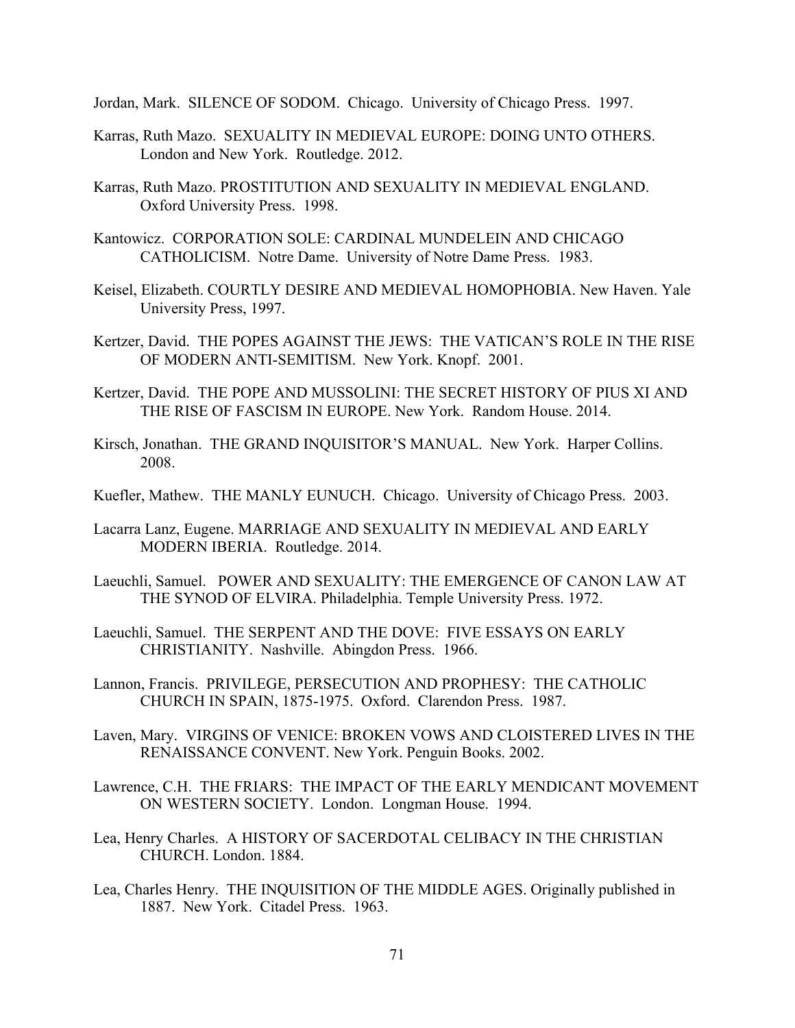Jordan, Mark. SILENCE OF SODOM. Chicago. University of Chicago Press. 1997.

Karras, Ruth Mazo. SEXUALITY IN MEDIEVAL EUROPE: DOING UNTO OTHERS. London and New York. Routledge. 2012.

Karras, Ruth Mazo. PROSTITUTION AND SEXUALITY IN MEDIEVAL ENGLAND. Oxford University Press. 1998.

Kantowicz. CORPORATION SOLE: CARDINAL MUNDELEIN AND CHICAGO CATHOLICISM. Notre Dame. University of Notre Dame Press. 1983.

Keisel, Elizabeth. COURTLY DESIRE AND MEDIEVAL HOMOPHOBIA. New Haven. Yale University Press, 1997.

Kertzer, David. THE POPES AGAINST THE JEWS: THE VATICAN'S ROLE IN THE RISE OF MODERN ANTI-SEMITISM. New York. Knopf. 2001.

Kertzer, David. THE POPE AND MUSSOLINI: THE SECRET HISTORY OF PIUS XI AND THE RISE OF FASCISM IN EUROPE. New York. Random House. 2014.

Kirsch, Jonathan. THE GRAND INQUISITOR'S MANUAL. New York. Harper Collins. 2008.

Kuefler, Mathew. THE MANLY EUNUCH. Chicago. University of Chicago Press. 2003.

Lacarra Lanz, Eugene. MARRIAGE AND SEXUALITY IN MEDIEVAL AND EARLY MODERN IBERIA. Routledge. 2014.

Laeuchli, Samuel. POWER AND SEXUALITY: THE EMERGENCE OF CANON LAW AT THE SYNOD OF ELVIRA. Philadelphia. Temple University Press. 1972.

Laeuchli, Samuel. THE SERPENT AND THE DOVE: FIVE ESSAYS ON EARLY CHRISTIANITY. Nashville. Abingdon Press. 1966.

Lannon, Francis. PRIVILEGE, PERSECUTION AND PROPHESY: THE CATHOLIC CHURCH IN SPAIN, 1875-1975. Oxford. Clarendon Press. 1987.

Laven, Mary. VIRGINS OF VENICE: BROKEN VOWS AND CLOISTERED LIVES IN THE RENAISSANCE CONVENT. New York. Penguin Books. 2002.

Lawrence, C.H. THE FRIARS: THE IMPACT OF THE EARLY MENDICANT MOVEMENT ON WESTERN SOCIETY. London. Longman House. 1994.

Lea, Henry Charles. A HISTORY OF SACERDOTAL CELIBACY IN THE CHRISTIAN CHURCH. London. 1884.

Lea, Charles Henry. THE INQUISITION OF THE MIDDLE AGES. Originally published in 1887. New York. Citadel Press. 1963.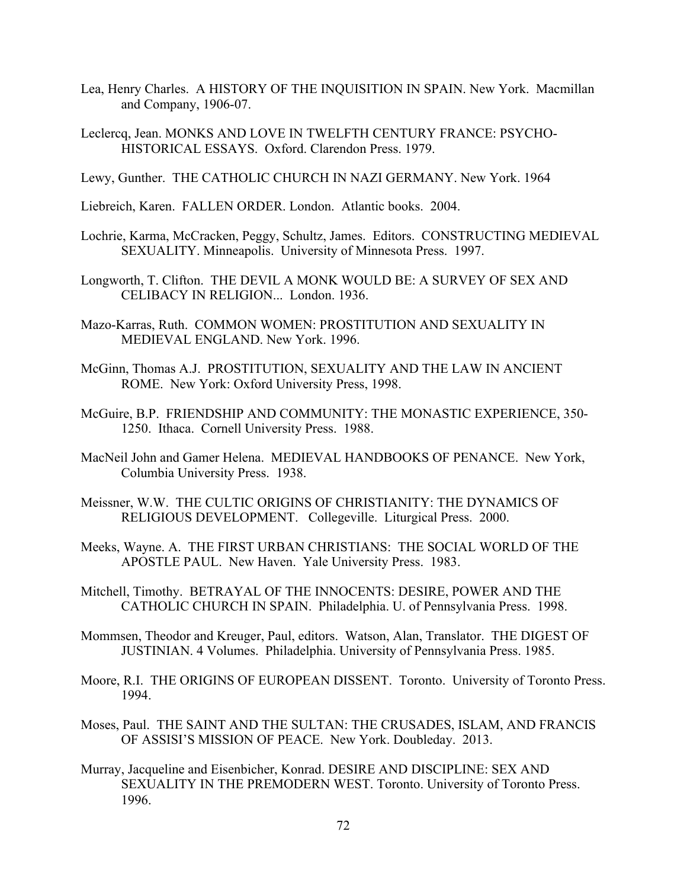Lea, Henry Charles. A HISTORY OF THE INQUISITION IN SPAIN. New York. Macmillan and Company, 1906-07.

Leclercq, Jean. MONKS AND LOVE IN TWELFTH CENTURY FRANCE: PSYCHO-HISTORICAL ESSAYS. Oxford. Clarendon Press. 1979.

Lewy, Gunther. THE CATHOLIC CHURCH IN NAZI GERMANY. New York. 1964

Liebreich, Karen. FALLEN ORDER. London. Atlantic books. 2004.

Lochrie, Karma, McCracken, Peggy, Schultz, James. Editors. CONSTRUCTING MEDIEVAL SEXUALITY. Minneapolis. University of Minnesota Press. 1997.

Longworth, T. Clifton. THE DEVIL A MONK WOULD BE: A SURVEY OF SEX AND CELIBACY IN RELIGION... London. 1936.

Mazo-Karras, Ruth. COMMON WOMEN: PROSTITUTION AND SEXUALITY IN MEDIEVAL ENGLAND. New York. 1996.

McGinn, Thomas A.J. PROSTITUTION, SEXUALITY AND THE LAW IN ANCIENT ROME. New York: Oxford University Press, 1998.

McGuire, B.P. FRIENDSHIP AND COMMUNITY: THE MONASTIC EXPERIENCE, 350-1250. Ithaca. Cornell University Press. 1988.

MacNeil John and Gamer Helena. MEDIEVAL HANDBOOKS OF PENANCE. New York, Columbia University Press. 1938.

Meissner, W.W. THE CULTIC ORIGINS OF CHRISTIANITY: THE DYNAMICS OF RELIGIOUS DEVELOPMENT. Collegeville. Liturgical Press. 2000.

Meeks, Wayne. A. THE FIRST URBAN CHRISTIANS: THE SOCIAL WORLD OF THE APOSTLE PAUL. New Haven. Yale University Press. 1983.

Mitchell, Timothy. BETRAYAL OF THE INNOCENTS: DESIRE, POWER AND THE CATHOLIC CHURCH IN SPAIN. Philadelphia. U. of Pennsylvania Press. 1998.

Mommsen, Theodor and Kreuger, Paul, editors. Watson, Alan, Translator. THE DIGEST OF JUSTINIAN. 4 Volumes. Philadelphia. University of Pennsylvania Press. 1985.

Moore, R.I. THE ORIGINS OF EUROPEAN DISSENT. Toronto. University of Toronto Press. 1994.

Moses, Paul. THE SAINT AND THE SULTAN: THE CRUSADES, ISLAM, AND FRANCIS OF ASSISI'S MISSION OF PEACE. New York. Doubleday. 2013.

Murray, Jacqueline and Eisenbicher, Konrad. DESIRE AND DISCIPLINE: SEX AND SEXUALITY IN THE PREMODERN WEST. Toronto. University of Toronto Press. 1996.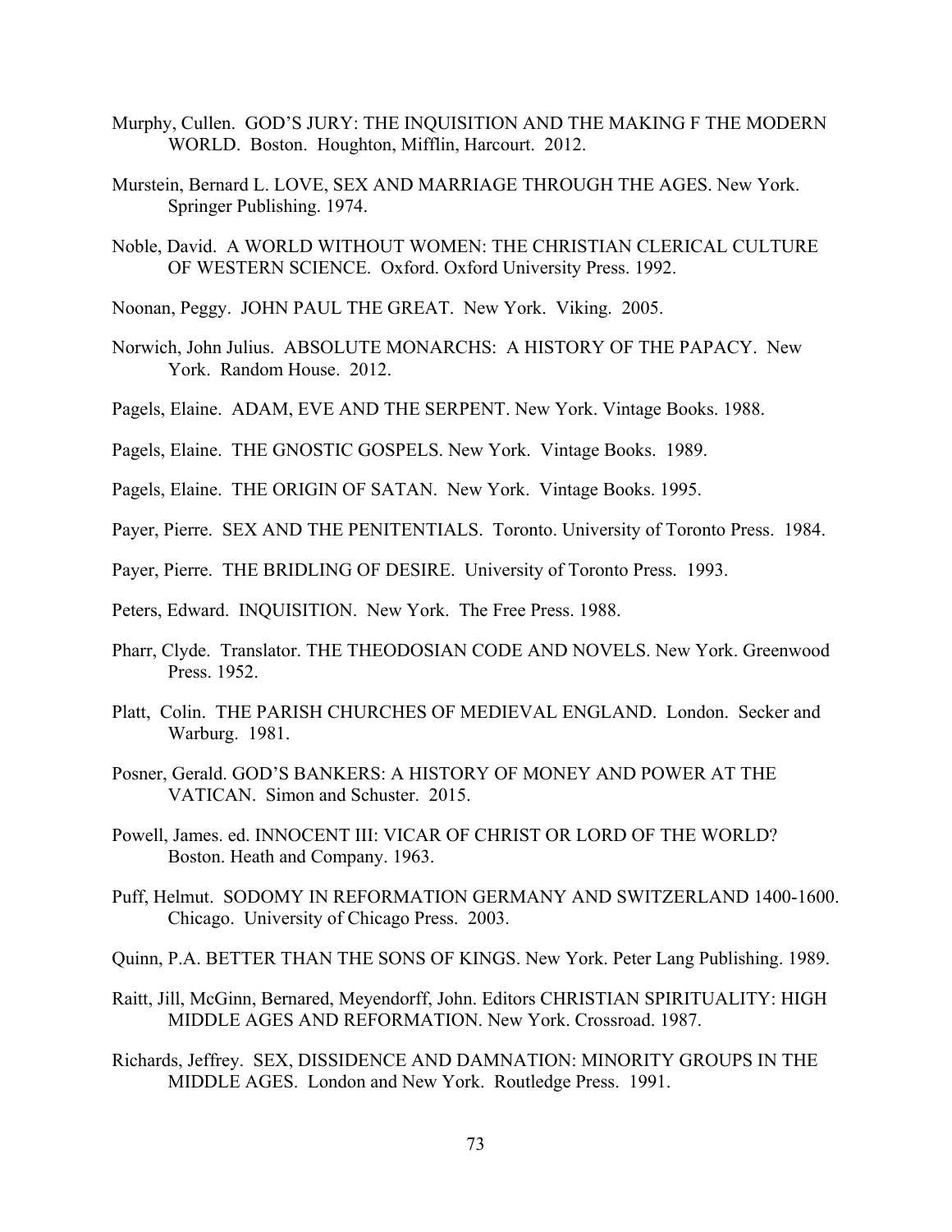Murphy, Cullen. GOD'S JURY: THE INQUISITION AND THE MAKING F THE MODERN WORLD. Boston. Houghton, Mifflin, Harcourt. 2012.

Murstein, Bernard L. LOVE, SEX AND MARRIAGE THROUGH THE AGES. New York. Springer Publishing. 1974.

Noble, David. A WORLD WITHOUT WOMEN: THE CHRISTIAN CLERICAL CULTURE OF WESTERN SCIENCE. Oxford. Oxford University Press. 1992.

Noonan, Peggy. JOHN PAUL THE GREAT. New York. Viking. 2005.

Norwich, John Julius. ABSOLUTE MONARCHS: A HISTORY OF THE PAPACY. New York. Random House. 2012.

Pagels, Elaine. ADAM, EVE AND THE SERPENT. New York. Vintage Books. 1988.

Pagels, Elaine. THE GNOSTIC GOSPELS. New York. Vintage Books. 1989.

Pagels, Elaine. THE ORIGIN OF SATAN. New York. Vintage Books. 1995.

Payer, Pierre. SEX AND THE PENITENTIALS. Toronto. University of Toronto Press. 1984.

Payer, Pierre. THE BRIDLING OF DESIRE. University of Toronto Press. 1993.

Peters, Edward. INQUISITION. New York. The Free Press. 1988.

Pharr, Clyde. Translator. THE THEODOSIAN CODE AND NOVELS. New York. Greenwood Press. 1952.

Platt, Colin. THE PARISH CHURCHES OF MEDIEVAL ENGLAND. London. Secker and Warburg. 1981.

Posner, Gerald. GOD'S BANKERS: A HISTORY OF MONEY AND POWER AT THE VATICAN. Simon and Schuster. 2015.

Powell, James. ed. INNOCENT III: VICAR OF CHRIST OR LORD OF THE WORLD? Boston. Heath and Company. 1963.

Puff, Helmut. SODOMY IN REFORMATION GERMANY AND SWITZERLAND 1400-1600. Chicago. University of Chicago Press. 2003.

Quinn, P.A. BETTER THAN THE SONS OF KINGS. New York. Peter Lang Publishing. 1989.

Raitt, Jill, McGinn, Bernared, Meyendorff, John. Editors CHRISTIAN SPIRITUALITY: HIGH MIDDLE AGES AND REFORMATION. New York. Crossroad. 1987.

Richards, Jeffrey. SEX, DISSIDENCE AND DAMNATION: MINORITY GROUPS IN THE MIDDLE AGES. London and New York. Routledge Press. 1991.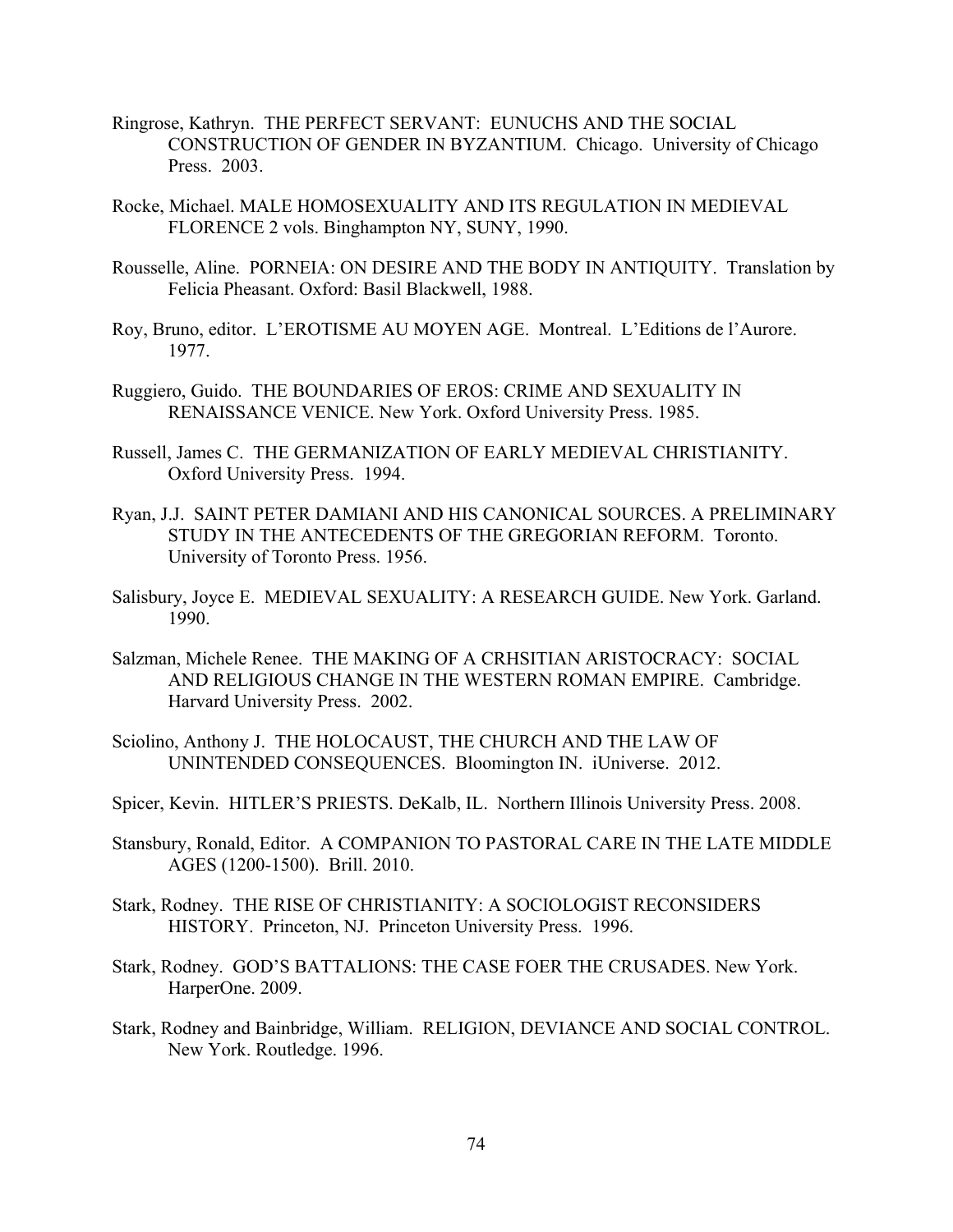Ringrose, Kathryn. THE PERFECT SERVANT: EUNUCHS AND THE SOCIAL CONSTRUCTION OF GENDER IN BYZANTIUM. Chicago. University of Chicago Press. 2003.

Rocke, Michael. MALE HOMOSEXUALITY AND ITS REGULATION IN MEDIEVAL FLORENCE 2 vols. Binghampton NY, SUNY, 1990.

Rousselle, Aline. PORNEIA: ON DESIRE AND THE BODY IN ANTIQUITY. Translation by Felicia Pheasant. Oxford: Basil Blackwell, 1988.

Roy, Bruno, editor. L'EROTISME AU MOYEN AGE. Montreal. L'Editions de l'Aurore. 1977.

Ruggiero, Guido. THE BOUNDARIES OF EROS: CRIME AND SEXUALITY IN RENAISSANCE VENICE. New York. Oxford University Press. 1985.

Russell, James C. THE GERMANIZATION OF EARLY MEDIEVAL CHRISTIANITY. Oxford University Press. 1994.

Ryan, J.J. SAINT PETER DAMIANI AND HIS CANONICAL SOURCES. A PRELIMINARY STUDY IN THE ANTECEDENTS OF THE GREGORIAN REFORM. Toronto. University of Toronto Press. 1956.

Salisbury, Joyce E. MEDIEVAL SEXUALITY: A RESEARCH GUIDE. New York. Garland. 1990.

Salzman, Michele Renee. THE MAKING OF A CRHSITIAN ARISTOCRACY: SOCIAL AND RELIGIOUS CHANGE IN THE WESTERN ROMAN EMPIRE. Cambridge. Harvard University Press. 2002.

Sciolino, Anthony J. THE HOLOCAUST, THE CHURCH AND THE LAW OF UNINTENDED CONSEQUENCES. Bloomington IN. iUniverse. 2012.

Spicer, Kevin. HITLER'S PRIESTS. DeKalb, IL. Northern Illinois University Press. 2008.

Stansbury, Ronald, Editor. A COMPANION TO PASTORAL CARE IN THE LATE MIDDLE AGES (1200-1500). Brill. 2010.

Stark, Rodney. THE RISE OF CHRISTIANITY: A SOCIOLOGIST RECONSIDERS HISTORY. Princeton, NJ. Princeton University Press. 1996.

Stark, Rodney. GOD'S BATTALIONS: THE CASE FOER THE CRUSADES. New York. HarperOne. 2009.

Stark, Rodney and Bainbridge, William. RELIGION, DEVIANCE AND SOCIAL CONTROL. New York. Routledge. 1996.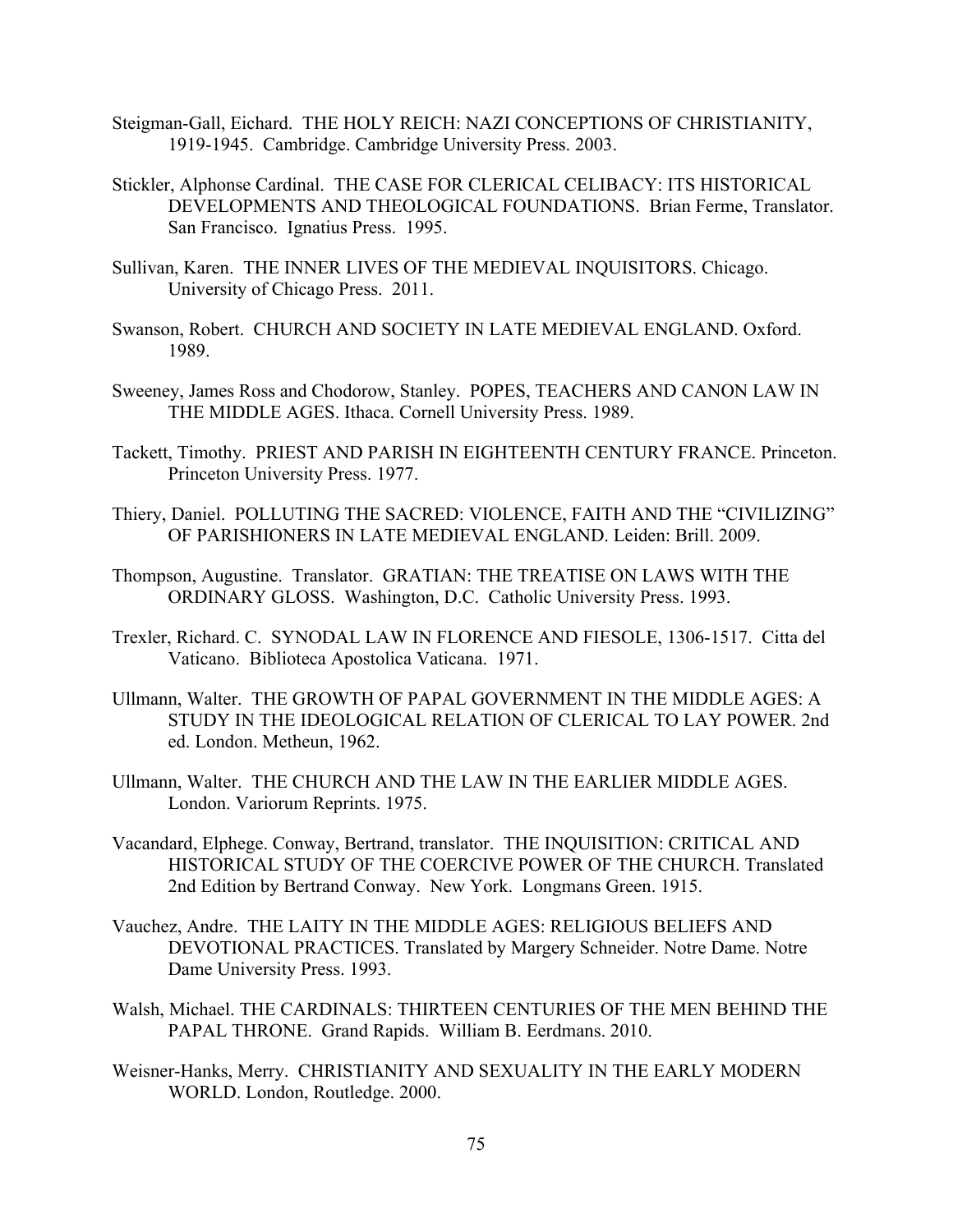Steigman-Gall, Eichard. THE HOLY REICH: NAZI CONCEPTIONS OF CHRISTIANITY, 1919-1945. Cambridge. Cambridge University Press. 2003.

Stickler, Alphonse Cardinal. THE CASE FOR CLERICAL CELIBACY: ITS HISTORICAL DEVELOPMENTS AND THEOLOGICAL FOUNDATIONS. Brian Ferme, Translator. San Francisco. Ignatius Press. 1995.

Sullivan, Karen. THE INNER LIVES OF THE MEDIEVAL INQUISITORS. Chicago. University of Chicago Press. 2011.

Swanson, Robert. CHURCH AND SOCIETY IN LATE MEDIEVAL ENGLAND. Oxford. 1989.

Sweeney, James Ross and Chodorow, Stanley. POPES, TEACHERS AND CANON LAW IN THE MIDDLE AGES. Ithaca. Cornell University Press. 1989.

Tackett, Timothy. PRIEST AND PARISH IN EIGHTEENTH CENTURY FRANCE. Princeton. Princeton University Press. 1977.

Thiery, Daniel. POLLUTING THE SACRED: VIOLENCE, FAITH AND THE "CIVILIZING" OF PARISHIONERS IN LATE MEDIEVAL ENGLAND. Leiden: Brill. 2009.

Thompson, Augustine. Translator. GRATIAN: THE TREATISE ON LAWS WITH THE ORDINARY GLOSS. Washington, D.C. Catholic University Press. 1993.

Trexler, Richard. C. SYNODAL LAW IN FLORENCE AND FIESOLE, 1306-1517. Citta del Vaticano. Biblioteca Apostolica Vaticana. 1971.

Ullmann, Walter. THE GROWTH OF PAPAL GOVERNMENT IN THE MIDDLE AGES: A STUDY IN THE IDEOLOGICAL RELATION OF CLERICAL TO LAY POWER. 2nd ed. London. Metheun, 1962.

Ullmann, Walter. THE CHURCH AND THE LAW IN THE EARLIER MIDDLE AGES. London. Variorum Reprints. 1975.

Vacandard, Elphege. Conway, Bertrand, translator. THE INQUISITION: CRITICAL AND HISTORICAL STUDY OF THE COERCIVE POWER OF THE CHURCH. Translated 2nd Edition by Bertrand Conway. New York. Longmans Green. 1915.

Vauchez, Andre. THE LAITY IN THE MIDDLE AGES: RELIGIOUS BELIEFS AND DEVOTIONAL PRACTICES. Translated by Margery Schneider. Notre Dame. Notre Dame University Press. 1993.

Walsh, Michael. THE CARDINALS: THIRTEEN CENTURIES OF THE MEN BEHIND THE PAPAL THRONE. Grand Rapids. William B. Eerdmans. 2010.

Weisner-Hanks, Merry. CHRISTIANITY AND SEXUALITY IN THE EARLY MODERN WORLD. London, Routledge. 2000.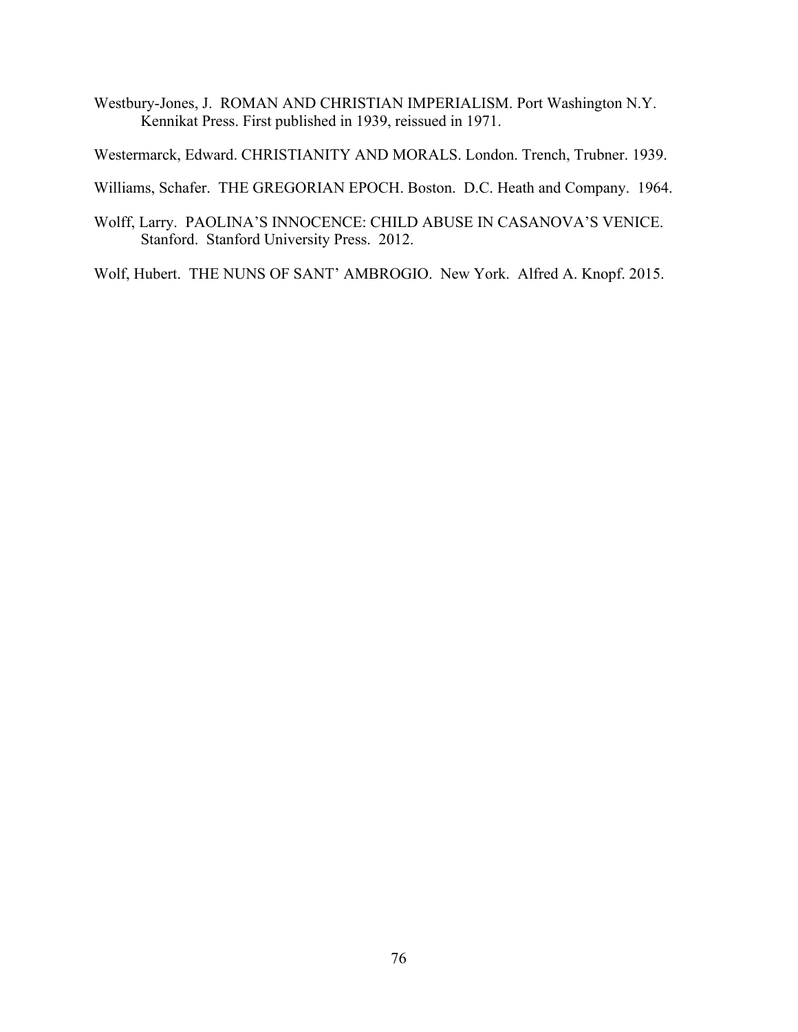Westbury-Jones, J. ROMAN AND CHRISTIAN IMPERIALISM. Port Washington N.Y. Kennikat Press. First published in 1939, reissued in 1971.

Westermarck, Edward. CHRISTIANITY AND MORALS. London. Trench, Trubner. 1939.

Williams, Schafer. THE GREGORIAN EPOCH. Boston. D.C. Heath and Company. 1964.

Wolff, Larry. PAOLINA'S INNOCENCE: CHILD ABUSE IN CASANOVA'S VENICE. Stanford. Stanford University Press. 2012.

Wolf, Hubert. THE NUNS OF SANT' AMBROGIO. New York. Alfred A. Knopf. 2015.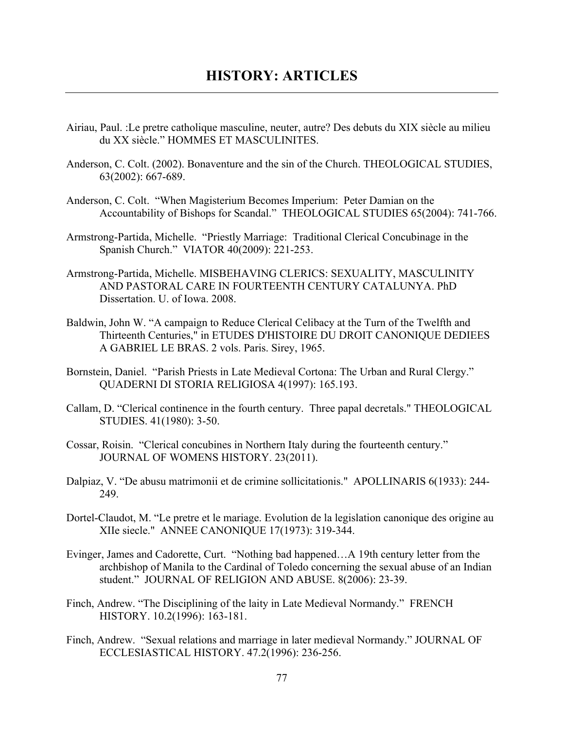# HISTORY: ARTICLES

Airiau, Paul. :Le pretre catholique masculine, neuter, autre? Des debuts du XIX siècle au milieu du XX siècle." HOMMES ET MASCULINITES.

Anderson, C. Colt. (2002). Bonaventure and the sin of the Church. THEOLOGICAL STUDIES, 63(2002): 667-689.

Anderson, C. Colt. "When Magisterium Becomes Imperium: Peter Damian on the Accountability of Bishops for Scandal." THEOLOGICAL STUDIES 65(2004): 741-766.

Armstrong-Partida, Michelle. "Priestly Marriage: Traditional Clerical Concubinage in the Spanish Church." VIATOR 40(2009): 221-253.

Armstrong-Partida, Michelle. MISBEHAVING CLERICS: SEXUALITY, MASCULINITY AND PASTORAL CARE IN FOURTEENTH CENTURY CATALUNYA. PhD Dissertation. U. of Iowa. 2008.

Baldwin, John W. "A campaign to Reduce Clerical Celibacy at the Turn of the Twelfth and Thirteenth Centuries," in ETUDES D'HISTOIRE DU DROIT CANONIQUE DEDIEES A GABRIEL LE BRAS. 2 vols. Paris. Sirey, 1965.

Bornstein, Daniel. "Parish Priests in Late Medieval Cortona: The Urban and Rural Clergy." QUADERNI DI STORIA RELIGIOSA 4(1997): 165.193.

Callam, D. "Clerical continence in the fourth century. Three papal decretals." THEOLOGICAL STUDIES. 41(1980): 3-50.

Cossar, Roisin. "Clerical concubines in Northern Italy during the fourteenth century." JOURNAL OF WOMENS HISTORY. 23(2011).

Dalpiaz, V. "De abusu matrimonii et de crimine sollicitationis." APOLLINARIS 6(1933): 244-249.

Dortel-Claudot, M. "Le pretre et le mariage. Evolution de la legislation canonique des origine au XIIe siecle." ANNEE CANONIQUE 17(1973): 319-344.

Evinger, James and Cadorette, Curt. "Nothing bad happened…A 19th century letter from the archbishop of Manila to the Cardinal of Toledo concerning the sexual abuse of an Indian student." JOURNAL OF RELIGION AND ABUSE. 8(2006): 23-39.

Finch, Andrew. "The Disciplining of the laity in Late Medieval Normandy." FRENCH HISTORY. 10.2(1996): 163-181.

Finch, Andrew. "Sexual relations and marriage in later medieval Normandy." JOURNAL OF ECCLESIASTICAL HISTORY. 47.2(1996): 236-256.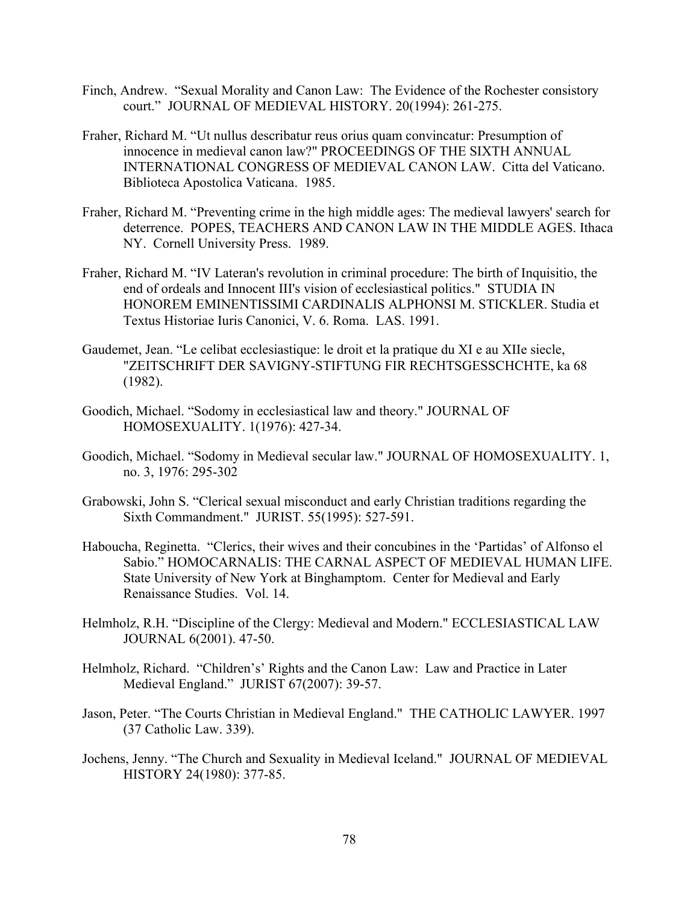Finch, Andrew. “Sexual Morality and Canon Law: The Evidence of the Rochester consistory court.” JOURNAL OF MEDIEVAL HISTORY. 20(1994): 261-275.

Fraher, Richard M. “Ut nullus describatur reus orius quam convincatur: Presumption of innocence in medieval canon law?" PROCEEDINGS OF THE SIXTH ANNUAL INTERNATIONAL CONGRESS OF MEDIEVAL CANON LAW. Citta del Vaticano. Biblioteca Apostolica Vaticana. 1985.

Fraher, Richard M. “Preventing crime in the high middle ages: The medieval lawyers' search for deterrence. POPES, TEACHERS AND CANON LAW IN THE MIDDLE AGES. Ithaca NY. Cornell University Press. 1989.

Fraher, Richard M. “IV Lateran's revolution in criminal procedure: The birth of Inquisitio, the end of ordeals and Innocent III's vision of ecclesiastical politics." STUDIA IN HONOREM EMINENTISSIMI CARDINALIS ALPHONSI M. STICKLER. Studia et Textus Historiae Iuris Canonici, V. 6. Roma. LAS. 1991.

Gaudemet, Jean. “Le celibat ecclesiastique: le droit et la pratique du XI e au XIIe siecle, "ZEITSCHRIFT DER SAVIGNY-STIFTUNG FIR RECHTSGESSCHCHTE, ka 68 (1982).

Goodich, Michael. “Sodomy in ecclesiastical law and theory." JOURNAL OF HOMOSEXUALITY. 1(1976): 427-34.

Goodich, Michael. “Sodomy in Medieval secular law." JOURNAL OF HOMOSEXUALITY. 1, no. 3, 1976: 295-302

Grabowski, John S. “Clerical sexual misconduct and early Christian traditions regarding the Sixth Commandment." JURIST. 55(1995): 527-591.

Haboucha, Reginetta. “Clerics, their wives and their concubines in the ‘Partidas’ of Alfonso el Sabio.” HOMOCARNALIS: THE CARNAL ASPECT OF MEDIEVAL HUMAN LIFE. State University of New York at Binghamptom. Center for Medieval and Early Renaissance Studies. Vol. 14.

Helmholz, R.H. “Discipline of the Clergy: Medieval and Modern." ECCLESIASTICAL LAW JOURNAL 6(2001). 47-50.

Helmholz, Richard. “Children’s’ Rights and the Canon Law: Law and Practice in Later Medieval England.” JURIST 67(2007): 39-57.

Jason, Peter. “The Courts Christian in Medieval England." THE CATHOLIC LAWYER. 1997 (37 Catholic Law. 339).

Jochens, Jenny. “The Church and Sexuality in Medieval Iceland." JOURNAL OF MEDIEVAL HISTORY 24(1980): 377-85.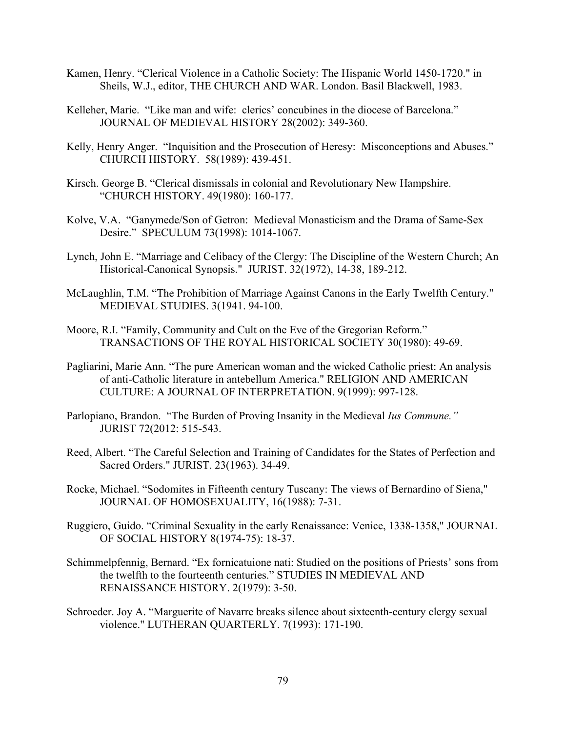Kamen, Henry. "Clerical Violence in a Catholic Society: The Hispanic World 1450-1720." in Sheils, W.J., editor, THE CHURCH AND WAR. London. Basil Blackwell, 1983.

Kelleher, Marie. "Like man and wife: clerics' concubines in the diocese of Barcelona." JOURNAL OF MEDIEVAL HISTORY 28(2002): 349-360.

Kelly, Henry Anger. "Inquisition and the Prosecution of Heresy: Misconceptions and Abuses." CHURCH HISTORY. 58(1989): 439-451.

Kirsch. George B. "Clerical dismissals in colonial and Revolutionary New Hampshire. "CHURCH HISTORY. 49(1980): 160-177.

Kolve, V.A. "Ganymede/Son of Getron: Medieval Monasticism and the Drama of Same-Sex Desire." SPECULUM 73(1998): 1014-1067.

Lynch, John E. "Marriage and Celibacy of the Clergy: The Discipline of the Western Church; An Historical-Canonical Synopsis." JURIST. 32(1972), 14-38, 189-212.

McLaughlin, T.M. "The Prohibition of Marriage Against Canons in the Early Twelfth Century." MEDIEVAL STUDIES. 3(1941. 94-100.

Moore, R.I. "Family, Community and Cult on the Eve of the Gregorian Reform." TRANSACTIONS OF THE ROYAL HISTORICAL SOCIETY 30(1980): 49-69.

Pagliarini, Marie Ann. "The pure American woman and the wicked Catholic priest: An analysis of anti-Catholic literature in antebellum America." RELIGION AND AMERICAN CULTURE: A JOURNAL OF INTERPRETATION. 9(1999): 997-128.

Parlopiano, Brandon. "The Burden of Proving Insanity in the Medieval *Ius Commune."* JURIST 72(2012: 515-543.

Reed, Albert. "The Careful Selection and Training of Candidates for the States of Perfection and Sacred Orders." JURIST. 23(1963). 34-49.

Rocke, Michael. "Sodomites in Fifteenth century Tuscany: The views of Bernardino of Siena," JOURNAL OF HOMOSEXUALITY, 16(1988): 7-31.

Ruggiero, Guido. "Criminal Sexuality in the early Renaissance: Venice, 1338-1358," JOURNAL OF SOCIAL HISTORY 8(1974-75): 18-37.

Schimmelpfennig, Bernard. "Ex fornicatuione nati: Studied on the positions of Priests' sons from the twelfth to the fourteenth centuries." STUDIES IN MEDIEVAL AND RENAISSANCE HISTORY. 2(1979): 3-50.

Schroeder. Joy A. "Marguerite of Navarre breaks silence about sixteenth-century clergy sexual violence." LUTHERAN QUARTERLY. 7(1993): 171-190.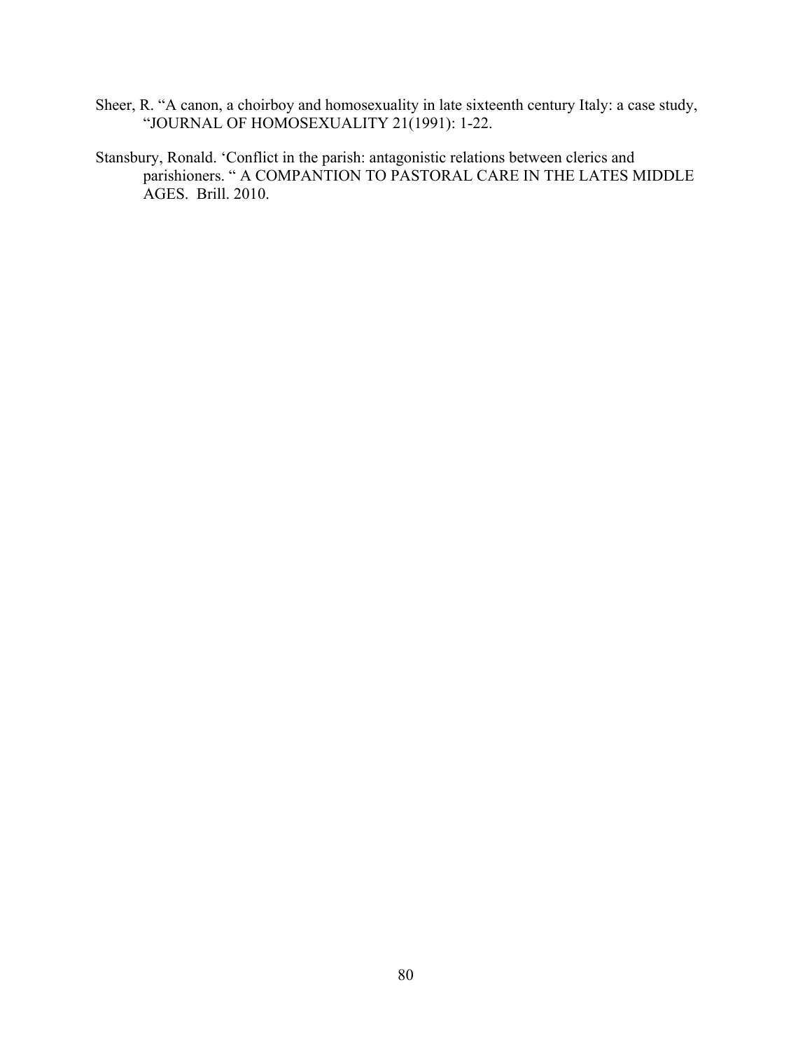Sheer, R. "A canon, a choirboy and homosexuality in late sixteenth century Italy: a case study, "JOURNAL OF HOMOSEXUALITY 21(1991): 1-22.

Stansbury, Ronald. 'Conflict in the parish: antagonistic relations between clerics and parishioners. " A COMPANTION TO PASTORAL CARE IN THE LATES MIDDLE AGES. Brill. 2010.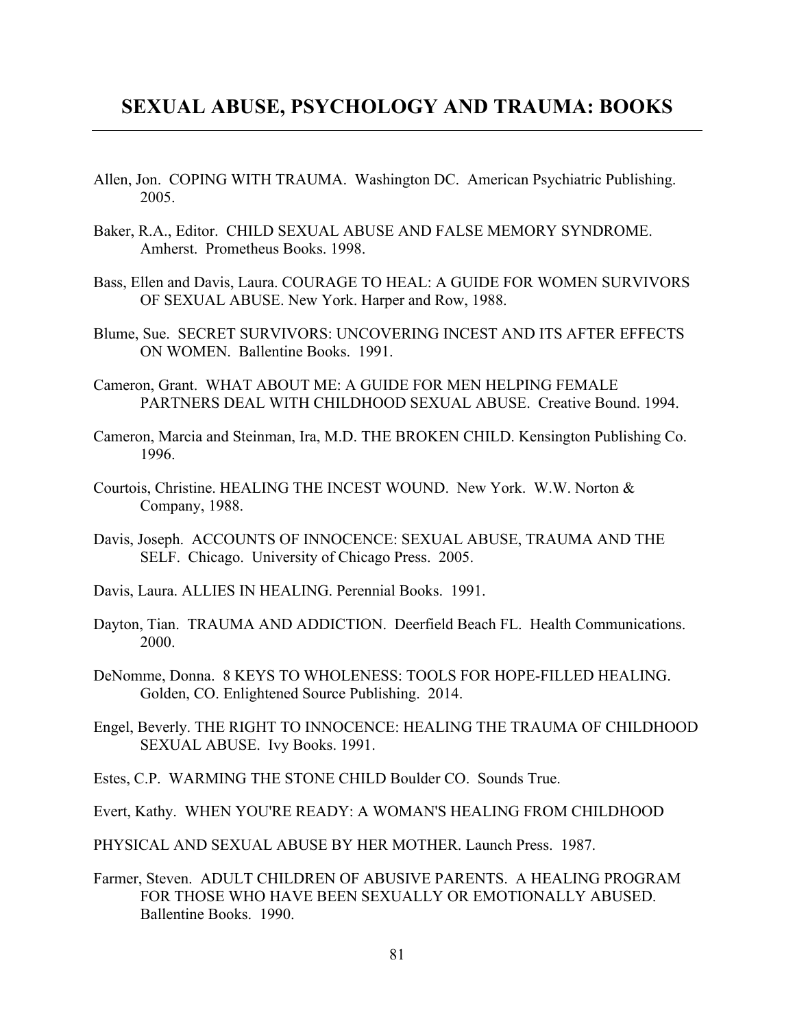## SEXUAL ABUSE, PSYCHOLOGY AND TRAUMA: BOOKS

Allen, Jon. COPING WITH TRAUMA. Washington DC. American Psychiatric Publishing. 2005.

Baker, R.A., Editor. CHILD SEXUAL ABUSE AND FALSE MEMORY SYNDROME. Amherst. Prometheus Books. 1998.

Bass, Ellen and Davis, Laura. COURAGE TO HEAL: A GUIDE FOR WOMEN SURVIVORS OF SEXUAL ABUSE. New York. Harper and Row, 1988.

Blume, Sue. SECRET SURVIVORS: UNCOVERING INCEST AND ITS AFTER EFFECTS ON WOMEN. Ballentine Books. 1991.

Cameron, Grant. WHAT ABOUT ME: A GUIDE FOR MEN HELPING FEMALE PARTNERS DEAL WITH CHILDHOOD SEXUAL ABUSE. Creative Bound. 1994.

Cameron, Marcia and Steinman, Ira, M.D. THE BROKEN CHILD. Kensington Publishing Co. 1996.

Courtois, Christine. HEALING THE INCEST WOUND. New York. W.W. Norton & Company, 1988.

Davis, Joseph. ACCOUNTS OF INNOCENCE: SEXUAL ABUSE, TRAUMA AND THE SELF. Chicago. University of Chicago Press. 2005.

Davis, Laura. ALLIES IN HEALING. Perennial Books. 1991.

Dayton, Tian. TRAUMA AND ADDICTION. Deerfield Beach FL. Health Communications. 2000.

DeNomme, Donna. 8 KEYS TO WHOLENESS: TOOLS FOR HOPE-FILLED HEALING. Golden, CO. Enlightened Source Publishing. 2014.

Engel, Beverly. THE RIGHT TO INNOCENCE: HEALING THE TRAUMA OF CHILDHOOD SEXUAL ABUSE. Ivy Books. 1991.

Estes, C.P. WARMING THE STONE CHILD Boulder CO. Sounds True.

Evert, Kathy. WHEN YOU'RE READY: A WOMAN'S HEALING FROM CHILDHOOD

PHYSICAL AND SEXUAL ABUSE BY HER MOTHER. Launch Press. 1987.

Farmer, Steven. ADULT CHILDREN OF ABUSIVE PARENTS. A HEALING PROGRAM FOR THOSE WHO HAVE BEEN SEXUALLY OR EMOTIONALLY ABUSED. Ballentine Books. 1990.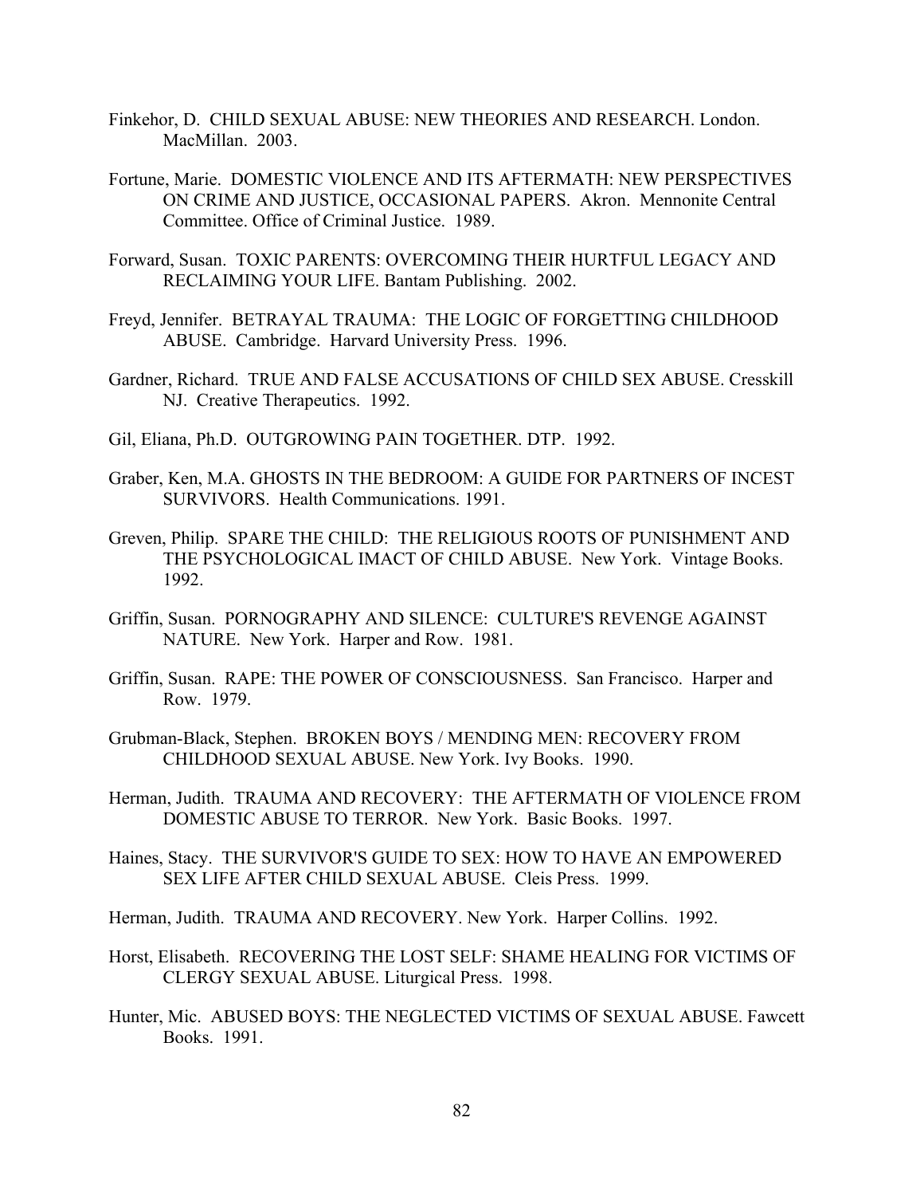Finkehor, D. CHILD SEXUAL ABUSE: NEW THEORIES AND RESEARCH. London. MacMillan. 2003.

Fortune, Marie. DOMESTIC VIOLENCE AND ITS AFTERMATH: NEW PERSPECTIVES ON CRIME AND JUSTICE, OCCASIONAL PAPERS. Akron. Mennonite Central Committee. Office of Criminal Justice. 1989.

Forward, Susan. TOXIC PARENTS: OVERCOMING THEIR HURTFUL LEGACY AND RECLAIMING YOUR LIFE. Bantam Publishing. 2002.

Freyd, Jennifer. BETRAYAL TRAUMA: THE LOGIC OF FORGETTING CHILDHOOD ABUSE. Cambridge. Harvard University Press. 1996.

Gardner, Richard. TRUE AND FALSE ACCUSATIONS OF CHILD SEX ABUSE. Cresskill NJ. Creative Therapeutics. 1992.

Gil, Eliana, Ph.D. OUTGROWING PAIN TOGETHER. DTP. 1992.

Graber, Ken, M.A. GHOSTS IN THE BEDROOM: A GUIDE FOR PARTNERS OF INCEST SURVIVORS. Health Communications. 1991.

Greven, Philip. SPARE THE CHILD: THE RELIGIOUS ROOTS OF PUNISHMENT AND THE PSYCHOLOGICAL IMACT OF CHILD ABUSE. New York. Vintage Books. 1992.

Griffin, Susan. PORNOGRAPHY AND SILENCE: CULTURE'S REVENGE AGAINST NATURE. New York. Harper and Row. 1981.

Griffin, Susan. RAPE: THE POWER OF CONSCIOUSNESS. San Francisco. Harper and Row. 1979.

Grubman-Black, Stephen. BROKEN BOYS / MENDING MEN: RECOVERY FROM CHILDHOOD SEXUAL ABUSE. New York. Ivy Books. 1990.

Herman, Judith. TRAUMA AND RECOVERY: THE AFTERMATH OF VIOLENCE FROM DOMESTIC ABUSE TO TERROR. New York. Basic Books. 1997.

Haines, Stacy. THE SURVIVOR'S GUIDE TO SEX: HOW TO HAVE AN EMPOWERED SEX LIFE AFTER CHILD SEXUAL ABUSE. Cleis Press. 1999.

Herman, Judith. TRAUMA AND RECOVERY. New York. Harper Collins. 1992.

Horst, Elisabeth. RECOVERING THE LOST SELF: SHAME HEALING FOR VICTIMS OF CLERGY SEXUAL ABUSE. Liturgical Press. 1998.

Hunter, Mic. ABUSED BOYS: THE NEGLECTED VICTIMS OF SEXUAL ABUSE. Fawcett Books. 1991.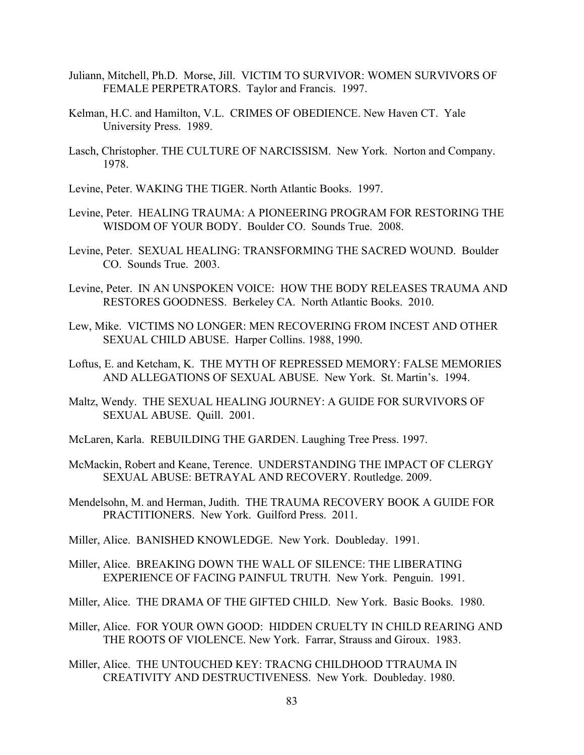Juliann, Mitchell, Ph.D. Morse, Jill. VICTIM TO SURVIVOR: WOMEN SURVIVORS OF FEMALE PERPETRATORS. Taylor and Francis. 1997.

Kelman, H.C. and Hamilton, V.L. CRIMES OF OBEDIENCE. New Haven CT. Yale University Press. 1989.

Lasch, Christopher. THE CULTURE OF NARCISSISM. New York. Norton and Company. 1978.

Levine, Peter. WAKING THE TIGER. North Atlantic Books. 1997.

Levine, Peter. HEALING TRAUMA: A PIONEERING PROGRAM FOR RESTORING THE WISDOM OF YOUR BODY. Boulder CO. Sounds True. 2008.

Levine, Peter. SEXUAL HEALING: TRANSFORMING THE SACRED WOUND. Boulder CO. Sounds True. 2003.

Levine, Peter. IN AN UNSPOKEN VOICE: HOW THE BODY RELEASES TRAUMA AND RESTORES GOODNESS. Berkeley CA. North Atlantic Books. 2010.

Lew, Mike. VICTIMS NO LONGER: MEN RECOVERING FROM INCEST AND OTHER SEXUAL CHILD ABUSE. Harper Collins. 1988, 1990.

Loftus, E. and Ketcham, K. THE MYTH OF REPRESSED MEMORY: FALSE MEMORIES AND ALLEGATIONS OF SEXUAL ABUSE. New York. St. Martin's. 1994.

Maltz, Wendy. THE SEXUAL HEALING JOURNEY: A GUIDE FOR SURVIVORS OF SEXUAL ABUSE. Quill. 2001.

McLaren, Karla. REBUILDING THE GARDEN. Laughing Tree Press. 1997.

McMackin, Robert and Keane, Terence. UNDERSTANDING THE IMPACT OF CLERGY SEXUAL ABUSE: BETRAYAL AND RECOVERY. Routledge. 2009.

Mendelsohn, M. and Herman, Judith. THE TRAUMA RECOVERY BOOK A GUIDE FOR PRACTITIONERS. New York. Guilford Press. 2011.

Miller, Alice. BANISHED KNOWLEDGE. New York. Doubleday. 1991.

Miller, Alice. BREAKING DOWN THE WALL OF SILENCE: THE LIBERATING EXPERIENCE OF FACING PAINFUL TRUTH. New York. Penguin. 1991.

Miller, Alice. THE DRAMA OF THE GIFTED CHILD. New York. Basic Books. 1980.

Miller, Alice. FOR YOUR OWN GOOD: HIDDEN CRUELTY IN CHILD REARING AND THE ROOTS OF VIOLENCE. New York. Farrar, Strauss and Giroux. 1983.

Miller, Alice. THE UNTOUCHED KEY: TRACNG CHILDHOOD TTRAUMA IN CREATIVITY AND DESTRUCTIVENESS. New York. Doubleday. 1980.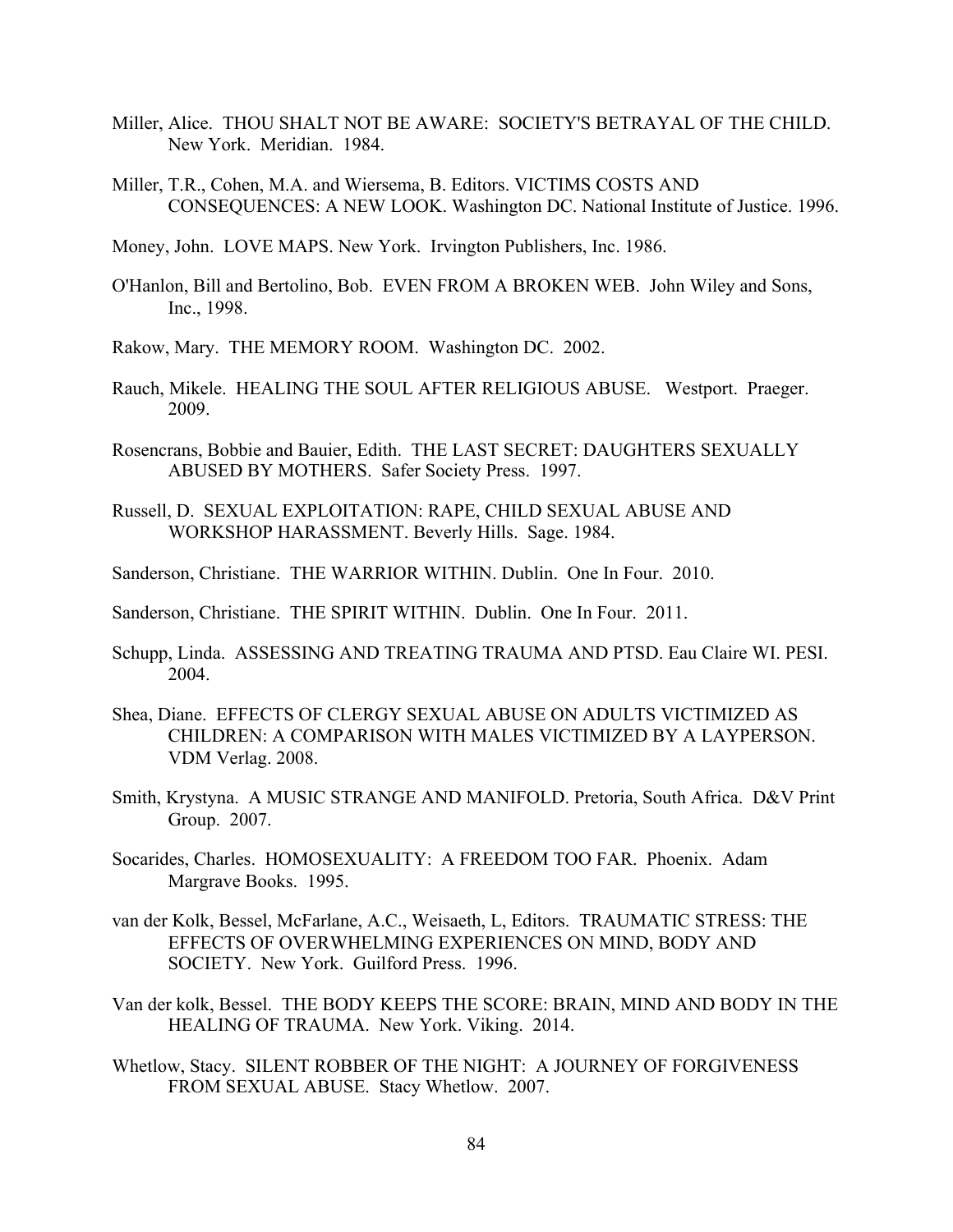Miller, Alice. THOU SHALT NOT BE AWARE: SOCIETY'S BETRAYAL OF THE CHILD. New York. Meridian. 1984.

Miller, T.R., Cohen, M.A. and Wiersema, B. Editors. VICTIMS COSTS AND CONSEQUENCES: A NEW LOOK. Washington DC. National Institute of Justice. 1996.

Money, John. LOVE MAPS. New York. Irvington Publishers, Inc. 1986.

O'Hanlon, Bill and Bertolino, Bob. EVEN FROM A BROKEN WEB. John Wiley and Sons, Inc., 1998.

Rakow, Mary. THE MEMORY ROOM. Washington DC. 2002.

Rauch, Mikele. HEALING THE SOUL AFTER RELIGIOUS ABUSE. Westport. Praeger. 2009.

Rosencrans, Bobbie and Bauier, Edith. THE LAST SECRET: DAUGHTERS SEXUALLY ABUSED BY MOTHERS. Safer Society Press. 1997.

Russell, D. SEXUAL EXPLOITATION: RAPE, CHILD SEXUAL ABUSE AND WORKSHOP HARASSMENT. Beverly Hills. Sage. 1984.

Sanderson, Christiane. THE WARRIOR WITHIN. Dublin. One In Four. 2010.

Sanderson, Christiane. THE SPIRIT WITHIN. Dublin. One In Four. 2011.

Schupp, Linda. ASSESSING AND TREATING TRAUMA AND PTSD. Eau Claire WI. PESI. 2004.

Shea, Diane. EFFECTS OF CLERGY SEXUAL ABUSE ON ADULTS VICTIMIZED AS CHILDREN: A COMPARISON WITH MALES VICTIMIZED BY A LAYPERSON. VDM Verlag. 2008.

Smith, Krystyna. A MUSIC STRANGE AND MANIFOLD. Pretoria, South Africa. D&V Print Group. 2007.

Socarides, Charles. HOMOSEXUALITY: A FREEDOM TOO FAR. Phoenix. Adam Margrave Books. 1995.

van der Kolk, Bessel, McFarlane, A.C., Weisaeth, L, Editors. TRAUMATIC STRESS: THE EFFECTS OF OVERWHELMING EXPERIENCES ON MIND, BODY AND SOCIETY. New York. Guilford Press. 1996.

Van der kolk, Bessel. THE BODY KEEPS THE SCORE: BRAIN, MIND AND BODY IN THE HEALING OF TRAUMA. New York. Viking. 2014.

Whetlow, Stacy. SILENT ROBBER OF THE NIGHT: A JOURNEY OF FORGIVENESS FROM SEXUAL ABUSE. Stacy Whetlow. 2007.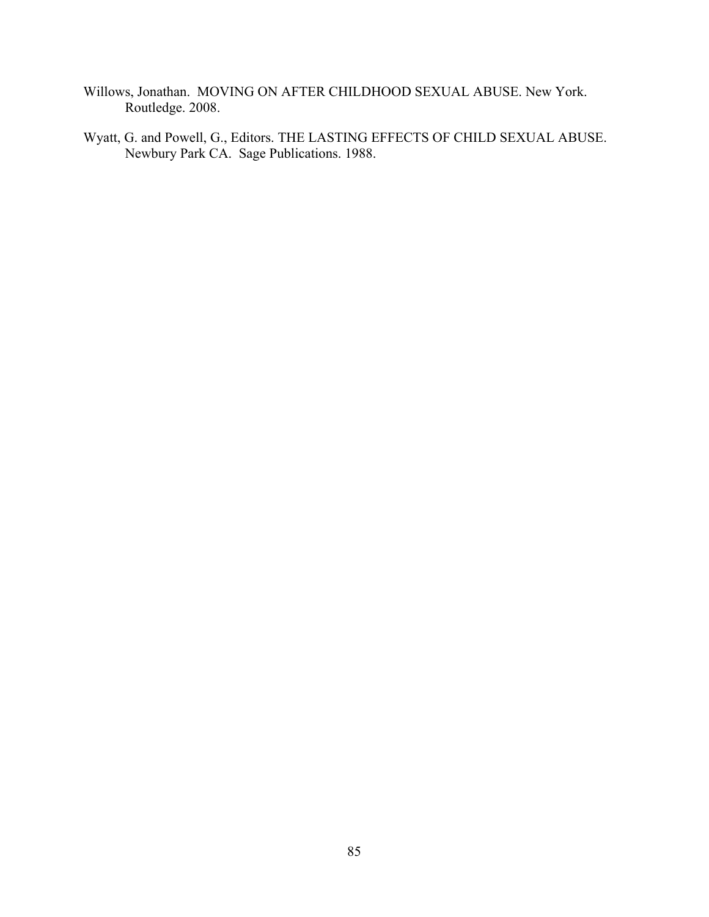Willows, Jonathan. MOVING ON AFTER CHILDHOOD SEXUAL ABUSE. New York. Routledge. 2008.

Wyatt, G. and Powell, G., Editors. THE LASTING EFFECTS OF CHILD SEXUAL ABUSE. Newbury Park CA. Sage Publications. 1988.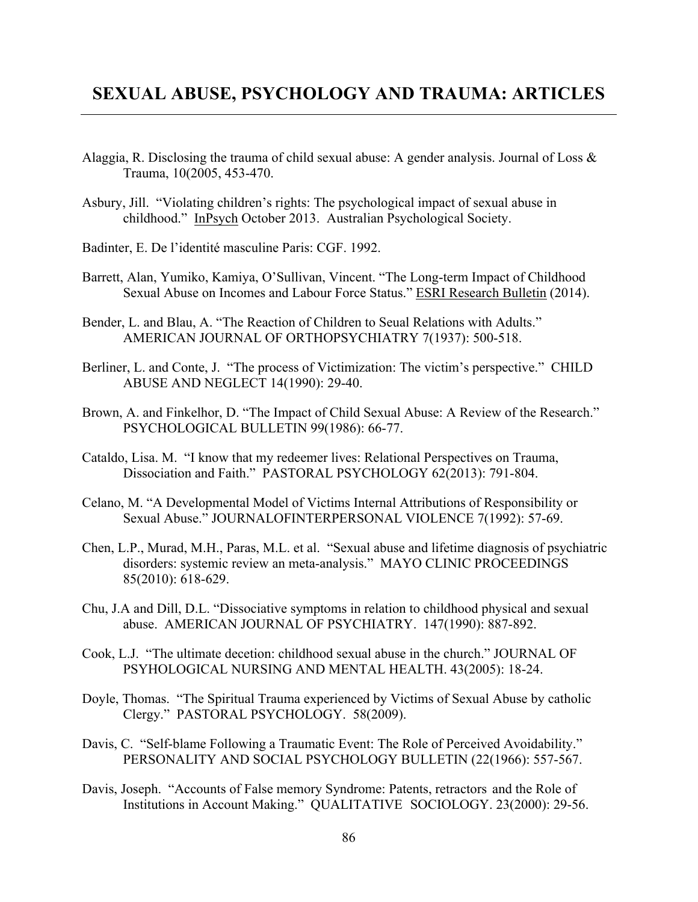# SEXUAL ABUSE, PSYCHOLOGY AND TRAUMA: ARTICLES

Alaggia, R. Disclosing the trauma of child sexual abuse: A gender analysis. Journal of Loss & Trauma, 10(2005, 453-470.

Asbury, Jill. "Violating children's rights: The psychological impact of sexual abuse in childhood." InPsych October 2013. Australian Psychological Society.

Badinter, E. De l'identité masculine Paris: CGF. 1992.

Barrett, Alan, Yumiko, Kamiya, O'Sullivan, Vincent. "The Long-term Impact of Childhood Sexual Abuse on Incomes and Labour Force Status." ESRI Research Bulletin (2014).

Bender, L. and Blau, A. "The Reaction of Children to Seual Relations with Adults." AMERICAN JOURNAL OF ORTHOPSYCHIATRY 7(1937): 500-518.

Berliner, L. and Conte, J. "The process of Victimization: The victim's perspective." CHILD ABUSE AND NEGLECT 14(1990): 29-40.

Brown, A. and Finkelhor, D. "The Impact of Child Sexual Abuse: A Review of the Research." PSYCHOLOGICAL BULLETIN 99(1986): 66-77.

Cataldo, Lisa. M. "I know that my redeemer lives: Relational Perspectives on Trauma, Dissociation and Faith." PASTORAL PSYCHOLOGY 62(2013): 791-804.

Celano, M. "A Developmental Model of Victims Internal Attributions of Responsibility or Sexual Abuse." JOURNALOFINTERPERSONAL VIOLENCE 7(1992): 57-69.

Chen, L.P., Murad, M.H., Paras, M.L. et al. "Sexual abuse and lifetime diagnosis of psychiatric disorders: systemic review an meta-analysis." MAYO CLINIC PROCEEDINGS 85(2010): 618-629.

Chu, J.A and Dill, D.L. "Dissociative symptoms in relation to childhood physical and sexual abuse. AMERICAN JOURNAL OF PSYCHIATRY. 147(1990): 887-892.

Cook, L.J. "The ultimate decetion: childhood sexual abuse in the church." JOURNAL OF PSYHOLOGICAL NURSING AND MENTAL HEALTH. 43(2005): 18-24.

Doyle, Thomas. "The Spiritual Trauma experienced by Victims of Sexual Abuse by catholic Clergy." PASTORAL PSYCHOLOGY. 58(2009).

Davis, C. "Self-blame Following a Traumatic Event: The Role of Perceived Avoidability." PERSONALITY AND SOCIAL PSYCHOLOGY BULLETIN (22(1966): 557-567.

Davis, Joseph. "Accounts of False memory Syndrome: Patents, retractors and the Role of Institutions in Account Making." QUALITATIVE SOCIOLOGY. 23(2000): 29-56.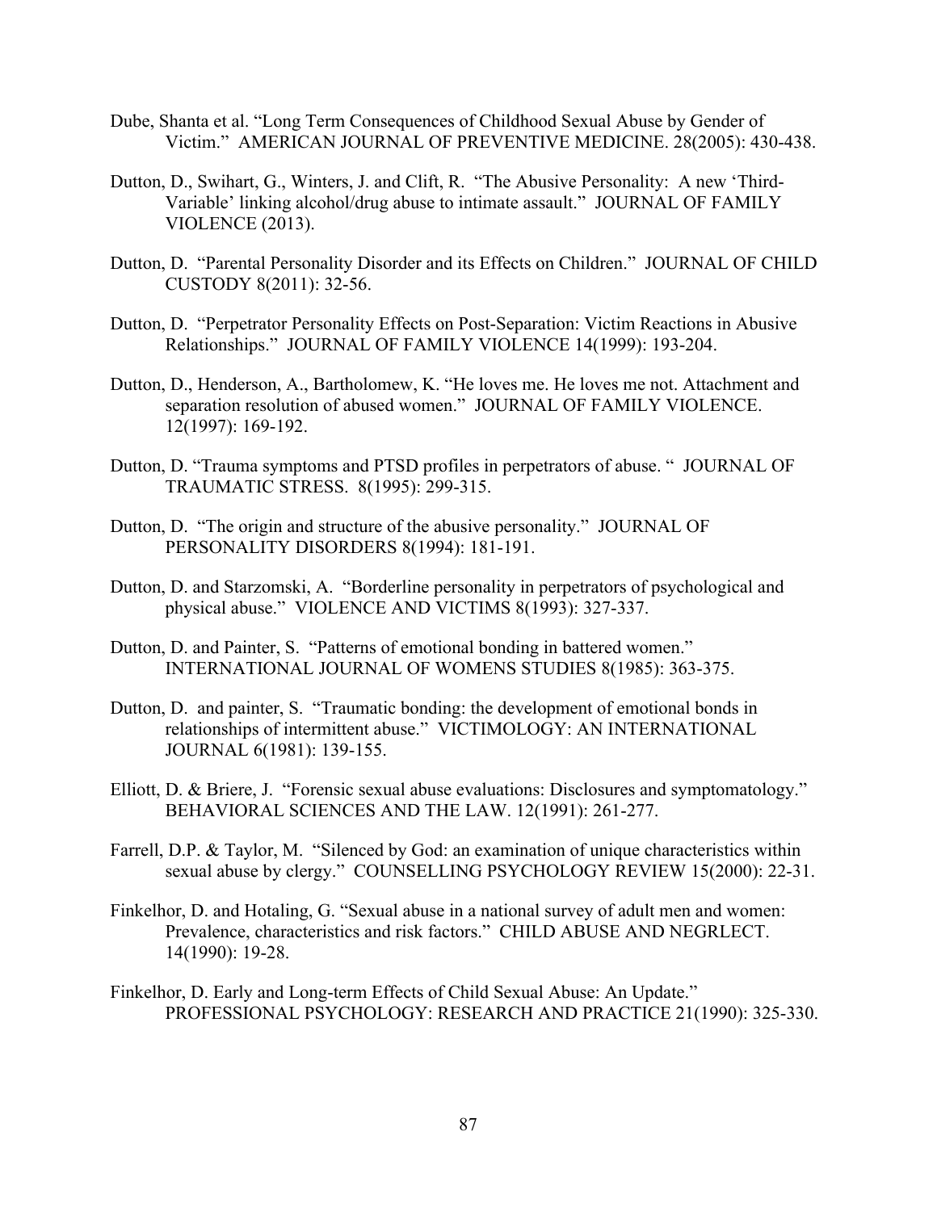Dube, Shanta et al. "Long Term Consequences of Childhood Sexual Abuse by Gender of Victim." AMERICAN JOURNAL OF PREVENTIVE MEDICINE. 28(2005): 430-438.

Dutton, D., Swihart, G., Winters, J. and Clift, R. "The Abusive Personality: A new 'Third-Variable' linking alcohol/drug abuse to intimate assault." JOURNAL OF FAMILY VIOLENCE (2013).

Dutton, D. "Parental Personality Disorder and its Effects on Children." JOURNAL OF CHILD CUSTODY 8(2011): 32-56.

Dutton, D. "Perpetrator Personality Effects on Post-Separation: Victim Reactions in Abusive Relationships." JOURNAL OF FAMILY VIOLENCE 14(1999): 193-204.

Dutton, D., Henderson, A., Bartholomew, K. "He loves me. He loves me not. Attachment and separation resolution of abused women." JOURNAL OF FAMILY VIOLENCE. 12(1997): 169-192.

Dutton, D. "Trauma symptoms and PTSD profiles in perpetrators of abuse. " JOURNAL OF TRAUMATIC STRESS. 8(1995): 299-315.

Dutton, D. "The origin and structure of the abusive personality." JOURNAL OF PERSONALITY DISORDERS 8(1994): 181-191.

Dutton, D. and Starzomski, A. "Borderline personality in perpetrators of psychological and physical abuse." VIOLENCE AND VICTIMS 8(1993): 327-337.

Dutton, D. and Painter, S. "Patterns of emotional bonding in battered women." INTERNATIONAL JOURNAL OF WOMENS STUDIES 8(1985): 363-375.

Dutton, D. and painter, S. "Traumatic bonding: the development of emotional bonds in relationships of intermittent abuse." VICTIMOLOGY: AN INTERNATIONAL JOURNAL 6(1981): 139-155.

Elliott, D. & Briere, J. "Forensic sexual abuse evaluations: Disclosures and symptomatology." BEHAVIORAL SCIENCES AND THE LAW. 12(1991): 261-277.

Farrell, D.P. & Taylor, M. "Silenced by God: an examination of unique characteristics within sexual abuse by clergy." COUNSELLING PSYCHOLOGY REVIEW 15(2000): 22-31.

Finkelhor, D. and Hotaling, G. "Sexual abuse in a national survey of adult men and women: Prevalence, characteristics and risk factors." CHILD ABUSE AND NEGRLECT. 14(1990): 19-28.

Finkelhor, D. Early and Long-term Effects of Child Sexual Abuse: An Update." PROFESSIONAL PSYCHOLOGY: RESEARCH AND PRACTICE 21(1990): 325-330.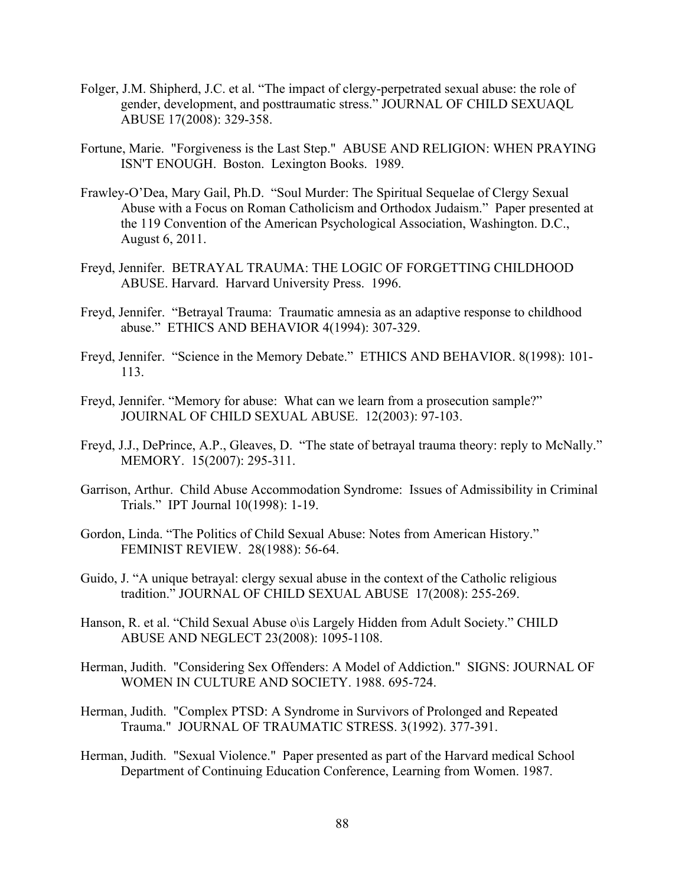Folger, J.M. Shipherd, J.C. et al. “The impact of clergy-perpetrated sexual abuse: the role of gender, development, and posttraumatic stress.” JOURNAL OF CHILD SEXUAQL ABUSE 17(2008): 329-358.

Fortune, Marie. "Forgiveness is the Last Step." ABUSE AND RELIGION: WHEN PRAYING ISN'T ENOUGH. Boston. Lexington Books. 1989.

Frawley-O’Dea, Mary Gail, Ph.D. “Soul Murder: The Spiritual Sequelae of Clergy Sexual Abuse with a Focus on Roman Catholicism and Orthodox Judaism.” Paper presented at the 119 Convention of the American Psychological Association, Washington. D.C., August 6, 2011.

Freyd, Jennifer. BETRAYAL TRAUMA: THE LOGIC OF FORGETTING CHILDHOOD ABUSE. Harvard. Harvard University Press. 1996.

Freyd, Jennifer. “Betrayal Trauma: Traumatic amnesia as an adaptive response to childhood abuse.” ETHICS AND BEHAVIOR 4(1994): 307-329.

Freyd, Jennifer. “Science in the Memory Debate.” ETHICS AND BEHAVIOR. 8(1998): 101-113.

Freyd, Jennifer. “Memory for abuse: What can we learn from a prosecution sample?” JOUIRNAL OF CHILD SEXUAL ABUSE. 12(2003): 97-103.

Freyd, J.J., DePrince, A.P., Gleaves, D. “The state of betrayal trauma theory: reply to McNally.” MEMORY. 15(2007): 295-311.

Garrison, Arthur. Child Abuse Accommodation Syndrome: Issues of Admissibility in Criminal Trials.” IPT Journal 10(1998): 1-19.

Gordon, Linda. “The Politics of Child Sexual Abuse: Notes from American History.” FEMINIST REVIEW. 28(1988): 56-64.

Guido, J. “A unique betrayal: clergy sexual abuse in the context of the Catholic religious tradition.” JOURNAL OF CHILD SEXUAL ABUSE 17(2008): 255-269.

Hanson, R. et al. “Child Sexual Abuse o\is Largely Hidden from Adult Society.” CHILD ABUSE AND NEGLECT 23(2008): 1095-1108.

Herman, Judith. "Considering Sex Offenders: A Model of Addiction." SIGNS: JOURNAL OF WOMEN IN CULTURE AND SOCIETY. 1988. 695-724.

Herman, Judith. "Complex PTSD: A Syndrome in Survivors of Prolonged and Repeated Trauma." JOURNAL OF TRAUMATIC STRESS. 3(1992). 377-391.

Herman, Judith. "Sexual Violence." Paper presented as part of the Harvard medical School Department of Continuing Education Conference, Learning from Women. 1987.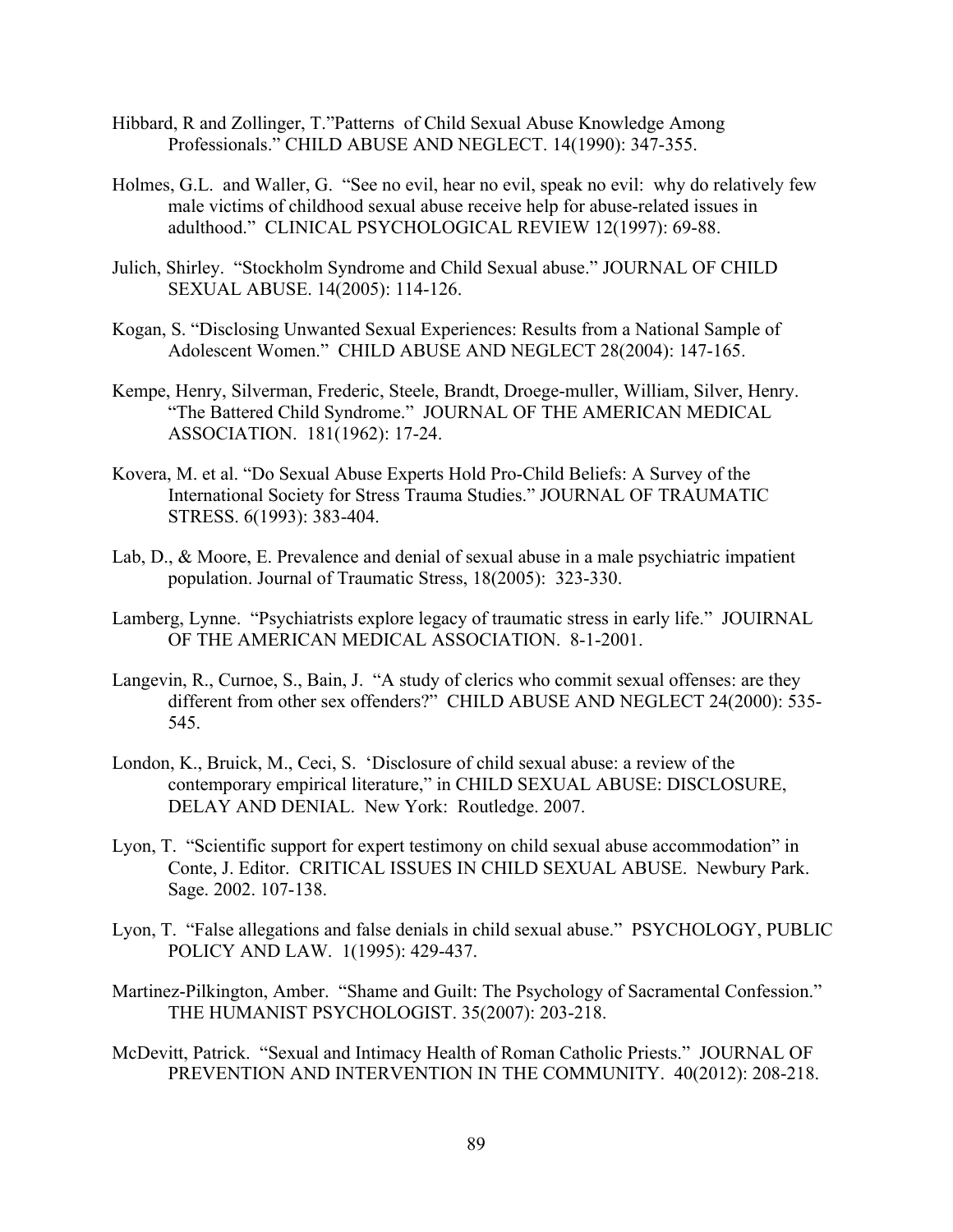Hibbard, R and Zollinger, T."Patterns  of Child Sexual Abuse Knowledge Among Professionals." CHILD ABUSE AND NEGLECT. 14(1990): 347-355.

Holmes, G.L.  and Waller, G.  "See no evil, hear no evil, speak no evil:  why do relatively few male victims of childhood sexual abuse receive help for abuse-related issues in adulthood."  CLINICAL PSYCHOLOGICAL REVIEW 12(1997): 69-88.

Julich, Shirley.  "Stockholm Syndrome and Child Sexual abuse." JOURNAL OF CHILD SEXUAL ABUSE. 14(2005): 114-126.

Kogan, S. "Disclosing Unwanted Sexual Experiences: Results from a National Sample of Adolescent Women."  CHILD ABUSE AND NEGLECT 28(2004): 147-165.

Kempe, Henry, Silverman, Frederic, Steele, Brandt, Droege-muller, William, Silver, Henry.  "The Battered Child Syndrome."  JOURNAL OF THE AMERICAN MEDICAL ASSOCIATION.  181(1962): 17-24.

Kovera, M. et al. "Do Sexual Abuse Experts Hold Pro-Child Beliefs: A Survey of the International Society for Stress Trauma Studies." JOURNAL OF TRAUMATIC STRESS. 6(1993): 383-404.

Lab, D., & Moore, E. Prevalence and denial of sexual abuse in a male psychiatric impatient population. Journal of Traumatic Stress, 18(2005):  323-330.

Lamberg, Lynne.  "Psychiatrists explore legacy of traumatic stress in early life."  JOUIRNAL OF THE AMERICAN MEDICAL ASSOCIATION.  8-1-2001.

Langevin, R., Curnoe, S., Bain, J.  "A study of clerics who commit sexual offenses: are they different from other sex offenders?"  CHILD ABUSE AND NEGLECT 24(2000): 535-545.

London, K., Bruick, M., Ceci, S.  'Disclosure of child sexual abuse: a review of the contemporary empirical literature," in CHILD SEXUAL ABUSE: DISCLOSURE, DELAY AND DENIAL.  New York:  Routledge. 2007.

Lyon, T.  "Scientific support for expert testimony on child sexual abuse accommodation" in Conte, J. Editor.  CRITICAL ISSUES IN CHILD SEXUAL ABUSE.  Newbury Park. Sage. 2002. 107-138.

Lyon, T.  "False allegations and false denials in child sexual abuse."  PSYCHOLOGY, PUBLIC POLICY AND LAW.  1(1995): 429-437.

Martinez-Pilkington, Amber.  "Shame and Guilt: The Psychology of Sacramental Confession."  THE HUMANIST PSYCHOLOGIST. 35(2007): 203-218.

McDevitt, Patrick.  "Sexual and Intimacy Health of Roman Catholic Priests."  JOURNAL OF PREVENTION AND INTERVENTION IN THE COMMUNITY.  40(2012): 208-218.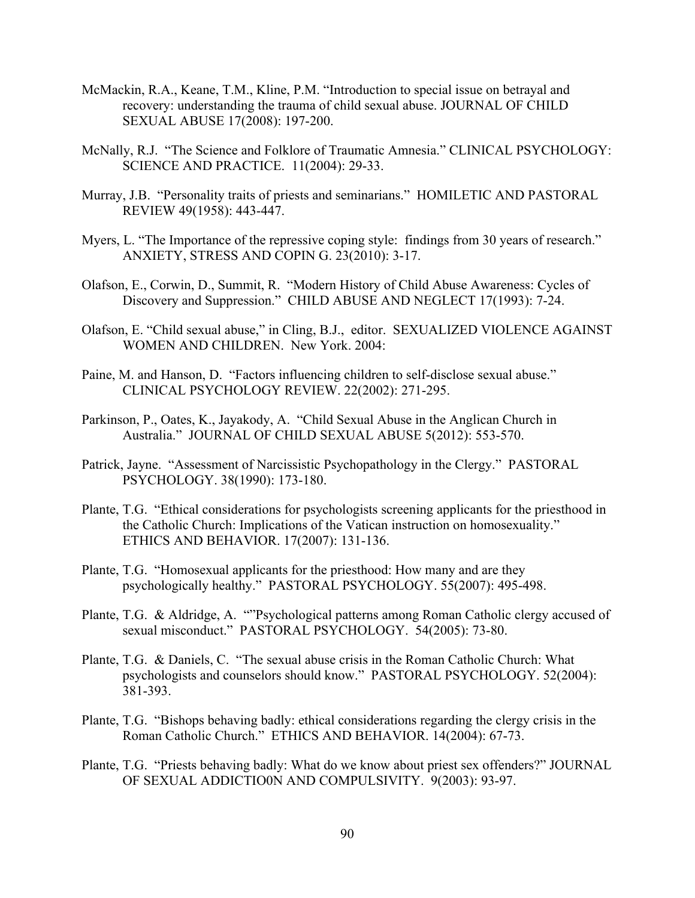McMackin, R.A., Keane, T.M., Kline, P.M. "Introduction to special issue on betrayal and recovery: understanding the trauma of child sexual abuse. JOURNAL OF CHILD SEXUAL ABUSE 17(2008): 197-200.

McNally, R.J. "The Science and Folklore of Traumatic Amnesia." CLINICAL PSYCHOLOGY: SCIENCE AND PRACTICE. 11(2004): 29-33.

Murray, J.B. "Personality traits of priests and seminarians." HOMILETIC AND PASTORAL REVIEW 49(1958): 443-447.

Myers, L. "The Importance of the repressive coping style: findings from 30 years of research." ANXIETY, STRESS AND COPIN G. 23(2010): 3-17.

Olafson, E., Corwin, D., Summit, R. "Modern History of Child Abuse Awareness: Cycles of Discovery and Suppression." CHILD ABUSE AND NEGLECT 17(1993): 7-24.

Olafson, E. "Child sexual abuse," in Cling, B.J., editor. SEXUALIZED VIOLENCE AGAINST WOMEN AND CHILDREN. New York. 2004:

Paine, M. and Hanson, D. "Factors influencing children to self-disclose sexual abuse." CLINICAL PSYCHOLOGY REVIEW. 22(2002): 271-295.

Parkinson, P., Oates, K., Jayakody, A. "Child Sexual Abuse in the Anglican Church in Australia." JOURNAL OF CHILD SEXUAL ABUSE 5(2012): 553-570.

Patrick, Jayne. "Assessment of Narcissistic Psychopathology in the Clergy." PASTORAL PSYCHOLOGY. 38(1990): 173-180.

Plante, T.G. "Ethical considerations for psychologists screening applicants for the priesthood in the Catholic Church: Implications of the Vatican instruction on homosexuality." ETHICS AND BEHAVIOR. 17(2007): 131-136.

Plante, T.G. "Homosexual applicants for the priesthood: How many and are they psychologically healthy." PASTORAL PSYCHOLOGY. 55(2007): 495-498.

Plante, T.G. & Aldridge, A. ""Psychological patterns among Roman Catholic clergy accused of sexual misconduct." PASTORAL PSYCHOLOGY. 54(2005): 73-80.

Plante, T.G. & Daniels, C. "The sexual abuse crisis in the Roman Catholic Church: What psychologists and counselors should know." PASTORAL PSYCHOLOGY. 52(2004): 381-393.

Plante, T.G. "Bishops behaving badly: ethical considerations regarding the clergy crisis in the Roman Catholic Church." ETHICS AND BEHAVIOR. 14(2004): 67-73.

Plante, T.G. "Priests behaving badly: What do we know about priest sex offenders?" JOURNAL OF SEXUAL ADDICTIO0N AND COMPULSIVITY. 9(2003): 93-97.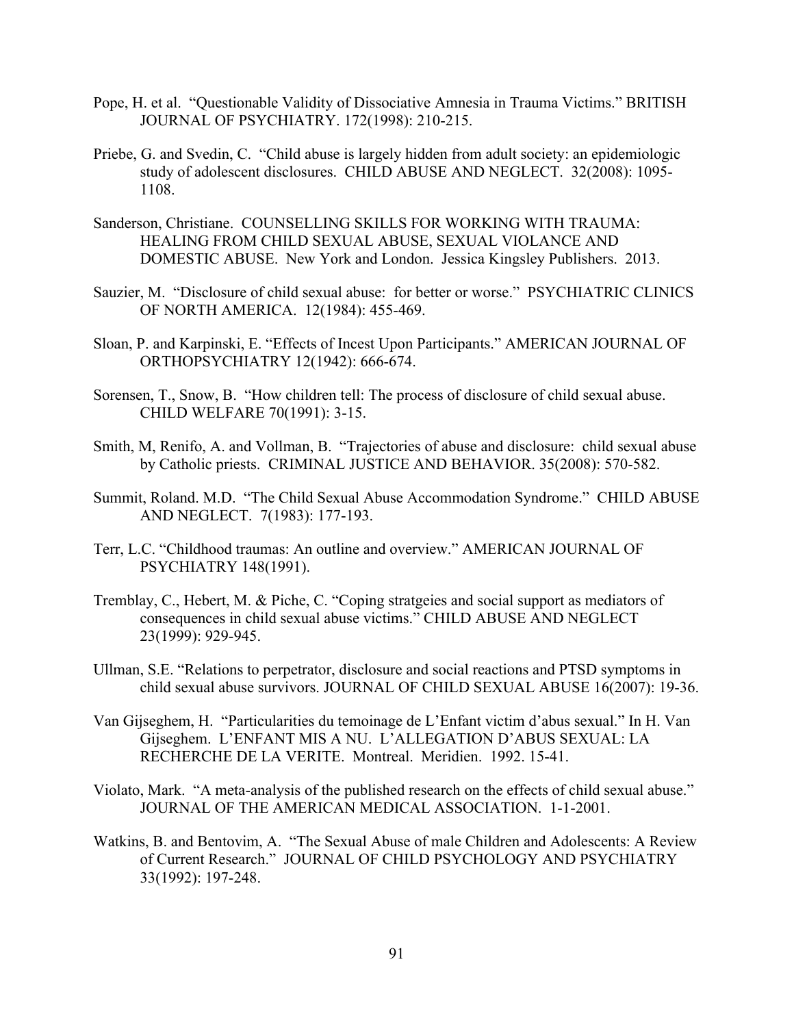Pope, H. et al. “Questionable Validity of Dissociative Amnesia in Trauma Victims.” BRITISH JOURNAL OF PSYCHIATRY. 172(1998): 210-215.

Priebe, G. and Svedin, C. “Child abuse is largely hidden from adult society: an epidemiologic study of adolescent disclosures. CHILD ABUSE AND NEGLECT. 32(2008): 1095-1108.

Sanderson, Christiane. COUNSELLING SKILLS FOR WORKING WITH TRAUMA: HEALING FROM CHILD SEXUAL ABUSE, SEXUAL VIOLANCE AND DOMESTIC ABUSE. New York and London. Jessica Kingsley Publishers. 2013.

Sauzier, M. “Disclosure of child sexual abuse: for better or worse.” PSYCHIATRIC CLINICS OF NORTH AMERICA. 12(1984): 455-469.

Sloan, P. and Karpinski, E. “Effects of Incest Upon Participants.” AMERICAN JOURNAL OF ORTHOPSYCHIATRY 12(1942): 666-674.

Sorensen, T., Snow, B. “How children tell: The process of disclosure of child sexual abuse. CHILD WELFARE 70(1991): 3-15.

Smith, M, Renifo, A. and Vollman, B. “Trajectories of abuse and disclosure: child sexual abuse by Catholic priests. CRIMINAL JUSTICE AND BEHAVIOR. 35(2008): 570-582.

Summit, Roland. M.D. “The Child Sexual Abuse Accommodation Syndrome.” CHILD ABUSE AND NEGLECT. 7(1983): 177-193.

Terr, L.C. “Childhood traumas: An outline and overview.” AMERICAN JOURNAL OF PSYCHIATRY 148(1991).

Tremblay, C., Hebert, M. & Piche, C. “Coping stratgeies and social support as mediators of consequences in child sexual abuse victims.” CHILD ABUSE AND NEGLECT 23(1999): 929-945.

Ullman, S.E. “Relations to perpetrator, disclosure and social reactions and PTSD symptoms in child sexual abuse survivors. JOURNAL OF CHILD SEXUAL ABUSE 16(2007): 19-36.

Van Gijseghem, H. “Particularities du temoinage de L’Enfant victim d’abus sexual.” In H. Van Gijseghem. L’ENFANT MIS A NU. L’ALLEGATION D’ABUS SEXUAL: LA RECHERCHE DE LA VERITE. Montreal. Meridien. 1992. 15-41.

Violato, Mark. “A meta-analysis of the published research on the effects of child sexual abuse.” JOURNAL OF THE AMERICAN MEDICAL ASSOCIATION. 1-1-2001.

Watkins, B. and Bentovim, A. “The Sexual Abuse of male Children and Adolescents: A Review of Current Research.” JOURNAL OF CHILD PSYCHOLOGY AND PSYCHIATRY 33(1992): 197-248.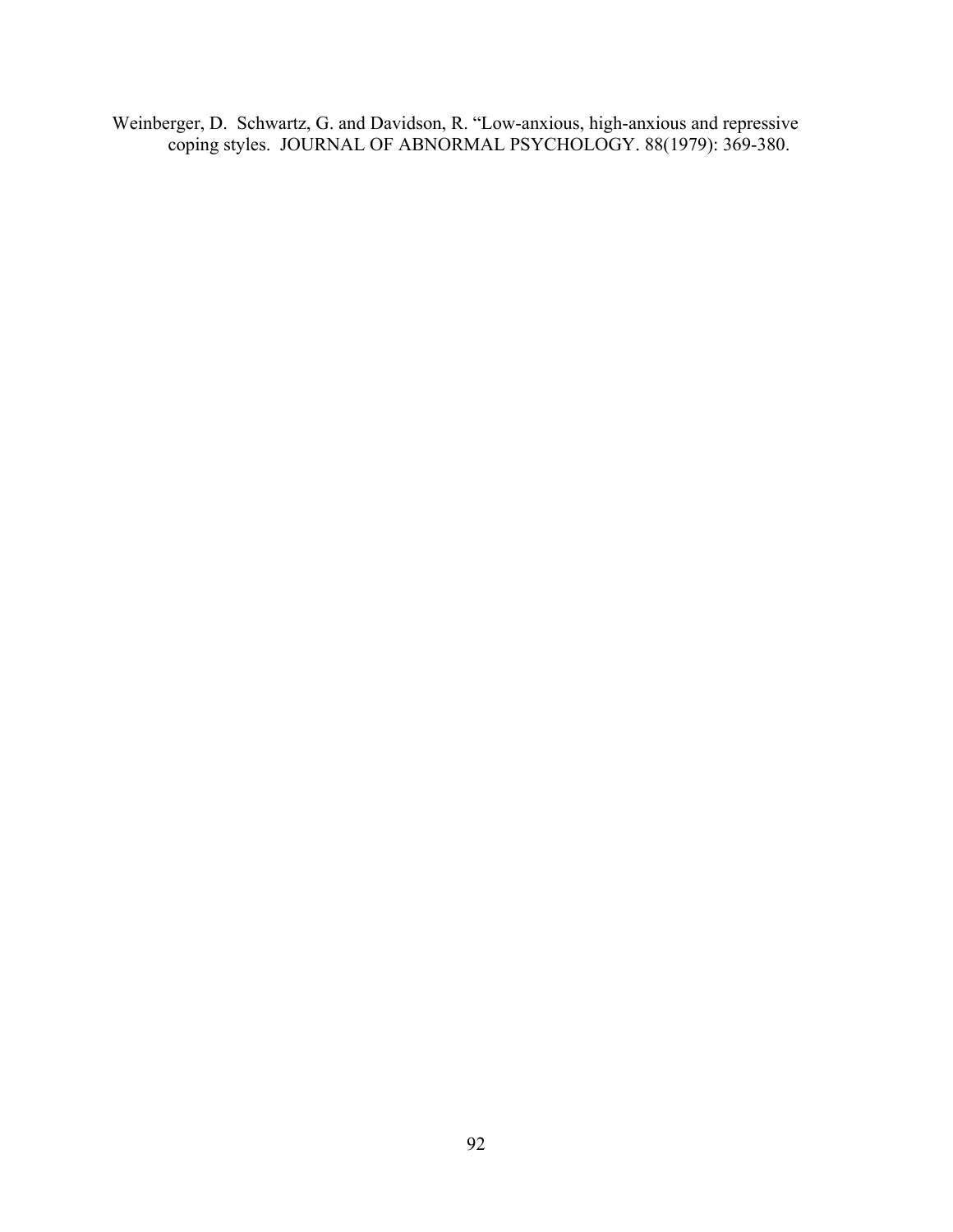Weinberger, D.  Schwartz, G. and Davidson, R. “Low-anxious, high-anxious and repressive coping styles.  JOURNAL OF ABNORMAL PSYCHOLOGY. 88(1979): 369-380.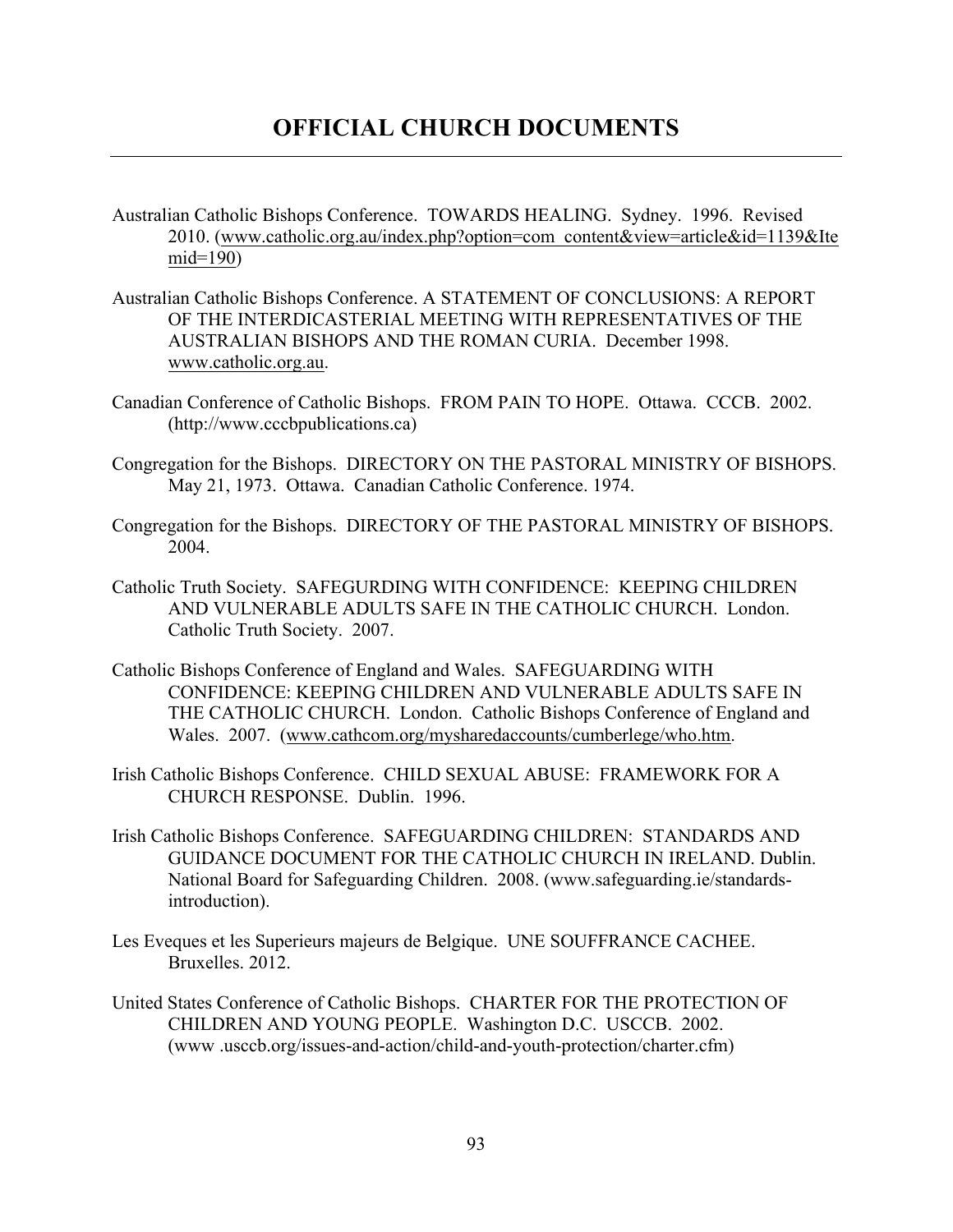# OFFICIAL CHURCH DOCUMENTS

Australian Catholic Bishops Conference. TOWARDS HEALING. Sydney. 1996. Revised 2010. (www.catholic.org.au/index.php?option=com_content&view=article&id=1139&Itemid=190)

Australian Catholic Bishops Conference. A STATEMENT OF CONCLUSIONS: A REPORT OF THE INTERDICASTERIAL MEETING WITH REPRESENTATIVES OF THE AUSTRALIAN BISHOPS AND THE ROMAN CURIA. December 1998. www.catholic.org.au.

Canadian Conference of Catholic Bishops. FROM PAIN TO HOPE. Ottawa. CCCB. 2002. (http://www.cccbpublications.ca)

Congregation for the Bishops. DIRECTORY ON THE PASTORAL MINISTRY OF BISHOPS. May 21, 1973. Ottawa. Canadian Catholic Conference. 1974.

Congregation for the Bishops. DIRECTORY OF THE PASTORAL MINISTRY OF BISHOPS. 2004.

Catholic Truth Society. SAFEGURDING WITH CONFIDENCE: KEEPING CHILDREN AND VULNERABLE ADULTS SAFE IN THE CATHOLIC CHURCH. London. Catholic Truth Society. 2007.

Catholic Bishops Conference of England and Wales. SAFEGUARDING WITH CONFIDENCE: KEEPING CHILDREN AND VULNERABLE ADULTS SAFE IN THE CATHOLIC CHURCH. London. Catholic Bishops Conference of England and Wales. 2007. (www.cathcom.org/mysharedaccounts/cumberlege/who.htm.

Irish Catholic Bishops Conference. CHILD SEXUAL ABUSE: FRAMEWORK FOR A CHURCH RESPONSE. Dublin. 1996.

Irish Catholic Bishops Conference. SAFEGUARDING CHILDREN: STANDARDS AND GUIDANCE DOCUMENT FOR THE CATHOLIC CHURCH IN IRELAND. Dublin. National Board for Safeguarding Children. 2008. (www.safeguarding.ie/standards-introduction).

Les Eveques et les Superieurs majeurs de Belgique. UNE SOUFFRANCE CACHEE. Bruxelles. 2012.

United States Conference of Catholic Bishops. CHARTER FOR THE PROTECTION OF CHILDREN AND YOUNG PEOPLE. Washington D.C. USCCB. 2002. (www .usccb.org/issues-and-action/child-and-youth-protection/charter.cfm)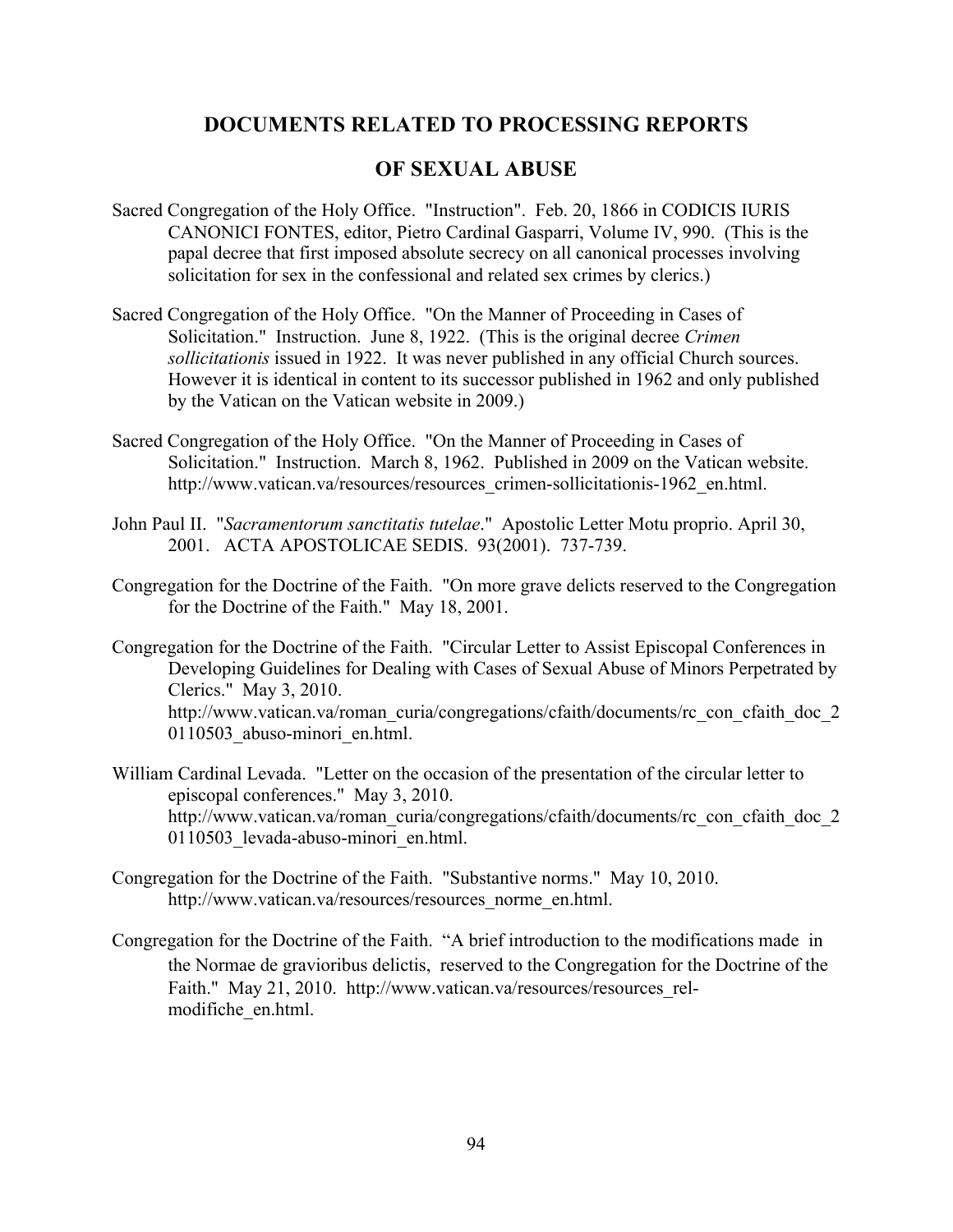## DOCUMENTS RELATED TO PROCESSING REPORTS OF SEXUAL ABUSE

Sacred Congregation of the Holy Office. "Instruction". Feb. 20, 1866 in CODICIS IURIS CANONICI FONTES, editor, Pietro Cardinal Gasparri, Volume IV, 990. (This is the papal decree that first imposed absolute secrecy on all canonical processes involving solicitation for sex in the confessional and related sex crimes by clerics.)

Sacred Congregation of the Holy Office. "On the Manner of Proceeding in Cases of Solicitation." Instruction. June 8, 1922. (This is the original decree *Crimen sollicitationis* issued in 1922. It was never published in any official Church sources. However it is identical in content to its successor published in 1962 and only published by the Vatican on the Vatican website in 2009.)

Sacred Congregation of the Holy Office. "On the Manner of Proceeding in Cases of Solicitation." Instruction. March 8, 1962. Published in 2009 on the Vatican website. http://www.vatican.va/resources/resources_crimen-sollicitationis-1962_en.html.

John Paul II. "*Sacramentorum sanctitatis tutelae*." Apostolic Letter Motu proprio. April 30, 2001. ACTA APOSTOLICAE SEDIS. 93(2001). 737-739.

Congregation for the Doctrine of the Faith. "On more grave delicts reserved to the Congregation for the Doctrine of the Faith." May 18, 2001.

Congregation for the Doctrine of the Faith. "Circular Letter to Assist Episcopal Conferences in Developing Guidelines for Dealing with Cases of Sexual Abuse of Minors Perpetrated by Clerics." May 3, 2010. http://www.vatican.va/roman_curia/congregations/cfaith/documents/rc_con_cfaith_doc_20110503_abuso-minori_en.html.

William Cardinal Levada. "Letter on the occasion of the presentation of the circular letter to episcopal conferences." May 3, 2010. http://www.vatican.va/roman_curia/congregations/cfaith/documents/rc_con_cfaith_doc_20110503_levada-abuso-minori_en.html.

Congregation for the Doctrine of the Faith. "Substantive norms." May 10, 2010. http://www.vatican.va/resources/resources_norme_en.html.

Congregation for the Doctrine of the Faith. "A brief introduction to the modifications made in the Normae de gravioribus delictis, reserved to the Congregation for the Doctrine of the Faith." May 21, 2010. http://www.vatican.va/resources/resources_rel-modifiche_en.html.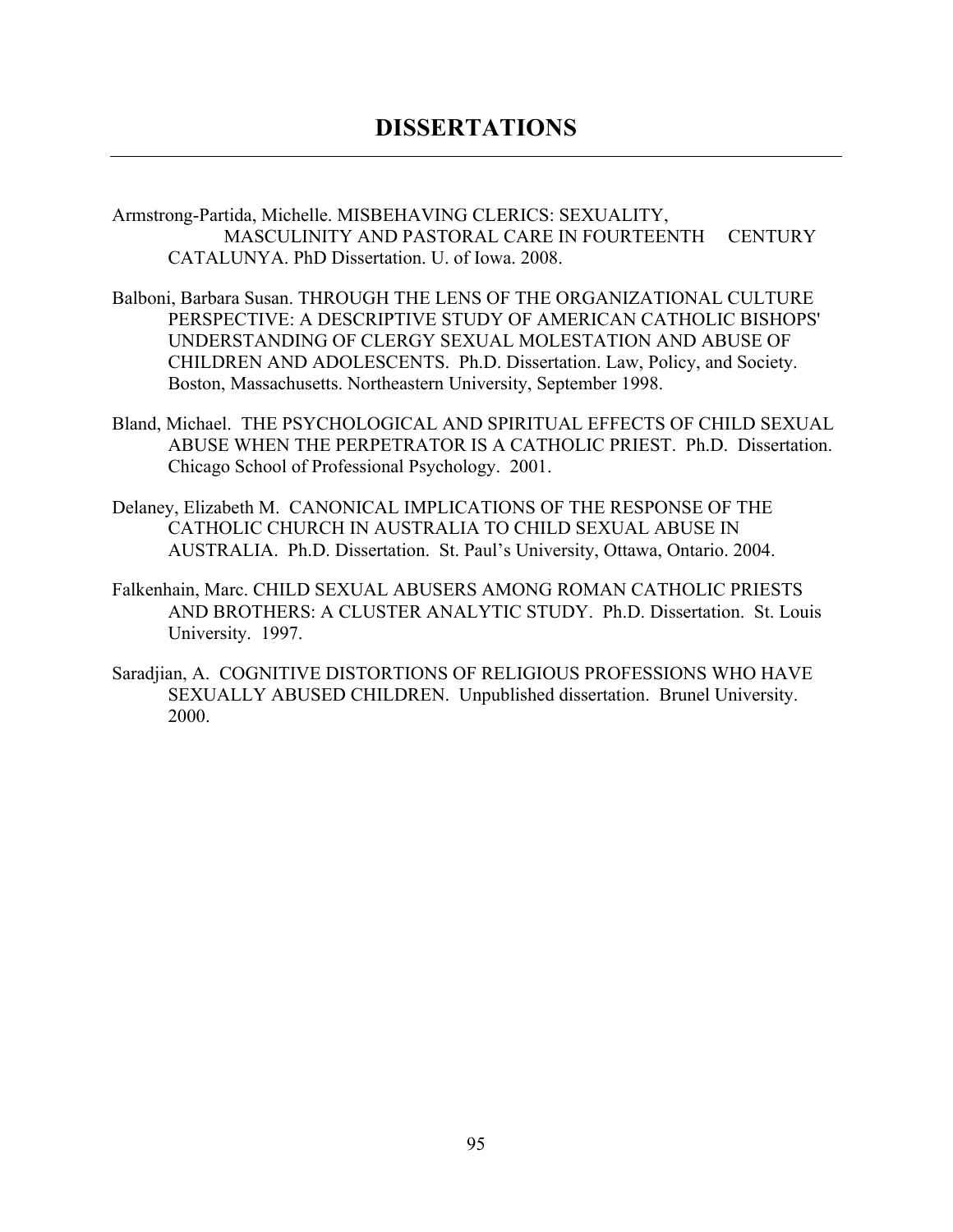# DISSERTATIONS

Armstrong-Partida, Michelle. MISBEHAVING CLERICS: SEXUALITY, MASCULINITY AND PASTORAL CARE IN FOURTEENTH CENTURY CATALUNYA. PhD Dissertation. U. of Iowa. 2008.

Balboni, Barbara Susan. THROUGH THE LENS OF THE ORGANIZATIONAL CULTURE PERSPECTIVE: A DESCRIPTIVE STUDY OF AMERICAN CATHOLIC BISHOPS' UNDERSTANDING OF CLERGY SEXUAL MOLESTATION AND ABUSE OF CHILDREN AND ADOLESCENTS. Ph.D. Dissertation. Law, Policy, and Society. Boston, Massachusetts. Northeastern University, September 1998.

Bland, Michael. THE PSYCHOLOGICAL AND SPIRITUAL EFFECTS OF CHILD SEXUAL ABUSE WHEN THE PERPETRATOR IS A CATHOLIC PRIEST. Ph.D. Dissertation. Chicago School of Professional Psychology. 2001.

Delaney, Elizabeth M. CANONICAL IMPLICATIONS OF THE RESPONSE OF THE CATHOLIC CHURCH IN AUSTRALIA TO CHILD SEXUAL ABUSE IN AUSTRALIA. Ph.D. Dissertation. St. Paul's University, Ottawa, Ontario. 2004.

Falkenhain, Marc. CHILD SEXUAL ABUSERS AMONG ROMAN CATHOLIC PRIESTS AND BROTHERS: A CLUSTER ANALYTIC STUDY. Ph.D. Dissertation. St. Louis University. 1997.

Saradjian, A. COGNITIVE DISTORTIONS OF RELIGIOUS PROFESSIONS WHO HAVE SEXUALLY ABUSED CHILDREN. Unpublished dissertation. Brunel University. 2000.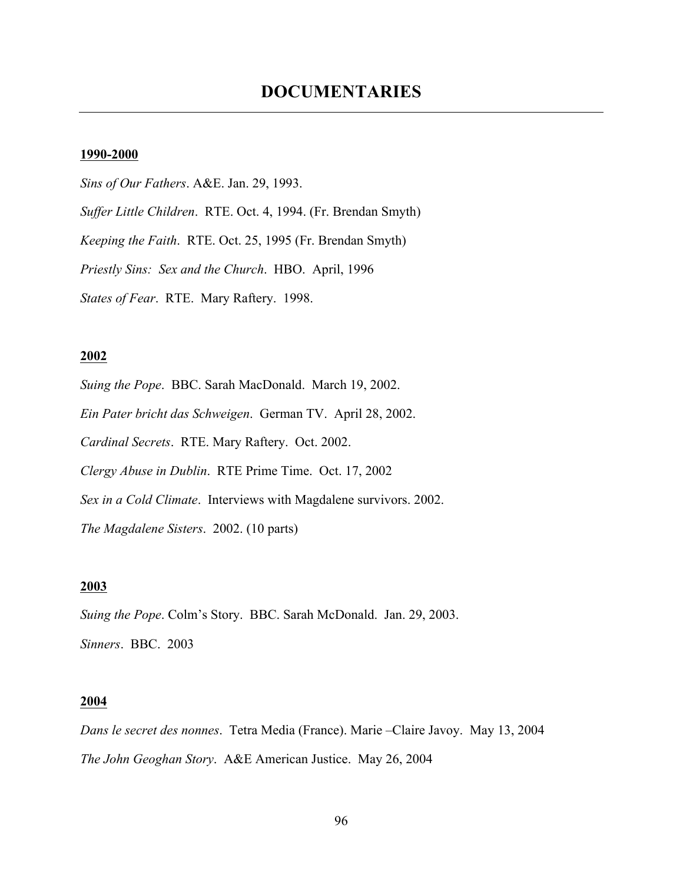# DOCUMENTARIES

**1990-2000**

*Sins of Our Fathers*. A&E. Jan. 29, 1993.

*Suffer Little Children*. RTE. Oct. 4, 1994. (Fr. Brendan Smyth)

*Keeping the Faith*. RTE. Oct. 25, 1995 (Fr. Brendan Smyth)

*Priestly Sins: Sex and the Church*. HBO. April, 1996

*States of Fear*. RTE. Mary Raftery. 1998.

**2002**

*Suing the Pope*. BBC. Sarah MacDonald. March 19, 2002.

*Ein Pater bricht das Schweigen*. German TV. April 28, 2002.

*Cardinal Secrets*. RTE. Mary Raftery. Oct. 2002.

*Clergy Abuse in Dublin*. RTE Prime Time. Oct. 17, 2002

*Sex in a Cold Climate*. Interviews with Magdalene survivors. 2002.

*The Magdalene Sisters*. 2002. (10 parts)

**2003**

*Suing the Pope*. Colm's Story. BBC. Sarah McDonald. Jan. 29, 2003.

*Sinners*. BBC. 2003

**2004**

*Dans le secret des nonnes*. Tetra Media (France). Marie –Claire Javoy. May 13, 2004

*The John Geoghan Story*. A&E American Justice. May 26, 2004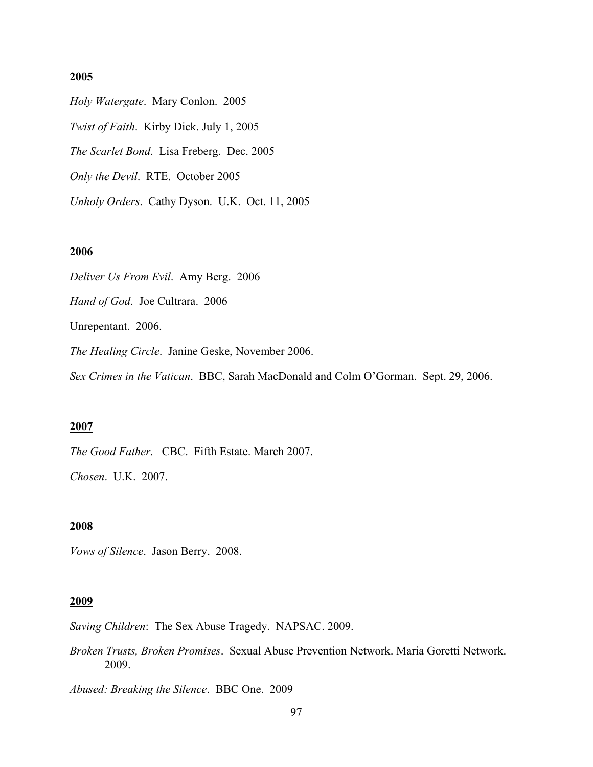**2005**

*Holy Watergate*. Mary Conlon. 2005

*Twist of Faith*. Kirby Dick. July 1, 2005

*The Scarlet Bond*. Lisa Freberg. Dec. 2005

*Only the Devil*. RTE. October 2005

*Unholy Orders*. Cathy Dyson. U.K. Oct. 11, 2005

**2006**

*Deliver Us From Evil*. Amy Berg. 2006

*Hand of God*. Joe Cultrara. 2006

Unrepentant. 2006.

*The Healing Circle*. Janine Geske, November 2006.

*Sex Crimes in the Vatican*. BBC, Sarah MacDonald and Colm O'Gorman. Sept. 29, 2006.

**2007**

*The Good Father*. CBC. Fifth Estate. March 2007.

*Chosen*. U.K. 2007.

**2008**

*Vows of Silence*. Jason Berry. 2008.

**2009**

*Saving Children*: The Sex Abuse Tragedy. NAPSAC. 2009.

*Broken Trusts, Broken Promises*. Sexual Abuse Prevention Network. Maria Goretti Network. 2009.

*Abused: Breaking the Silence*. BBC One. 2009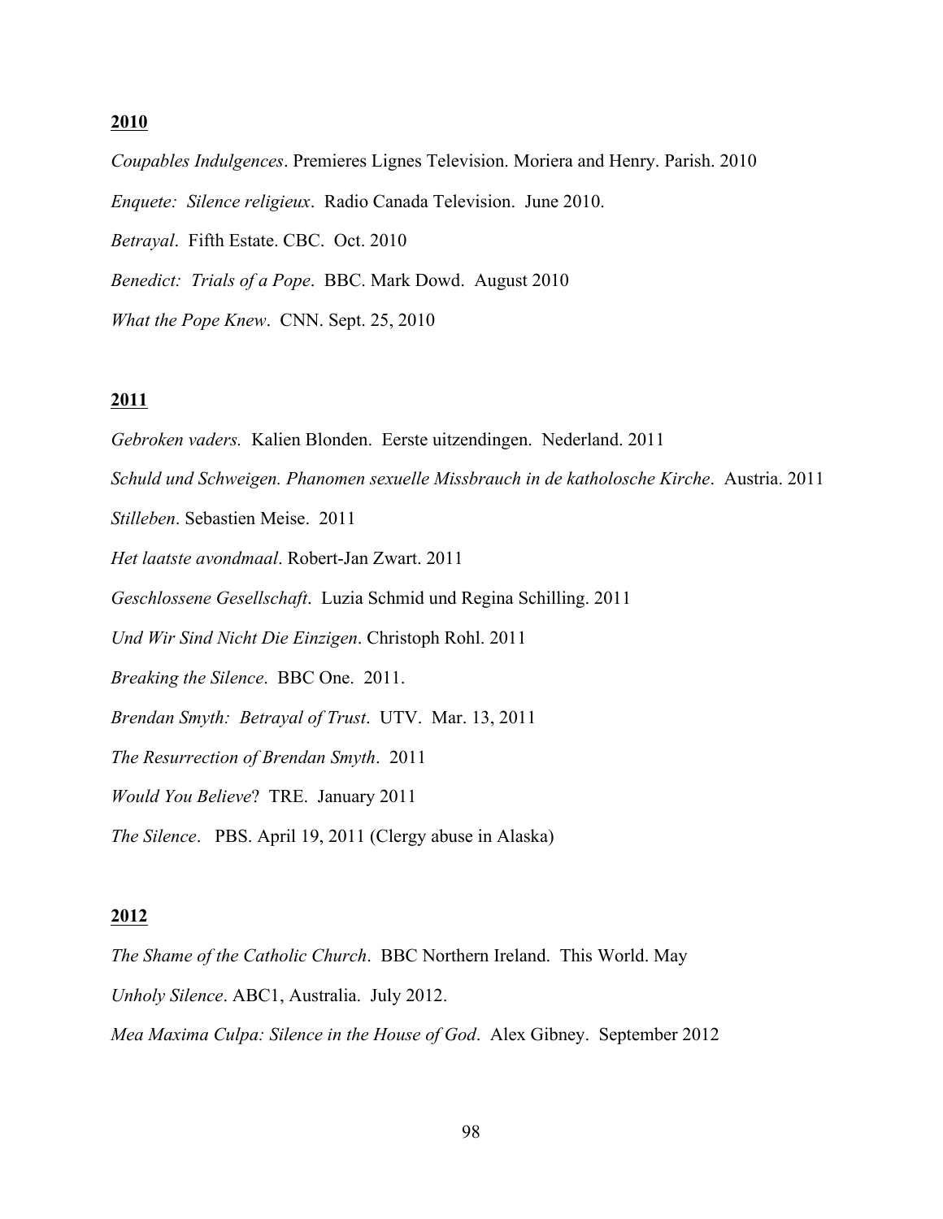**2010**

*Coupables Indulgences*. Premieres Lignes Television. Moriera and Henry. Parish. 2010

*Enquete: Silence religieux*. Radio Canada Television. June 2010.

*Betrayal*. Fifth Estate. CBC. Oct. 2010

*Benedict: Trials of a Pope*. BBC. Mark Dowd. August 2010

*What the Pope Knew*. CNN. Sept. 25, 2010

**2011**

*Gebroken vaders.* Kalien Blonden. Eerste uitzendingen. Nederland. 2011

*Schuld und Schweigen. Phanomen sexuelle Missbrauch in de katholosche Kirche*. Austria. 2011

*Stilleben*. Sebastien Meise. 2011

*Het laatste avondmaal*. Robert-Jan Zwart. 2011

*Geschlossene Gesellschaft*. Luzia Schmid und Regina Schilling. 2011

*Und Wir Sind Nicht Die Einzigen*. Christoph Rohl. 2011

*Breaking the Silence*. BBC One. 2011.

*Brendan Smyth: Betrayal of Trust*. UTV. Mar. 13, 2011

*The Resurrection of Brendan Smyth*. 2011

*Would You Believe*? TRE. January 2011

*The Silence*. PBS. April 19, 2011 (Clergy abuse in Alaska)

**2012**

*The Shame of the Catholic Church*. BBC Northern Ireland. This World. May

*Unholy Silence*. ABC1, Australia. July 2012.

*Mea Maxima Culpa: Silence in the House of God*. Alex Gibney. September 2012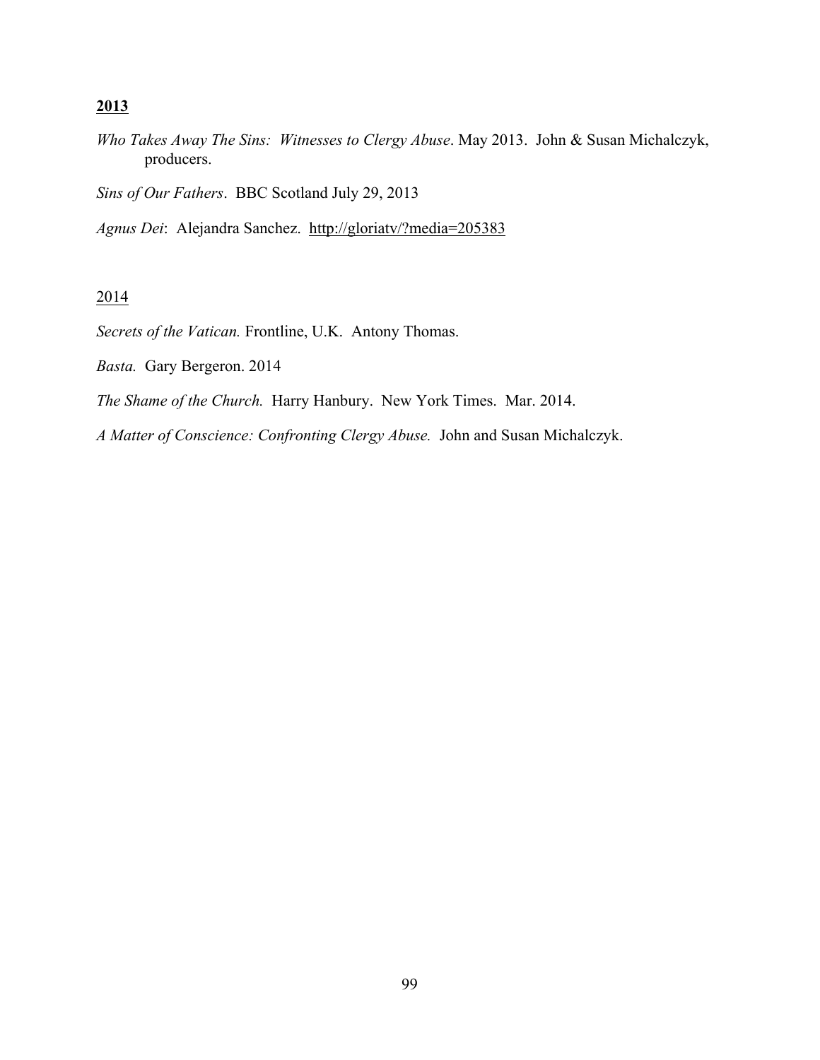**2013**

*Who Takes Away The Sins: Witnesses to Clergy Abuse*. May 2013. John & Susan Michalczyk, producers.

*Sins of Our Fathers*. BBC Scotland July 29, 2013

*Agnus Dei*: Alejandra Sanchez. http://gloriatv/?media=205383

2014

*Secrets of the Vatican.* Frontline, U.K. Antony Thomas.

*Basta.* Gary Bergeron. 2014

*The Shame of the Church.* Harry Hanbury. New York Times. Mar. 2014.

*A Matter of Conscience: Confronting Clergy Abuse.* John and Susan Michalczyk.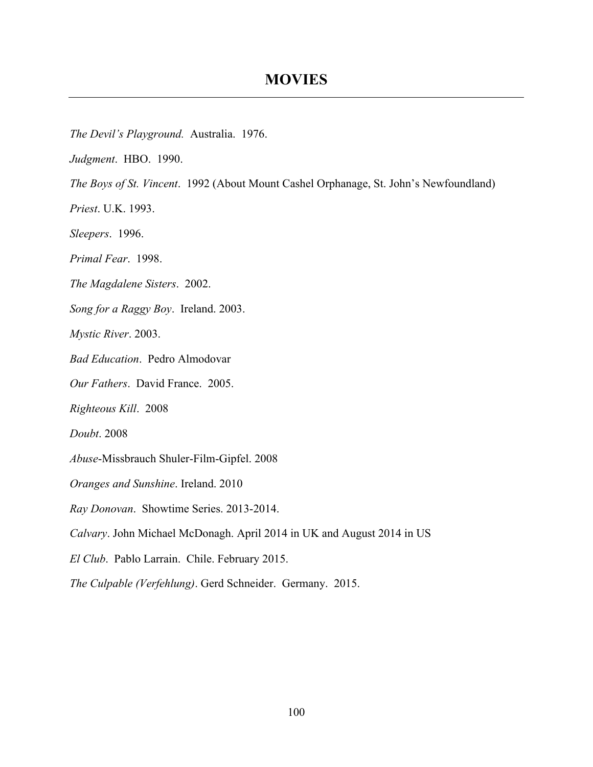# MOVIES

*The Devil's Playground.* Australia. 1976.

*Judgment*. HBO. 1990.

*The Boys of St. Vincent*. 1992 (About Mount Cashel Orphanage, St. John's Newfoundland)

*Priest*. U.K. 1993.

*Sleepers*. 1996.

*Primal Fear*. 1998.

*The Magdalene Sisters*. 2002.

*Song for a Raggy Boy*. Ireland. 2003.

*Mystic River*. 2003.

*Bad Education*. Pedro Almodovar

*Our Fathers*. David France. 2005.

*Righteous Kill*. 2008

*Doubt*. 2008

*Abuse*-Missbrauch Shuler-Film-Gipfel. 2008

*Oranges and Sunshine*. Ireland. 2010

*Ray Donovan*. Showtime Series. 2013-2014.

*Calvary*. John Michael McDonagh. April 2014 in UK and August 2014 in US

*El Club*. Pablo Larrain. Chile. February 2015.

*The Culpable (Verfehlung)*. Gerd Schneider. Germany. 2015.